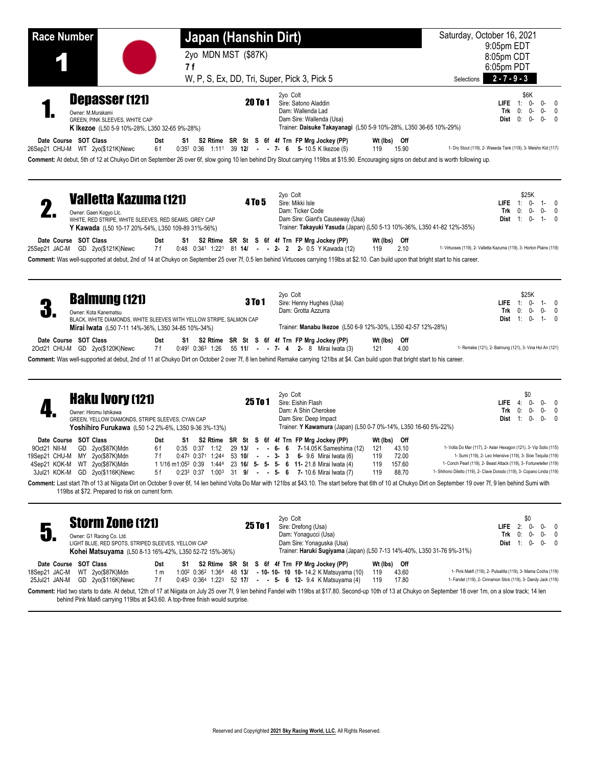# Race Number 1

## Japan (Hanshin Dirt)

2yo MDN MST ($87K)
7 f
W, P, S, Ex, DD, Tri, Super, Pick 3, Pick 5

Saturday, October 16, 2021
9:05pm EDT
8:05pm CDT
6:05pm PDT

Selections **2 - 7 - 9 - 3**

---

### 1. Depasser (121) — 20 To 1

Owner: M.Murakami
GREEN, PINK SLEEVES, WHITE CAP
**K Ikezoe** (L50 5-9 10%-28%, L350 32-65 9%-28%)

2yo Colt
Sire: Satono Aladdin
Dam: Wallenda Lad
Dam Sire: Wallenda (Usa)
Trainer: **Daisuke Takayanagi** (L50 5-9 10%-28%, L350 36-65 10%-29%)

$6K

| | | | | |
|---|---|---|---|---|
| LIFE | 1: | 0- | 0- | 0 |
| Trk | 0: | 0- | 0- | 0 |
| Dist | 0: | 0- | 0- | 0 |

| Date | Course | SOT | Class | Dst | S1 | S2 | Rtime | SR | St | S | 6f | 4f | Trn | FP | Mrg | Jockey (PP) | Wt (lbs) | Off | |
|---|---|---|---|---|---|---|---|---|---|---|---|---|---|---|---|---|---|---|---|
| 26Sep21 | CHU-M | WT | 2yo($121K)Newc | 6 f | 0:35[1] | 0:36 | 1:11[1] | 39 | 12/ | - | - | 7- | 6 | 5- | 10.5 | K Ikezoe (5) | 119 | 15.90 | 1- Dry Stout (119), 2- Waseda Tank (119), 3- Meisho Kid (117) |

**Comment:** At debut, 5th of 12 at Chukyo Dirt on September 26 over 6f, slow going 10 len behind Dry Stout carrying 119lbs at $15.90. Encouraging signs on debut and is worth following up.

---

### 2. Valletta Kazuma (121) — 4 To 5

Owner: Gaen Kogyo Llc.
WHITE, RED STRIPE, WHITE SLEEVES, RED SEAMS, GREY CAP
**Y Kawada** (L50 10-17 20%-54%, L350 109-89 31%-56%)

2yo Colt
Sire: Mikki Isle
Dam: Ticker Code
Dam Sire: Giant's Causeway (Usa)
Trainer: **Takayuki Yasuda** (Japan) (L50 5-13 10%-36%, L350 41-82 12%-35%)

$25K

| | | | | |
|---|---|---|---|---|
| LIFE | 1: | 0- | 1- | 0 |
| Trk | 0: | 0- | 0- | 0 |
| Dist | 1: | 0- | 1- | 0 |

| Date | Course | SOT | Class | Dst | S1 | S2 | Rtime | SR | St | S | 6f | 4f | Trn | FP | Mrg | Jockey (PP) | Wt (lbs) | Off | |
|---|---|---|---|---|---|---|---|---|---|---|---|---|---|---|---|---|---|---|---|
| 25Sep21 | JAC-M | GD | 2yo($121K)Newc | 7 f | 0:48 | 0:34[1] | 1:22[1] | 81 | 14/ | - | - | 2- | 2 | 2- | 0.5 | Y Kawada (12) | 119 | 2.10 | 1- Virtuoses (119), 2- Valletta Kazuma (119), 3- Horton Plains (119) |

**Comment:** Was well-supported at debut, 2nd of 14 at Chukyo on September 25 over 7f, 0.5 len behind Virtuoses carrying 119lbs at $2.10. Can build upon that bright start to his career.

---

### 3. Balmung (121) — 3 To 1

Owner: Kota Kanematsu
BLACK, WHITE DIAMONDS, WHITE SLEEVES WITH YELLOW STRIPE, SALMON CAP
**Mirai Iwata** (L50 7-11 14%-36%, L350 34-85 10%-34%)

2yo Colt
Sire: Henny Hughes (Usa)
Dam: Grotta Azzurra
Trainer: **Manabu Ikezoe** (L50 6-9 12%-30%, L350 42-57 12%-28%)

$25K

| | | | | |
|---|---|---|---|---|
| LIFE | 1: | 0- | 1- | 0 |
| Trk | 0: | 0- | 0- | 0 |
| Dist | 1: | 0- | 1- | 0 |

| Date | Course | SOT | Class | Dst | S1 | S2 | Rtime | SR | St | S | 6f | 4f | Trn | FP | Mrg | Jockey (PP) | Wt (lbs) | Off | |
|---|---|---|---|---|---|---|---|---|---|---|---|---|---|---|---|---|---|---|---|
| 2Oct21 | CHU-M | GD | 2yo($120K)Newc | 7 f | 0:49[1] | 0:36[3] | 1:26 | 55 | 11/ | - | - | 7- | 4 | 2- | 8 | Mirai Iwata (3) | 121 | 4.00 | 1- Remake (121), 2- Balmung (121), 3- Vina Hoi An (121) |

**Comment:** Was well-supported at debut, 2nd of 11 at Chukyo Dirt on October 2 over 7f, 8 len behind Remake carrying 121lbs at $4. Can build upon that bright start to his career.

---

### 4. Haku Ivory (121) — 25 To 1

Owner: Hiromu Ishikawa
GREEN, YELLOW DIAMONDS, STRIPE SLEEVES, CYAN CAP
**Yoshihiro Furukawa** (L50 1-2 2%-6%, L350 9-36 3%-13%)

2yo Colt
Sire: Eishin Flash
Dam: A Shin Cherokee
Dam Sire: Deep Impact
Trainer: **Y Kawamura** (Japan) (L50 0-7 0%-14%, L350 16-60 5%-22%)

$0

| | | | | |
|---|---|---|---|---|
| LIFE | 4: | 0- | 0- | 0 |
| Trk | 0: | 0- | 0- | 0 |
| Dist | 1: | 0- | 0- | 0 |

| Date | Course | SOT | Class | Dst | S1 | S2 | Rtime | SR | St | S | 6f | 4f | Trn | FP | Mrg | Jockey (PP) | Wt (lbs) | Off | |
|---|---|---|---|---|---|---|---|---|---|---|---|---|---|---|---|---|---|---|---|
| 9Oct21 | NII-M | GD | 2yo($87K)Mdn | 6 f | 0:35 | 0:37 | 1:12 | 29 | 13/ | - | - | 6- | 6 | 7- | 14.05 | K Sameshima (12) | 121 | 43.10 | 1- Volta Do Mar (117), 2- Aster Hexagon (121), 3- Vip Solio (115) |
| 19Sep21 | CHU-M | MY | 2yo($87K)Mdn | 7 f | 0:47[3] | 0:37[1] | 1:24[4] | 53 | 10/ | - | - | 3- | 3 | 6- | 9.6 | Mirai Iwata (6) | 119 | 72.00 | 1- Sumi (119), 2- Leo Intensive (119), 3- Sloe Tequila (119) |
| 4Sep21 | KOK-M | WT | 2yo($87K)Mdn | 1 1/16 m | 1:05[3] | 0:39 | 1:44[4] | 23 | 16/ | 5- | 5- | 5- | 6 | 11- | 21.8 | Mirai Iwata (4) | 119 | 157.60 | 1- Conch Pearl (119), 2- Beast Attack (119), 3- Fortuneteller (119) |
| 3Jul21 | KOK-M | GD | 2yo($116K)Newc | 5 f | 0:23[3] | 0:37 | 1:00[3] | 31 | 9/ | - | - | 5- | 6 | 7- | 10.6 | Mirai Iwata (7) | 119 | 88.70 | 1- Shihono Diletto (119), 2- Clave Dorado (119), 3- Copano Linda (119) |

**Comment:** Last start 7th of 13 at Niigata Dirt on October 9 over 6f, 14 len behind Volta Do Mar with 121lbs at $43.10. The start before that 6th of 10 at Chukyo Dirt on September 19 over 7f, 9 len behind Sumi with 119lbs at $72. Prepared to risk on current form.

---

### 5. Storm Zone (121) — 25 To 1

Owner: G1 Racing Co. Ltd.
LIGHT BLUE, RED SPOTS, STRIPED SLEEVES, YELLOW CAP
**Kohei Matsuyama** (L50 8-13 16%-42%, L350 52-72 15%-36%)

2yo Colt
Sire: Drefong (Usa)
Dam: Yonagucci (Usa)
Dam Sire: Yonaguska (Usa)
Trainer: **Haruki Sugiyama** (Japan) (L50 7-13 14%-40%, L350 31-76 9%-31%)

$0

| | | | | |
|---|---|---|---|---|
| LIFE | 2: | 0- | 0- | 0 |
| Trk | 0: | 0- | 0- | 0 |
| Dist | 1: | 0- | 0- | 0 |

| Date | Course | SOT | Class | Dst | S1 | S2 | Rtime | SR | St | S | 6f | 4f | Trn | FP | Mrg | Jockey (PP) | Wt (lbs) | Off | |
|---|---|---|---|---|---|---|---|---|---|---|---|---|---|---|---|---|---|---|---|
| 18Sep21 | JAC-M | WT | 2yo($87K)Mdn | 1 m | 1:00[2] | 0:36[2] | 1:36[4] | 48 | 13/ | - | 10- | 10- | 10 | 10- | 14.2 | K Matsuyama (10) | 119 | 43.60 | 1- Pink Makfi (119), 2- Pulsatilla (119), 3- Mama Cocha (119) |
| 25Jul21 | JAN-M | GD | 2yo($116K)Newc | 7 f | 0:45[3] | 0:36[4] | 1:22[3] | 52 | 17/ | - | - | 5- | 6 | 12- | 9.4 | K Matsuyama (4) | 119 | 17.80 | 1- Fandel (119), 2- Cinnamon Stick (119), 3- Dandy Jack (119) |

**Comment:** Had two starts to date. At debut, 12th of 17 at Niigata on July 25 over 7f, 9 len behind Fandel with 119lbs at $17.80. Second-up 10th of 13 at Chukyo on September 18 over 1m, on a slow track; 14 len behind Pink Makfi carrying 119lbs at $43.60. A top-three finish would surprise.

Reserved and Copyrighted **2021 Sky Racing World, LLC.** All Rights Reserved.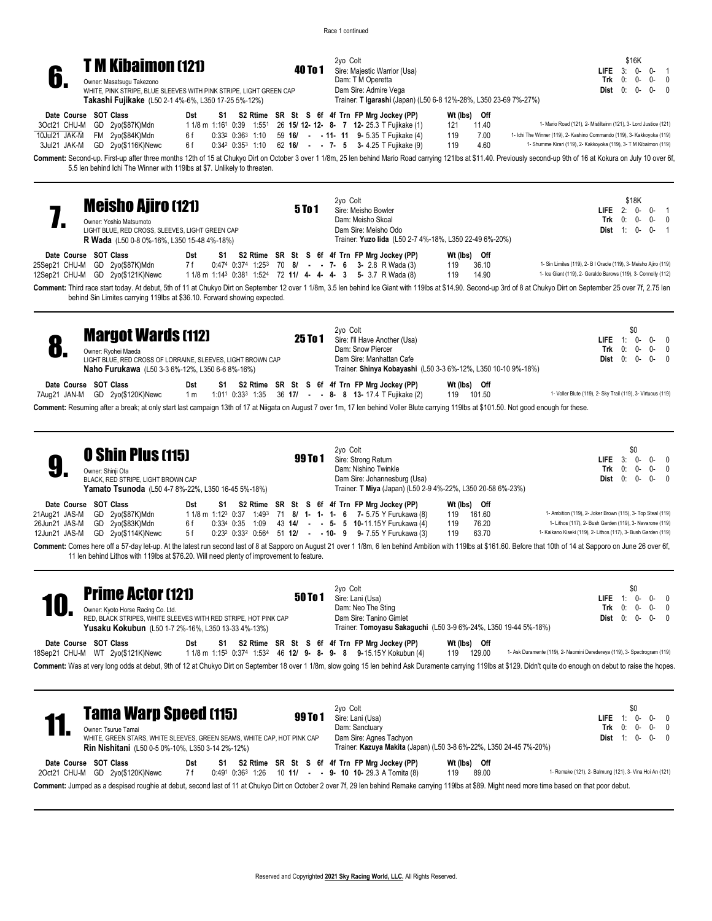Race 1 continued

## 6. T M Kibaimon (121)

**40 To 1**

Owner: Masatsugu Takezono
WHITE, PINK STRIPE, BLUE SLEEVES WITH PINK STRIPE, LIGHT GREEN CAP
**Takashi Fujikake** (L50 2-1 4%-6%, L350 17-25 5%-12%)

2yo Colt
Sire: Majestic Warrior (Usa)
Dam: T M Operetta
Dam Sire: Admire Vega
Trainer: **T Igarashi** (Japan) (L50 6-8 12%-28%, L350 23-69 7%-27%)

| | | $16K | | |
|---|---|---|---|---|
| **LIFE** | 3: | 0- | 0- | 1 |
| **Trk** | 0: | 0- | 0- | 0 |
| **Dist** | 0: | 0- | 0- | 0 |

| Date | Course | SOT | Class | Dst | S1 | S2 | Rtime | SR | St | S | 6f | 4f | Trn | FP | Mrg | Jockey (PP) | Wt (lbs) | Off | |
|---|---|---|---|---|---|---|---|---|---|---|---|---|---|---|---|---|---|---|---|
| 3Oct21 | CHU-M | GD | 2yo($87K)Mdn | 1 1/8 m | 1:16¹ | 0:39 | 1:55¹ | 26 | **15/** | **12-** | **12-** | **8-** | **7** | | **12-** | 25.3 | T Fujikake (1) | 121 | 11.40 | 1- Mario Road (121), 2- Mistilteinn (121), 3- Lord Justice (121) |
| 10Jul21 | JAK-M | FM | 2yo($84K)Mdn | 6 f | 0:33² | 0:36³ | 1:10 | 59 | **16/** | **-** | | **- 11-** | **11** | | **9-** | 5.35 | T Fujikake (4) | 119 | 7.00 | 1- Ichi The Winner (119), 2- Kashino Commando (119), 3- Kakkoyoka (119) |
| 3Jul21 | JAK-M | GD | 2yo($116K)Newc | 6 f | 0:34² | 0:35³ | 1:10 | 62 | **16/** | **-** | | **- 7-** | **5** | | **3-** | 4.25 | T Fujikake (9) | 119 | 4.60 | 1- Shumme Kirari (119), 2- Kakkoyoka (119), 3- T M Kibaimon (119) |

**Comment:** Second-up. First-up after three months 12th of 15 at Chukyo Dirt on October 3 over 1 1/8m, 25 len behind Mario Road carrying 121lbs at $11.40. Previously second-up 9th of 16 at Kokura on July 10 over 6f, 5.5 len behind Ichi The Winner with 119lbs at $7. Unlikely to threaten.

---

## 7. Meisho Ajiro (121)

**5 To 1**

Owner: Yoshio Matsumoto
LIGHT BLUE, RED CROSS, SLEEVES, LIGHT GREEN CAP
**R Wada** (L50 0-8 0%-16%, L350 15-48 4%-18%)

2yo Colt
Sire: Meisho Bowler
Dam: Meisho Skoal
Dam Sire: Meisho Odo
Trainer: **Yuzo Iida** (L50 2-7 4%-18%, L350 22-49 6%-20%)

| | | $18K | | |
|---|---|---|---|---|
| **LIFE** | 2: | 0- | 0- | 1 |
| **Trk** | 0: | 0- | 0- | 0 |
| **Dist** | 1: | 0- | 0- | 1 |

| Date | Course | SOT | Class | Dst | S1 | S2 | Rtime | SR | St | S | 6f | 4f | Trn | FP | Mrg | Jockey (PP) | Wt (lbs) | Off | |
|---|---|---|---|---|---|---|---|---|---|---|---|---|---|---|---|---|---|---|---|
| 25Sep21 | CHU-M | GD | 2yo($87K)Mdn | 7 f | 0:47⁴ | 0:37⁴ | 1:25³ | 70 | **8/** | **-** | | **- 7-** | **6** | | **3-** | 2.8 | R Wada (3) | 119 | 36.10 | 1- Sin Limites (119), 2- B I Oracle (119), 3- Meisho Ajiro (119) |
| 12Sep21 | CHU-M | GD | 2yo($121K)Newc | 1 1/8 m | 1:14³ | 0:38¹ | 1:52⁴ | 72 | **11/** | **4-** | **4-** | **4-** | **3** | | **5-** | 3.7 | R Wada (8) | 119 | 14.90 | 1- Ice Giant (119), 2- Geraldo Barows (119), 3- Connolly (112) |

**Comment:** Third race start today. At debut, 5th of 11 at Chukyo Dirt on September 12 over 1 1/8m, 3.5 len behind Ice Giant with 119lbs at $14.90. Second-up 3rd of 8 at Chukyo Dirt on September 25 over 7f, 2.75 len behind Sin Limites carrying 119lbs at $36.10. Forward showing expected.

---

## 8. Margot Wards (112)

**25 To 1**

Owner: Ryohei Maeda
LIGHT BLUE, RED CROSS OF LORRAINE, SLEEVES, LIGHT BROWN CAP
**Naho Furukawa** (L50 3-3 6%-12%, L350 6-8 6%-16%)

2yo Colt
Sire: I'll Have Another (Usa)
Dam: Snow Piercer
Dam Sire: Manhattan Cafe
Trainer: **Shinya Kobayashi** (L50 3-3 6%-12%, L350 10-10 9%-18%)

| | | $0 | | |
|---|---|---|---|---|
| **LIFE** | 1: | 0- | 0- | 0 |
| **Trk** | 0: | 0- | 0- | 0 |
| **Dist** | 0: | 0- | 0- | 0 |

| Date | Course | SOT | Class | Dst | S1 | S2 | Rtime | SR | St | S | 6f | 4f | Trn | FP | Mrg | Jockey (PP) | Wt (lbs) | Off | |
|---|---|---|---|---|---|---|---|---|---|---|---|---|---|---|---|---|---|---|---|
| 7Aug21 | JAN-M | GD | 2yo($120K)Newc | 1 m | 1:01¹ | 0:33³ | 1:35 | 36 | **17/** | **-** | | **- 8-** | **8** | | **13-** | 17.4 | T Fujikake (2) | 119 | 101.50 | 1- Voller Blute (119), 2- Sky Trail (119), 3- Virtuous (119) |

**Comment:** Resuming after a break; at only start last campaign 13th of 17 at Niigata on August 7 over 1m, 17 len behind Voller Blute carrying 119lbs at $101.50. Not good enough for these.

---

## 9. O Shin Plus (115)

**99 To 1**

Owner: Shinji Ota
BLACK, RED STRIPE, LIGHT BROWN CAP
**Yamato Tsunoda** (L50 4-7 8%-22%, L350 16-45 5%-18%)

2yo Colt
Sire: Strong Return
Dam: Nishino Twinkle
Dam Sire: Johannesburg (Usa)
Trainer: **T Miya** (Japan) (L50 2-9 4%-22%, L350 20-58 6%-23%)

| | | $0 | | |
|---|---|---|---|---|
| **LIFE** | 3: | 0- | 0- | 0 |
| **Trk** | 0: | 0- | 0- | 0 |
| **Dist** | 0: | 0- | 0- | 0 |

| Date | Course | SOT | Class | Dst | S1 | S2 | Rtime | SR | St | S | 6f | 4f | Trn | FP | Mrg | Jockey (PP) | Wt (lbs) | Off | |
|---|---|---|---|---|---|---|---|---|---|---|---|---|---|---|---|---|---|---|---|
| 21Aug21 | JAS-M | GD | 2yo($87K)Mdn | 1 1/8 m | 1:12³ | 0:37 | 1:49³ | 71 | **8/** | **1-** | **1-** | **1-** | **6** | | **7-** | 5.75 | Y Furukawa (8) | 119 | 161.60 | 1- Ambition (119), 2- Joker Brown (115), 3- Top Steal (119) |
| 26Jun21 | JAS-M | GD | 2yo($83K)Mdn | 6 f | 0:33⁴ | 0:35 | 1:09 | 43 | **14/** | **-** | | **- 5-** | **5** | | **10-** | 11.15 | Y Furukawa (4) | 119 | 76.20 | 1- Lithos (117), 2- Bush Garden (119), 3- Navarone (119) |
| 12Jun21 | JAS-M | GD | 2yo($114K)Newc | 5 f | 0:23² | 0:33² | 0:56⁴ | 51 | **12/** | **-** | | **- 10-** | **9** | | **9-** | 7.55 | Y Furukawa (3) | 119 | 63.70 | 1- Kaikano Kiseki (119), 2- Lithos (117), 3- Bush Garden (119) |

**Comment:** Comes here off a 57-day let-up. At the latest run second last of 8 at Sapporo on August 21 over 1 1/8m, 6 len behind Ambition with 119lbs at $161.60. Before that 10th of 14 at Sapporo on June 26 over 6f, 11 len behind Lithos with 119lbs at $76.20. Will need plenty of improvement to feature.

---

## 10. Prime Actor (121)

**50 To 1**

Owner: Kyoto Horse Racing Co. Ltd.
RED, BLACK STRIPES, WHITE SLEEVES WITH RED STRIPE, HOT PINK CAP
**Yusaku Kokubun** (L50 1-7 2%-16%, L350 13-33 4%-13%)

2yo Colt
Sire: Lani (Usa)
Dam: Neo The Sting
Dam Sire: Tanino Gimlet
Trainer: **Tomoyasu Sakaguchi** (L50 3-9 6%-24%, L350 19-44 5%-18%)

| | | $0 | | |
|---|---|---|---|---|
| **LIFE** | 1: | 0- | 0- | 0 |
| **Trk** | 0: | 0- | 0- | 0 |
| **Dist** | 0: | 0- | 0- | 0 |

| Date | Course | SOT | Class | Dst | S1 | S2 | Rtime | SR | St | S | 6f | 4f | Trn | FP | Mrg | Jockey (PP) | Wt (lbs) | Off | |
|---|---|---|---|---|---|---|---|---|---|---|---|---|---|---|---|---|---|---|---|
| 18Sep21 | CHU-M | WT | 2yo($121K)Newc | 1 1/8 m | 1:15³ | 0:37⁴ | 1:53² | 46 | **12/** | **9-** | **8-** | **9-** | **8** | | **9-** | 15.15 | Y Kokubun (4) | 119 | 129.00 | 1- Ask Duramente (119), 2- Naomini Deredereya (119), 3- Spectrogram (119) |

**Comment:** Was at very long odds at debut, 9th of 12 at Chukyo Dirt on September 18 over 1 1/8m, slow going 15 len behind Ask Duramente carrying 119lbs at $129. Didn't quite do enough on debut to raise the hopes.

---

## 11. Tama Warp Speed (115)

**99 To 1**

Owner: Tsurue Tamai
WHITE, GREEN STARS, WHITE SLEEVES, GREEN SEAMS, WHITE CAP, HOT PINK CAP
**Rin Nishitani** (L50 0-5 0%-10%, L350 3-14 2%-12%)

2yo Colt
Sire: Lani (Usa)
Dam: Sanctuary
Dam Sire: Agnes Tachyon
Trainer: **Kazuya Makita** (Japan) (L50 3-8 6%-22%, L350 24-45 7%-20%)

| | | $0 | | |
|---|---|---|---|---|
| **LIFE** | 1: | 0- | 0- | 0 |
| **Trk** | 0: | 0- | 0- | 0 |
| **Dist** | 1: | 0- | 0- | 0 |

| Date | Course | SOT | Class | Dst | S1 | S2 | Rtime | SR | St | S | 6f | 4f | Trn | FP | Mrg | Jockey (PP) | Wt (lbs) | Off | |
|---|---|---|---|---|---|---|---|---|---|---|---|---|---|---|---|---|---|---|---|
| 2Oct21 | CHU-M | GD | 2yo($120K)Newc | 7 f | 0:49¹ | 0:36³ | 1:26 | 10 | **11/** | **-** | | **- 9-** | **10** | | **10-** | 29.3 | A Tomita (8) | 119 | 89.00 | 1- Remake (121), 2- Balmung (121), 3- Vina Hoi An (121) |

**Comment:** Jumped as a despised roughie at debut, second last of 11 at Chukyo Dirt on October 2 over 7f, 29 len behind Remake carrying 119lbs at $89. Might need more time based on that poor debut.

Reserved and Copyrighted **2021 Sky Racing World, LLC.** All Rights Reserved.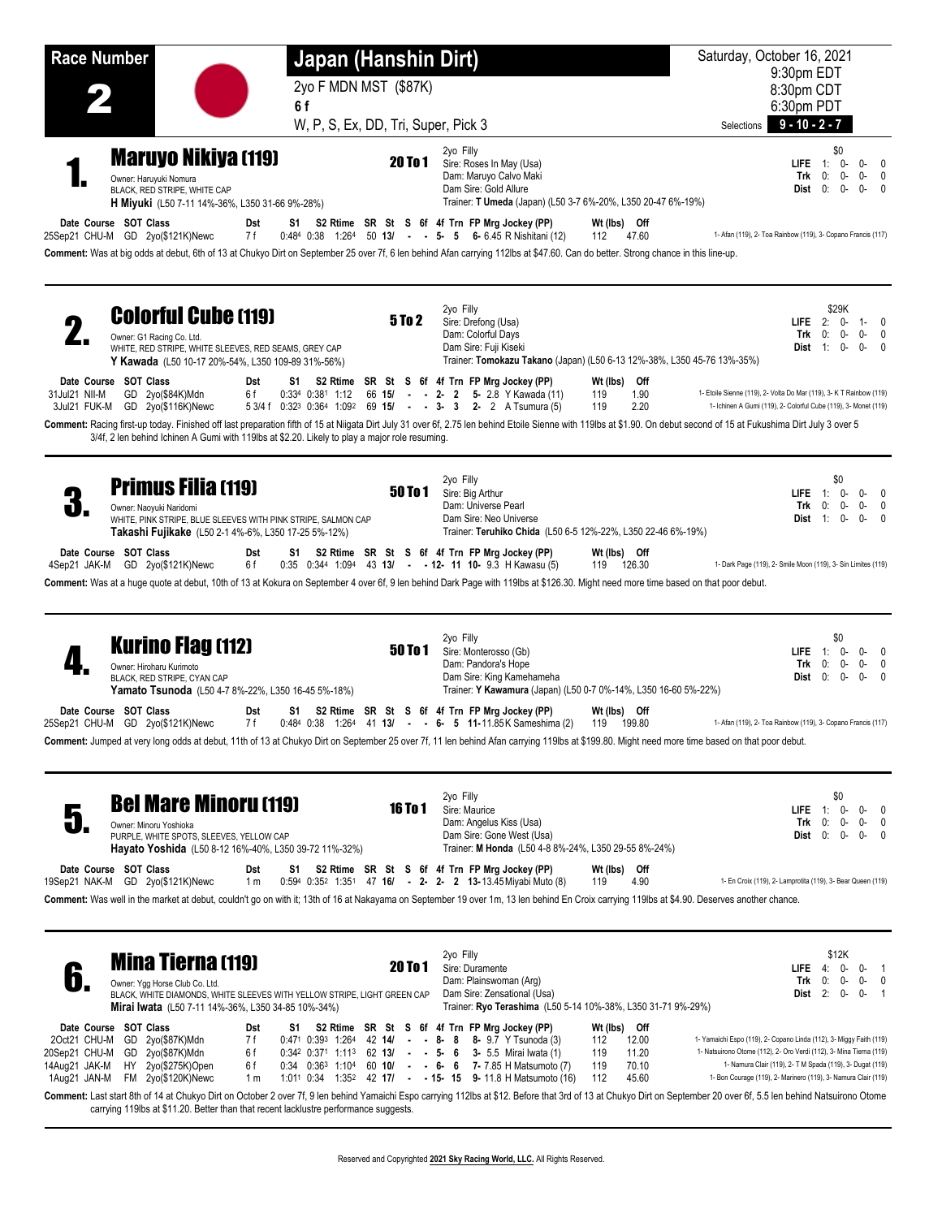# Race Number 2

## Japan (Hanshin Dirt)

2yo F MDN MST ($87K)
6 f
W, P, S, Ex, DD, Tri, Super, Pick 3

Saturday, October 16, 2021
9:30pm EDT
8:30pm CDT
6:30pm PDT

Selections **9 - 10 - 2 - 7**

---

### 1. Maruyo Nikiya (119) — 20 To 1

Owner: Haruyuki Nomura
BLACK, RED STRIPE, WHITE CAP
**H Miyuki** (L50 7-11 14%-36%, L350 31-66 9%-28%)

2yo Filly
Sire: Roses In May (Usa)
Dam: Maruyo Calvo Maki
Dam Sire: Gold Allure
Trainer: **T Umeda** (Japan) (L50 3-7 6%-20%, L350 20-47 6%-19%)

| | | | $0 | | |
|---|---|---|---|---|---|
| **LIFE** | 1: | 0- | 0- | 0 | |
| **Trk** | 0: | 0- | 0- | 0 | |
| **Dist** | 0: | 0- | 0- | 0 | |

| Date | Course | SOT | Class | Dst | S1 | S2 | Rtime | SR | St | S | 6f | 4f | Trn | FP | Mrg | Jockey (PP) | Wt (lbs) | Off | |
|---|---|---|---|---|---|---|---|---|---|---|---|---|---|---|---|---|---|---|---|
| 25Sep21 | CHU-M | GD | 2yo($121K)Newc | 7 f | 0:48[4] | 0:38 | 1:26[4] | 50 | 13/ | - | - | 5- | 5 | 6- | 6.45 | R Nishitani (12) | 112 | 47.60 | 1- Afan (119), 2- Toa Rainbow (119), 3- Copano Francis (117) |

**Comment:** Was at big odds at debut, 6th of 13 at Chukyo Dirt on September 25 over 7f, 6 len behind Afan carrying 112lbs at $47.60. Can do better. Strong chance in this line-up.

---

### 2. Colorful Cube (119) — 5 To 2

Owner: G1 Racing Co. Ltd.
WHITE, RED STRIPE, WHITE SLEEVES, RED SEAMS, GREY CAP
**Y Kawada** (L50 10-17 20%-54%, L350 109-89 31%-56%)

2yo Filly
Sire: Drefong (Usa)
Dam: Colorful Days
Dam Sire: Fuji Kiseki
Trainer: **Tomokazu Takano** (Japan) (L50 6-13 12%-38%, L350 45-76 13%-35%)

| | | | $29K | | |
|---|---|---|---|---|---|
| **LIFE** | 2: | 0- | 1- | 0 | |
| **Trk** | 0: | 0- | 0- | 0 | |
| **Dist** | 1: | 0- | 0- | 0 | |

| Date | Course | SOT | Class | Dst | S1 | S2 | Rtime | SR | St | S | 6f | 4f | Trn | FP | Mrg | Jockey (PP) | Wt (lbs) | Off | |
|---|---|---|---|---|---|---|---|---|---|---|---|---|---|---|---|---|---|---|---|
| 31Jul21 | NII-M | GD | 2yo($84K)Mdn | 6 f | 0:33[4] | 0:38[1] | 1:12 | 66 | 15/ | - | - | 2- | 2 | 5- | 2.8 | Y Kawada (11) | 119 | 1.90 | 1- Etoile Sienne (119), 2- Volta Do Mar (119), 3- K T Rainbow (119) |
| 3Jul21 | FUK-M | GD | 2yo($116K)Newc | 5 3/4 f | 0:32[3] | 0:36[4] | 1:09[2] | 69 | 15/ | - | - | 3- | 3 | 2- | 2 | A Tsumura (5) | 119 | 2.20 | 1- Ichinen A Gumi (119), 2- Colorful Cube (119), 3- Monet (119) |

**Comment:** Racing first-up today. Finished off last preparation fifth of 15 at Niigata Dirt July 31 over 6f, 2.75 len behind Etoile Sienne with 119lbs at $1.90. On debut second of 15 at Fukushima Dirt July 3 over 5 3/4f, 2 len behind Ichinen A Gumi with 119lbs at $2.20. Likely to play a major role resuming.

---

### 3. Primus Filia (119) — 50 To 1

Owner: Naoyuki Naridomi
WHITE, PINK STRIPE, BLUE SLEEVES WITH PINK STRIPE, SALMON CAP
**Takashi Fujikake** (L50 2-1 4%-6%, L350 17-25 5%-12%)

2yo Filly
Sire: Big Arthur
Dam: Universe Pearl
Dam Sire: Neo Universe
Trainer: **Teruhiko Chida** (L50 6-5 12%-22%, L350 22-46 6%-19%)

| | | | $0 | | |
|---|---|---|---|---|---|
| **LIFE** | 1: | 0- | 0- | 0 | |
| **Trk** | 0: | 0- | 0- | 0 | |
| **Dist** | 1: | 0- | 0- | 0 | |

| Date | Course | SOT | Class | Dst | S1 | S2 | Rtime | SR | St | S | 6f | 4f | Trn | FP | Mrg | Jockey (PP) | Wt (lbs) | Off | |
|---|---|---|---|---|---|---|---|---|---|---|---|---|---|---|---|---|---|---|---|
| 4Sep21 | JAK-M | GD | 2yo($121K)Newc | 6 f | 0:35 | 0:34[4] | 1:09[4] | 43 | 13/ | - | - | 12- | 11 | 10- | 9.3 | H Kawasu (5) | 119 | 126.30 | 1- Dark Page (119), 2- Smile Moon (119), 3- Sin Limites (119) |

**Comment:** Was at a huge quote at debut, 10th of 13 at Kokura on September 4 over 6f, 9 len behind Dark Page with 119lbs at $126.30. Might need more time based on that poor debut.

---

### 4. Kurino Flag (112) — 50 To 1

Owner: Hiroharu Kurimoto
BLACK, RED STRIPE, CYAN CAP
**Yamato Tsunoda** (L50 4-7 8%-22%, L350 16-45 5%-18%)

2yo Filly
Sire: Monterosso (Gb)
Dam: Pandora's Hope
Dam Sire: King Kamehameha
Trainer: **Y Kawamura** (Japan) (L50 0-7 0%-14%, L350 16-60 5%-22%)

| | | | $0 | | |
|---|---|---|---|---|---|
| **LIFE** | 1: | 0- | 0- | 0 | |
| **Trk** | 0: | 0- | 0- | 0 | |
| **Dist** | 0: | 0- | 0- | 0 | |

| Date | Course | SOT | Class | Dst | S1 | S2 | Rtime | SR | St | S | 6f | 4f | Trn | FP | Mrg | Jockey (PP) | Wt (lbs) | Off | |
|---|---|---|---|---|---|---|---|---|---|---|---|---|---|---|---|---|---|---|---|
| 25Sep21 | CHU-M | GD | 2yo($121K)Newc | 7 f | 0:48[4] | 0:38 | 1:26[4] | 41 | 13/ | - | - | 6- | 5 | 11- | 11.85 | K Sameshima (2) | 119 | 199.80 | 1- Afan (119), 2- Toa Rainbow (119), 3- Copano Francis (117) |

**Comment:** Jumped at very long odds at debut, 11th of 13 at Chukyo Dirt on September 25 over 7f, 11 len behind Afan carrying 119lbs at $199.80. Might need more time based on that poor debut.

---

### 5. Bel Mare Minoru (119) — 16 To 1

Owner: Minoru Yoshioka
PURPLE, WHITE SPOTS, SLEEVES, YELLOW CAP
**Hayato Yoshida** (L50 8-12 16%-40%, L350 39-72 11%-32%)

2yo Filly
Sire: Maurice
Dam: Angelus Kiss (Usa)
Dam Sire: Gone West (Usa)
Trainer: **M Honda** (L50 4-8 8%-24%, L350 29-55 8%-24%)

| | | | $0 | | |
|---|---|---|---|---|---|
| **LIFE** | 1: | 0- | 0- | 0 | |
| **Trk** | 0: | 0- | 0- | 0 | |
| **Dist** | 0: | 0- | 0- | 0 | |

| Date | Course | SOT | Class | Dst | S1 | S2 | Rtime | SR | St | S | 6f | 4f | Trn | FP | Mrg | Jockey (PP) | Wt (lbs) | Off | |
|---|---|---|---|---|---|---|---|---|---|---|---|---|---|---|---|---|---|---|---|
| 19Sep21 | NAK-M | GD | 2yo($121K)Newc | 1 m | 0:59[4] | 0:35[2] | 1:35[1] | 47 | 16/ | - | 2- | 2- | 2 | 13- | 13.45 | Miyabi Muto (8) | 119 | 4.90 | 1- En Croix (119), 2- Lamprotita (119), 3- Bear Queen (119) |

**Comment:** Was well in the market at debut, couldn't go on with it; 13th of 16 at Nakayama on September 19 over 1m, 13 len behind En Croix carrying 119lbs at $4.90. Deserves another chance.

---

### 6. Mina Tierna (119) — 20 To 1

Owner: Ygg Horse Club Co. Ltd.
BLACK, WHITE DIAMONDS, WHITE SLEEVES WITH YELLOW STRIPE, LIGHT GREEN CAP
**Mirai Iwata** (L50 7-11 14%-36%, L350 34-85 10%-34%)

2yo Filly
Sire: Duramente
Dam: Plainswoman (Arg)
Dam Sire: Zensational (Usa)
Trainer: **Ryo Terashima** (L50 5-14 10%-38%, L350 31-71 9%-29%)

| | | | $12K | | |
|---|---|---|---|---|---|
| **LIFE** | 4: | 0- | 0- | 1 | |
| **Trk** | 0: | 0- | 0- | 0 | |
| **Dist** | 2: | 0- | 0- | 1 | |

| Date | Course | SOT | Class | Dst | S1 | S2 | Rtime | SR | St | S | 6f | 4f | Trn | FP | Mrg | Jockey (PP) | Wt (lbs) | Off | |
|---|---|---|---|---|---|---|---|---|---|---|---|---|---|---|---|---|---|---|---|
| 2Oct21 | CHU-M | GD | 2yo($87K)Mdn | 7 f | 0:47[1] | 0:39[3] | 1:26[4] | 42 | 14/ | - | - | 8- | 8 | 8- | 9.7 | Y Tsunoda (3) | 112 | 12.00 | 1- Yamaichi Espo (119), 2- Copano Linda (112), 3- Miggy Faith (119) |
| 20Sep21 | CHU-M | GD | 2yo($87K)Mdn | 6 f | 0:34[2] | 0:37[1] | 1:11[3] | 62 | 13/ | - | - | 5- | 6 | 3- | 5.5 | Mirai Iwata (1) | 119 | 11.20 | 1- Natsuirono Otome (112), 2- Oro Verdi (112), 3- Mina Tierna (119) |
| 14Aug21 | JAK-M | HY | 2yo($275K)Open | 6 f | 0:34 | 0:36[3] | 1:10[4] | 60 | 10/ | - | - | 6- | 6 | 7- | 7.85 | H Matsumoto (7) | 119 | 70.10 | 1- Namura Clair (119), 2- T M Spada (119), 3- Dugat (119) |
| 1Aug21 | JAN-M | FM | 2yo($120K)Newc | 1 m | 1:01[1] | 0:34 | 1:35[2] | 42 | 17/ | - | - | 15- | 15 | 9- | 11.8 | H Matsumoto (16) | 112 | 45.60 | 1- Bon Courage (119), 2- Marinero (119), 3- Namura Clair (119) |

**Comment:** Last start 8th of 14 at Chukyo Dirt on October 2 over 7f, 9 len behind Yamaichi Espo carrying 112lbs at $12. Before that 3rd of 13 at Chukyo Dirt on September 20 over 6f, 5.5 len behind Natsuirono Otome carrying 119lbs at $11.20. Better than that recent lacklustre performance suggests.

---

Reserved and Copyrighted **2021 Sky Racing World, LLC.** All Rights Reserved.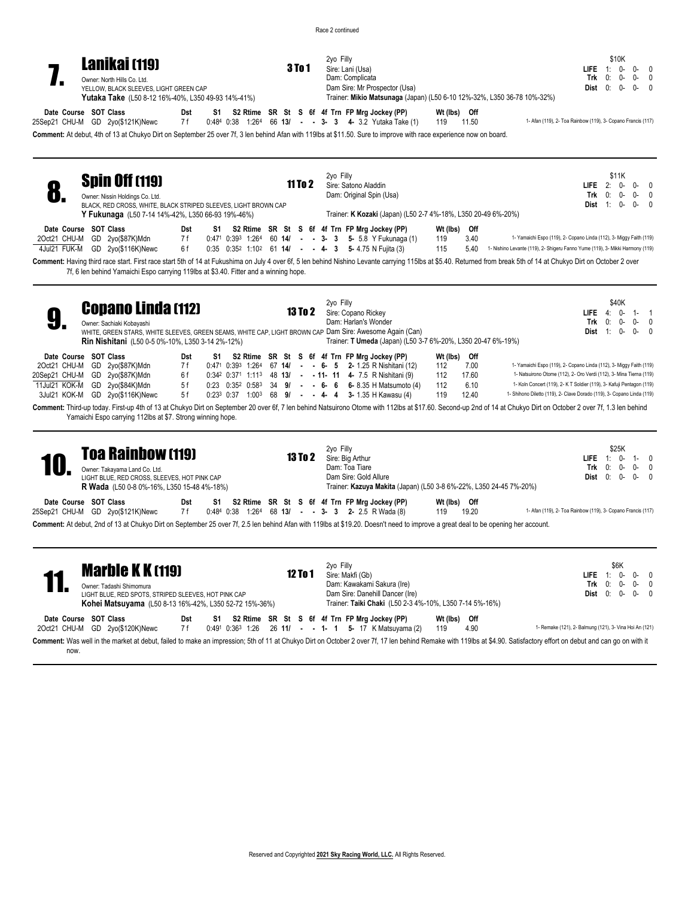Race 2 continued

## 7. Lanikai (119)

**3 To 1**

Owner: North Hills Co. Ltd.
YELLOW, BLACK SLEEVES, LIGHT GREEN CAP
**Yutaka Take** (L50 8-12 16%-40%, L350 49-93 14%-41%)

2yo Filly
Sire: Lani (Usa)
Dam: Complicata
Dam Sire: Mr Prospector (Usa)
Trainer: **Mikio Matsunaga** (Japan) (L50 6-10 12%-32%, L350 36-78 10%-32%)

| | | | | | |
|---|---|---|---|---|---|
| | $10K | | | | |
| **LIFE** | 1: | 0- | 0- | 0 | |
| **Trk** | 0: | 0- | 0- | 0 | |
| **Dist** | 0: | 0- | 0- | 0 | |

| Date Course | SOT | Class | Dst | S1 | S2 | Rtime | SR | St | S | 6f | 4f | Trn | FP | Mrg | Jockey (PP) | Wt (lbs) | Off | |
|---|---|---|---|---|---|---|---|---|---|---|---|---|---|---|---|---|---|---|
| 25Sep21 CHU-M | GD | 2yo($121K)Newc | 7 f | 0:48⁴ | 0:38 | 1:26⁴ | 66 | 13/ | - | - | 3- | 3 | 4- | 3.2 | Yutaka Take (1) | 119 | 11.50 | 1- Afan (119), 2- Toa Rainbow (119), 3- Copano Francis (117) |

**Comment:** At debut, 4th of 13 at Chukyo Dirt on September 25 over 7f, 3 len behind Afan with 119lbs at $11.50. Sure to improve with race experience now on board.

## 8. Spin Off (119)

**11 To 2**

Owner: Nissin Holdings Co. Ltd.
BLACK, RED CROSS, WHITE, BLACK STRIPED SLEEVES, LIGHT BROWN CAP
**Y Fukunaga** (L50 7-14 14%-42%, L350 66-93 19%-46%)

2yo Filly
Sire: Satono Aladdin
Dam: Original Spin (Usa)
Trainer: **K Kozaki** (Japan) (L50 2-7 4%-18%, L350 20-49 6%-20%)

| | | | | | |
|---|---|---|---|---|---|
| | $11K | | | | |
| **LIFE** | 2: | 0- | 0- | 0 | |
| **Trk** | 0: | 0- | 0- | 0 | |
| **Dist** | 1: | 0- | 0- | 0 | |

| Date Course | SOT | Class | Dst | S1 | S2 | Rtime | SR | St | S | 6f | 4f | Trn | FP | Mrg | Jockey (PP) | Wt (lbs) | Off | |
|---|---|---|---|---|---|---|---|---|---|---|---|---|---|---|---|---|---|---|
| 2Oct21 CHU-M | GD | 2yo($87K)Mdn | 7 f | 0:47¹ | 0:39³ | 1:26⁴ | 60 | 14/ | - | - | 3- | 3 | 5- | 5.8 | Y Fukunaga (1) | 119 | 3.40 | 1- Yamaichi Espo (119), 2- Copano Linda (112), 3- Miggy Faith (119) |
| 4Jul21 FUK-M | GD | 2yo($116K)Newc | 6 f | 0:35 | 0:35² | 1:10² | 61 | 14/ | - | - | 4- | 3 | 5- | 4.75 | N Fujita (3) | 115 | 5.40 | 1- Nishino Levante (119), 2- Shigeru Fanno Yume (119), 3- Mikki Harmony (119) |

**Comment:** Having third race start. First race start 5th of 14 at Fukushima on July 4 over 6f, 5 len behind Nishino Levante carrying 115lbs at $5.40. Returned from break 5th of 14 at Chukyo Dirt on October 2 over 7f, 6 len behind Yamaichi Espo carrying 119lbs at $3.40. Fitter and a winning hope.

## 9. Copano Linda (112)

**13 To 2**

Owner: Sachiaki Kobayashi
WHITE, GREEN STARS, WHITE SLEEVES, GREEN SEAMS, WHITE CAP, LIGHT BROWN CAP
**Rin Nishitani** (L50 0-5 0%-10%, L350 3-14 2%-12%)

2yo Filly
Sire: Copano Rickey
Dam: Harlan's Wonder
Dam Sire: Awesome Again (Can)
Trainer: **T Umeda** (Japan) (L50 3-7 6%-20%, L350 20-47 6%-19%)

| | | | | | |
|---|---|---|---|---|---|
| | $40K | | | | |
| **LIFE** | 4: | 0- | 1- | 1 | |
| **Trk** | 0: | 0- | 0- | 0 | |
| **Dist** | 1: | 0- | 0- | 0 | |

| Date Course | SOT | Class | Dst | S1 | S2 | Rtime | SR | St | S | 6f | 4f | Trn | FP | Mrg | Jockey (PP) | Wt (lbs) | Off | |
|---|---|---|---|---|---|---|---|---|---|---|---|---|---|---|---|---|---|---|
| 2Oct21 CHU-M | GD | 2yo($87K)Mdn | 7 f | 0:47¹ | 0:39³ | 1:26⁴ | 67 | 14/ | - | - | 6- | 5 | 2- | 1.25 | R Nishitani (12) | 112 | 7.00 | 1- Yamaichi Espo (119), 2- Copano Linda (112), 3- Miggy Faith (119) |
| 20Sep21 CHU-M | GD | 2yo($87K)Mdn | 6 f | 0:34² | 0:37¹ | 1:11³ | 48 | 13/ | - | - | 11- | 11 | 4- | 7.5 | R Nishitani (9) | 112 | 17.60 | 1- Natsuirono Otome (112), 2- Oro Verdi (112), 3- Mina Tiema (119) |
| 11Jul21 KOK-M | GD | 2yo($84K)Mdn | 5 f | 0:23 | 0:35² | 0:58³ | 34 | 9/ | - | - | 6- | 6 | 6- | 8.35 | H Matsumoto (4) | 112 | 6.10 | 1- Koln Concert (119), 2- K T Soldier (119), 3- Kafuji Pentagon (119) |
| 3Jul21 KOK-M | GD | 2yo($116K)Newc | 5 f | 0:23³ | 0:37 | 1:00³ | 68 | 9/ | - | - | 4- | 4 | 3- | 1.35 | H Kawasu (4) | 119 | 12.40 | 1- Shihono Diletto (119), 2- Clave Dorado (119), 3- Copano Linda (119) |

**Comment:** Third-up today. First-up 4th of 13 at Chukyo Dirt on September 20 over 6f, 7 len behind Natsuirono Otome with 112lbs at $17.60. Second-up 2nd of 14 at Chukyo Dirt on October 2 over 7f, 1.3 len behind Yamaichi Espo carrying 112lbs at $7. Strong winning hope.

## 10. Toa Rainbow (119)

**13 To 2**

Owner: Takayama Land Co. Ltd.
LIGHT BLUE, RED CROSS, SLEEVES, HOT PINK CAP
**R Wada** (L50 0-8 0%-16%, L350 15-48 4%-18%)

2yo Filly
Sire: Big Arthur
Dam: Toa Tiare
Dam Sire: Gold Allure
Trainer: **Kazuya Makita** (Japan) (L50 3-8 6%-22%, L350 24-45 7%-20%)

| | | | | | |
|---|---|---|---|---|---|
| | $25K | | | | |
| **LIFE** | 1: | 0- | 1- | 0 | |
| **Trk** | 0: | 0- | 0- | 0 | |
| **Dist** | 0: | 0- | 0- | 0 | |

| Date Course | SOT | Class | Dst | S1 | S2 | Rtime | SR | St | S | 6f | 4f | Trn | FP | Mrg | Jockey (PP) | Wt (lbs) | Off | |
|---|---|---|---|---|---|---|---|---|---|---|---|---|---|---|---|---|---|---|
| 25Sep21 CHU-M | GD | 2yo($121K)Newc | 7 f | 0:48⁴ | 0:38 | 1:26⁴ | 68 | 13/ | - | - | 3- | 3 | 2- | 2.5 | R Wada (8) | 119 | 19.20 | 1- Afan (119), 2- Toa Rainbow (119), 3- Copano Francis (117) |

**Comment:** At debut, 2nd of 13 at Chukyo Dirt on September 25 over 7f, 2.5 len behind Afan with 119lbs at $19.20. Doesn't need to improve a great deal to be opening her account.

## 11. Marble K K (119)

**12 To 1**

Owner: Tadashi Shimomura
LIGHT BLUE, RED SPOTS, STRIPED SLEEVES, HOT PINK CAP
**Kohei Matsuyama** (L50 8-13 16%-42%, L350 52-72 15%-36%)

2yo Filly
Sire: Makfi (Gb)
Dam: Kawakami Sakura (Ire)
Dam Sire: Danehill Dancer (Ire)
Trainer: **Taiki Chaki** (L50 2-3 4%-10%, L350 7-14 5%-16%)

| | | | | | |
|---|---|---|---|---|---|
| | $6K | | | | |
| **LIFE** | 1: | 0- | 0- | 0 | |
| **Trk** | 0: | 0- | 0- | 0 | |
| **Dist** | 0: | 0- | 0- | 0 | |

| Date Course | SOT | Class | Dst | S1 | S2 | Rtime | SR | St | S | 6f | 4f | Trn | FP | Mrg | Jockey (PP) | Wt (lbs) | Off | |
|---|---|---|---|---|---|---|---|---|---|---|---|---|---|---|---|---|---|---|
| 2Oct21 CHU-M | GD | 2yo($120K)Newc | 7 f | 0:49¹ | 0:36³ | 1:26 | 26 | 11/ | - | - | 1- | 1 | 5- | 17 | K Matsuyama (2) | 119 | 4.90 | 1- Remake (121), 2- Balmung (121), 3- Vina Hoi An (121) |

**Comment:** Was well in the market at debut, failed to make an impression; 5th of 11 at Chukyo Dirt on October 2 over 7f, 17 len behind Remake with 119lbs at $4.90. Satisfactory effort on debut and can go on with it now.

Reserved and Copyrighted **2021 Sky Racing World, LLC.** All Rights Reserved.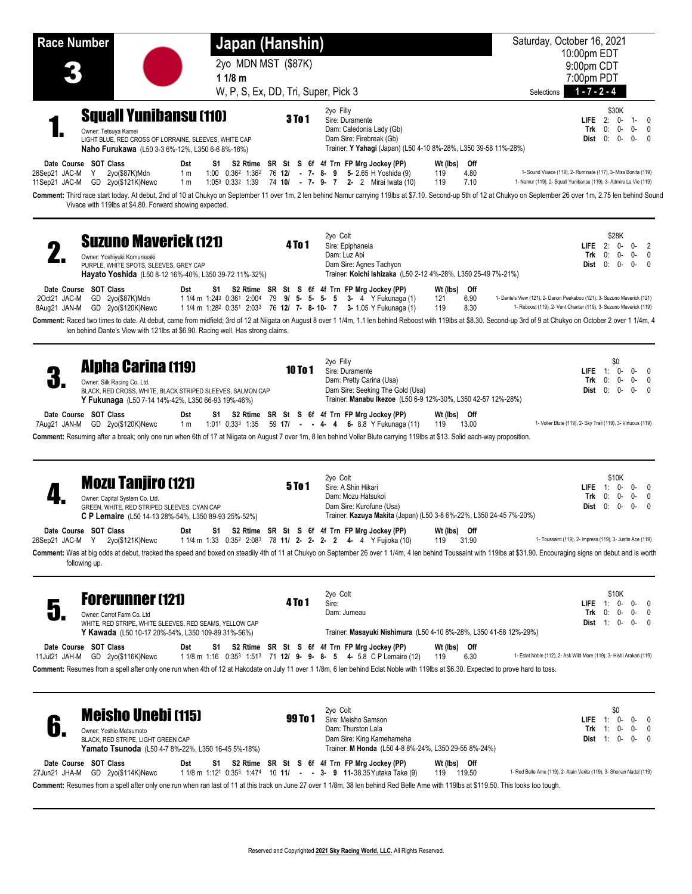# Race Number 3

## Japan (Hanshin)

2yo MDN MST ($87K)
1 1/8 m
W, P, S, Ex, DD, Tri, Super, Pick 3

Saturday, October 16, 2021
10:00pm EDT
9:00pm CDT
7:00pm PDT

Selections **1 - 7 - 2 - 4**

---

## 1. Squall Yunibansu (110) — 3 To 1

Owner: Tetsuya Kamei
LIGHT BLUE, RED CROSS OF LORRAINE, SLEEVES, WHITE CAP
**Naho Furukawa** (L50 3-3 6%-12%, L350 6-6 8%-16%)

2yo Filly
Sire: Duramente
Dam: Caledonia Lady (Gb)
Dam Sire: Firebreak (Gb)
Trainer: **Y Yahagi** (Japan) (L50 4-10 8%-28%, L350 39-58 11%-28%)

| | | $30K | | |
|---|---|---|---|---|
| **LIFE** | 2: | 0- | 1- | 0 |
| **Trk** | 0: | 0- | 0- | 0 |
| **Dist** | 0: | 0- | 0- | 0 |

| Date | Course | SOT | Class | Dst | S1 | S2 | Rtime | SR | St | S | 6f | 4f | Trn | FP | Mrg | Jockey (PP) | Wt (lbs) | Off | |
|---|---|---|---|---|---|---|---|---|---|---|---|---|---|---|---|---|---|---|---|
| 26Sep21 | JAC-M | Y | 2yo($87K)Mdn | 1 m | 1:00 | 0:36[2] | 1:36[2] | 76 | 12/ | - | 7- | 8- | 9 | 5- | 2.65 | H Yoshida (9) | 119 | 4.80 | 1- Sound Vivace (119), 2- Ruminate (117), 3- Miss Bonita (119) |
| 11Sep21 | JAC-M | GD | 2yo($121K)Newc | 1 m | 1:05[3] | 0:33[2] | 1:39 | 74 | 10/ | - | 7- | 9- | 7 | 2- | 2 | Mirai Iwata (10) | 119 | 7.10 | 1- Namur (119), 2- Squall Yunibansu (119), 3- Admire La Vie (119) |

**Comment:** Third race start today. At debut, 2nd of 10 at Chukyo on September 11 over 1m, 2 len behind Namur carrying 119lbs at $7.10. Second-up 5th of 12 at Chukyo on September 26 over 1m, 2.75 len behind Sound Vivace with 119lbs at $4.80. Forward showing expected.

---

## 2. Suzuno Maverick (121) — 4 To 1

Owner: Yoshiyuki Komurasaki
PURPLE, WHITE SPOTS, SLEEVES, GREY CAP
**Hayato Yoshida** (L50 8-12 16%-40%, L350 39-72 11%-32%)

2yo Colt
Sire: Epiphaneia
Dam: Luz Abi
Dam Sire: Agnes Tachyon
Trainer: **Koichi Ishizaka** (L50 2-12 4%-28%, L350 25-49 7%-21%)

| | | $28K | | |
|---|---|---|---|---|
| **LIFE** | 2: | 0- | 0- | 2 |
| **Trk** | 0: | 0- | 0- | 0 |
| **Dist** | 0: | 0- | 0- | 0 |

| Date | Course | SOT | Class | Dst | S1 | S2 | Rtime | SR | St | S | 6f | 4f | Trn | FP | Mrg | Jockey (PP) | Wt (lbs) | Off | |
|---|---|---|---|---|---|---|---|---|---|---|---|---|---|---|---|---|---|---|---|
| 2Oct21 | JAC-M | GD | 2yo($87K)Mdn | 1 1/4 m | 1:24[3] | 0:36[1] | 2:00[4] | 79 | 9/ | 5- | 5- | 5- | 5 | 3- | 4 | Y Fukunaga (1) | 121 | 6.90 | 1- Dante's View (121), 2- Danon Peekaboo (121), 3- Suzuno Maverick (121) |
| 8Aug21 | JAN-M | GD | 2yo($120K)Newc | 1 1/4 m | 1:28[2] | 0:35[1] | 2:03[3] | 76 | 12/ | 7- | 8- | 10- | 7 | 3- | 1.05 | Y Fukunaga (1) | 119 | 8.30 | 1- Reboost (119), 2- Vent Chanter (119), 3- Suzuno Maverick (119) |

**Comment:** Raced two times to date. At debut, came from midfield; 3rd of 12 at Niigata on August 8 over 1 1/4m, 1.1 len behind Reboost with 119lbs at $8.30. Second-up 3rd of 9 at Chukyo on October 2 over 1 1/4m, 4 len behind Dante's View with 121lbs at $6.90. Racing well. Has strong claims.

---

## 3. Alpha Carina (119) — 10 To 1

Owner: Silk Racing Co. Ltd.
BLACK, RED CROSS, WHITE, BLACK STRIPED SLEEVES, SALMON CAP
**Y Fukunaga** (L50 7-14 14%-42%, L350 66-93 19%-46%)

2yo Filly
Sire: Duramente
Dam: Pretty Carina (Usa)
Dam Sire: Seeking The Gold (Usa)
Trainer: **Manabu Ikezoe** (L50 6-9 12%-30%, L350 42-57 12%-28%)

| | | $0 | | |
|---|---|---|---|---|
| **LIFE** | 1: | 0- | 0- | 0 |
| **Trk** | 0: | 0- | 0- | 0 |
| **Dist** | 0: | 0- | 0- | 0 |

| Date | Course | SOT | Class | Dst | S1 | S2 | Rtime | SR | St | S | 6f | 4f | Trn | FP | Mrg | Jockey (PP) | Wt (lbs) | Off | |
|---|---|---|---|---|---|---|---|---|---|---|---|---|---|---|---|---|---|---|---|
| 7Aug21 | JAN-M | GD | 2yo($120K)Newc | 1 m | 1:01[1] | 0:33[3] | 1:35 | 59 | 17/ | - | - | 4- | 4 | 6- | 8.8 | Y Fukunaga (11) | 119 | 13.00 | 1- Voller Blute (119), 2- Sky Trail (119), 3- Virtuous (119) |

**Comment:** Resuming after a break; only one run when 6th of 17 at Niigata on August 7 over 1m, 8 len behind Voller Blute carrying 119lbs at $13. Solid each-way proposition.

---

## 4. Mozu Tanjiro (121) — 5 To 1

Owner: Capital System Co. Ltd.
GREEN, WHITE, RED STRIPED SLEEVES, CYAN CAP
**C P Lemaire** (L50 14-13 28%-54%, L350 89-93 25%-52%)

2yo Colt
Sire: A Shin Hikari
Dam: Mozu Hatsukoi
Dam Sire: Kurofune (Usa)
Trainer: **Kazuya Makita** (Japan) (L50 3-8 6%-22%, L350 24-45 7%-20%)

| | | $10K | | |
|---|---|---|---|---|
| **LIFE** | 1: | 0- | 0- | 0 |
| **Trk** | 0: | 0- | 0- | 0 |
| **Dist** | 0: | 0- | 0- | 0 |

| Date | Course | SOT | Class | Dst | S1 | S2 | Rtime | SR | St | S | 6f | 4f | Trn | FP | Mrg | Jockey (PP) | Wt (lbs) | Off | |
|---|---|---|---|---|---|---|---|---|---|---|---|---|---|---|---|---|---|---|---|
| 26Sep21 | JAC-M | Y | 2yo($121K)Newc | 1 1/4 m | 1:33 | 0:35[2] | 2:08[3] | 78 | 11/ | 2- | 2- | 2- | 2 | 4- | 4 | Y Fujioka (10) | 119 | 31.90 | 1- Toussaint (119), 2- Impress (119), 3- Justin Ace (119) |

**Comment:** Was at big odds at debut, tracked the speed and boxed on steadily 4th of 11 at Chukyo on September 26 over 1 1/4m, 4 len behind Toussaint with 119lbs at $31.90. Encouraging signs on debut and is worth following up.

---

## 5. Forerunner (121) — 4 To 1

Owner: Carrot Farm Co. Ltd
WHITE, RED STRIPE, WHITE SLEEVES, RED SEAMS, YELLOW CAP
**Y Kawada** (L50 10-17 20%-54%, L350 109-89 31%-56%)

2yo Colt
Sire:
Dam: Jumeau
Trainer: **Masayuki Nishimura** (L50 4-10 8%-28%, L350 41-58 12%-29%)

| | | $10K | | |
|---|---|---|---|---|
| **LIFE** | 1: | 0- | 0- | 0 |
| **Trk** | 0: | 0- | 0- | 0 |
| **Dist** | 1: | 0- | 0- | 0 |

| Date | Course | SOT | Class | Dst | S1 | S2 | Rtime | SR | St | S | 6f | 4f | Trn | FP | Mrg | Jockey (PP) | Wt (lbs) | Off | |
|---|---|---|---|---|---|---|---|---|---|---|---|---|---|---|---|---|---|---|---|
| 11Jul21 | JAH-M | GD | 2yo($116K)Newc | 1 1/8 m | 1:16 | 0:35[3] | 1:51[3] | 71 | 12/ | 9- | 9- | 8- | 5 | 4- | 6 | C P Lemaire (12) | 119 | 6.30 | 1- Eclat Noble (112), 2- Ask Wild More (119), 3- Hishi Arakan (119) |

**Comment:** Resumes from a spell after only one run when 4th of 12 at Hakodate on July 11 over 1 1/8m, 6 len behind Eclat Noble with 119lbs at $6.30. Expected to prove hard to toss.

---

## 6. Meisho Unebi (115) — 99 To 1

Owner: Yoshio Matsumoto
BLACK, RED STRIPE, LIGHT GREEN CAP
**Yamato Tsunoda** (L50 4-7 8%-22%, L350 16-45 5%-18%)

2yo Colt
Sire: Meisho Samson
Dam: Thurston Lala
Dam Sire: King Kamehameha
Trainer: **M Honda** (L50 4-8 8%-24%, L350 29-55 8%-24%)

| | | $0 | | |
|---|---|---|---|---|
| **LIFE** | 1: | 0- | 0- | 0 |
| **Trk** | 1: | 0- | 0- | 0 |
| **Dist** | 1: | 0- | 0- | 0 |

| Date | Course | SOT | Class | Dst | S1 | S2 | Rtime | SR | St | S | 6f | 4f | Trn | FP | Mrg | Jockey (PP) | Wt (lbs) | Off | |
|---|---|---|---|---|---|---|---|---|---|---|---|---|---|---|---|---|---|---|---|
| 27Jun21 | JHA-M | GD | 2yo($114K)Newc | 1 1/8 m | 1:12[1] | 0:35[3] | 1:47[4] | 10 | 11/ | - | - | 3- | 9 | 11- | 38.35 | Yutaka Take (9) | 119 | 119.50 | 1- Red Belle Ame (119), 2- Alain Verite (119), 3- Shonan Nadal (119) |

**Comment:** Resumes from a spell after only one run when ran last of 11 at this track on June 27 over 1 1/8m, 38 len behind Red Belle Ame with 119lbs at $119.50. This looks too tough.

---

Reserved and Copyrighted **2021 Sky Racing World, LLC.** All Rights Reserved.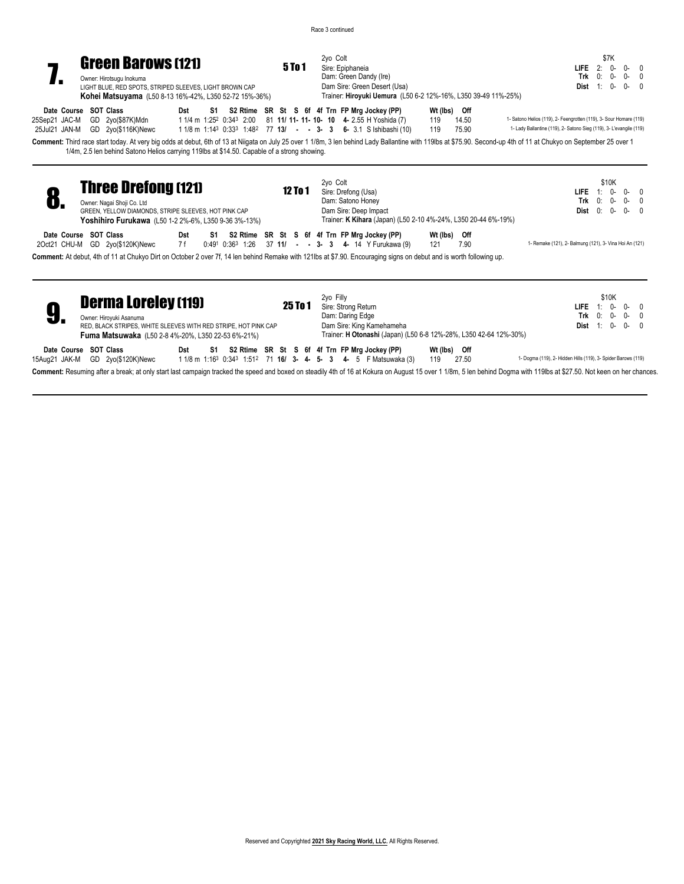Race 3 continued

## 7. Green Barows (121)

**5 To 1**

Owner: Hirotsugu Inokuma
LIGHT BLUE, RED SPOTS, STRIPED SLEEVES, LIGHT BROWN CAP
**Kohei Matsuyama** (L50 8-13 16%-42%, L350 52-72 15%-36%)

2yo Colt
Sire: Epiphaneia
Dam: Green Dandy (Ire)
Dam Sire: Green Desert (Usa)
Trainer: **Hiroyuki Uemura** (L50 6-2 12%-16%, L350 39-49 11%-25%)

| | | $7K | | | |
|---|---|---|---|---|---|
| **LIFE** | 2: | 0- | 0- | 0 | |
| **Trk** | 0: | 0- | 0- | 0 | |
| **Dist** | 1: | 0- | 0- | 0 | |

| Date Course | SOT | Class | Dst | S1 | S2 | Rtime | SR | St | S | 6f | 4f | Trn | FP | Mrg | Jockey (PP) | Wt (lbs) | Off | |
|---|---|---|---|---|---|---|---|---|---|---|---|---|---|---|---|---|---|---|
| 25Sep21 JAC-M | GD | 2yo($87K)Mdn | 1 1/4 m | 1:25² | 0:34³ | 2:00 | 81 | **11/** | **11-** | **11-** | **10-** | **10** | **4-** | 2.55 | H Yoshida (7) | 119 | 14.50 | 1- Satono Helios (119), 2- Feengrotten (119), 3- Sour Homare (119) |
| 25Jul21 JAN-M | GD | 2yo($116K)Newc | 1 1/8 m | 1:14³ | 0:33³ | 1:48² | 77 | **13/** | **-** | **-** | **3-** | **3** | **6-** | 3.1 | S Ishibashi (10) | 119 | 75.90 | 1- Lady Ballantine (119), 2- Satono Sieg (119), 3- L'evangile (119) |

**Comment:** Third race start today. At very big odds at debut, 6th of 13 at Niigata on July 25 over 1 1/8m, 3 len behind Lady Ballantine with 119lbs at $75.90. Second-up 4th of 11 at Chukyo on September 25 over 1 1/4m, 2.5 len behind Satono Helios carrying 119lbs at $14.50. Capable of a strong showing.

## 8. Three Drefong (121)

**12 To 1**

Owner: Nagai Shoji Co. Ltd
GREEN, YELLOW DIAMONDS, STRIPE SLEEVES, HOT PINK CAP
**Yoshihiro Furukawa** (L50 1-2 2%-6%, L350 9-36 3%-13%)

2yo Colt
Sire: Drefong (Usa)
Dam: Satono Honey
Dam Sire: Deep Impact
Trainer: **K Kihara** (Japan) (L50 2-10 4%-24%, L350 20-44 6%-19%)

| | | $10K | | | |
|---|---|---|---|---|---|
| **LIFE** | 1: | 0- | 0- | 0 | |
| **Trk** | 0: | 0- | 0- | 0 | |
| **Dist** | 0: | 0- | 0- | 0 | |

| Date Course | SOT | Class | Dst | S1 | S2 | Rtime | SR | St | S | 6f | 4f | Trn | FP | Mrg | Jockey (PP) | Wt (lbs) | Off | |
|---|---|---|---|---|---|---|---|---|---|---|---|---|---|---|---|---|---|---|
| 2Oct21 CHU-M | GD | 2yo($120K)Newc | 7 f | 0:49¹ | 0:36³ | 1:26 | 37 | **11/** | **-** | **-** | **3-** | **3** | **4-** | 14 | Y Furukawa (9) | 121 | 7.90 | 1- Remake (121), 2- Balmung (121), 3- Vina Hoi An (121) |

**Comment:** At debut, 4th of 11 at Chukyo Dirt on October 2 over 7f, 14 len behind Remake with 121lbs at $7.90. Encouraging signs on debut and is worth following up.

## 9. Derma Loreley (119)

**25 To 1**

Owner: Hiroyuki Asanuma
RED, BLACK STRIPES, WHITE SLEEVES WITH RED STRIPE, HOT PINK CAP
**Fuma Matsuwaka** (L50 2-8 4%-20%, L350 22-53 6%-21%)

2yo Filly
Sire: Strong Return
Dam: Daring Edge
Dam Sire: King Kamehameha
Trainer: **H Otonashi** (Japan) (L50 6-8 12%-28%, L350 42-64 12%-30%)

| | | $10K | | | |
|---|---|---|---|---|---|
| **LIFE** | 1: | 0- | 0- | 0 | |
| **Trk** | 0: | 0- | 0- | 0 | |
| **Dist** | 1: | 0- | 0- | 0 | |

| Date Course | SOT | Class | Dst | S1 | S2 | Rtime | SR | St | S | 6f | 4f | Trn | FP | Mrg | Jockey (PP) | Wt (lbs) | Off | |
|---|---|---|---|---|---|---|---|---|---|---|---|---|---|---|---|---|---|---|
| 15Aug21 JAK-M | GD | 2yo($120K)Newc | 1 1/8 m | 1:16³ | 0:34³ | 1:51² | 71 | **16/** | **3-** | **4-** | **5-** | **3** | **4-** | 5 | F Matsuwaka (3) | 119 | 27.50 | 1- Dogma (119), 2- Hidden Hills (119), 3- Spider Barows (119) |

**Comment:** Resuming after a break; at only start last campaign tracked the speed and boxed on steadily 4th of 16 at Kokura on August 15 over 1 1/8m, 5 len behind Dogma with 119lbs at $27.50. Not keen on her chances.

Reserved and Copyrighted **2021 Sky Racing World, LLC.** All Rights Reserved.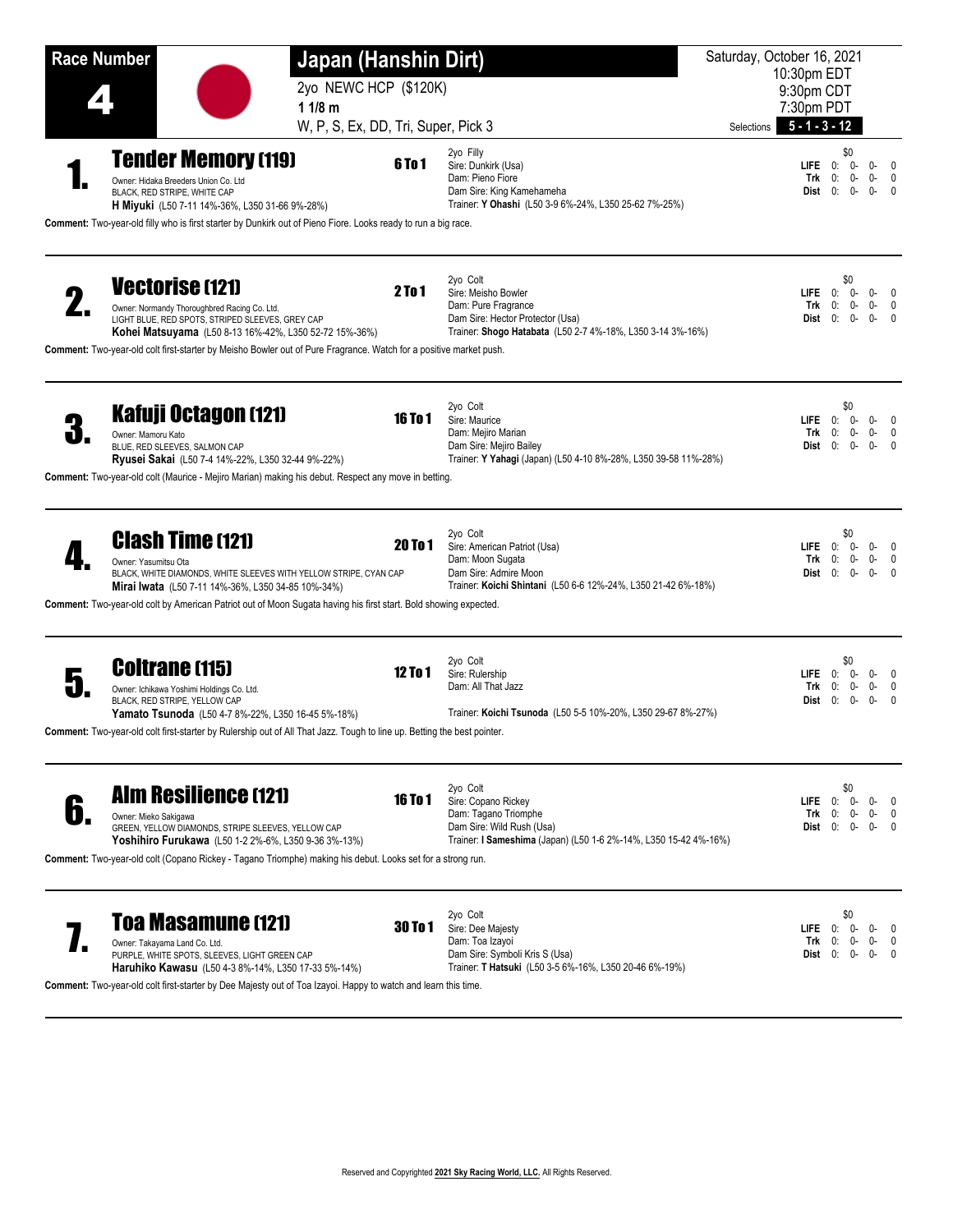# Race Number 4

## Japan (Hanshin Dirt)

2yo NEWC HCP ($120K)
**1 1/8 m**
W, P, S, Ex, DD, Tri, Super, Pick 3

Saturday, October 16, 2021
10:30pm EDT
9:30pm CDT
7:30pm PDT

Selections **5 - 1 - 3 - 12**

---

### 1. Tender Memory (119) — 6 To 1

Owner: Hidaka Breeders Union Co. Ltd
BLACK, RED STRIPE, WHITE CAP
**H Miyuki** (L50 7-11 14%-36%, L350 31-66 9%-28%)

2yo Filly
Sire: Dunkirk (Usa)
Dam: Pieno Fiore
Dam Sire: King Kamehameha
Trainer: **Y Ohashi** (L50 3-9 6%-24%, L350 25-62 7%-25%)

| | $0 | | | |
|---|---|---|---|---|
| **LIFE** | 0: | 0- | 0- | 0 |
| **Trk** | 0: | 0- | 0- | 0 |
| **Dist** | 0: | 0- | 0- | 0 |

**Comment:** Two-year-old filly who is first starter by Dunkirk out of Pieno Fiore. Looks ready to run a big race.

---

### 2. Vectorise (121) — 2 To 1

Owner: Normandy Thoroughbred Racing Co. Ltd.
LIGHT BLUE, RED SPOTS, STRIPED SLEEVES, GREY CAP
**Kohei Matsuyama** (L50 8-13 16%-42%, L350 52-72 15%-36%)

2yo Colt
Sire: Meisho Bowler
Dam: Pure Fragrance
Dam Sire: Hector Protector (Usa)
Trainer: **Shogo Hatabata** (L50 2-7 4%-18%, L350 3-14 3%-16%)

| | $0 | | | |
|---|---|---|---|---|
| **LIFE** | 0: | 0- | 0- | 0 |
| **Trk** | 0: | 0- | 0- | 0 |
| **Dist** | 0: | 0- | 0- | 0 |

**Comment:** Two-year-old colt first-starter by Meisho Bowler out of Pure Fragrance. Watch for a positive market push.

---

### 3. Kafuji Octagon (121) — 16 To 1

Owner: Mamoru Kato
BLUE, RED SLEEVES, SALMON CAP
**Ryusei Sakai** (L50 7-4 14%-22%, L350 32-44 9%-22%)

2yo Colt
Sire: Maurice
Dam: Mejiro Marian
Dam Sire: Mejiro Bailey
Trainer: **Y Yahagi** (Japan) (L50 4-10 8%-28%, L350 39-58 11%-28%)

| | $0 | | | |
|---|---|---|---|---|
| **LIFE** | 0: | 0- | 0- | 0 |
| **Trk** | 0: | 0- | 0- | 0 |
| **Dist** | 0: | 0- | 0- | 0 |

**Comment:** Two-year-old colt (Maurice - Mejiro Marian) making his debut. Respect any move in betting.

---

### 4. Clash Time (121) — 20 To 1

Owner: Yasumitsu Ota
BLACK, WHITE DIAMONDS, WHITE SLEEVES WITH YELLOW STRIPE, CYAN CAP
**Mirai Iwata** (L50 7-11 14%-36%, L350 34-85 10%-34%)

2yo Colt
Sire: American Patriot (Usa)
Dam: Moon Sugata
Dam Sire: Admire Moon
Trainer: **Koichi Shintani** (L50 6-6 12%-24%, L350 21-42 6%-18%)

| | $0 | | | |
|---|---|---|---|---|
| **LIFE** | 0: | 0- | 0- | 0 |
| **Trk** | 0: | 0- | 0- | 0 |
| **Dist** | 0: | 0- | 0- | 0 |

**Comment:** Two-year-old colt by American Patriot out of Moon Sugata having his first start. Bold showing expected.

---

### 5. Coltrane (115) — 12 To 1

Owner: Ichikawa Yoshimi Holdings Co. Ltd.
BLACK, RED STRIPE, YELLOW CAP
**Yamato Tsunoda** (L50 4-7 8%-22%, L350 16-45 5%-18%)

2yo Colt
Sire: Rulership
Dam: All That Jazz
Trainer: **Koichi Tsunoda** (L50 5-5 10%-20%, L350 29-67 8%-27%)

| | $0 | | | |
|---|---|---|---|---|
| **LIFE** | 0: | 0- | 0- | 0 |
| **Trk** | 0: | 0- | 0- | 0 |
| **Dist** | 0: | 0- | 0- | 0 |

**Comment:** Two-year-old colt first-starter by Rulership out of All That Jazz. Tough to line up. Betting the best pointer.

---

### 6. Alm Resilience (121) — 16 To 1

Owner: Mieko Sakigawa
GREEN, YELLOW DIAMONDS, STRIPE SLEEVES, YELLOW CAP
**Yoshihiro Furukawa** (L50 1-2 2%-6%, L350 9-36 3%-13%)

2yo Colt
Sire: Copano Rickey
Dam: Tagano Triomphe
Dam Sire: Wild Rush (Usa)
Trainer: **I Sameshima** (Japan) (L50 1-6 2%-14%, L350 15-42 4%-16%)

| | $0 | | | |
|---|---|---|---|---|
| **LIFE** | 0: | 0- | 0- | 0 |
| **Trk** | 0: | 0- | 0- | 0 |
| **Dist** | 0: | 0- | 0- | 0 |

**Comment:** Two-year-old colt (Copano Rickey - Tagano Triomphe) making his debut. Looks set for a strong run.

---

### 7. Toa Masamune (121) — 30 To 1

Owner: Takayama Land Co. Ltd.
PURPLE, WHITE SPOTS, SLEEVES, LIGHT GREEN CAP
**Haruhiko Kawasu** (L50 4-3 8%-14%, L350 17-33 5%-14%)

2yo Colt
Sire: Dee Majesty
Dam: Toa Izayoi
Dam Sire: Symboli Kris S (Usa)
Trainer: **T Hatsuki** (L50 3-5 6%-16%, L350 20-46 6%-19%)

| | $0 | | | |
|---|---|---|---|---|
| **LIFE** | 0: | 0- | 0- | 0 |
| **Trk** | 0: | 0- | 0- | 0 |
| **Dist** | 0: | 0- | 0- | 0 |

**Comment:** Two-year-old colt first-starter by Dee Majesty out of Toa Izayoi. Happy to watch and learn this time.

---

Reserved and Copyrighted **2021 Sky Racing World, LLC.** All Rights Reserved.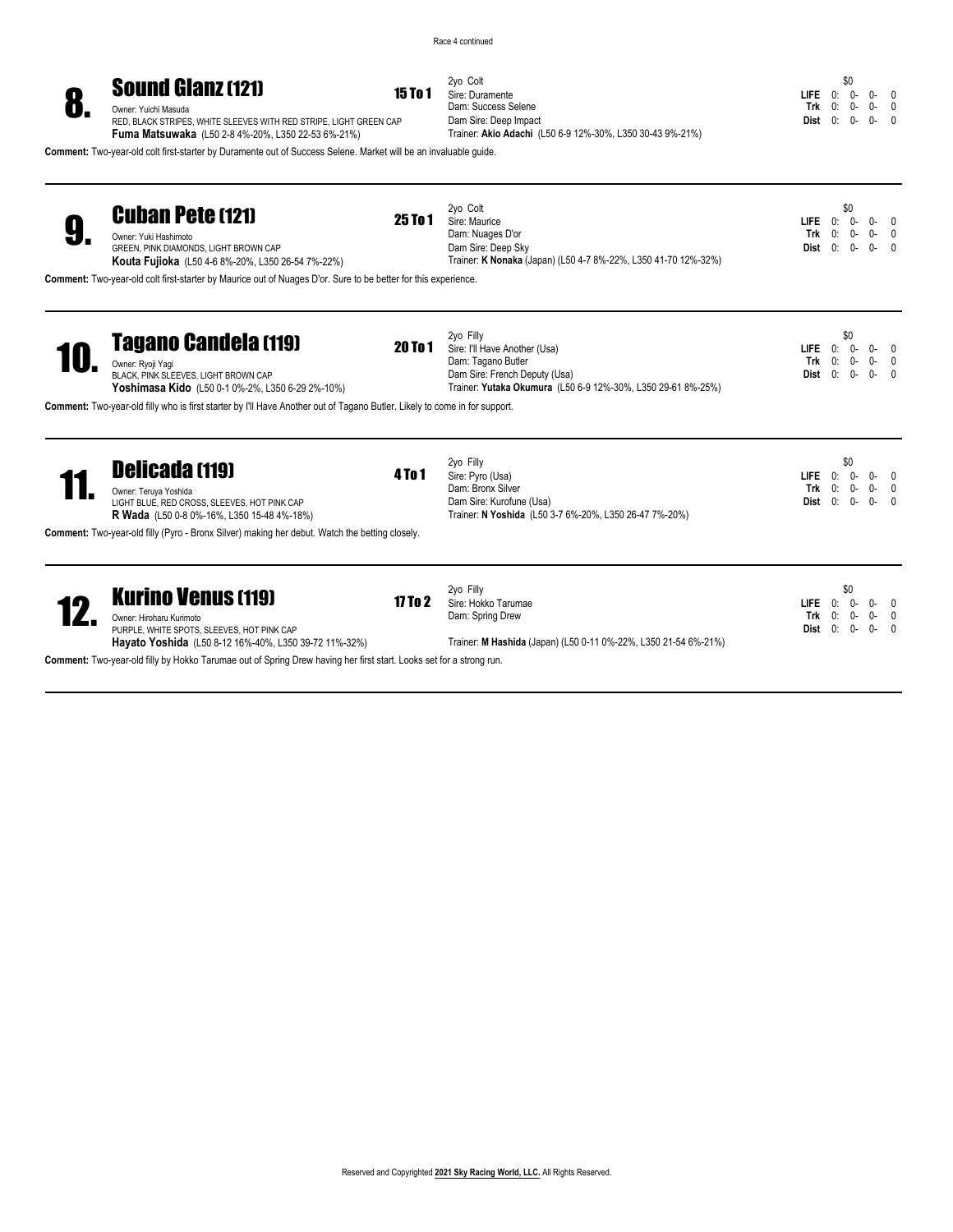Race 4 continued

## 8. Sound Glanz (121)

**15 To 1**

Owner: Yuichi Masuda
RED, BLACK STRIPES, WHITE SLEEVES WITH RED STRIPE, LIGHT GREEN CAP
**Fuma Matsuwaka** (L50 2-8 4%-20%, L350 22-53 6%-21%)

2yo Colt
Sire: Duramente
Dam: Success Selene
Dam Sire: Deep Impact
Trainer: **Akio Adachi** (L50 6-9 12%-30%, L350 30-43 9%-21%)

| | | $0 | | |
|---|---|---|---|---|
| **LIFE** | 0: | 0- | 0- | 0 |
| **Trk** | 0: | 0- | 0- | 0 |
| **Dist** | 0: | 0- | 0- | 0 |

**Comment:** Two-year-old colt first-starter by Duramente out of Success Selene. Market will be an invaluable guide.

## 9. Cuban Pete (121)

**25 To 1**

Owner: Yuki Hashimoto
GREEN, PINK DIAMONDS, LIGHT BROWN CAP
**Kouta Fujioka** (L50 4-6 8%-20%, L350 26-54 7%-22%)

2yo Colt
Sire: Maurice
Dam: Nuages D'or
Dam Sire: Deep Sky
Trainer: **K Nonaka** (Japan) (L50 4-7 8%-22%, L350 41-70 12%-32%)

| | | $0 | | |
|---|---|---|---|---|
| **LIFE** | 0: | 0- | 0- | 0 |
| **Trk** | 0: | 0- | 0- | 0 |
| **Dist** | 0: | 0- | 0- | 0 |

**Comment:** Two-year-old colt first-starter by Maurice out of Nuages D'or. Sure to be better for this experience.

## 10. Tagano Candela (119)

**20 To 1**

Owner: Ryoji Yagi
BLACK, PINK SLEEVES, LIGHT BROWN CAP
**Yoshimasa Kido** (L50 0-1 0%-2%, L350 6-29 2%-10%)

2yo Filly
Sire: I'll Have Another (Usa)
Dam: Tagano Butler
Dam Sire: French Deputy (Usa)
Trainer: **Yutaka Okumura** (L50 6-9 12%-30%, L350 29-61 8%-25%)

| | | $0 | | |
|---|---|---|---|---|
| **LIFE** | 0: | 0- | 0- | 0 |
| **Trk** | 0: | 0- | 0- | 0 |
| **Dist** | 0: | 0- | 0- | 0 |

**Comment:** Two-year-old filly who is first starter by I'll Have Another out of Tagano Butler. Likely to come in for support.

## 11. Delicada (119)

**4 To 1**

Owner: Teruya Yoshida
LIGHT BLUE, RED CROSS, SLEEVES, HOT PINK CAP
**R Wada** (L50 0-8 0%-16%, L350 15-48 4%-18%)

2yo Filly
Sire: Pyro (Usa)
Dam: Bronx Silver
Dam Sire: Kurofune (Usa)
Trainer: **N Yoshida** (L50 3-7 6%-20%, L350 26-47 7%-20%)

| | | $0 | | |
|---|---|---|---|---|
| **LIFE** | 0: | 0- | 0- | 0 |
| **Trk** | 0: | 0- | 0- | 0 |
| **Dist** | 0: | 0- | 0- | 0 |

**Comment:** Two-year-old filly (Pyro - Bronx Silver) making her debut. Watch the betting closely.

## 12. Kurino Venus (119)

**17 To 2**

Owner: Hiroharu Kurimoto
PURPLE, WHITE SPOTS, SLEEVES, HOT PINK CAP
**Hayato Yoshida** (L50 8-12 16%-40%, L350 39-72 11%-32%)

2yo Filly
Sire: Hokko Tarumae
Dam: Spring Drew
Trainer: **M Hashida** (Japan) (L50 0-11 0%-22%, L350 21-54 6%-21%)

| | | $0 | | |
|---|---|---|---|---|
| **LIFE** | 0: | 0- | 0- | 0 |
| **Trk** | 0: | 0- | 0- | 0 |
| **Dist** | 0: | 0- | 0- | 0 |

**Comment:** Two-year-old filly by Hokko Tarumae out of Spring Drew having her first start. Looks set for a strong run.

Reserved and Copyrighted **2021 Sky Racing World, LLC.** All Rights Reserved.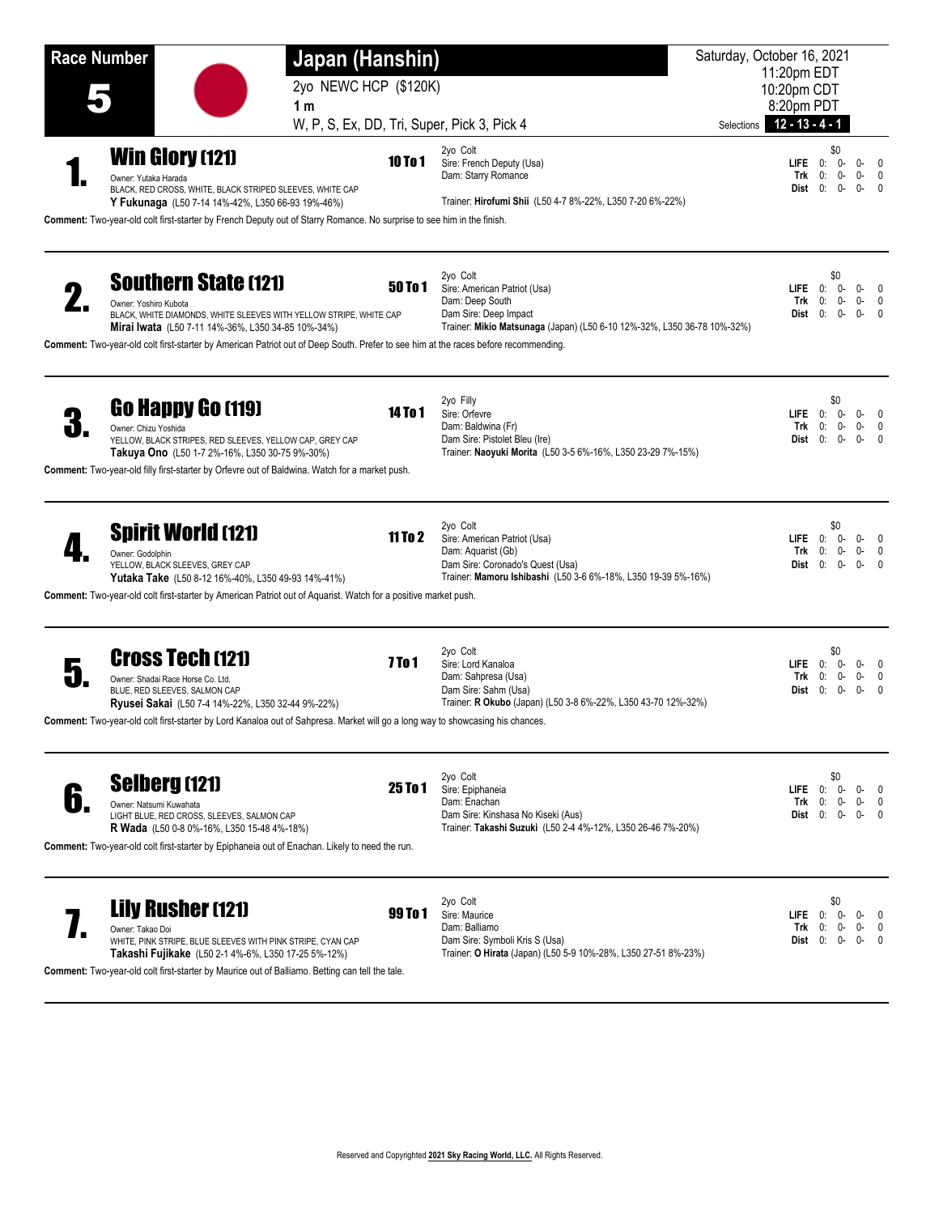# Race Number 5

## Japan (Hanshin)

2yo NEWC HCP ($120K)
1 m
W, P, S, Ex, DD, Tri, Super, Pick 3, Pick 4

Saturday, October 16, 2021
11:20pm EDT
10:20pm CDT
8:20pm PDT

Selections **12 - 13 - 4 - 1**

---

### 1. Win Glory (121) — 10 To 1

Owner: Yutaka Harada
BLACK, RED CROSS, WHITE, BLACK STRIPED SLEEVES, WHITE CAP
**Y Fukunaga** (L50 7-14 14%-42%, L350 66-93 19%-46%)

2yo Colt
Sire: French Deputy (Usa)
Dam: Starry Romance
Trainer: **Hirofumi Shii** (L50 4-7 8%-22%, L350 7-20 6%-22%)

| | $0 | | | |
|---|---|---|---|---|
| **LIFE** | 0: | 0- | 0- | 0 |
| **Trk** | 0: | 0- | 0- | 0 |
| **Dist** | 0: | 0- | 0- | 0 |

**Comment:** Two-year-old colt first-starter by French Deputy out of Starry Romance. No surprise to see him in the finish.

---

### 2. Southern State (121) — 50 To 1

Owner: Yoshiro Kubota
BLACK, WHITE DIAMONDS, WHITE SLEEVES WITH YELLOW STRIPE, WHITE CAP
**Mirai Iwata** (L50 7-11 14%-36%, L350 34-85 10%-34%)

2yo Colt
Sire: American Patriot (Usa)
Dam: Deep South
Dam Sire: Deep Impact
Trainer: **Mikio Matsunaga** (Japan) (L50 6-10 12%-32%, L350 36-78 10%-32%)

| | $0 | | | |
|---|---|---|---|---|
| **LIFE** | 0: | 0- | 0- | 0 |
| **Trk** | 0: | 0- | 0- | 0 |
| **Dist** | 0: | 0- | 0- | 0 |

**Comment:** Two-year-old colt first-starter by American Patriot out of Deep South. Prefer to see him at the races before recommending.

---

### 3. Go Happy Go (119) — 14 To 1

Owner: Chizu Yoshida
YELLOW, BLACK STRIPES, RED SLEEVES, YELLOW CAP, GREY CAP
**Takuya Ono** (L50 1-7 2%-16%, L350 30-75 9%-30%)

2yo Filly
Sire: Orfevre
Dam: Baldwina (Fr)
Dam Sire: Pistolet Bleu (Ire)
Trainer: **Naoyuki Morita** (L50 3-5 6%-16%, L350 23-29 7%-15%)

| | $0 | | | |
|---|---|---|---|---|
| **LIFE** | 0: | 0- | 0- | 0 |
| **Trk** | 0: | 0- | 0- | 0 |
| **Dist** | 0: | 0- | 0- | 0 |

**Comment:** Two-year-old filly first-starter by Orfevre out of Baldwina. Watch for a market push.

---

### 4. Spirit World (121) — 11 To 2

Owner: Godolphin
YELLOW, BLACK SLEEVES, GREY CAP
**Yutaka Take** (L50 8-12 16%-40%, L350 49-93 14%-41%)

2yo Colt
Sire: American Patriot (Usa)
Dam: Aquarist (Gb)
Dam Sire: Coronado's Quest (Usa)
Trainer: **Mamoru Ishibashi** (L50 3-6 6%-18%, L350 19-39 5%-16%)

| | $0 | | | |
|---|---|---|---|---|
| **LIFE** | 0: | 0- | 0- | 0 |
| **Trk** | 0: | 0- | 0- | 0 |
| **Dist** | 0: | 0- | 0- | 0 |

**Comment:** Two-year-old colt first-starter by American Patriot out of Aquarist. Watch for a positive market push.

---

### 5. Cross Tech (121) — 7 To 1

Owner: Shadai Race Horse Co. Ltd.
BLUE, RED SLEEVES, SALMON CAP
**Ryusei Sakai** (L50 7-4 14%-22%, L350 32-44 9%-22%)

2yo Colt
Sire: Lord Kanaloa
Dam: Sahpresa (Usa)
Dam Sire: Sahm (Usa)
Trainer: **R Okubo** (Japan) (L50 3-8 6%-22%, L350 43-70 12%-32%)

| | $0 | | | |
|---|---|---|---|---|
| **LIFE** | 0: | 0- | 0- | 0 |
| **Trk** | 0: | 0- | 0- | 0 |
| **Dist** | 0: | 0- | 0- | 0 |

**Comment:** Two-year-old colt first-starter by Lord Kanaloa out of Sahpresa. Market will go a long way to showcasing his chances.

---

### 6. Selberg (121) — 25 To 1

Owner: Natsumi Kuwahata
LIGHT BLUE, RED CROSS, SLEEVES, SALMON CAP
**R Wada** (L50 0-8 0%-16%, L350 15-48 4%-18%)

2yo Colt
Sire: Epiphaneia
Dam: Enachan
Dam Sire: Kinshasa No Kiseki (Aus)
Trainer: **Takashi Suzuki** (L50 2-4 4%-12%, L350 26-46 7%-20%)

| | $0 | | | |
|---|---|---|---|---|
| **LIFE** | 0: | 0- | 0- | 0 |
| **Trk** | 0: | 0- | 0- | 0 |
| **Dist** | 0: | 0- | 0- | 0 |

**Comment:** Two-year-old colt first-starter by Epiphaneia out of Enachan. Likely to need the run.

---

### 7. Lily Rusher (121) — 99 To 1

Owner: Takao Doi
WHITE, PINK STRIPE, BLUE SLEEVES WITH PINK STRIPE, CYAN CAP
**Takashi Fujikake** (L50 2-1 4%-6%, L350 17-25 5%-12%)

2yo Colt
Sire: Maurice
Dam: Balliamo
Dam Sire: Symboli Kris S (Usa)
Trainer: **O Hirata** (Japan) (L50 5-9 10%-28%, L350 27-51 8%-23%)

| | $0 | | | |
|---|---|---|---|---|
| **LIFE** | 0: | 0- | 0- | 0 |
| **Trk** | 0: | 0- | 0- | 0 |
| **Dist** | 0: | 0- | 0- | 0 |

**Comment:** Two-year-old colt first-starter by Maurice out of Balliamo. Betting can tell the tale.

---

Reserved and Copyrighted **2021 Sky Racing World, LLC.** All Rights Reserved.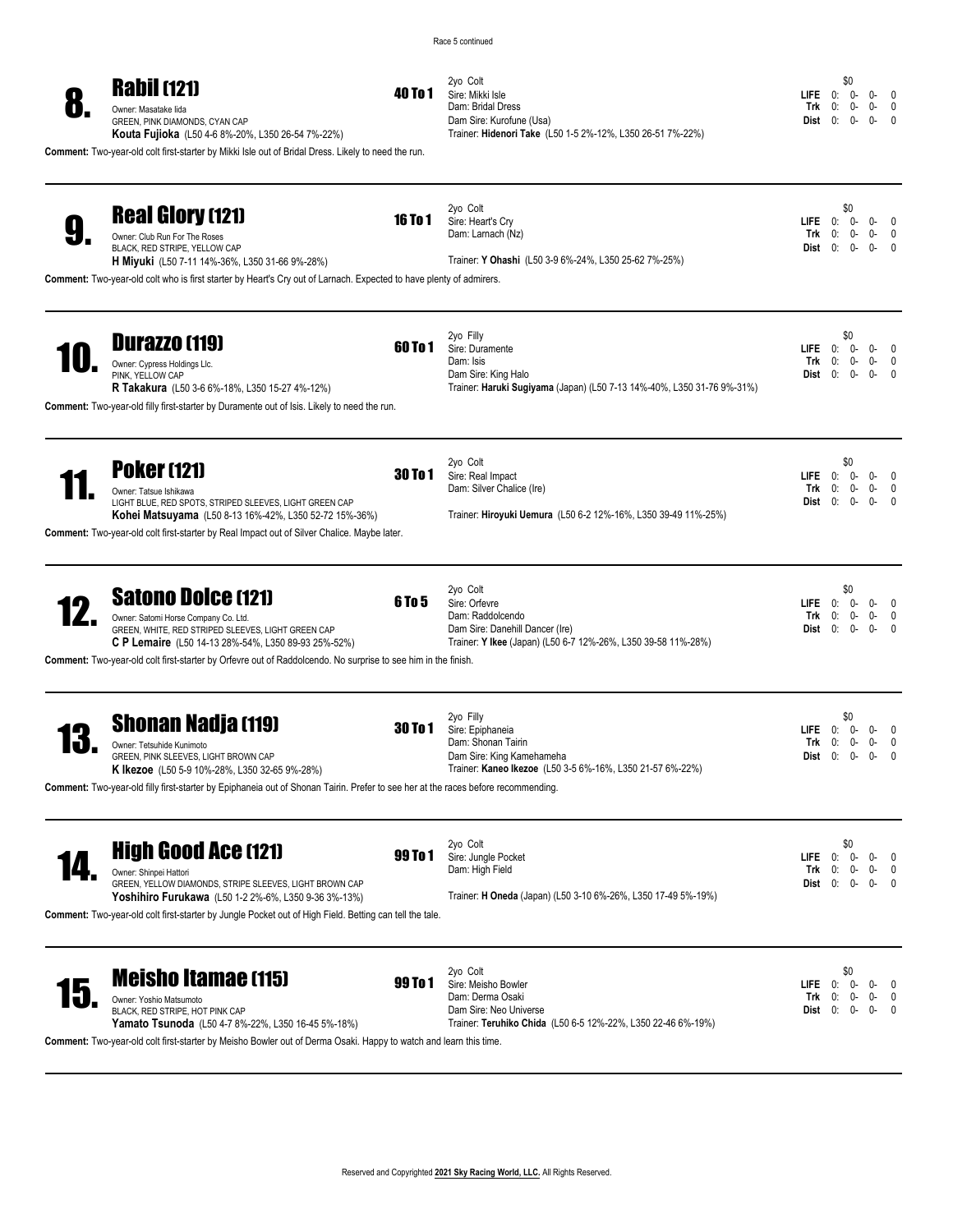Race 5 continued

## 8. Rabil (121) — 40 To 1

Owner: Masatake Iida
GREEN, PINK DIAMONDS, CYAN CAP
**Kouta Fujioka** (L50 4-6 8%-20%, L350 26-54 7%-22%)

2yo Colt
Sire: Mikki Isle
Dam: Bridal Dress
Dam Sire: Kurofune (Usa)
Trainer: **Hidenori Take** (L50 1-5 2%-12%, L350 26-51 7%-22%)

| | $0 | | | |
|---|---|---|---|---|
| **LIFE** | 0: | 0- | 0- | 0 |
| **Trk** | 0: | 0- | 0- | 0 |
| **Dist** | 0: | 0- | 0- | 0 |

**Comment:** Two-year-old colt first-starter by Mikki Isle out of Bridal Dress. Likely to need the run.

---

## 9. Real Glory (121) — 16 To 1

Owner: Club Run For The Roses
BLACK, RED STRIPE, YELLOW CAP
**H Miyuki** (L50 7-11 14%-36%, L350 31-66 9%-28%)

2yo Colt
Sire: Heart's Cry
Dam: Larnach (Nz)
Trainer: **Y Ohashi** (L50 3-9 6%-24%, L350 25-62 7%-25%)

| | $0 | | | |
|---|---|---|---|---|
| **LIFE** | 0: | 0- | 0- | 0 |
| **Trk** | 0: | 0- | 0- | 0 |
| **Dist** | 0: | 0- | 0- | 0 |

**Comment:** Two-year-old colt who is first starter by Heart's Cry out of Larnach. Expected to have plenty of admirers.

---

## 10. Durazzo (119) — 60 To 1

Owner: Cypress Holdings Llc.
PINK, YELLOW CAP
**R Takakura** (L50 3-6 6%-18%, L350 15-27 4%-12%)

2yo Filly
Sire: Duramente
Dam: Isis
Dam Sire: King Halo
Trainer: **Haruki Sugiyama** (Japan) (L50 7-13 14%-40%, L350 31-76 9%-31%)

| | $0 | | | |
|---|---|---|---|---|
| **LIFE** | 0: | 0- | 0- | 0 |
| **Trk** | 0: | 0- | 0- | 0 |
| **Dist** | 0: | 0- | 0- | 0 |

**Comment:** Two-year-old filly first-starter by Duramente out of Isis. Likely to need the run.

---

## 11. Poker (121) — 30 To 1

Owner: Tatsue Ishikawa
LIGHT BLUE, RED SPOTS, STRIPED SLEEVES, LIGHT GREEN CAP
**Kohei Matsuyama** (L50 8-13 16%-42%, L350 52-72 15%-36%)

2yo Colt
Sire: Real Impact
Dam: Silver Chalice (Ire)
Trainer: **Hiroyuki Uemura** (L50 6-2 12%-16%, L350 39-49 11%-25%)

| | $0 | | | |
|---|---|---|---|---|
| **LIFE** | 0: | 0- | 0- | 0 |
| **Trk** | 0: | 0- | 0- | 0 |
| **Dist** | 0: | 0- | 0- | 0 |

**Comment:** Two-year-old colt first-starter by Real Impact out of Silver Chalice. Maybe later.

---

## 12. Satono Dolce (121) — 6 To 5

Owner: Satomi Horse Company Co. Ltd.
GREEN, WHITE, RED STRIPED SLEEVES, LIGHT GREEN CAP
**C P Lemaire** (L50 14-13 28%-54%, L350 89-93 25%-52%)

2yo Colt
Sire: Orfevre
Dam: Raddolcendo
Dam Sire: Danehill Dancer (Ire)
Trainer: **Y Ikee** (Japan) (L50 6-7 12%-26%, L350 39-58 11%-28%)

| | $0 | | | |
|---|---|---|---|---|
| **LIFE** | 0: | 0- | 0- | 0 |
| **Trk** | 0: | 0- | 0- | 0 |
| **Dist** | 0: | 0- | 0- | 0 |

**Comment:** Two-year-old colt first-starter by Orfevre out of Raddolcendo. No surprise to see him in the finish.

---

## 13. Shonan Nadja (119) — 30 To 1

Owner: Tetsuhide Kunimoto
GREEN, PINK SLEEVES, LIGHT BROWN CAP
**K Ikezoe** (L50 5-9 10%-28%, L350 32-65 9%-28%)

2yo Filly
Sire: Epiphaneia
Dam: Shonan Tairin
Dam Sire: King Kamehameha
Trainer: **Kaneo Ikezoe** (L50 3-5 6%-16%, L350 21-57 6%-22%)

| | $0 | | | |
|---|---|---|---|---|
| **LIFE** | 0: | 0- | 0- | 0 |
| **Trk** | 0: | 0- | 0- | 0 |
| **Dist** | 0: | 0- | 0- | 0 |

**Comment:** Two-year-old filly first-starter by Epiphaneia out of Shonan Tairin. Prefer to see her at the races before recommending.

---

## 14. High Good Ace (121) — 99 To 1

Owner: Shinpei Hattori
GREEN, YELLOW DIAMONDS, STRIPE SLEEVES, LIGHT BROWN CAP
**Yoshihiro Furukawa** (L50 1-2 2%-6%, L350 9-36 3%-13%)

2yo Colt
Sire: Jungle Pocket
Dam: High Field
Trainer: **H Oneda** (Japan) (L50 3-10 6%-26%, L350 17-49 5%-19%)

| | $0 | | | |
|---|---|---|---|---|
| **LIFE** | 0: | 0- | 0- | 0 |
| **Trk** | 0: | 0- | 0- | 0 |
| **Dist** | 0: | 0- | 0- | 0 |

**Comment:** Two-year-old colt first-starter by Jungle Pocket out of High Field. Betting can tell the tale.

---

## 15. Meisho Itamae (115) — 99 To 1

Owner: Yoshio Matsumoto
BLACK, RED STRIPE, HOT PINK CAP
**Yamato Tsunoda** (L50 4-7 8%-22%, L350 16-45 5%-18%)

2yo Colt
Sire: Meisho Bowler
Dam: Derma Osaki
Dam Sire: Neo Universe
Trainer: **Teruhiko Chida** (L50 6-5 12%-22%, L350 22-46 6%-19%)

| | $0 | | | |
|---|---|---|---|---|
| **LIFE** | 0: | 0- | 0- | 0 |
| **Trk** | 0: | 0- | 0- | 0 |
| **Dist** | 0: | 0- | 0- | 0 |

**Comment:** Two-year-old colt first-starter by Meisho Bowler out of Derma Osaki. Happy to watch and learn this time.

---

Reserved and Copyrighted **2021 Sky Racing World, LLC.** All Rights Reserved.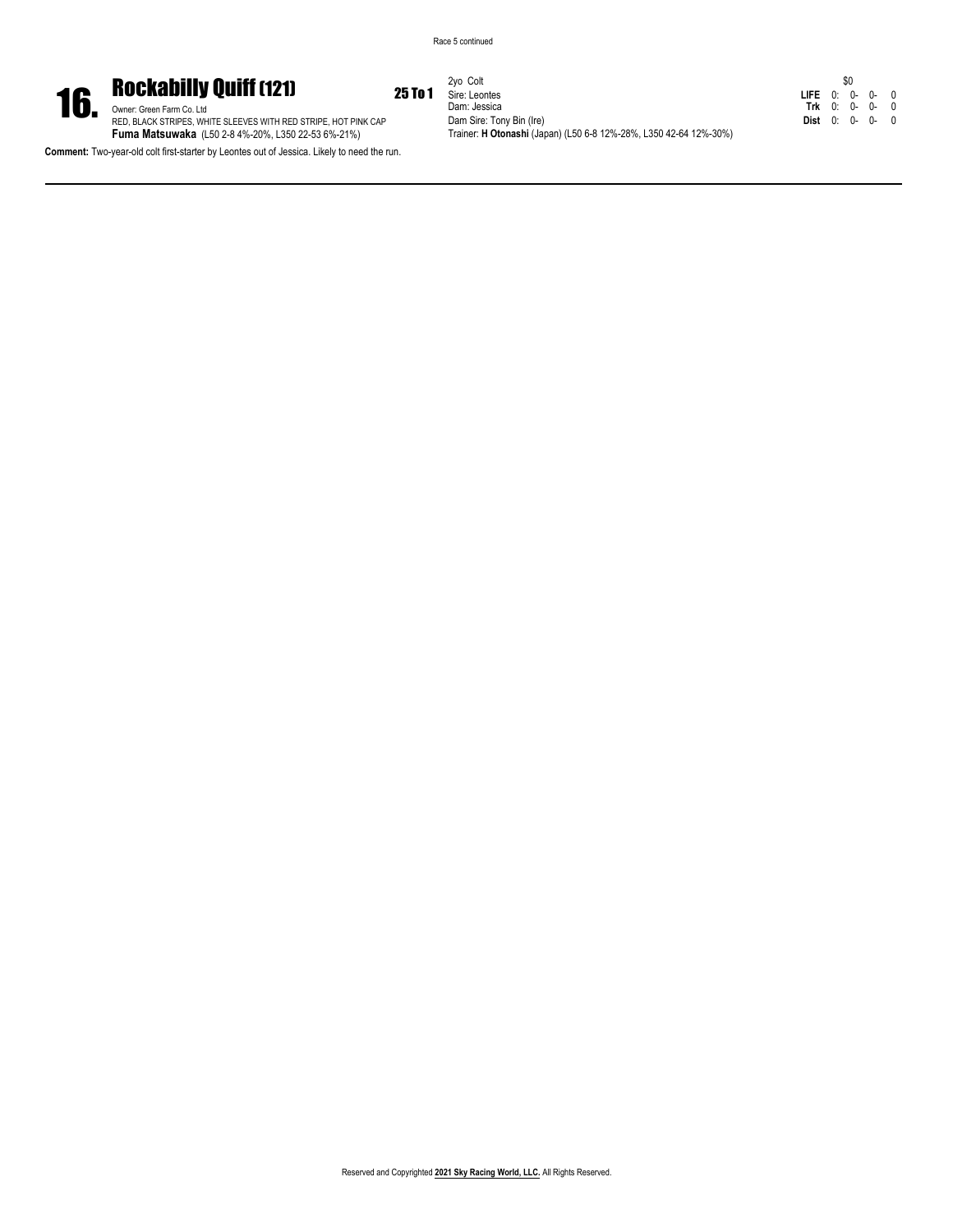Race 5 continued

## 16. Rockabilly Quiff (121) — 25 To 1

Owner: Green Farm Co. Ltd
RED, BLACK STRIPES, WHITE SLEEVES WITH RED STRIPE, HOT PINK CAP
**Fuma Matsuwaka** (L50 2-8 4%-20%, L350 22-53 6%-21%)

2yo Colt
Sire: Leontes
Dam: Jessica
Dam Sire: Tony Bin (Ire)
Trainer: **H Otonashi** (Japan) (L50 6-8 12%-28%, L350 42-64 12%-30%)

| | | $0 | | |
|---|---|---|---|---|
| **LIFE** | 0: | 0- | 0- | 0 |
| **Trk** | 0: | 0- | 0- | 0 |
| **Dist** | 0: | 0- | 0- | 0 |

**Comment:** Two-year-old colt first-starter by Leontes out of Jessica. Likely to need the run.

Reserved and Copyrighted **2021 Sky Racing World, LLC.** All Rights Reserved.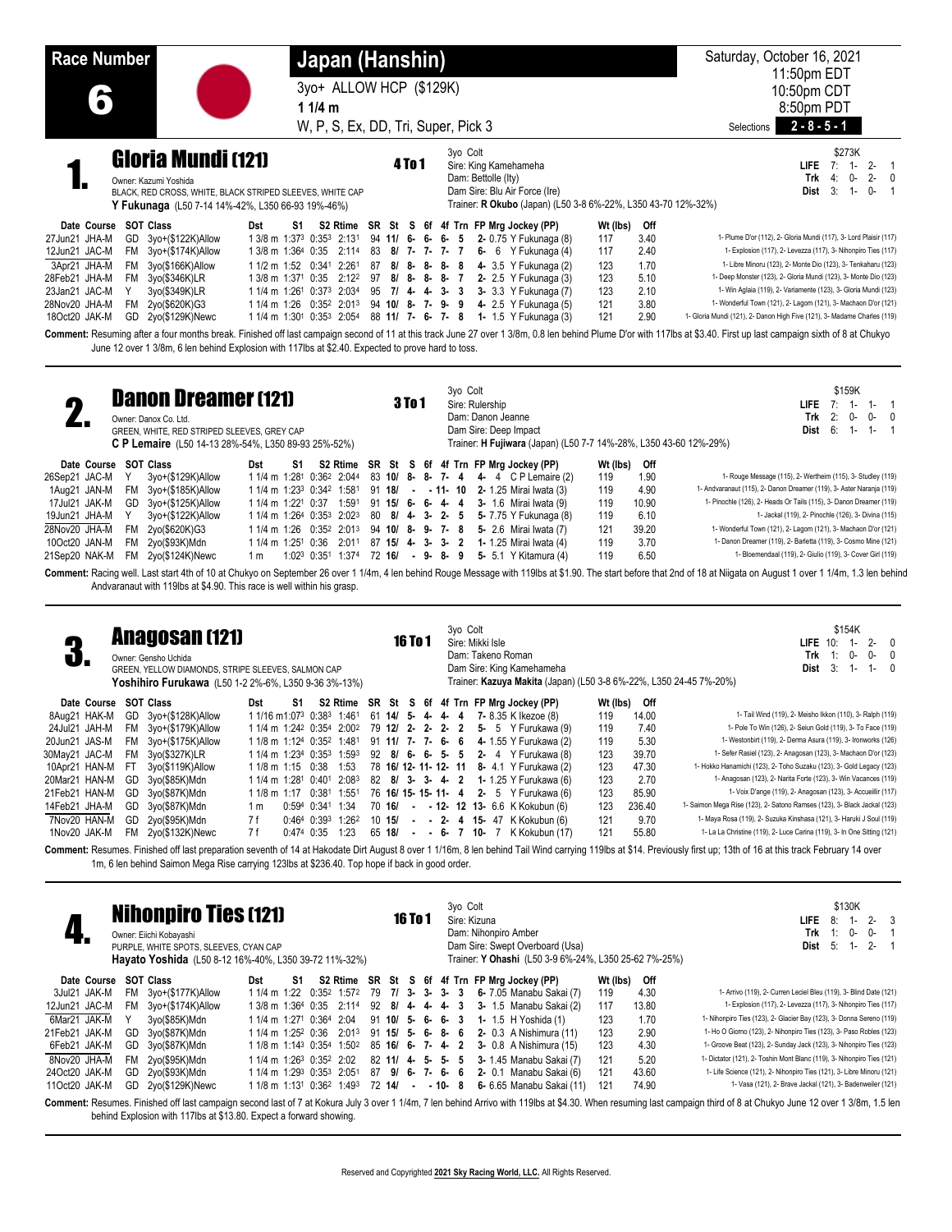# Race Number 6

## Japan (Hanshin)

3yo+ ALLOW HCP ($129K)

1 1/4 m

W, P, S, Ex, DD, Tri, Super, Pick 3

Saturday, October 16, 2021
11:50pm EDT
10:50pm CDT
8:50pm PDT

Selections **2 - 8 - 5 - 1**

---

## 1. Gloria Mundi (121) — 4 To 1

Owner: Kazumi Yoshida
BLACK, RED CROSS, WHITE, BLACK STRIPED SLEEVES, WHITE CAP
**Y Fukunaga** (L50 7-14 14%-42%, L350 66-93 19%-46%)

3yo Colt
Sire: King Kamehameha
Dam: Bettolle (Ity)
Dam Sire: Blu Air Force (Ire)
Trainer: **R Okubo** (Japan) (L50 3-8 6%-22%, L350 43-70 12%-32%)

$273K
LIFE 7: 1- 2- 1
Trk 4: 0- 2- 0
Dist 3: 1- 0- 1

| Date | Course | SOT | Class | Dst | S1 | S2 | Rtime | SR | St | S | 6f | 4f | Trn | FP | Mrg | Jockey (PP) | Wt (lbs) | Off | |
|---|---|---|---|---|---|---|---|---|---|---|---|---|---|---|---|---|---|---|---|
| 27Jun21 | JHA-M | GD | 3yo+($122K)Allow | 1 3/8 m | 1:37³ | 0:35³ | 2:13¹ | 94 | 11/ | 6- | 6- | 6- | 5 | 2- | 0.75 | Y Fukunaga (8) | 117 | 3.40 | 1- Plume D'or (112), 2- Gloria Mundi (117), 3- Lord Plaisir (117) |
| 12Jun21 | JAC-M | FM | 3yo+($174K)Allow | 1 3/8 m | 1:36⁴ | 0:35 | 2:11⁴ | 83 | 8/ | 7- | 7- | 7- | 7 | 6- | 6 | Y Fukunaga (4) | 117 | 2.40 | 1- Explosion (117), 2- Levezza (117), 3- Nihonpiro Ties (117) |
| 3Apr21 | JHA-M | FM | 3yo($166K)Allow | 1 1/2 m | 1:52 | 0:34¹ | 2:26¹ | 87 | 8/ | 8- | 8- | 8- | 8 | 4- | 3.5 | Y Fukunaga (2) | 123 | 1.70 | 1- Libre Minoru (123), 2- Monte Dio (123), 3- Tenkaharu (123) |
| 28Feb21 | JHA-M | FM | 3yo($346K)LR | 1 3/8 m | 1:37¹ | 0:35 | 2:12² | 97 | 8/ | 8- | 8- | 8- | 7 | 2- | 2.5 | Y Fukunaga (3) | 123 | 5.10 | 1- Deep Monster (123), 2- Gloria Mundi (123), 3- Monte Dio (123) |
| 23Jan21 | JAC-M | Y | 3yo($349K)LR | 1 1/4 m | 1:26¹ | 0:37³ | 2:03⁴ | 95 | 7/ | 4- | 4- | 3- | 3 | 3- | 3.3 | Y Fukunaga (7) | 123 | 2.10 | 1- Win Aglaia (119), 2- Variamente (123), 3- Gloria Mundi (123) |
| 28Nov20 | JHA-M | FM | 2yo($620K)G3 | 1 1/4 m | 1:26 | 0:35² | 2:01³ | 94 | 10/ | 8- | 7- | 9- | 9 | 4- | 2.5 | Y Fukunaga (5) | 121 | 3.80 | 1- Wonderful Town (121), 2- Lagom (121), 3- Machaon D'or (121) |
| 18Oct20 | JAK-M | GD | 2yo($129K)Newc | 1 1/4 m | 1:30¹ | 0:35³ | 2:05⁴ | 88 | 11/ | 7- | 6- | 7- | 8 | 1- | 1.5 | Y Fukunaga (3) | 121 | 2.90 | 1- Gloria Mundi (121), 2- Danon High Five (121), 3- Madame Charles (119) |

**Comment:** Resuming after a four months break. Finished off last campaign second of 11 at this track June 27 over 1 3/8m, 0.8 len behind Plume D'or with 117lbs at $3.40. First up last campaign sixth of 8 at Chukyo June 12 over 1 3/8m, 6 len behind Explosion with 117lbs at $2.40. Expected to prove hard to toss.

---

## 2. Danon Dreamer (121) — 3 To 1

Owner: Danox Co. Ltd.
GREEN, WHITE, RED STRIPED SLEEVES, GREY CAP
**C P Lemaire** (L50 14-13 28%-54%, L350 89-93 25%-52%)

3yo Colt
Sire: Rulership
Dam: Danon Jeanne
Dam Sire: Deep Impact
Trainer: **H Fujiwara** (Japan) (L50 7-7 14%-28%, L350 43-60 12%-29%)

$159K
LIFE 7: 1- 1- 1
Trk 2: 0- 0- 0
Dist 6: 1- 1- 1

| Date | Course | SOT | Class | Dst | S1 | S2 | Rtime | SR | St | S | 6f | 4f | Trn | FP | Mrg | Jockey (PP) | Wt (lbs) | Off | |
|---|---|---|---|---|---|---|---|---|---|---|---|---|---|---|---|---|---|---|---|
| 26Sep21 | JAC-M | Y | 3yo+($129K)Allow | 1 1/4 m | 1:28¹ | 0:36² | 2:04⁴ | 83 | 10/ | 8- | 8- | 7- | 4 | 4- | 4 | C P Lemaire (2) | 119 | 1.90 | 1- Rouge Message (115), 2- Wertheim (115), 3- Studley (119) |
| 1Aug21 | JAN-M | FM | 3yo+($185K)Allow | 1 1/4 m | 1:23³ | 0:34² | 1:58¹ | 91 | 18/ | - | - | 11- | 10 | 2- | 1.25 | Mirai Iwata (3) | 119 | 4.90 | 1- Andvaranaut (115), 2- Danon Dreamer (119), 3- Aster Naranja (119) |
| 17Jul21 | JAK-M | GD | 3yo+($125K)Allow | 1 1/4 m | 1:22¹ | 0:37 | 1:59¹ | 91 | 15/ | 6- | 6- | 4- | 4 | 3- | 1.6 | Mirai Iwata (9) | 119 | 10.90 | 1- Pinochle (126), 2- Heads Or Tails (115), 3- Danon Dreamer (119) |
| 19Jun21 | JHA-M | Y | 3yo+($122K)Allow | 1 1/4 m | 1:26⁴ | 0:35³ | 2:02³ | 80 | 8/ | 4- | 3- | 2- | 5 | 5- | 7.75 | Y Fukunaga (8) | 119 | 6.10 | 1- Jackal (119), 2- Pinochle (126), 3- Divina (115) |
| 28Nov20 | JHA-M | FM | 2yo($620K)G3 | 1 1/4 m | 1:26 | 0:35² | 2:01³ | 94 | 10/ | 8- | 9- | 7- | 8 | 5- | 2.6 | Mirai Iwata (7) | 121 | 39.20 | 1- Wonderful Town (121), 2- Lagom (121), 3- Machaon D'or (121) |
| 10Oct20 | JAN-M | FM | 2yo($93K)Mdn | 1 1/4 m | 1:25¹ | 0:36 | 2:01¹ | 87 | 15/ | 4- | 3- | 3- | 2 | 1- | 1.25 | Mirai Iwata (4) | 119 | 3.70 | 1- Danon Dreamer (119), 2- Barletta (119), 3- Cosmo Mine (121) |
| 21Sep20 | NAK-M | FM | 2yo($124K)Newc | 1 m | 1:02³ | 0:35¹ | 1:37⁴ | 72 | 16/ | - | 9- | 8- | 9 | 5- | 5.1 | Y Kitamura (4) | 119 | 6.50 | 1- Bloemendaal (119), 2- Giulio (119), 3- Cover Girl (119) |

**Comment:** Racing well. Last start 4th of 10 at Chukyo on September 26 over 1 1/4m, 4 len behind Rouge Message with 119lbs at $1.90. The start before that 2nd of 18 at Niigata on August 1 over 1 1/4m, 1.3 len behind Andvaranaut with 119lbs at $4.90. This race is well within his grasp.

---

## 3. Anagosan (121) — 16 To 1

Owner: Gensho Uchida
GREEN, YELLOW DIAMONDS, STRIPE SLEEVES, SALMON CAP
**Yoshihiro Furukawa** (L50 1-2 2%-6%, L350 9-36 3%-13%)

3yo Colt
Sire: Mikki Isle
Dam: Takeno Roman
Dam Sire: King Kamehameha
Trainer: **Kazuya Makita** (Japan) (L50 3-8 6%-22%, L350 24-45 7%-20%)

$154K
LIFE 10: 1- 2- 0
Trk 1: 0- 0- 0
Dist 3: 1- 1- 0

| Date | Course | SOT | Class | Dst | S1 | S2 | Rtime | SR | St | S | 6f | 4f | Trn | FP | Mrg | Jockey (PP) | Wt (lbs) | Off | |
|---|---|---|---|---|---|---|---|---|---|---|---|---|---|---|---|---|---|---|---|
| 8Aug21 | HAK-M | GD | 3yo+($128K)Allow | 1 1/16 m | 1:07³ | 0:38³ | 1:46¹ | 61 | 14/ | 5- | 4- | 4- | 4 | 7- | 8.35 | K Ikezoe (8) | 119 | 14.00 | 1- Tail Wind (119), 2- Meisho Ikkon (110), 3- Ralph (119) |
| 24Jul21 | JAH-M | FM | 3yo+($179K)Allow | 1 1/4 m | 1:24² | 0:35⁴ | 2:00² | 79 | 12/ | 2- | 2- | 2- | 2 | 5- | 5 | Y Furukawa (9) | 119 | 7.40 | 1- Pole To Win (126), 2- Seiun Gold (119), 3- To Face (119) |
| 20Jun21 | JAS-M | FM | 3yo+($175K)Allow | 1 1/8 m | 1:12⁴ | 0:35² | 1:48¹ | 91 | 11/ | 7- | 7- | 6- | 6 | 4- | 1.55 | Y Furukawa (2) | 119 | 5.30 | 1- Westonbirt (119), 2- Derma Asura (119), 3- Ironworks (126) |
| 30May21 | JAC-M | FM | 3yo($327K)LR | 1 1/4 m | 1:23⁴ | 0:35³ | 1:59³ | 92 | 8/ | 6- | 6- | 5- | 5 | 2- | 4 | Y Furukawa (8) | 123 | 39.70 | 1- Sefer Rasiel (123), 2- Anagosan (123), 3- Machaon D'or (123) |
| 10Apr21 | HAN-M | FT | 3yo($119K)Allow | 1 1/8 m | 1:15 | 0:38 | 1:53 | 78 | 16/ | 12- | 11- | 12- | 11 | 8- | 4.1 | Y Furukawa (2) | 123 | 47.30 | 1- Hokko Hanamichi (123), 2- Toho Suzaku (123), 3- Gold Legacy (123) |
| 20Mar21 | HAN-M | GD | 3yo($85K)Mdn | 1 1/4 m | 1:28¹ | 0:40¹ | 2:08³ | 82 | 8/ | 3- | 3- | 4- | 2 | 1- | 1.25 | Y Furukawa (6) | 123 | 2.70 | 1- Anagosan (123), 2- Narita Forte (123), 3- Win Vacances (119) |
| 21Feb21 | HAN-M | GD | 3yo($87K)Mdn | 1 1/8 m | 1:17 | 0:38¹ | 1:55¹ | 76 | 16/ | 15- | 15- | 11- | 4 | 2- | 5 | Y Furukawa (6) | 123 | 85.90 | 1- Voix D'ange (119), 2- Anagosan (123), 3- Accueillir (117) |
| 14Feb21 | JAH-M | GD | 3yo($87K)Mdn | 1 m | 0:59⁴ | 0:34¹ | 1:34 | 70 | 16/ | - | - | 12- | 12 | 13- | 6.6 | K Kokubun (6) | 123 | 236.40 | 1- Saimon Mega Rise (123), 2- Satono Ramses (123), 3- Black Jackal (123) |
| 7Nov20 | HAN-M | GD | 2yo($95K)Mdn | 7 f | 0:46⁴ | 0:39³ | 1:26² | 10 | 15/ | - | - | 2- | 4 | 15- | 47 | K Kokubun (6) | 121 | 9.70 | 1- Maya Rosa (119), 2- Suzuka Kinshasa (121), 3- Haruki J Soul (119) |
| 1Nov20 | JAK-M | FM | 2yo($132K)Newc | 7 f | 0:47⁴ | 0:35 | 1:23 | 65 | 18/ | - | - | 6- | 7 | 10- | 7 | K Kokubun (17) | 121 | 55.80 | 1- La La Christine (119), 2- Luce Carina (119), 3- In One Sitting (121) |

**Comment:** Resumes. Finished off last preparation seventh of 14 at Hakodate Dirt August 8 over 1 1/16m, 8 len behind Tail Wind carrying 119lbs at $14. Previously first up; 13th of 16 at this track February 14 over 1m, 6 len behind Saimon Mega Rise carrying 123lbs at $236.40. Top hope if back in good order.

---

## 4. Nihonpiro Ties (121) — 16 To 1

Owner: Eiichi Kobayashi
PURPLE, WHITE SPOTS, SLEEVES, CYAN CAP
**Hayato Yoshida** (L50 8-12 16%-40%, L350 39-72 11%-32%)

3yo Colt
Sire: Kizuna
Dam: Nihonpiro Amber
Dam Sire: Swept Overboard (Usa)
Trainer: **Y Ohashi** (L50 3-9 6%-24%, L350 25-62 7%-25%)

$130K
LIFE 8: 1- 2- 3
Trk 1: 0- 0- 1
Dist 5: 1- 2- 1

| Date | Course | SOT | Class | Dst | S1 | S2 | Rtime | SR | St | S | 6f | 4f | Trn | FP | Mrg | Jockey (PP) | Wt (lbs) | Off | |
|---|---|---|---|---|---|---|---|---|---|---|---|---|---|---|---|---|---|---|---|
| 3Jul21 | JAK-M | FM | 3yo+($177K)Allow | 1 1/4 m | 1:22 | 0:35² | 1:57² | 79 | 7/ | 3- | 3- | 3- | 3 | 6- | 7.05 | Manabu Sakai (7) | 119 | 4.30 | 1- Arrivo (119), 2- Curren Leciel Bleu (119), 3- Blind Date (121) |
| 12Jun21 | JAC-M | FM | 3yo+($174K)Allow | 1 3/8 m | 1:36⁴ | 0:35 | 2:11⁴ | 92 | 8/ | 4- | 4- | 4- | 3 | 3- | 1.5 | Manabu Sakai (2) | 117 | 13.80 | 1- Explosion (117), 2- Levezza (117), 3- Nihonpiro Ties (117) |
| 6Mar21 | JAK-M | Y | 3yo($85K)Mdn | 1 1/4 m | 1:27¹ | 0:36⁴ | 2:04 | 91 | 10/ | 5- | 6- | 6- | 3 | 1- | 1.5 | H Yoshida (1) | 123 | 1.70 | 1- Nihonpiro Ties (123), 2- Glacier Bay (123), 3- Donna Sereno (119) |
| 21Feb21 | JAK-M | GD | 3yo($87K)Mdn | 1 1/4 m | 1:25² | 0:36 | 2:01³ | 91 | 15/ | 5- | 6- | 8- | 6 | 2- | 0.3 | A Nishimura (11) | 123 | 2.90 | 1- Ho O Giorno (123), 2- Nihonpiro Ties (123), 3- Paso Robles (123) |
| 6Feb21 | JAK-M | GD | 3yo($87K)Mdn | 1 1/8 m | 1:14³ | 0:35⁴ | 1:50² | 85 | 16/ | 6- | 7- | 4- | 2 | 3- | 0.8 | A Nishimura (15) | 123 | 4.30 | 1- Groove Beat (123), 2- Sunday Jack (123), 3- Nihonpiro Ties (123) |
| 8Nov20 | JHA-M | FM | 2yo($95K)Mdn | 1 1/4 m | 1:26³ | 0:35² | 2:02 | 82 | 11/ | 4- | 5- | 5- | 5 | 3- | 1.45 | Manabu Sakai (2) | 121 | 5.20 | 1- Dictator (121), 2- Toshin Mont Blanc (119), 3- Nihonpiro Ties (121) |
| 24Oct20 | JAK-M | GD | 2yo($93K)Mdn | 1 1/4 m | 1:29³ | 0:35³ | 2:05¹ | 87 | 9/ | 6- | 7- | 6- | 6 | 2- | 0.1 | Manabu Sakai (6) | 121 | 43.60 | 1- Life Science (121), 2- Nihonpiro Ties (121), 3- Libre Minoru (121) |
| 11Oct20 | JAK-M | GD | 2yo($129K)Newc | 1 1/8 m | 1:13¹ | 0:36² | 1:49³ | 72 | 14/ | - | - | 10- | 8 | 6- | 6.65 | Manabu Sakai (11) | 121 | 74.90 | 1- Vasa (121), 2- Brave Jackal (121), 3- Badenweiler (121) |

**Comment:** Resumes. Finished off last campaign second last of 7 at Kokura July 3 over 1 1/4m, 7 len behind Arrivo with 119lbs at $4.30. When resuming last campaign third of 8 at Chukyo June 12 over 1 3/8m, 1.5 len behind Explosion with 117lbs at $13.80. Expect a forward showing.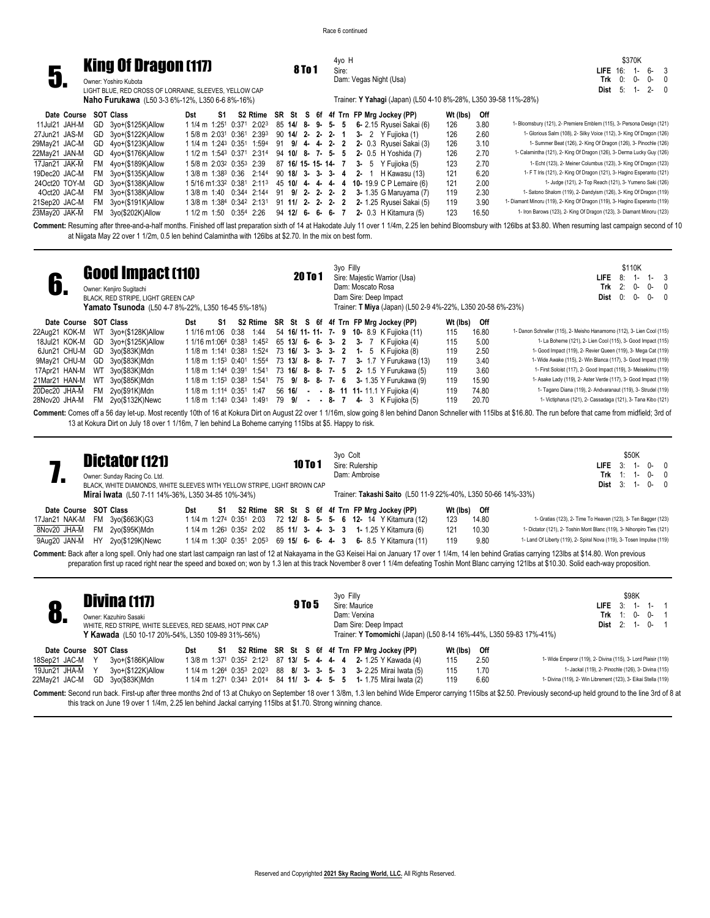Race 6 continued

## 5. King Of Dragon (117)

**8 To 1**

Owner: Yoshiro Kubota
LIGHT BLUE, RED CROSS OF LORRAINE, SLEEVES, YELLOW CAP
**Naho Furukawa** (L50 3-3 6%-12%, L350 6-6 8%-16%)

4yo H
Sire:
Dam: Vegas Night (Usa)

Trainer: **Y Yahagi** (Japan) (L50 4-10 8%-28%, L350 39-58 11%-28%)

$370K
**LIFE** 16: 1- 6- 3
**Trk** 0: 0- 0- 0
**Dist** 5: 1- 2- 0

| Date Course | SOT | Class | Dst | S1 | S2 | Rtime | SR | St | S | 6f | 4f | Trn | FP | Mrg | Jockey (PP) | Wt (lbs) | Off | |
|---|---|---|---|---|---|---|---|---|---|---|---|---|---|---|---|---|---|---|
| 11Jul21 JAH-M | GD | 3yo+($125K)Allow | 1 1/4 m | 1:25¹ | 0:37¹ | 2:02³ | 85 | 14/ | 8- | 9- | 5- | 5 | 6- | 2.15 | Ryusei Sakai (6) | 126 | 3.80 | 1- Bloomsbury (121), 2- Premiere Emblem (115), 3- Persona Design (121) |
| 27Jun21 JAS-M | GD | 3yo+($122K)Allow | 1 5/8 m | 2:03¹ | 0:36¹ | 2:39³ | 90 | 14/ | 2- | 2- | 2- | 1 | 3- | 2 | Y Fujioka (1) | 126 | 2.60 | 1- Glorious Salm (108), 2- Silky Voice (112), 3- King Of Dragon (126) |
| 29May21 JAC-M | GD | 4yo+($123K)Allow | 1 1/4 m | 1:24³ | 0:35¹ | 1:59⁴ | 91 | 9/ | 4- | 4- | 2- | 2 | 2- | 0.3 | Ryusei Sakai (3) | 126 | 3.10 | 1- Summer Beat (126), 2- King Of Dragon (126), 3- Pinochle (126) |
| 22May21 JAN-M | GD | 4yo+($176K)Allow | 1 1/2 m | 1:54³ | 0:37¹ | 2:31⁴ | 94 | 10/ | 8- | 7- | 5- | 5 | 2- | 0.5 | H Yoshida (7) | 126 | 2.70 | 1- Calamintha (121), 2- King Of Dragon (126), 3- Derma Lucky Guy (126) |
| 17Jan21 JAK-M | FM | 4yo+($189K)Allow | 1 5/8 m | 2:03² | 0:35³ | 2:39 | 87 | 16/ | 15- | 15- | 14- | 7 | 3- | 5 | Y Fujioka (5) | 123 | 2.70 | 1- Echt (123), 2- Meiner Columbus (123), 3- King Of Dragon (123) |
| 19Dec20 JAC-M | FM | 3yo+($135K)Allow | 1 3/8 m | 1:38³ | 0:36 | 2:14⁴ | 90 | 18/ | 3- | 3- | 3- | 4 | 2- | 1 | H Kawasu (13) | 121 | 6.20 | 1- F T Iris (121), 2- King Of Dragon (121), 3- Hagino Esperanto (121) |
| 24Oct20 TOY-M | GD | 3yo+($138K)Allow | 1 5/16 m | 1:33² | 0:38¹ | 2:11³ | 45 | 10/ | 4- | 4- | 4- | 4 | 10- | 19.9 | C P Lemaire (6) | 121 | 2.00 | 1- Judge (121), 2- Top Reach (121), 3- Yumeno Saki (126) |
| 4Oct20 JAC-M | FM | 3yo+($138K)Allow | 1 3/8 m | 1:40 | 0:34⁴ | 2:14⁴ | 91 | 9/ | 2- | 2- | 2- | 2 | 3- | 1.35 | G Maruyama (7) | 119 | 2.30 | 1- Satono Shalom (119), 2- Dandyism (126), 3- King Of Dragon (119) |
| 21Sep20 JAC-M | FM | 3yo+($191K)Allow | 1 3/8 m | 1:38⁴ | 0:34² | 2:13¹ | 91 | 11/ | 2- | 2- | 2- | 2 | 2- | 1.25 | Ryusei Sakai (5) | 119 | 3.90 | 1- Diamant Minoru (119), 2- King Of Dragon (119), 3- Hagino Esperanto (119) |
| 23May20 JAK-M | FM | 3yo($202K)Allow | 1 1/2 m | 1:50 | 0:35⁴ | 2:26 | 94 | 12/ | 6- | 6- | 6- | 7 | 2- | 0.3 | H Kitamura (5) | 123 | 16.50 | 1- Iron Barows (123), 2- King Of Dragon (123), 3- Diamant Minoru (123) |

**Comment:** Resuming after three-and-a-half months. Finished off last preparation sixth of 14 at Hakodate July 11 over 1 1/4m, 2.25 len behind Bloomsbury with 126lbs at $3.80. When resuming last campaign second of 10 at Niigata May 22 over 1 1/2m, 0.5 len behind Calamintha with 126lbs at $2.70. In the mix on best form.

## 6. Good Impact (110)

**20 To 1**

Owner: Kenjiro Sugitachi
BLACK, RED STRIPE, LIGHT GREEN CAP
**Yamato Tsunoda** (L50 4-7 8%-22%, L350 16-45 5%-18%)

3yo Filly
Sire: Majestic Warrior (Usa)
Dam: Moscato Rosa
Dam Sire: Deep Impact
Trainer: **T Miya** (Japan) (L50 2-9 4%-22%, L350 20-58 6%-23%)

$110K
**LIFE** 8: 1- 1- 3
**Trk** 2: 0- 0- 0
**Dist** 0: 0- 0- 0

| Date Course | SOT | Class | Dst | S1 | S2 | Rtime | SR | St | S | 6f | 4f | Trn | FP | Mrg | Jockey (PP) | Wt (lbs) | Off | |
|---|---|---|---|---|---|---|---|---|---|---|---|---|---|---|---|---|---|---|
| 22Aug21 KOK-M | WT | 3yo+($128K)Allow | 1 1/16 m | 1:06 | 0:38 | 1:44 | 54 | 16/ | 11- | 11- | 7- | 9 | 10- | 8.9 | K Fujioka (11) | 115 | 16.80 | 1- Danon Schneller (115), 2- Meisho Hanamomo (112), 3- Lien Cool (115) |
| 18Jul21 KOK-M | GD | 3yo+($125K)Allow | 1 1/16 m | 1:06⁴ | 0:38³ | 1:45² | 65 | 13/ | 6- | 6- | 3- | 2 | 3- | 7 | K Fujioka (4) | 115 | 5.00 | 1- La Boheme (121), 2- Lien Cool (115), 3- Good Impact (115) |
| 6Jun21 CHU-M | GD | 3yo($83K)Mdn | 1 1/8 m | 1:14¹ | 0:38³ | 1:52⁴ | 73 | 16/ | 3- | 3- | 3- | 2 | 1- | 5 | K Fujioka (8) | 119 | 2.50 | 1- Good Impact (119), 2- Revier Queen (119), 3- Mega Cat (119) |
| 9May21 CHU-M | GD | 3yo($83K)Mdn | 1 1/8 m | 1:15³ | 0:40¹ | 1:55⁴ | 73 | 13/ | 8- | 8- | 7- | 7 | 3- | 1.7 | Y Furukawa (13) | 119 | 3.40 | 1- Wide Awake (115), 2- Win Blanca (117), 3- Good Impact (119) |
| 17Apr21 HAN-M | WT | 3yo($83K)Mdn | 1 1/8 m | 1:14⁴ | 0:39¹ | 1:54¹ | 73 | 16/ | 8- | 8- | 7- | 5 | 2- | 1.25 | Y Furukawa (5) | 119 | 3.60 | 1- First Soloist (117), 2- Good Impact (119), 3- Meisekimu (119) |
| 21Mar21 HAN-M | WT | 3yo($85K)Mdn | 1 1/8 m | 1:15³ | 0:38³ | 1:54¹ | 75 | 9/ | 8- | 8- | 7- | 6 | 3- | 1.35 | Y Furukawa (9) | 119 | 15.90 | 1- Asake Lady (119), 2- Aster Verde (117), 3- Good Impact (119) |
| 20Dec20 JHA-M | FM | 2yo($91K)Mdn | 1 1/8 m | 1:11⁴ | 0:35¹ | 1:47 | 56 | 16/ | - | - | 8- | 11 | 11- | 11.1 | Y Fujioka (4) | 119 | 74.80 | 1- Tagano Diana (119), 2- Andvaranaut (119), 3- Strudel (119) |
| 28Nov20 JHA-M | FM | 2yo($132K)Newc | 1 1/8 m | 1:14³ | 0:34³ | 1:49¹ | 79 | 9/ | - | - | 8- | 7 | 4- | 3 | K Fujioka (5) | 119 | 20.70 | 1- Victipharus (121), 2- Cassadaga (121), 3- Tana Kibo (121) |

**Comment:** Comes off a 56 day let-up. Most recently 10th of 16 at Kokura Dirt on August 22 over 1 1/16m, slow going 8 len behind Danon Schneller with 115lbs at $16.80. The run before that came from midfield; 3rd of 13 at Kokura Dirt on July 18 over 1 1/16m, 7 len behind La Boheme carrying 115lbs at $5. Happy to risk.

## 7. Dictator (121)

**10 To 1**

Owner: Sunday Racing Co. Ltd.
BLACK, WHITE DIAMONDS, WHITE SLEEVES WITH YELLOW STRIPE, LIGHT BROWN CAP
**Mirai Iwata** (L50 7-11 14%-36%, L350 34-85 10%-34%)

3yo Colt
Sire: Rulership
Dam: Ambroise

Trainer: **Takashi Saito** (L50 11-9 22%-40%, L350 50-66 14%-33%)

$50K
**LIFE** 3: 1- 0- 0
**Trk** 1: 1- 0- 0
**Dist** 3: 1- 0- 0

| Date Course | SOT | Class | Dst | S1 | S2 | Rtime | SR | St | S | 6f | 4f | Trn | FP | Mrg | Jockey (PP) | Wt (lbs) | Off | |
|---|---|---|---|---|---|---|---|---|---|---|---|---|---|---|---|---|---|---|
| 17Jan21 NAK-M | FM | 3yo($663K)G3 | 1 1/4 m | 1:27⁴ | 0:35¹ | 2:03 | 72 | 12/ | 8- | 5- | 5- | 6 | 12- | 14 | Y Kitamura (12) | 123 | 14.80 | 1- Gratias (123), 2- Time To Heaven (123), 3- Ten Bagger (123) |
| 8Nov20 JHA-M | FM | 2yo($95K)Mdn | 1 1/4 m | 1:26³ | 0:35² | 2:02 | 85 | 11/ | 3- | 4- | 3- | 3 | 1- | 1.25 | Y Kitamura (6) | 121 | 10.30 | 1- Dictator (121), 2- Toshin Mont Blanc (119), 3- Nihonpiro Ties (121) |
| 9Aug20 JAN-M | HY | 2yo($129K)Newc | 1 1/4 m | 1:30² | 0:35¹ | 2:05³ | 69 | 15/ | 6- | 6- | 4- | 3 | 6- | 8.5 | Y Kitamura (11) | 119 | 9.80 | 1- Land Of Liberty (119), 2- Spiral Nova (119), 3- Tosen Impulse (119) |

**Comment:** Back after a long spell. Only had one start last campaign ran last of 12 at Nakayama in the G3 Keisei Hai on January 17 over 1 1/4m, 14 len behind Gratias carrying 123lbs at $14.80. Won previous preparation first up raced right near the speed and boxed on; won by 1.3 len at this track November 8 over 1 1/4m defeating Toshin Mont Blanc carrying 121lbs at $10.30. Solid each-way proposition.

## 8. Divina (117)

**9 To 5**

Owner: Kazuhiro Sasaki
WHITE, RED STRIPE, WHITE SLEEVES, RED SEAMS, HOT PINK CAP
**Y Kawada** (L50 10-17 20%-54%, L350 109-89 31%-56%)

3yo Filly
Sire: Maurice
Dam: Verxina
Dam Sire: Deep Impact
Trainer: **Y Tomomichi** (Japan) (L50 8-14 16%-44%, L350 59-83 17%-41%)

$98K
**LIFE** 3: 1- 1- 1
**Trk** 1: 0- 0- 1
**Dist** 2: 1- 0- 1

| Date Course | SOT | Class | Dst | S1 | S2 | Rtime | SR | St | S | 6f | 4f | Trn | FP | Mrg | Jockey (PP) | Wt (lbs) | Off | |
|---|---|---|---|---|---|---|---|---|---|---|---|---|---|---|---|---|---|---|
| 18Sep21 JAC-M | Y | 3yo+($186K)Allow | 1 3/8 m | 1:37¹ | 0:35² | 2:12³ | 87 | 13/ | 5- | 4- | 4- | 4 | 2- | 1.25 | Y Kawada (4) | 115 | 2.50 | 1- Wide Emperor (119), 2- Divina (115), 3- Lord Plaisir (119) |
| 19Jun21 JHA-M | Y | 3yo+($122K)Allow | 1 1/4 m | 1:26⁴ | 0:35³ | 2:02³ | 88 | 8/ | 3- | 3- | 5- | 3 | 3- | 2.25 | Mirai Iwata (5) | 115 | 1.70 | 1- Jackal (119), 2- Pinochle (126), 3- Divina (115) |
| 22May21 JAC-M | GD | 3yo($83K)Mdn | 1 1/4 m | 1:27¹ | 0:34³ | 2:01⁴ | 84 | 11/ | 3- | 4- | 5- | 5 | 1- | 1.75 | Mirai Iwata (2) | 119 | 6.60 | 1- Divina (119), 2- Win Librement (123), 3- Eikai Stella (119) |

**Comment:** Second run back. First-up after three months 2nd of 13 at Chukyo on September 18 over 1 3/8m, 1.3 len behind Wide Emperor carrying 115lbs at $2.50. Previously second-up held ground to the line 3rd of 8 at this track on June 19 over 1 1/4m, 2.25 len behind Jackal carrying 115lbs at $1.70. Strong winning chance.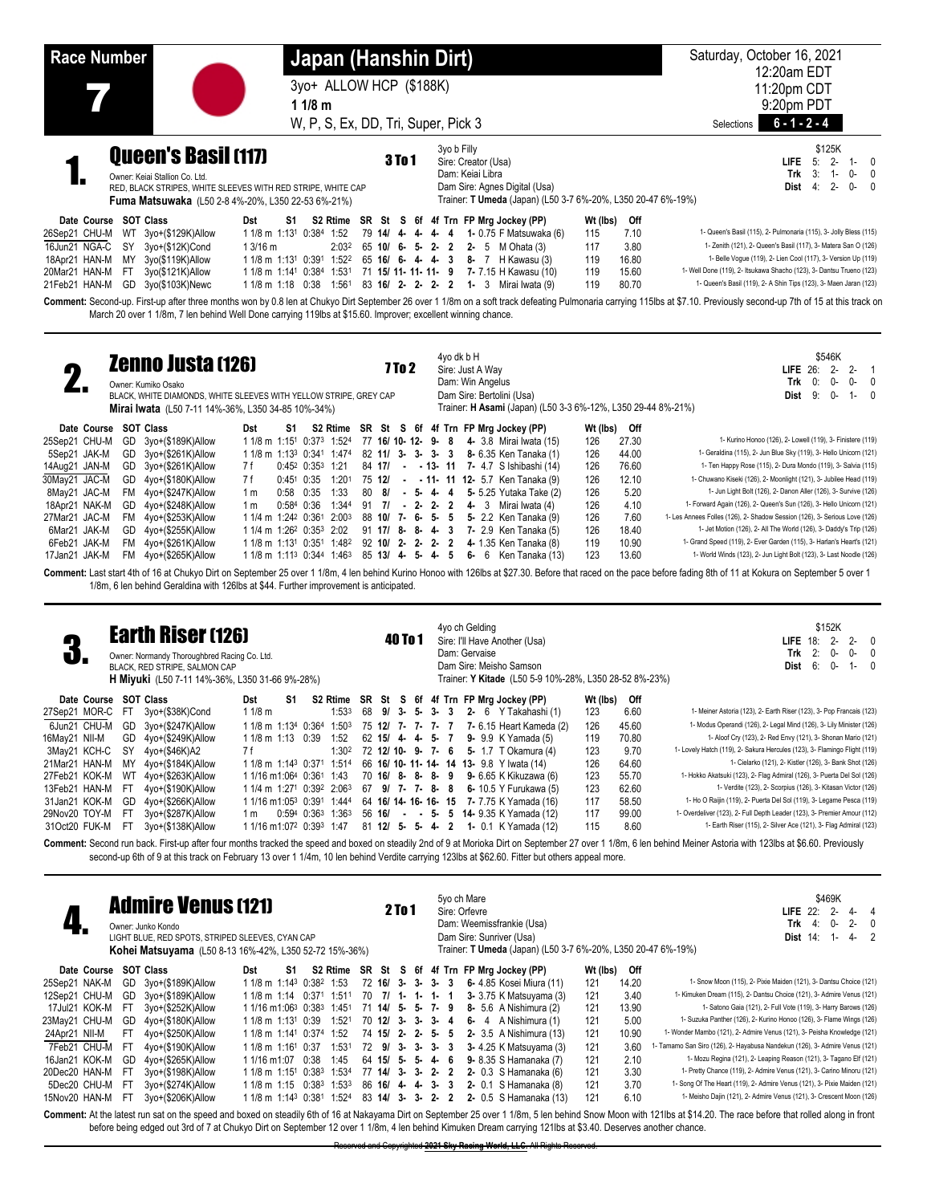# Race Number 7

## Japan (Hanshin Dirt)

3yo+ ALLOW HCP ($188K)

**1 1/8 m**

W, P, S, Ex, DD, Tri, Super, Pick 3

Saturday, October 16, 2021
12:20am EDT
11:20pm CDT
9:20pm PDT

Selections **6 - 1 - 2 - 4**

---

## 1. Queen's Basil (117) — 3 To 1

Owner: Keiai Stallion Co. Ltd.
RED, BLACK STRIPES, WHITE SLEEVES WITH RED STRIPE, WHITE CAP
**Fuma Matsuwaka** (L50 2-8 4%-20%, L350 22-53 6%-21%)

3yo b Filly
Sire: Creator (Usa)
Dam: Keiai Libra
Dam Sire: Agnes Digital (Usa)
Trainer: **T Umeda** (Japan) (L50 3-7 6%-20%, L350 20-47 6%-19%)

| | | | | |
|---|---|---|---|---|
| | | $125K | | |
| **LIFE** 5: | 2- | 1- | 0 | |
| **Trk** 3: | 1- | 0- | 0 | |
| **Dist** 4: | 2- | 0- | 0 | |

| Date Course | SOT | Class | Dst | S1 | S2 | Rtime | SR | St | S | 6f | 4f | Trn | FP | Mrg | Jockey (PP) | Wt (lbs) | Off | |
|---|---|---|---|---|---|---|---|---|---|---|---|---|---|---|---|---|---|---|
| 26Sep21 CHU-M | WT | 3yo+($129K)Allow | 1 1/8 m | 1:13¹ | 0:38⁴ | 1:52 | 79 | 14/ | 4- | 4- | 4- | 4 | 1- | 0.75 | F Matsuwaka (6) | 115 | 7.10 | 1- Queen's Basil (115), 2- Pulmonaria (115), 3- Jolly Bless (115) |
| 16Jun21 NGA-C | SY | 3yo+($12K)Cond | 1 3/16 m | | | 2:03² | 65 | 10/ | 6- | 5- | 2- | 2 | 2- | 5 | M Ohata (3) | 117 | 3.80 | 1- Zenith (121), 2- Queen's Basil (117), 3- Matera San O (126) |
| 18Apr21 HAN-M | MY | 3yo($119K)Allow | 1 1/8 m | 1:13¹ | 0:39¹ | 1:52² | 65 | 16/ | 6- | 4- | 4- | 3 | 8- | 7 | H Kawasu (3) | 119 | 16.80 | 1- Belle Vogue (119), 2- Lien Cool (117), 3- Version Up (119) |
| 20Mar21 HAN-M | FT | 3yo($121K)Allow | 1 1/8 m | 1:14¹ | 0:38⁴ | 1:53¹ | 71 | 15/ | 11- | 11- | 11- | 9 | 7- | 7.15 | H Kawasu (10) | 119 | 15.60 | 1- Well Done (119), 2- Itsukawa Shacho (123), 3- Dantsu Trueno (123) |
| 21Feb21 HAN-M | GD | 3yo($103K)Newc | 1 1/8 m | 1:18 | 0:38 | 1:56¹ | 83 | 16/ | 2- | 2- | 2- | 2 | 1- | 3 | Mirai Iwata (9) | 119 | 80.70 | 1- Queen's Basil (119), 2- A Shin Tips (123), 3- Maen Jaran (123) |

**Comment:** Second-up. First-up after three months won by 0.8 len at Chukyo Dirt September 26 over 1 1/8m on a soft track defeating Pulmonaria carrying 115lbs at $7.10. Previously second-up 7th of 15 at this track on March 20 over 1 1/8m, 7 len behind Well Done carrying 119lbs at $15.60. Improver; excellent winning chance.

---

## 2. Zenno Justa (126) — 7 To 2

Owner: Kumiko Osako
BLACK, WHITE DIAMONDS, WHITE SLEEVES WITH YELLOW STRIPE, GREY CAP
**Mirai Iwata** (L50 7-11 14%-36%, L350 34-85 10%-34%)

4yo dk b H
Sire: Just A Way
Dam: Win Angelus
Dam Sire: Bertolini (Usa)
Trainer: **H Asami** (Japan) (L50 3-3 6%-12%, L350 29-44 8%-21%)

| | | | | |
|---|---|---|---|---|
| | | $546K | | |
| **LIFE** 26: | 2- | 2- | 1 | |
| **Trk** 0: | 0- | 0- | 0 | |
| **Dist** 9: | 0- | 1- | 0 | |

| Date Course | SOT | Class | Dst | S1 | S2 | Rtime | SR | St | S | 6f | 4f | Trn | FP | Mrg | Jockey (PP) | Wt (lbs) | Off | |
|---|---|---|---|---|---|---|---|---|---|---|---|---|---|---|---|---|---|---|
| 25Sep21 CHU-M | GD | 3yo+($189K)Allow | 1 1/8 m | 1:15¹ | 0:37³ | 1:52⁴ | 77 | 16/ | 10- | 12- | 9- | 8 | 4- | 3.8 | Mirai Iwata (15) | 126 | 27.30 | 1- Kurino Honoo (126), 2- Lowell (119), 3- Finistere (119) |
| 5Sep21 JAK-M | GD | 3yo+($261K)Allow | 1 1/8 m | 1:13³ | 0:34¹ | 1:47⁴ | 82 | 11/ | 3- | 3- | 3- | 3 | 8- | 6.35 | Ken Tanaka (1) | 126 | 44.00 | 1- Geraldina (115), 2- Jun Blue Sky (119), 3- Hello Unicorn (121) |
| 14Aug21 JAN-M | GD | 3yo+($261K)Allow | 7 f | 0:45² | 0:35³ | 1:21 | 84 | 17/ | - | - | 13- | 11 | 7- | 4.7 | S Ishibashi (14) | 126 | 76.60 | 1- Ten Happy Rose (115), 2- Dura Mondo (119), 3- Salvia (115) |
| 30May21 JAC-M | GD | 4yo+($180K)Allow | 7 f | 0:45¹ | 0:35 | 1:20¹ | 75 | 12/ | - | - | 11- | 11 | 12- | 5.7 | Ken Tanaka (9) | 126 | 12.10 | 1- Chuwano Kiseki (126), 2- Moonlight (121), 3- Jubilee Head (119) |
| 8May21 JAC-M | FM | 4yo+($247K)Allow | 1 m | 0:58 | 0:35 | 1:33 | 80 | 8/ | - | 5- | 4- | 4 | 5- | 5.25 | Yutaka Take (2) | 126 | 5.20 | 1- Jun Light Bolt (126), 2- Danon Aller (126), 3- Survive (126) |
| 18Apr21 NAK-M | GD | 4yo+($248K)Allow | 1 m | 0:58⁴ | 0:36 | 1:34⁴ | 91 | 7/ | - | 2- | 2- | 2 | 4- | 3 | Mirai Iwata (4) | 126 | 4.10 | 1- Forward Again (126), 2- Queen's Sun (126), 3- Hello Unicorn (121) |
| 27Mar21 JAC-M | FM | 4yo+($253K)Allow | 1 1/4 m | 1:24² | 0:36¹ | 2:00³ | 88 | 10/ | 7- | 6- | 5- | 5 | 5- | 2.2 | Ken Tanaka (9) | 126 | 7.60 | 1- Les Annees Folles (126), 2- Shadow Session (126), 3- Serious Love (126) |
| 6Mar21 JAK-M | GD | 4yo+($255K)Allow | 1 1/4 m | 1:26² | 0:35³ | 2:02 | 91 | 17/ | 8- | 8- | 4- | 3 | 7- | 2.9 | Ken Tanaka (5) | 126 | 18.40 | 1- Jet Motion (126), 2- All The World (126), 3- Daddy's Trip (126) |
| 6Feb21 JAK-M | FM | 4yo+($261K)Allow | 1 1/8 m | 1:13¹ | 0:35¹ | 1:48² | 92 | 10/ | 2- | 2- | 2- | 2 | 4- | 1.35 | Ken Tanaka (8) | 119 | 10.90 | 1- Grand Speed (119), 2- Ever Garden (115), 3- Harlan's Heart's (121) |
| 17Jan21 JAK-M | FM | 4yo+($265K)Allow | 1 1/8 m | 1:11³ | 0:34⁴ | 1:46³ | 85 | 13/ | 4- | 5- | 4- | 5 | 6- | 6 | Ken Tanaka (13) | 123 | 13.60 | 1- World Winds (123), 2- Jun Light Bolt (123), 3- Last Noodle (126) |

**Comment:** Last start 4th of 16 at Chukyo Dirt on September 25 over 1 1/8m, 4 len behind Kurino Honoo with 126lbs at $27.30. Before that raced on the pace before fading 8th of 11 at Kokura on September 5 over 1 1/8m, 6 len behind Geraldina with 126lbs at $44. Further improvement is anticipated.

---

## 3. Earth Riser (126) — 40 To 1

Owner: Normandy Thoroughbred Racing Co. Ltd.
BLACK, RED STRIPE, SALMON CAP
**H Miyuki** (L50 7-11 14%-36%, L350 31-66 9%-28%)

4yo ch Gelding
Sire: I'll Have Another (Usa)
Dam: Gervaise
Dam Sire: Meisho Samson
Trainer: **Y Kitade** (L50 5-9 10%-28%, L350 28-52 8%-23%)

| | | | | |
|---|---|---|---|---|
| | | $152K | | |
| **LIFE** 18: | 2- | 2- | 0 | |
| **Trk** 2: | 0- | 0- | 0 | |
| **Dist** 6: | 0- | 1- | 0 | |

| Date Course | SOT | Class | Dst | S1 | S2 | Rtime | SR | St | S | 6f | 4f | Trn | FP | Mrg | Jockey (PP) | Wt (lbs) | Off | |
|---|---|---|---|---|---|---|---|---|---|---|---|---|---|---|---|---|---|---|
| 27Sep21 MOR-C | FT | 3yo+($38K)Cond | 1 1/8 m | | | 1:53³ | 68 | 9/ | 3- | 5- | 3- | 3 | 2- | 6 | Y Takahashi (1) | 123 | 6.60 | 1- Meiner Astoria (123), 2- Earth Riser (123), 3- Pop Francais (123) |
| 6Jun21 CHU-M | GD | 3yo+($247K)Allow | 1 1/8 m | 1:13⁴ | 0:36⁴ | 1:50³ | 75 | 12/ | 7- | 7- | 7- | 7 | 7- | 6.15 | Heart Kameda (2) | 126 | 45.60 | 1- Modus Operandi (126), 2- Legal Mind (126), 3- Lily Minister (126) |
| 16May21 NII-M | GD | 4yo+($249K)Allow | 1 1/8 m | 1:13 | 0:39 | 1:52 | 62 | 15/ | 4- | 4- | 5- | 7 | 9- | 9.9 | K Yamada (5) | 119 | 70.80 | 1- Aloof Cry (123), 2- Red Envy (121), 3- Shonan Mario (121) |
| 3May21 KCH-C | SY | 4yo+($46K)A2 | 7 f | | | 1:30² | 72 | 12/ | 10- | 9- | 7- | 6 | 5- | 1.7 | T Okamura (4) | 123 | 9.70 | 1- Lovely Hatch (119), 2- Sakura Hercules (123), 3- Flamingo Flight (119) |
| 21Mar21 HAN-M | MY | 4yo+($184K)Allow | 1 1/8 m | 1:14³ | 0:37¹ | 1:51⁴ | 66 | 16/ | 10- | 11- | 14- | 14 | 13- | 9.8 | Y Iwata (14) | 126 | 64.60 | 1- Cielarko (121), 2- Kistler (126), 3- Bank Shot (126) |
| 27Feb21 KOK-M | WT | 4yo+($263K)Allow | 1 1/16 m | 1:06³ | 0:36¹ | 1:43 | 70 | 16/ | 8- | 8- | 8- | 9 | 9- | 6.65 | K Kikuzawa (6) | 123 | 55.70 | 1- Hokko Akatsuki (123), 2- Flag Admiral (126), 3- Puerta Del Sol (126) |
| 13Feb21 HAN-M | FT | 4yo+($190K)Allow | 1 1/4 m | 1:27¹ | 0:39² | 2:06³ | 67 | 9/ | 7- | 7- | 8- | 8 | 6- | 10.5 | Y Furukawa (5) | 123 | 62.60 | 1- Verdite (123), 2- Scorpius (126), 3- Kitasan Victor (126) |
| 31Jan21 KOK-M | GD | 4yo+($266K)Allow | 1 1/16 m | 1:05³ | 0:39¹ | 1:44⁴ | 64 | 16/ | 14- | 16- | 16- | 15 | 7- | 7.75 | K Yamada (16) | 117 | 58.50 | 1- Ho O Raijin (119), 2- Puerta Del Sol (119), 3- Legame Pesca (119) |
| 29Nov20 TOY-M | FT | 3yo+($287K)Allow | 1 m | 0:59⁴ | 0:36³ | 1:36³ | 56 | 16/ | - | - | 5- | 5 | 14- | 9.35 | K Yamada (12) | 117 | 99.00 | 1- Overdeliver (123), 2- Full Depth Leader (123), 3- Premier Amour (112) |
| 31Oct20 FUK-M | FT | 3yo+($138K)Allow | 1 1/16 m | 1:07² | 0:39³ | 1:47 | 81 | 12/ | 5- | 5- | 4- | 2 | 1- | 0.1 | K Yamada (12) | 115 | 8.60 | 1- Earth Riser (115), 2- Silver Ace (121), 3- Flag Admiral (123) |

**Comment:** Second run back. First-up after four months tracked the speed and boxed on steadily 2nd of 9 at Morioka Dirt on September 27 over 1 1/8m, 6 len behind Meiner Astoria with 123lbs at $6.60. Previously second-up 6th of 9 at this track on February 13 over 1 1/4m, 10 len behind Verdite carrying 123lbs at $62.60. Fitter but others appeal more.

---

## 4. Admire Venus (121) — 2 To 1

Owner: Junko Kondo
LIGHT BLUE, RED SPOTS, STRIPED SLEEVES, CYAN CAP
**Kohei Matsuyama** (L50 8-13 16%-42%, L350 52-72 15%-36%)

5yo ch Mare
Sire: Orfevre
Dam: Weemissfrankie (Usa)
Dam Sire: Sunriver (Usa)
Trainer: **T Umeda** (Japan) (L50 3-7 6%-20%, L350 20-47 6%-19%)

| | | | | |
|---|---|---|---|---|
| | | $469K | | |
| **LIFE** 22: | 2- | 4- | 4 | |
| **Trk** 4: | 0- | 2- | 0 | |
| **Dist** 14: | 1- | 4- | 2 | |

| Date Course | SOT | Class | Dst | S1 | S2 | Rtime | SR | St | S | 6f | 4f | Trn | FP | Mrg | Jockey (PP) | Wt (lbs) | Off | |
|---|---|---|---|---|---|---|---|---|---|---|---|---|---|---|---|---|---|---|
| 25Sep21 NAK-M | GD | 3yo+($189K)Allow | 1 1/8 m | 1:14³ | 0:38² | 1:53 | 72 | 16/ | 3- | 3- | 3- | 3 | 6- | 4.85 | Kosei Miura (11) | 121 | 14.20 | 1- Snow Moon (115), 2- Pixie Maiden (121), 3- Dantsu Choice (121) |
| 12Sep21 CHU-M | GD | 3yo+($189K)Allow | 1 1/8 m | 1:14 | 0:37¹ | 1:51¹ | 70 | 7/ | 1- | 1- | 1- | 1 | 3- | 3.75 | K Matsuyama (3) | 121 | 3.40 | 1- Kimuken Dream (115), 2- Dantsu Choice (121), 3- Admire Venus (121) |
| 17Jul21 KOK-M | FT | 3yo+($252K)Allow | 1 1/16 m | 1:06³ | 0:38³ | 1:45¹ | 71 | 14/ | 5- | 5- | 7- | 9 | 8- | 5.6 | A Nishimura (2) | 121 | 13.90 | 1- Satono Gaia (121), 2- Full Vote (119), 3- Harry Barows (126) |
| 23May21 CHU-M | GD | 4yo+($180K)Allow | 1 1/8 m | 1:13¹ | 0:39 | 1:52¹ | 70 | 12/ | 3- | 3- | 3- | 4 | 6- | 4 | A Nishimura (1) | 121 | 5.00 | 1- Suzuka Panther (126), 2- Kurino Honoo (126), 3- Flame Wings (126) |
| 24Apr21 NII-M | FT | 4yo+($250K)Allow | 1 1/8 m | 1:14¹ | 0:37⁴ | 1:52 | 74 | 15/ | 2- | 2- | 5- | 5 | 2- | 3.5 | A Nishimura (13) | 121 | 10.90 | 1- Wonder Mambo (121), 2- Admire Venus (121), 3- Peisha Knowledge (121) |
| 7Feb21 CHU-M | FT | 4yo+($190K)Allow | 1 1/8 m | 1:16¹ | 0:37 | 1:53¹ | 72 | 9/ | 3- | 3- | 3- | 3 | 3- | 4.25 | K Matsuyama (6) | 121 | 3.60 | 1- Tamamo San Siro (126), 2- Hayabusa Nandekun (126), 3- Admire Venus (121) |
| 16Jan21 KOK-M | GD | 4yo+($265K)Allow | 1 1/16 m | 1:07 | 0:38 | 1:45 | 64 | 15/ | 5- | 5- | 4- | 6 | 9- | 8.35 | S Hamanaka (7) | 121 | 2.10 | 1- Mozu Regina (121), 2- Leaping Reason (121), 3- Tagano Elf (121) |
| 20Dec20 HAN-M | FT | 3yo+($198K)Allow | 1 1/8 m | 1:15¹ | 0:38³ | 1:53⁴ | 77 | 14/ | 3- | 3- | 2- | 2 | 2- | 0.3 | S Hamanaka (6) | 121 | 3.30 | 1- Pretty Chance (119), 2- Admire Venus (121), 3- Carino Minoru (121) |
| 5Dec20 CHU-M | FT | 3yo+($274K)Allow | 1 1/8 m | 1:15 | 0:38³ | 1:53³ | 86 | 16/ | 4- | 4- | 3- | 3 | 2- | 0.1 | S Hamanaka (8) | 121 | 3.70 | 1- Song Of The Heart (119), 2- Admire Venus (121), 3- Pixie Maiden (121) |
| 15Nov20 HAN-M | FT | 3yo+($206K)Allow | 1 1/8 m | 1:14³ | 0:38¹ | 1:52⁴ | 83 | 14/ | 3- | 3- | 2- | 2 | 2- | 0.5 | S Hamanaka (13) | 121 | 6.10 | 1- Meisho Dajin (121), 2- Admire Venus (121), 3- Crescent Moon (126) |

**Comment:** At the latest run sat on the speed and boxed on steadily 6th of 16 at Nakayama Dirt on September 25 over 1 1/8m, 5 len behind Snow Moon with 121lbs at $14.20. The race before that rolled along in front before being edged out 3rd of 7 at Chukyo Dirt on September 12 over 1 1/8m, 4 len behind Kimuken Dream carrying 121lbs at $3.40. Deserves another chance.

Reserved and Copyrighted 2021 Sky Racing World, LLC. All Rights Reserved.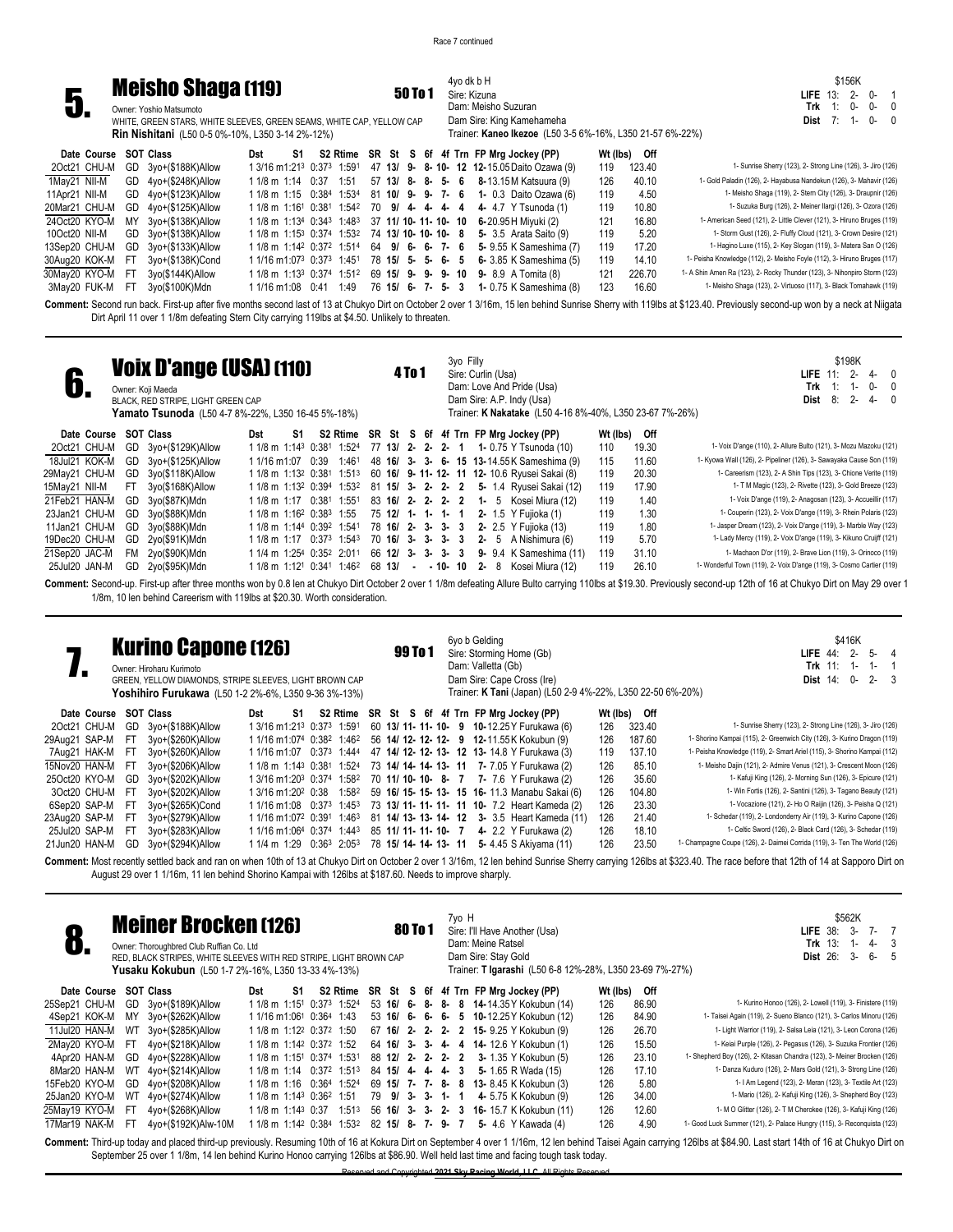Race 7 continued

## 5. Meisho Shaga (119) — 50 To 1

Owner: Yoshio Matsumoto
WHITE, GREEN STARS, WHITE SLEEVES, GREEN SEAMS, WHITE CAP, YELLOW CAP
**Rin Nishitani** (L50 0-5 0%-10%, L350 3-14 2%-12%)

4yo dk b H
Sire: Kizuna
Dam: Meisho Suzuran
Dam Sire: King Kamehameha
Trainer: **Kaneo Ikezoe** (L50 3-5 6%-16%, L350 21-57 6%-22%)

$156K
**LIFE** 13: 2- 0- 1
**Trk** 1: 0- 0- 0
**Dist** 7: 1- 0- 0

| Date Course | SOT | Class | Dst | S1 | S2 | Rtime | SR | St | S | 6f | 4f | Trn | FP Mrg Jockey (PP) | Wt (lbs) | Off | |
|---|---|---|---|---|---|---|---|---|---|---|---|---|---|---|---|---|
| 2Oct21 CHU-M | GD | 3yo+($188K)Allow | 1 3/16 m | 1:21³ | 0:37³ | 1:59¹ | 47 | 13/ | 9- | 8- | 10- | 12 | 12- 15.05 Daito Ozawa (9) | 119 | 123.40 | 1- Sunrise Sherry (123), 2- Strong Line (126), 3- Jiro (126) |
| 1May21 NII-M | GD | 4yo+($248K)Allow | 1 1/8 m | 1:14 | 0:37 | 1:51 | 57 | 13/ | 8- | 8- | 5- | 6 | 8- 13.15 M Katsuura (9) | 126 | 40.10 | 1- Gold Paladin (126), 2- Hayabusa Nandekun (126), 3- Mahavir (126) |
| 11Apr21 NII-M | GD | 4yo+($123K)Allow | 1 1/8 m | 1:15 | 0:38⁴ | 1:53⁴ | 81 | 10/ | 9- | 9- | 7- | 6 | 1- 0.3 Daito Ozawa (6) | 119 | 4.50 | 1- Meisho Shaga (119), 2- Stern City (126), 3- Draupnir (126) |
| 20Mar21 CHU-M | GD | 4yo+($125K)Allow | 1 1/8 m | 1:16¹ | 0:38¹ | 1:54² | 70 | 9/ | 4- | 4- | 4- | 4 | 4- 4.7 Y Tsunoda (1) | 119 | 10.80 | 1- Suzuka Burg (126), 2- Meiner Ilargi (126), 3- Ozora (126) |
| 24Oct20 KYO-M | MY | 3yo+($138K)Allow | 1 1/8 m | 1:13⁴ | 0:34³ | 1:48³ | 37 | 11/ | 10- | 11- | 10- | 10 | 6- 20.95 H Miyuki (2) | 121 | 16.80 | 1- American Seed (121), 2- Little Clever (121), 3- Hiruno Bruges (119) |
| 10Oct20 NII-M | GD | 3yo+($138K)Allow | 1 1/8 m | 1:15³ | 0:37⁴ | 1:53² | 74 | 13/ | 10- | 10- | 10- | 8 | 5- 3.5 Arata Saito (9) | 119 | 5.20 | 1- Storm Gust (126), 2- Fluffy Cloud (121), 3- Crown Desire (121) |
| 13Sep20 CHU-M | GD | 3yo+($133K)Allow | 1 1/8 m | 1:14² | 0:37² | 1:51⁴ | 64 | 9/ | 6- | 6- | 7- | 6 | 5- 9.55 K Sameshima (7) | 119 | 17.20 | 1- Hagino Luxe (115), 2- Key Slogan (119), 3- Matera San O (126) |
| 30Aug20 KOK-M | FT | 3yo+($138K)Cond | 1 1/16 m | 1:07³ | 0:37³ | 1:45¹ | 78 | 15/ | 5- | 5- | 6- | 5 | 6- 3.85 K Sameshima (5) | 119 | 14.10 | 1- Peisha Knowledge (112), 2- Meisho Foyle (112), 3- Hiruno Bruges (117) |
| 30May20 KYO-M | FT | 3yo($144K)Allow | 1 1/8 m | 1:13³ | 0:37⁴ | 1:51² | 69 | 15/ | 9- | 9- | 9- | 10 | 9- 8.9 A Tomita (8) | 121 | 226.70 | 1- A Shin Amen Ra (123), 2- Rocky Thunder (123), 3- Nihonpiro Storm (123) |
| 3May20 FUK-M | FT | 3yo($100K)Mdn | 1 1/16 m | 1:08 | 0:41 | 1:49 | 76 | 15/ | 6- | 7- | 5- | 3 | 1- 0.75 K Sameshima (8) | 123 | 16.60 | 1- Meisho Shaga (123), 2- Virtuoso (117), 3- Black Tomahawk (119) |

**Comment:** Second run back. First-up after five months second last of 13 at Chukyo Dirt on October 2 over 1 3/16m, 15 len behind Sunrise Sherry with 119lbs at $123.40. Previously second-up won by a neck at Niigata Dirt April 11 over 1 1/8m defeating Stern City carrying 119lbs at $4.50. Unlikely to threaten.

## 6. Voix D'ange (USA) (110) — 4 To 1

Owner: Koji Maeda
BLACK, RED STRIPE, LIGHT GREEN CAP
**Yamato Tsunoda** (L50 4-7 8%-22%, L350 16-45 5%-18%)

3yo Filly
Sire: Curlin (Usa)
Dam: Love And Pride (Usa)
Dam Sire: A.P. Indy (Usa)
Trainer: **K Nakatake** (L50 4-16 8%-40%, L350 23-67 7%-26%)

$198K
**LIFE** 11: 2- 4- 0
**Trk** 1: 1- 0- 0
**Dist** 8: 2- 4- 0

| Date Course | SOT | Class | Dst | S1 | S2 | Rtime | SR | St | S | 6f | 4f | Trn | FP Mrg Jockey (PP) | Wt (lbs) | Off | |
|---|---|---|---|---|---|---|---|---|---|---|---|---|---|---|---|---|
| 2Oct21 CHU-M | GD | 3yo+($129K)Allow | 1 1/8 m | 1:14³ | 0:38¹ | 1:52⁴ | 77 | 13/ | 2- | 2- | 2- | 1 | 1- 0.75 Y Tsunoda (10) | 110 | 19.30 | 1- Voix D'ange (110), 2- Allure Bulto (121), 3- Mozu Mazoku (121) |
| 18Jul21 KOK-M | GD | 3yo+($125K)Allow | 1 1/16 m | 1:07 | 0:39 | 1:46¹ | 48 | 16/ | 3- | 3- | 6- | 15 | 13- 14.55 K Sameshima (9) | 115 | 11.60 | 1- Kyowa Wall (126), 2- Pipeliner (126), 3- Sawayaka Cause Son (119) |
| 29May21 CHU-M | GD | 3yo($118K)Allow | 1 1/8 m | 1:13² | 0:38¹ | 1:51³ | 60 | 16/ | 9- | 11- | 12- | 11 | 12- 10.6 Ryusei Sakai (8) | 119 | 20.30 | 1- Careerism (123), 2- A Shin Tips (123), 3- Chione Verite (119) |
| 15May21 NII-M | FT | 3yo($168K)Allow | 1 1/8 m | 1:13² | 0:39⁴ | 1:53² | 81 | 15/ | 3- | 2- | 2- | 2 | 5- 1.4 Ryusei Sakai (12) | 119 | 17.90 | 1- T M Magic (123), 2- Rivette (123), 3- Gold Breeze (123) |
| 21Feb21 HAN-M | GD | 3yo($87K)Mdn | 1 1/8 m | 1:17 | 0:38¹ | 1:55¹ | 83 | 16/ | 2- | 2- | 2- | 2 | 1- 5 Kosei Miura (12) | 119 | 1.40 | 1- Voix D'ange (119), 2- Anagosan (123), 3- Accueillir (117) |
| 23Jan21 CHU-M | GD | 3yo($88K)Mdn | 1 1/8 m | 1:16² | 0:38³ | 1:55 | 75 | 12/ | 1- | 1- | 1- | 1 | 2- 1.5 Y Fujioka (1) | 119 | 1.30 | 1- Couperin (123), 2- Voix D'ange (119), 3- Rhein Polaris (123) |
| 11Jan21 CHU-M | GD | 3yo($88K)Mdn | 1 1/8 m | 1:14⁴ | 0:39² | 1:54¹ | 78 | 16/ | 2- | 3- | 3- | 3 | 2- 2.5 Y Fujioka (13) | 119 | 1.80 | 1- Jasper Dream (123), 2- Voix D'ange (119), 3- Marble Way (123) |
| 19Dec20 CHU-M | GD | 2yo($91K)Mdn | 1 1/8 m | 1:17 | 0:37³ | 1:54³ | 70 | 16/ | 3- | 3- | 3- | 3 | 2- 5 A Nishimura (6) | 119 | 5.70 | 1- Lady Mercy (119), 2- Voix D'ange (119), 3- Kikuno Cruijff (121) |
| 21Sep20 JAC-M | FM | 2yo($90K)Mdn | 1 1/4 m | 1:25⁴ | 0:35² | 2:01¹ | 66 | 12/ | 3- | 3- | 3- | 3 | 9- 9.4 K Sameshima (11) | 119 | 31.10 | 1- Machaon D'or (119), 2- Brave Lion (119), 3- Orinoco (119) |
| 25Jul20 JAN-M | GD | 2yo($95K)Mdn | 1 1/8 m | 1:12¹ | 0:34¹ | 1:46² | 68 | 13/ | - | - | 10- | 10 | 2- 8 Kosei Miura (12) | 119 | 26.10 | 1- Wonderful Town (119), 2- Voix D'ange (119), 3- Cosmo Cartier (119) |

**Comment:** Second-up. First-up after three months won by 0.8 len at Chukyo Dirt October 2 over 1 1/8m defeating Allure Bulto carrying 110lbs at $19.30. Previously second-up 12th of 16 at Chukyo Dirt on May 29 over 1 1/8m, 10 len behind Careerism with 119lbs at $20.30. Worth consideration.

## 7. Kurino Capone (126) — 99 To 1

Owner: Hiroharu Kurimoto
GREEN, YELLOW DIAMONDS, STRIPE SLEEVES, LIGHT BROWN CAP
**Yoshihiro Furukawa** (L50 1-2 2%-6%, L350 9-36 3%-13%)

6yo b Gelding
Sire: Storming Home (Gb)
Dam: Valletta (Gb)
Dam Sire: Cape Cross (Ire)
Trainer: **K Tani** (Japan) (L50 2-9 4%-22%, L350 22-50 6%-20%)

$416K
**LIFE** 44: 2- 5- 4
**Trk** 11: 1- 1- 1
**Dist** 14: 0- 2- 3

| Date Course | SOT | Class | Dst | S1 | S2 | Rtime | SR | St | S | 6f | 4f | Trn | FP Mrg Jockey (PP) | Wt (lbs) | Off | |
|---|---|---|---|---|---|---|---|---|---|---|---|---|---|---|---|---|
| 2Oct21 CHU-M | GD | 3yo+($188K)Allow | 1 3/16 m | 1:21³ | 0:37³ | 1:59¹ | 60 | 13/ | 11- | 11- | 10- | 9 | 10- 12.25 Y Furukawa (6) | 126 | 323.40 | 1- Sunrise Sherry (123), 2- Strong Line (126), 3- Jiro (126) |
| 29Aug21 SAP-M | FT | 3yo+($260K)Allow | 1 1/16 m | 1:07⁴ | 0:38² | 1:46² | 56 | 14/ | 12- | 12- | 12- | 9 | 12- 11.55 K Kokubun (9) | 126 | 187.60 | 1- Shorino Kampai (115), 2- Greenwich City (126), 3- Kurino Dragon (119) |
| 7Aug21 HAK-M | FT | 3yo+($260K)Allow | 1 1/16 m | 1:07 | 0:37³ | 1:44⁴ | 47 | 14/ | 12- | 12- | 13- | 12 | 13- 14.8 Y Furukawa (3) | 119 | 137.10 | 1- Peisha Knowledge (119), 2- Smart Ariel (115), 3- Shorino Kampai (112) |
| 15Nov20 HAN-M | FT | 3yo+($206K)Allow | 1 1/8 m | 1:14³ | 0:38¹ | 1:52⁴ | 73 | 14/ | 14- | 14- | 13- | 11 | 7- 7.05 Y Furukawa (2) | 126 | 85.10 | 1- Meisho Dajin (121), 2- Admire Venus (121), 3- Crescent Moon (126) |
| 25Oct20 KYO-M | GD | 3yo+($202K)Allow | 1 3/16 m | 1:20³ | 0:37⁴ | 1:58² | 70 | 11/ | 10- | 10- | 8- | 7 | 7- 7.6 Y Furukawa (2) | 126 | 35.60 | 1- Kafuji King (126), 2- Morning Sun (126), 3- Epicure (121) |
| 3Oct20 CHU-M | FT | 3yo+($202K)Allow | 1 3/16 m | 1:20² | 0:38 | 1:58² | 59 | 16/ | 15- | 15- | 13- | 15 | 16- 11.3 Manabu Sakai (6) | 126 | 104.80 | 1- Win Fortis (126), 2- Santini (126), 3- Tagano Beauty (121) |
| 6Sep20 SAP-M | FT | 3yo+($265K)Cond | 1 1/16 m | 1:08 | 0:37³ | 1:45³ | 73 | 13/ | 11- | 11- | 11- | 11 | 10- 7.2 Heart Kameda (2) | 126 | 23.30 | 1- Vocazione (121), 2- Ho O Raijin (126), 3- Peisha Q (121) |
| 23Aug20 SAP-M | FT | 3yo+($279K)Allow | 1 1/16 m | 1:07² | 0:39¹ | 1:46³ | 81 | 14/ | 13- | 13- | 14- | 12 | 3- 3.5 Heart Kameda (11) | 126 | 21.40 | 1- Schedar (119), 2- Londonderry Air (119), 3- Kurino Capone (126) |
| 25Jul20 SAP-M | FT | 3yo+($283K)Allow | 1 1/16 m | 1:06⁴ | 0:37⁴ | 1:44³ | 85 | 11/ | 11- | 11- | 10- | 7 | 4- 2.2 Y Furukawa (2) | 126 | 18.10 | 1- Celtic Sword (126), 2- Black Card (126), 3- Schedar (119) |
| 21Jun20 HAN-M | GD | 3yo+($294K)Allow | 1 1/4 m | 1:29 | 0:36³ | 2:05³ | 78 | 15/ | 14- | 14- | 13- | 11 | 5- 4.45 S Akiyama (11) | 126 | 23.50 | 1- Champagne Coupe (126), 2- Daimei Corrida (119), 3- Ten The World (126) |

**Comment:** Most recently settled back and ran on when 10th of 13 at Chukyo Dirt on October 2 over 1 3/16m, 12 len behind Sunrise Sherry carrying 126lbs at $323.40. The race before that 12th of 14 at Sapporo Dirt on August 29 over 1 1/16m, 11 len behind Shorino Kampai with 126lbs at $187.60. Needs to improve sharply.

## 8. Meiner Brocken (126) — 80 To 1

Owner: Thoroughbred Club Ruffian Co. Ltd
RED, BLACK STRIPES, WHITE SLEEVES WITH RED STRIPE, LIGHT BROWN CAP
**Yusaku Kokubun** (L50 1-7 2%-16%, L350 13-33 4%-13%)

7yo H
Sire: I'll Have Another (Usa)
Dam: Meine Ratsel
Dam Sire: Stay Gold
Trainer: **T Igarashi** (L50 6-8 12%-28%, L350 23-69 7%-27%)

$562K
**LIFE** 38: 3- 7- 7
**Trk** 13: 1- 4- 3
**Dist** 26: 3- 6- 5

| Date Course | SOT | Class | Dst | S1 | S2 | Rtime | SR | St | S | 6f | 4f | Trn | FP Mrg Jockey (PP) | Wt (lbs) | Off | |
|---|---|---|---|---|---|---|---|---|---|---|---|---|---|---|---|---|
| 25Sep21 CHU-M | GD | 3yo+($189K)Allow | 1 1/8 m | 1:15¹ | 0:37³ | 1:52⁴ | 53 | 16/ | 6- | 8- | 8- | 8 | 14- 14.35 Y Kokubun (14) | 126 | 86.90 | 1- Kurino Honoo (126), 2- Lowell (119), 3- Finistere (119) |
| 4Sep21 KOK-M | MY | 3yo+($262K)Allow | 1 1/16 m | 1:06¹ | 0:36⁴ | 1:43 | 53 | 16/ | 6- | 6- | 6- | 5 | 10- 12.25 Y Kokubun (12) | 126 | 84.90 | 1- Taisei Again (119), 2- Sueno Blanco (121), 3- Carlos Minoru (126) |
| 11Jul20 HAN-M | WT | 3yo+($285K)Allow | 1 1/8 m | 1:12² | 0:37² | 1:50 | 67 | 16/ | 2- | 2- | 2- | 2 | 15- 9.25 Y Kokubun (9) | 126 | 26.70 | 1- Light Warrior (119), 2- Salsa Leia (121), 3- Leon Corona (126) |
| 2May20 KYO-M | FT | 4yo+($218K)Allow | 1 1/8 m | 1:14² | 0:37² | 1:52 | 64 | 16/ | 3- | 3- | 3- | 4 | 14- 12.6 Y Kokubun (1) | 126 | 15.50 | 1- Keiai Purple (126), 2- Pegasus (126), 3- Suzuka Frontier (126) |
| 4Apr20 HAN-M | GD | 4yo+($228K)Allow | 1 1/8 m | 1:15¹ | 0:37⁴ | 1:53¹ | 88 | 12/ | 2- | 2- | 2- | 2 | 3- 1.35 Y Kokubun (5) | 126 | 23.10 | 1- Shepherd Boy (126), 2- Kitasan Chandra (123), 3- Meiner Brocken (126) |
| 8Mar20 HAN-M | WT | 4yo+($214K)Allow | 1 1/8 m | 1:14 | 0:37² | 1:51³ | 84 | 15/ | 4- | 4- | 4- | 3 | 5- 1.65 R Wada (15) | 126 | 17.10 | 1- Danza Kuduro (126), 2- Mars Gold (121), 3- Strong Line (126) |
| 15Feb20 KYO-M | GD | 4yo+($208K)Allow | 1 1/8 m | 1:16 | 0:36⁴ | 1:52⁴ | 69 | 15/ | 7- | 7- | 8- | 8 | 13- 8.45 K Kokubun (3) | 126 | 5.80 | 1- I Am Legend (123), 2- Meran (123), 3- Textile Art (123) |
| 25Jan20 KYO-M | WT | 4yo+($274K)Allow | 1 1/8 m | 1:14³ | 0:36² | 1:51 | 79 | 9/ | 3- | 3- | 1- | 1 | 4- 5.75 K Kokubun (9) | 126 | 34.00 | 1- Mario (126), 2- Kafuji King (126), 3- Shepherd Boy (123) |
| 25May19 KYO-M | FT | 4yo+($268K)Allow | 1 1/8 m | 1:14³ | 0:37 | 1:51³ | 56 | 16/ | 3- | 3- | 2- | 3 | 16- 15.7 K Kokubun (11) | 126 | 12.60 | 1- M O Glitter (126), 2- T M Cherokee (126), 3- Kafuji King (126) |
| 17Mar19 NAK-M | FT | 4yo+($192K)Alw-10M | 1 1/8 m | 1:12² | 0:38⁴ | 1:53² | 82 | 15/ | 8- | 7- | 9- | 7 | 5- 4.6 Y Kawada (4) | 126 | 4.90 | 1- Good Luck Summer (121), 2- Palace Hungry (115), 3- Reconquista (123) |

**Comment:** Third-up today and placed third-up previously. Resuming 10th of 16 at Kokura Dirt on September 4 over 1 1/16m, 12 len behind Taisei Again carrying 126lbs at $84.90. Last start 14th of 16 at Chukyo Dirt on September 25 over 1 1/8m, 14 len behind Kurino Honoo carrying 126lbs at $86.90. Well held last time and facing tough task today.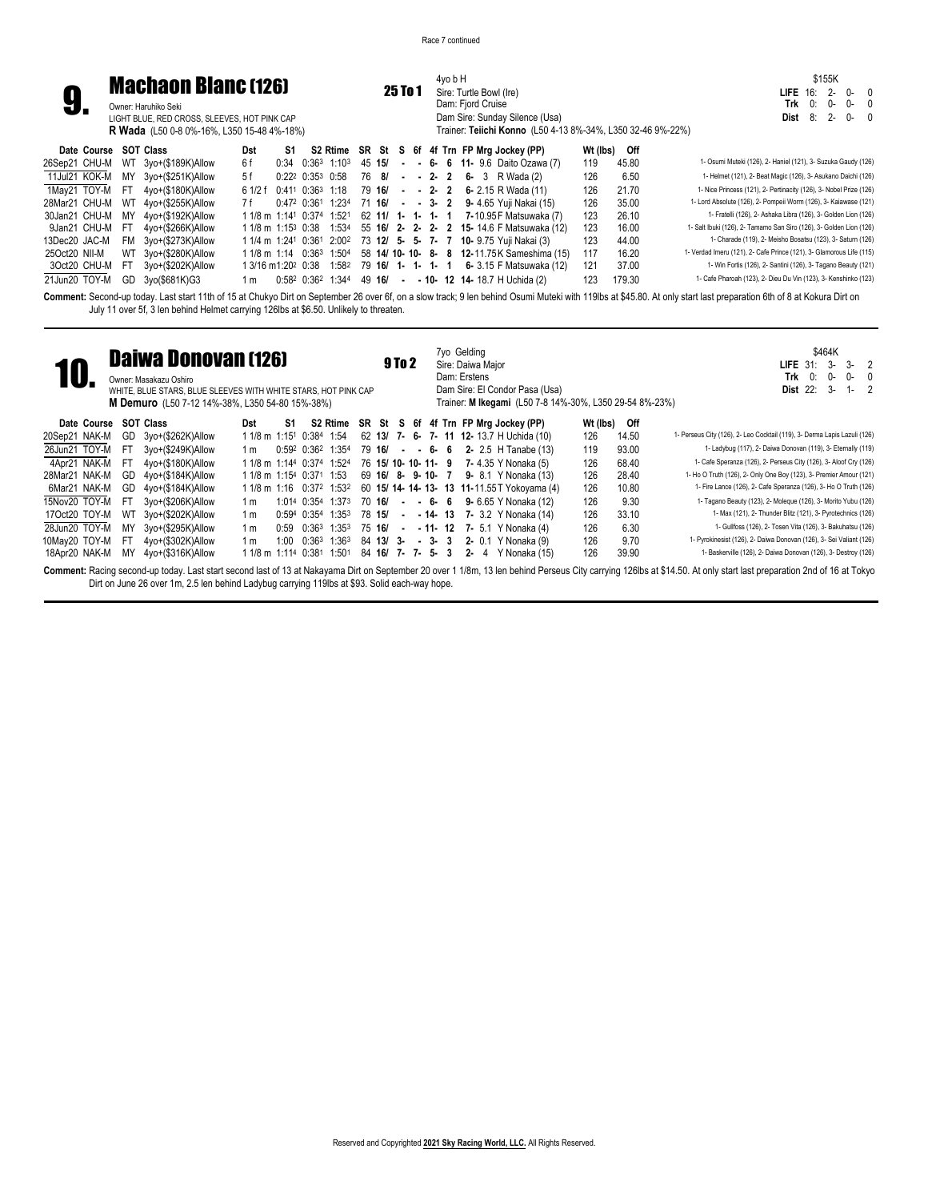Race 7 continued

## 9. Machaon Blanc (126)

**25 To 1**

Owner: Haruhiko Seki
LIGHT BLUE, RED CROSS, SLEEVES, HOT PINK CAP
**R Wada** (L50 0-8 0%-16%, L350 15-48 4%-18%)

4yo b H
Sire: Turtle Bowl (Ire)
Dam: Fjord Cruise
Dam Sire: Sunday Silence (Usa)
Trainer: **Teiichi Konno** (L50 4-13 8%-34%, L350 32-46 9%-22%)

| | | $155K | | |
|---|---|---|---|---|
| **LIFE** 16: | 2- | 0- | 0 | |
| **Trk** 0: | 0- | 0- | 0 | |
| **Dist** 8: | 2- | 0- | 0 | |

| Date Course | SOT | Class | Dst | S1 | S2 | Rtime | SR | St | S | 6f | 4f | Trn | FP | My Jockey (PP) | Wt (lbs) | Off | |
|---|---|---|---|---|---|---|---|---|---|---|---|---|---|---|---|---|---|
| 26Sep21 CHU-M | WT | 3yo+($189K)Allow | 6 f | 0:34 | 0:36³ | 1:10³ | 45 | 15/ | - | - | 6- | 6 | 11- | 9.6 Daito Ozawa (7) | 119 | 45.80 | 1- Osumi Muteki (126), 2- Haniel (121), 3- Suzuka Gaudy (126) |
| 11Jul21 KOK-M | MY | 3yo+($251K)Allow | 5 f | 0:22² | 0:35³ | 0:58 | 76 | 8/ | - | - | 2- | 2 | 6- | 3 R Wada (2) | 126 | 6.50 | 1- Helmet (121), 2- Beat Magic (126), 3- Asukano Daichi (126) |
| 1May21 TOY-M | FT | 4yo+($180K)Allow | 6 1/2 f | 0:41¹ | 0:36³ | 1:18 | 79 | 16/ | - | - | 2- | 2 | 6- | 2.15 R Wada (11) | 126 | 21.70 | 1- Nice Princess (121), 2- Pertinacity (126), 3- Nobel Prize (126) |
| 28Mar21 CHU-M | WT | 4yo+($255K)Allow | 7 f | 0:47² | 0:36¹ | 1:23⁴ | 71 | 16/ | - | - | 3- | 2 | 9- | 4.65 Yuji Nakai (15) | 126 | 35.00 | 1- Lord Absolute (126), 2- Pompeii Worm (126), 3- Kaiawase (121) |
| 30Jan21 CHU-M | MY | 4yo+($192K)Allow | 1 1/8 m | 1:14¹ | 0:37⁴ | 1:52¹ | 62 | 11/ | 1- | 1- | 1- | 1 | 7- | 10.95 F Matsuwaka (7) | 123 | 26.10 | 1- Fratelli (126), 2- Ashaka Libra (126), 3- Golden Lion (126) |
| 9Jan21 CHU-M | FT | 4yo+($266K)Allow | 1 1/8 m | 1:15³ | 0:38 | 1:53⁴ | 55 | 16/ | 2- | 2- | 2- | 2 | 15- | 14.6 F Matsuwaka (12) | 123 | 16.00 | 1- Salt Ibuki (126), 2- Tamamo San Siro (126), 3- Golden Lion (126) |
| 13Dec20 JAC-M | FM | 3yo+($273K)Allow | 1 1/4 m | 1:24¹ | 0:36¹ | 2:00² | 73 | 12/ | 5- | 5- | 7- | 7 | 10- | 9.75 Yuji Nakai (3) | 123 | 44.00 | 1- Charade (119), 2- Meisho Bosatsu (123), 3- Saturn (126) |
| 25Oct20 NII-M | WT | 3yo+($280K)Allow | 1 1/8 m | 1:14 | 0:36³ | 1:50⁴ | 58 | 14/ | 10- | 10- | 8- | 8 | 12- | 11.75 K Sameshima (15) | 117 | 16.20 | 1- Verdad Imeru (121), 2- Cafe Prince (121), 3- Glamorous Life (115) |
| 3Oct20 CHU-M | FT | 3yo+($202K)Allow | 1 3/16 m | 1:20² | 0:38 | 1:58² | 79 | 16/ | 1- | 1- | 1- | 1 | 6- | 3.15 F Matsuwaka (12) | 121 | 37.00 | 1- Win Fortis (126), 2- Santini (126), 3- Tagano Beauty (121) |
| 21Jun20 TOY-M | GD | 3yo($681K)G3 | 1 m | 0:58² | 0:36² | 1:34⁴ | 49 | 16/ | - | - | 10- | 12 | 14- | 18.7 H Uchida (2) | 123 | 179.30 | 1- Cafe Pharoah (123), 2- Dieu Du Vin (123), 3- Kenshinko (123) |

**Comment:** Second-up today. Last start 11th of 15 at Chukyo Dirt on September 26 over 6f, on a slow track; 9 len behind Osumi Muteki with 119lbs at $45.80. At only start last preparation 6th of 8 at Kokura Dirt on July 11 over 5f, 3 len behind Helmet carrying 126lbs at $6.50. Unlikely to threaten.

## 10. Daiwa Donovan (126)

**9 To 2**

Owner: Masakazu Oshiro
WHITE, BLUE STARS, BLUE SLEEVES WITH WHITE STARS, HOT PINK CAP
**M Demuro** (L50 7-12 14%-38%, L350 54-80 15%-38%)

7yo Gelding
Sire: Daiwa Major
Dam: Erstens
Dam Sire: El Condor Pasa (Usa)
Trainer: **M Ikegami** (L50 7-8 14%-30%, L350 29-54 8%-23%)

| | | $464K | | |
|---|---|---|---|---|
| **LIFE** 31: | 3- | 3- | 2 | |
| **Trk** 0: | 0- | 0- | 0 | |
| **Dist** 22: | 3- | 1- | 2 | |

| Date Course | SOT | Class | Dst | S1 | S2 | Rtime | SR | St | S | 6f | 4f | Trn | FP | My Jockey (PP) | Wt (lbs) | Off | |
|---|---|---|---|---|---|---|---|---|---|---|---|---|---|---|---|---|---|
| 20Sep21 NAK-M | GD | 3yo+($262K)Allow | 1 1/8 m | 1:15¹ | 0:38⁴ | 1:54 | 62 | 13/ | 7- | 6- | 7- | 11 | 12- | 13.7 H Uchida (10) | 126 | 14.50 | 1- Perseus City (126), 2- Leo Cocktail (119), 3- Derma Lapis Lazuli (126) |
| 26Jun21 TOY-M | FT | 3yo+($249K)Allow | 1 m | 0:59² | 0:36² | 1:35⁴ | 79 | 16/ | - | - | 6- | 6 | 2- | 2.5 H Tanabe (13) | 119 | 93.00 | 1- Ladybug (117), 2- Daiwa Donovan (119), 3- Eternally (119) |
| 4Apr21 NAK-M | FT | 4yo+($180K)Allow | 1 1/8 m | 1:14⁴ | 0:37⁴ | 1:52⁴ | 76 | 15/ | 10- | 10- | 11- | 9 | 7- | 4.35 Y Nonaka (5) | 126 | 68.40 | 1- Cafe Speranza (126), 2- Perseus City (126), 3- Aloof Cry (126) |
| 28Mar21 NAK-M | GD | 4yo+($184K)Allow | 1 1/8 m | 1:15⁴ | 0:37¹ | 1:53 | 69 | 16/ | 8- | 9- | 10- | 7 | 9- | 8.1 Y Nonaka (13) | 126 | 28.40 | 1- Ho O Truth (126), 2- Only One Boy (123), 3- Premier Amour (121) |
| 6Mar21 NAK-M | GD | 4yo+($184K)Allow | 1 1/8 m | 1:16 | 0:37² | 1:53² | 60 | 15/ | 14- | 14- | 13- | 13 | 11- | 11.55 T Yokoyama (4) | 126 | 10.80 | 1- Fire Lance (126), 2- Cafe Speranza (126), 3- Ho O Truth (126) |
| 15Nov20 TOY-M | FT | 3yo+($206K)Allow | 1 m | 1:01⁴ | 0:35⁴ | 1:37³ | 70 | 16/ | - | - | 6- | 6 | 9- | 6.65 Y Nonaka (12) | 126 | 9.30 | 1- Tagano Beauty (123), 2- Moleque (126), 3- Morito Yubu (126) |
| 17Oct20 TOY-M | WT | 3yo+($202K)Allow | 1 m | 0:59⁴ | 0:35⁴ | 1:35³ | 78 | 15/ | - | - | 14- | 13 | 7- | 3.2 Y Nonaka (14) | 126 | 33.10 | 1- Max (121), 2- Thunder Blitz (121), 3- Pyrotechnics (126) |
| 28Jun20 TOY-M | MY | 3yo+($295K)Allow | 1 m | 0:59 | 0:36³ | 1:35³ | 75 | 16/ | - | - | 11- | 12 | 7- | 5.1 Y Nonaka (4) | 126 | 6.30 | 1- Gullfoss (126), 2- Tosen Vita (126), 3- Bakuhatsu (126) |
| 10May20 TOY-M | FT | 4yo+($302K)Allow | 1 m | 1:00 | 0:36³ | 1:36³ | 84 | 13/ | 3- | - | 3- | 3 | 2- | 0.1 Y Nonaka (9) | 126 | 9.70 | 1- Pyrokinesist (126), 2- Daiwa Donovan (126), 3- Sei Valiant (126) |
| 18Apr20 NAK-M | MY | 4yo+($316K)Allow | 1 1/8 m | 1:11⁴ | 0:38¹ | 1:50¹ | 84 | 16/ | 7- | 7- | 5- | 3 | 2- | 4 Y Nonaka (15) | 126 | 39.90 | 1- Baskerville (126), 2- Daiwa Donovan (126), 3- Destroy (126) |

**Comment:** Racing second-up today. Last start second last of 13 at Nakayama Dirt on September 20 over 1 1/8m, 13 len behind Perseus City carrying 126lbs at $14.50. At only start last preparation 2nd of 16 at Tokyo Dirt on June 26 over 1m, 2.5 len behind Ladybug carrying 119lbs at $93. Solid each-way hope.

Reserved and Copyrighted **2021 Sky Racing World, LLC.** All Rights Reserved.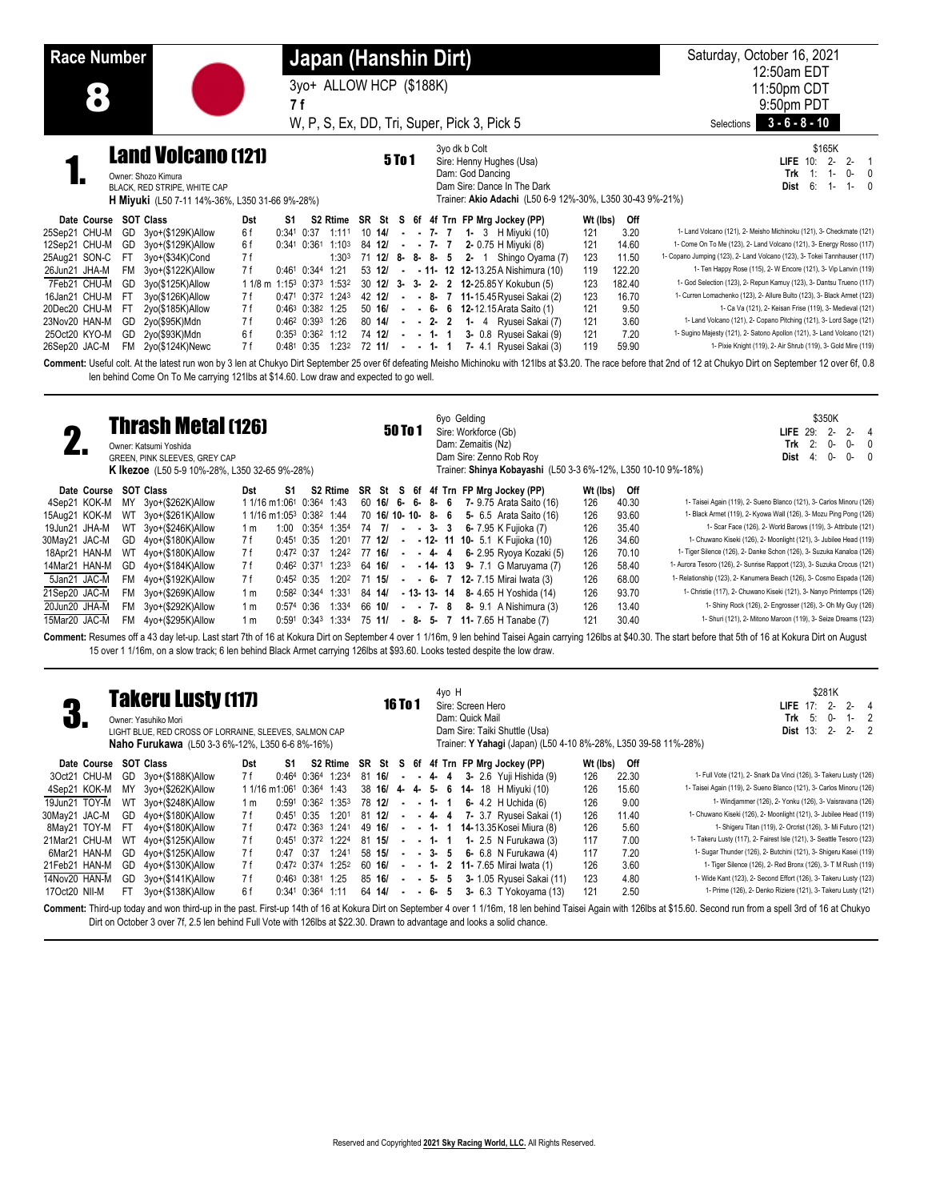# Race Number 8

## Japan (Hanshin Dirt)

3yo+ ALLOW HCP ($188K)

7 f

W, P, S, Ex, DD, Tri, Super, Pick 3, Pick 5

Saturday, October 16, 2021
12:50am EDT
11:50pm CDT
9:50pm PDT

Selections **3 - 6 - 8 - 10**

---

## 1. Land Volcano (121)

**5 To 1**

Owner: Shozo Kimura
BLACK, RED STRIPE, WHITE CAP
**H Miyuki** (L50 7-11 14%-36%, L350 31-66 9%-28%)

3yo dk b Colt
Sire: Henny Hughes (Usa)
Dam: God Dancing
Dam Sire: Dance In The Dark
Trainer: **Akio Adachi** (L50 6-9 12%-30%, L350 30-43 9%-21%)

| | | | | |
|---|---|---|---|---|
| | $165K | | | |
| **LIFE** | 10: | 2- | 2- | 1 |
| **Trk** | 1: | 1- | 0- | 0 |
| **Dist** | 6: | 1- | 1- | 0 |

| Date Course | SOT | Class | Dst | S1 | S2 | Rtime | SR | St | S | 6f | 4f | Trn | FP Mrg Jockey (PP) | Wt (lbs) | Off | |
|---|---|---|---|---|---|---|---|---|---|---|---|---|---|---|---|---|
| 25Sep21 CHU-M | GD | 3yo+($129K)Allow | 6 f | 0:34¹ | 0:37 | 1:11¹ | 10 | 14/ | - | - | 7- | 7 | 1- 3 H Miyuki (10) | 121 | 3.20 | 1- Land Volcano (121), 2- Meisho Michinoku (121), 3- Checkmate (121) |
| 12Sep21 CHU-M | GD | 3yo+($129K)Allow | 6 f | 0:34¹ | 0:36¹ | 1:10³ | 84 | 12/ | - | - | 7- | 7 | 2- 0.75 H Miyuki (8) | 121 | 14.60 | 1- Come On To Me (123), 2- Land Volcano (121), 3- Energy Rosso (117) |
| 25Aug21 SON-C | FT | 3yo+($34K)Cond | 7 f | | | 1:30³ | 71 | 12/ | 8- | 8- | 8- | 5 | 2- 1 Shingo Oyama (7) | 123 | 11.50 | 1- Copano Jumping (123), 2- Land Volcano (121), 3- Tokei Tannhauser (117) |
| 26Jun21 JHA-M | FM | 3yo+($122K)Allow | 7 f | 0:46¹ | 0:34⁴ | 1:21 | 53 | 12/ | - | - | 11- | 12 | 12- 13.25 A Nishimura (10) | 119 | 122.20 | 1- Ten Happy Rose (115), 2- W Encore (121), 3- Vip Lanvin (119) |
| 7Feb21 CHU-M | GD | 3yo($125K)Allow | 1 1/8 m | 1:15³ | 0:37³ | 1:53² | 30 | 12/ | 3- | 3- | 2- | 2 | 12- 25.85 Y Kokubun (5) | 123 | 182.40 | 1- God Selection (123), 2- Repun Kamuy (123), 3- Dantsu Trueno (117) |
| 16Jan21 CHU-M | FT | 3yo($126K)Allow | 7 f | 0:47¹ | 0:37² | 1:24³ | 42 | 12/ | - | - | 8- | 7 | 11- 15.45 Ryusei Sakai (2) | 123 | 16.70 | 1- Curren Lomachenko (123), 2- Allure Bulto (123), 3- Black Armet (123) |
| 20Dec20 CHU-M | FT | 2yo($185K)Allow | 7 f | 0:46³ | 0:38² | 1:25 | 50 | 16/ | - | - | 6- | 6 | 12- 12.15 Arata Saito (1) | 121 | 9.50 | 1- Ca Va (121), 2- Keisan Frise (119), 3- Medieval (121) |
| 23Nov20 HAN-M | GD | 2yo($95K)Mdn | 7 f | 0:46² | 0:39³ | 1:26 | 80 | 14/ | - | - | 2- | 2 | 1- 4 Ryusei Sakai (7) | 121 | 3.60 | 1- Land Volcano (121), 2- Copano Pitching (121), 3- Lord Sage (121) |
| 25Oct20 KYO-M | GD | 2yo($93K)Mdn | 6 f | 0:35³ | 0:36² | 1:12 | 74 | 12/ | - | - | 1- | 1 | 3- 0.8 Ryusei Sakai (9) | 121 | 7.20 | 1- Sugino Majesty (121), 2- Satono Apollon (121), 3- Land Volcano (121) |
| 26Sep20 JAC-M | FM | 2yo($124K)Newc | 7 f | 0:48¹ | 0:35 | 1:23² | 72 | 11/ | - | - | 1- | 1 | 7- 4.1 Ryusei Sakai (3) | 119 | 59.90 | 1- Pixie Knight (119), 2- Air Shrub (119), 3- Gold Mire (119) |

**Comment:** Useful colt. At the latest run won by 3 len at Chukyo Dirt September 25 over 6f defeating Meisho Michinoku with 121lbs at $3.20. The race before that 2nd of 12 at Chukyo Dirt on September 12 over 6f, 0.8 len behind Come On To Me carrying 121lbs at $14.60. Low draw and expected to go well.

---

## 2. Thrash Metal (126)

**50 To 1**

Owner: Katsumi Yoshida
GREEN, PINK SLEEVES, GREY CAP
**K Ikezoe** (L50 5-9 10%-28%, L350 32-65 9%-28%)

6yo Gelding
Sire: Workforce (Gb)
Dam: Zemaitis (Nz)
Dam Sire: Zenno Rob Roy
Trainer: **Shinya Kobayashi** (L50 3-3 6%-12%, L350 10-10 9%-18%)

| | | | | |
|---|---|---|---|---|
| | $350K | | | |
| **LIFE** | 29: | 2- | 2- | 4 |
| **Trk** | 2: | 0- | 0- | 0 |
| **Dist** | 4: | 0- | 0- | 0 |

| Date Course | SOT | Class | Dst | S1 | S2 | Rtime | SR | St | S | 6f | 4f | Trn | FP Mrg Jockey (PP) | Wt (lbs) | Off | |
|---|---|---|---|---|---|---|---|---|---|---|---|---|---|---|---|---|
| 4Sep21 KOK-M | MY | 3yo+($262K)Allow | 1 1/16 m | 1:06¹ | 0:36⁴ | 1:43 | 60 | 16/ | 6- | 6- | 8- | 6 | 7- 9.75 Arata Saito (16) | 126 | 40.30 | 1- Taisei Again (119), 2- Sueno Blanco (121), 3- Carlos Minoru (126) |
| 15Aug21 KOK-M | WT | 3yo+($261K)Allow | 1 1/16 m | 1:05³ | 0:38² | 1:44 | 70 | 16/ | 10- | 10- | 8- | 6 | 5- 6.5 Arata Saito (16) | 126 | 93.60 | 1- Black Armet (119), 2- Kyowa Wall (126), 3- Mozu Ping Pong (126) |
| 19Jun21 JHA-M | WT | 3yo+($246K)Allow | 1 m | 1:00 | 0:35⁴ | 1:35⁴ | 74 | 7/ | - | - | 3- | 3 | 6- 7.95 K Fujioka (7) | 126 | 35.40 | 1- Scar Face (126), 2- World Barows (119), 3- Attribute (121) |
| 30May21 JAC-M | GD | 4yo+($180K)Allow | 7 f | 0:45¹ | 0:35 | 1:20¹ | 77 | 12/ | - | - | 12- | 11 | 10- 5.1 K Fujioka (10) | 126 | 34.60 | 1- Chuwano Kiseki (126), 2- Moonlight (121), 3- Jubilee Head (119) |
| 18Apr21 HAN-M | WT | 4yo+($180K)Allow | 7 f | 0:47² | 0:37 | 1:24² | 77 | 16/ | - | - | 4- | 4 | 6- 2.95 Ryoya Kozaki (5) | 126 | 70.10 | 1- Tiger Silence (126), 2- Danke Schon (126), 3- Suzuka Kanaloa (126) |
| 14Mar21 HAN-M | GD | 4yo+($184K)Allow | 7 f | 0:46² | 0:37¹ | 1:23³ | 64 | 16/ | - | - | 14- | 13 | 9- 7.1 G Maruyama (7) | 126 | 58.40 | 1- Aurora Tesoro (126), 2- Sunrise Rapport (123), 3- Suzuka Crocus (121) |
| 5Jan21 JAC-M | FM | 4yo+($192K)Allow | 7 f | 0:45² | 0:35 | 1:20² | 71 | 15/ | - | - | 6- | 7 | 12- 7.15 Mirai Iwata (3) | 126 | 68.00 | 1- Relationship (123), 2- Kanumera Beach (126), 3- Cosmo Espada (126) |
| 21Sep20 JAC-M | FM | 3yo+($269K)Allow | 1 m | 0:58² | 0:34⁴ | 1:33¹ | 84 | 14/ | - | 13- | 13- | 14 | 8- 4.65 H Yoshida (14) | 126 | 93.70 | 1- Christie (117), 2- Chuwano Kiseki (121), 3- Nanyo Printemps (126) |
| 20Jun20 JHA-M | FM | 3yo+($292K)Allow | 1 m | 0:57⁴ | 0:36 | 1:33⁴ | 66 | 10/ | - | - | 7- | 8 | 8- 9.1 A Nishimura (3) | 126 | 13.40 | 1- Shiny Rock (126), 2- Engrosser (126), 3- Oh My Guy (126) |
| 15Mar20 JAC-M | FM | 4yo+($295K)Allow | 1 m | 0:59¹ | 0:34³ | 1:33⁴ | 75 | 11/ | - | 8- | 5- | 7 | 11- 7.65 H Tanabe (7) | 121 | 30.40 | 1- Shuri (121), 2- Mitono Maroon (119), 3- Seize Dreams (123) |

**Comment:** Resumes off a 43 day let-up. Last start 7th of 16 at Kokura Dirt on September 4 over 1 1/16m, 9 len behind Taisei Again carrying 126lbs at $40.30. The start before that 5th of 16 at Kokura Dirt on August 15 over 1 1/16m, on a slow track; 6 len behind Black Armet carrying 126lbs at $93.60. Looks tested despite the low draw.

---

## 3. Takeru Lusty (117)

**16 To 1**

Owner: Yasuhiko Mori
LIGHT BLUE, RED CROSS OF LORRAINE, SLEEVES, SALMON CAP
**Naho Furukawa** (L50 3-3 6%-12%, L350 6-6 8%-16%)

4yo H
Sire: Screen Hero
Dam: Quick Mail
Dam Sire: Taiki Shuttle (Usa)
Trainer: **Y Yahagi** (Japan) (L50 4-10 8%-28%, L350 39-58 11%-28%)

| | | | | |
|---|---|---|---|---|
| | $281K | | | |
| **LIFE** | 17: | 2- | 2- | 4 |
| **Trk** | 5: | 0- | 1- | 2 |
| **Dist** | 13: | 2- | 2- | 2 |

| Date Course | SOT | Class | Dst | S1 | S2 | Rtime | SR | St | S | 6f | 4f | Trn | FP Mrg Jockey (PP) | Wt (lbs) | Off | |
|---|---|---|---|---|---|---|---|---|---|---|---|---|---|---|---|---|
| 3Oct21 CHU-M | GD | 3yo+($188K)Allow | 7 f | 0:46⁴ | 0:36⁴ | 1:23⁴ | 81 | 16/ | - | - | 4- | 4 | 3- 2.6 Yuji Hishida (9) | 126 | 22.30 | 1- Full Vote (121), 2- Snark Da Vinci (126), 3- Takeru Lusty (126) |
| 4Sep21 KOK-M | MY | 3yo+($262K)Allow | 1 1/16 m | 1:06¹ | 0:36⁴ | 1:43 | 38 | 16/ | 4- | 4- | 5- | 6 | 14- 18 H Miyuki (10) | 126 | 15.60 | 1- Taisei Again (119), 2- Sueno Blanco (121), 3- Carlos Minoru (126) |
| 19Jun21 TOY-M | WT | 3yo+($248K)Allow | 1 m | 0:59¹ | 0:36² | 1:35³ | 78 | 12/ | - | - | 1- | 1 | 6- 4.2 H Uchida (6) | 126 | 9.00 | 1- Windjammer (126), 2- Yonku (126), 3- Vaisravana (126) |
| 30May21 JAC-M | GD | 4yo+($180K)Allow | 7 f | 0:45¹ | 0:35 | 1:20¹ | 81 | 12/ | - | - | 4- | 4 | 7- 3.7 Ryusei Sakai (1) | 126 | 11.40 | 1- Chuwano Kiseki (126), 2- Moonlight (121), 3- Jubilee Head (119) |
| 8May21 TOY-M | FT | 4yo+($180K)Allow | 7 f | 0:47² | 0:36³ | 1:24¹ | 49 | 16/ | - | - | 1- | 1 | 14- 13.35 Kosei Miura (8) | 126 | 5.60 | 1- Shigeru Titan (119), 2- Orcrist (126), 3- Mi Futuro (121) |
| 21Mar21 CHU-M | WT | 4yo+($125K)Allow | 7 f | 0:45¹ | 0:37² | 1:22⁴ | 81 | 15/ | - | - | 1- | 1 | 1- 2.5 N Furukawa (3) | 117 | 7.00 | 1- Takeru Lusty (117), 2- Fairest Isle (121), 3- Seattle Tesoro (123) |
| 6Mar21 HAN-M | GD | 4yo+($125K)Allow | 7 f | 0:47 | 0:37 | 1:24¹ | 58 | 15/ | - | - | 3- | 5 | 6- 6.8 N Furukawa (4) | 117 | 7.20 | 1- Sugar Thunder (126), 2- Butchini (121), 3- Shigeru Kasei (119) |
| 21Feb21 HAN-M | GD | 4yo+($130K)Allow | 7 f | 0:47² | 0:37⁴ | 1:25² | 60 | 16/ | - | - | 1- | 2 | 11- 7.65 Mirai Iwata (1) | 126 | 3.60 | 1- Tiger Silence (126), 2- Red Bronx (126), 3- T M Rush (119) |
| 14Nov20 HAN-M | GD | 3yo+($141K)Allow | 7 f | 0:46³ | 0:38¹ | 1:25 | 85 | 16/ | - | - | 5- | 5 | 3- 1.05 Ryusei Sakai (11) | 123 | 4.80 | 1- Wide Kant (123), 2- Second Effort (126), 3- Takeru Lusty (123) |
| 17Oct20 NII-M | FT | 3yo+($138K)Allow | 6 f | 0:34¹ | 0:36⁴ | 1:11 | 64 | 14/ | - | - | 6- | 5 | 3- 6.3 T Yokoyama (13) | 121 | 2.50 | 1- Prime (126), 2- Denko Riziere (121), 3- Takeru Lusty (121) |

**Comment:** Third-up today and won third-up in the past. First-up 14th of 16 at Kokura Dirt on September 4 over 1 1/16m, 18 len behind Taisei Again with 126lbs at $15.60. Second run from a spell 3rd of 16 at Chukyo Dirt on October 3 over 7f, 2.5 len behind Full Vote with 126lbs at $22.30. Drawn to advantage and looks a solid chance.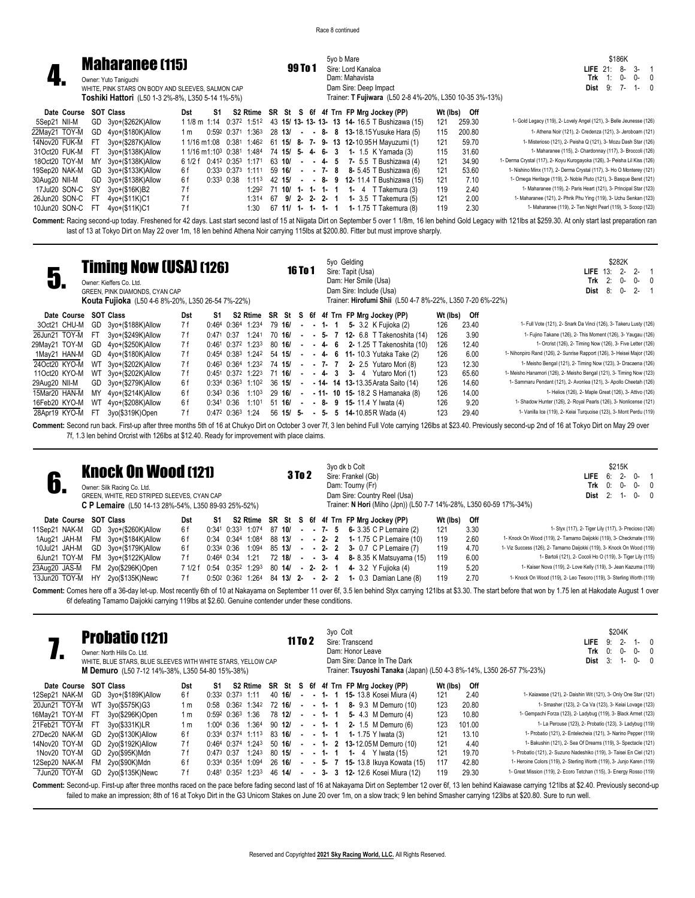Race 8 continued

## 4. Maharanee (115)

**99 To 1**

Owner: Yuto Taniguchi
WHITE, PINK STARS ON BODY AND SLEEVES, SALMON CAP
**Toshiki Hattori** (L50 1-3 2%-8%, L350 5-14 1%-5%)

5yo b Mare
Sire: Lord Kanaloa
Dam: Mahavista
Dam Sire: Deep Impact
Trainer: **T Fujiwara** (L50 2-8 4%-20%, L350 10-35 3%-13%)

| | | | | $186K |
|---|---|---|---|---|
| **LIFE** | 21: | 8- | 3- | 1 |
| **Trk** | 1: | 0- | 0- | 0 |
| **Dist** | 9: | 7- | 1- | 0 |

| Date Course | SOT | Class | Dst | S1 | S2 | Rtime | SR | St | S | 6f | 4f | Trn | FP Mrg Jockey (PP) | Wt (lbs) | Off | |
|---|---|---|---|---|---|---|---|---|---|---|---|---|---|---|---|---|
| 5Sep21 NII-M | GD | 3yo+($262K)Allow | 1 1/8 m | 1:14 | 0:37² | 1:51² | 43 | 15/ | 13- | 13- | 13- | 13 | 14- 16.5 T Bushizawa (15) | 121 | 259.30 | 1- Gold Legacy (119), 2- Lovely Angel (121), 3- Belle Jeunesse (126) |
| 22May21 TOY-M | GD | 4yo+($180K)Allow | 1 m | 0:59² | 0:37¹ | 1:36³ | 28 | 13/ | - | - | 8- | 8 | 13-18.15 Yusuke Hara (5) | 115 | 200.80 | 1- Athena Noir (121), 2- Credenza (121), 3- Jeroboam (121) |
| 14Nov20 FUK-M | FT | 3yo+($287K)Allow | 1 1/16 m | 1:08 | 0:38¹ | 1:46² | 61 | 15/ | 8- | 7- | 9- | 13 | 12-10.95 H Mayuzumi (1) | 121 | 59.70 | 1- Misterioso (121), 2- Peisha Q (121), 3- Mozu Dash Star (126) |
| 31Oct20 FUK-M | FT | 3yo+($138K)Allow | 1 1/16 m | 1:10³ | 0:38¹ | 1:48⁴ | 74 | 15/ | 5- | 4- | 6- | 3 | 1- 1.5 K Yamada (3) | 115 | 31.60 | 1- Maharanee (115), 2- Chardonnay (117), 3- Broccoli (126) |
| 18Oct20 TOY-M | MY | 3yo+($138K)Allow | 6 1/2 f | 0:41² | 0:35³ | 1:17¹ | 63 | 10/ | - | - | 4- | 5 | 7- 5.5 T Bushizawa (4) | 121 | 34.90 | 1- Derma Crystal (117), 2- Koyu Kurogayoka (126), 3- Peisha Lil Kiss (126) |
| 19Sep20 NAK-M | GD | 3yo+($133K)Allow | 6 f | 0:33³ | 0:37³ | 1:11¹ | 59 | 16/ | - | - | 7- | 8 | 8- 5.45 T Bushizawa (6) | 121 | 53.60 | 1- Nishino Minx (117), 2- Derma Crystal (117), 3- Ho O Monterey (121) |
| 30Aug20 NII-M | GD | 3yo+($138K)Allow | 6 f | 0:33³ | 0:38 | 1:11³ | 42 | 15/ | - | - | 8- | 9 | 12- 11.4 T Bushizawa (15) | 121 | 7.10 | 1- Omega Heritage (119), 2- Noble Pluto (121), 3- Basque Beret (121) |
| 17Jul20 SON-C | SY | 3yo+($16K)B2 | 7 f | | | 1:29² | 71 | 10/ | 1- | 1- | 1- | 1 | 1- 4 T Takemura (3) | 119 | 2.40 | 1- Maharanee (119), 2- Paris Heart (121), 3- Principal Star (123) |
| 26Jun20 SON-C | FT | 4yo+($11K)C1 | 7 f | | | 1:31⁴ | 67 | 9/ | 2- | 2- | 2- | 1 | 1- 3.5 T Takemura (5) | 121 | 2.00 | 1- Maharanee (121), 2- Phrik Phu Ying (119), 3- Uchu Senkan (123) |
| 10Jun20 SON-C | FT | 4yo+($11K)C1 | 7 f | | | 1:30 | 67 | 11/ | 1- | 1- | 1- | 1 | 1- 1.75 T Takemura (8) | 119 | 2.30 | 1- Maharanee (119), 2- Ten Night Pearl (119), 3- Scoop (123) |

**Comment:** Racing second-up today. Freshened for 42 days. Last start second last of 15 at Niigata Dirt on September 5 over 1 1/8m, 16 len behind Gold Legacy with 121lbs at $259.30. At only start last preparation ran last of 13 at Tokyo Dirt on May 22 over 1m, 18 len behind Athena Noir carrying 115lbs at $200.80. Fitter but must improve sharply.

## 5. Timing Now (USA) (126)

**16 To 1**

Owner: Kieffers Co. Ltd.
GREEN, PINK DIAMONDS, CYAN CAP
**Kouta Fujioka** (L50 4-6 8%-20%, L350 26-54 7%-22%)

5yo Gelding
Sire: Tapit (Usa)
Dam: Her Smile (Usa)
Dam Sire: Include (Usa)
Trainer: **Hirofumi Shii** (L50 4-7 8%-22%, L350 7-20 6%-22%)

| | | | | $282K |
|---|---|---|---|---|
| **LIFE** | 13: | 2- | 2- | 1 |
| **Trk** | 2: | 0- | 0- | 0 |
| **Dist** | 8: | 0- | 2- | 1 |

| Date Course | SOT | Class | Dst | S1 | S2 | Rtime | SR | St | S | 6f | 4f | Trn | FP Mrg Jockey (PP) | Wt (lbs) | Off | |
|---|---|---|---|---|---|---|---|---|---|---|---|---|---|---|---|---|
| 3Oct21 CHU-M | GD | 3yo+($188K)Allow | 7 f | 0:46⁴ | 0:36⁴ | 1:23⁴ | 79 | 16/ | - | - | 1- | 1 | 5- 3.2 K Fujioka (2) | 126 | 23.40 | 1- Full Vote (121), 2- Snark Da Vinci (126), 3- Takeru Lusty (126) |
| 26Jun21 TOY-M | FT | 3yo+($249K)Allow | 7 f | 0:47¹ | 0:37 | 1:24¹ | 70 | 16/ | - | - | 5- | 7 | 12- 6.8 T Takenoshita (14) | 126 | 3.90 | 1- Fujino Takane (126), 2- This Moment (126), 3- Yaugau (126) |
| 29May21 TOY-M | GD | 4yo+($250K)Allow | 7 f | 0:46¹ | 0:37² | 1:23³ | 80 | 16/ | - | - | 4- | 6 | 2- 1.25 T Takenoshita (10) | 126 | 12.40 | 1- Orcrist (126), 2- Timing Now (126), 3- Five Letter (126) |
| 1May21 HAN-M | GD | 4yo+($180K)Allow | 7 f | 0:45⁴ | 0:38³ | 1:24² | 54 | 15/ | - | - | 4- | 6 | 11- 10.3 Yutaka Take (2) | 126 | 6.00 | 1- Nihonpiro Rand (126), 2- Sunrise Rapport (126), 3- Heisei Major (126) |
| 24Oct20 KYO-M | WT | 3yo+($202K)Allow | 7 f | 0:46³ | 0:36⁴ | 1:23² | 74 | 15/ | - | - | 7- | 7 | 2- 2.5 Yutaro Mori (8) | 123 | 12.30 | 1- Meisho Bengal (121), 2- Timing Now (123), 3- Dracaena (126) |
| 11Oct20 KYO-M | WT | 3yo+($202K)Allow | 7 f | 0:45¹ | 0:37² | 1:22³ | 71 | 16/ | - | - | 4- | 3 | 3- 4 Yutaro Mori (1) | 123 | 65.60 | 1- Meisho Hanamori (126), 2- Meisho Bengal (121), 3- Timing Now (123) |
| 29Aug20 NII-M | GD | 3yo+($279K)Allow | 6 f | 0:33⁴ | 0:36³ | 1:10² | 36 | 15/ | - | - | 14- | 14 | 13-13.35 Arata Saito (14) | 126 | 14.60 | 1- Sammaru Pendant (121), 2- Avonlea (121), 3- Apollo Cheetah (126) |
| 15Mar20 HAN-M | MY | 4yo+($214K)Allow | 6 f | 0:34³ | 0:36 | 1:10³ | 29 | 16/ | - | - | 11- | 10 | 15- 18.2 S Hamanaka (8) | 126 | 14.00 | 1- Helios (126), 2- Maple Great (126), 3- Attivo (126) |
| 16Feb20 KYO-M | WT | 4yo+($208K)Allow | 6 f | 0:34¹ | 0:36 | 1:10¹ | 51 | 16/ | - | - | 8- | 9 | 15- 11.4 Y Iwata (4) | 126 | 9.20 | 1- Shadow Hunter (126), 2- Royal Pearls (126), 3- Nonlicense (121) |
| 28Apr19 KYO-M | FT | 3yo($319K)Open | 7 f | 0:47² | 0:36³ | 1:24 | 56 | 15/ | 5- | - | 5- | 5 | 14-10.85 R Wada (4) | 123 | 29.40 | 1- Vanilla Ice (119), 2- Keiai Turquoise (123), 3- Mont Perdu (119) |

**Comment:** Second run back. First-up after three months 5th of 16 at Chukyo Dirt on October 3 over 7f, 3 len behind Full Vote carrying 126lbs at $23.40. Previously second-up 2nd of 16 at Tokyo Dirt on May 29 over 7f, 1.3 len behind Orcrist with 126lbs at $12.40. Ready for improvement with place claims.

## 6. Knock On Wood (121)

**3 To 2**

Owner: Silk Racing Co. Ltd.
GREEN, WHITE, RED STRIPED SLEEVES, CYAN CAP
**C P Lemaire** (L50 14-13 28%-54%, L350 89-93 25%-52%)

3yo dk b Colt
Sire: Frankel (Gb)
Dam: Tourny (Fr)
Dam Sire: Country Reel (Usa)
Trainer: **N Hori** (Miho (Jpn)) (L50 7-7 14%-28%, L350 60-59 17%-34%)

| | | | | $215K |
|---|---|---|---|---|
| **LIFE** | 6: | 2- | 0- | 1 |
| **Trk** | 0: | 0- | 0- | 0 |
| **Dist** | 2: | 1- | 0- | 0 |

| Date Course | SOT | Class | Dst | S1 | S2 | Rtime | SR | St | S | 6f | 4f | Trn | FP Mrg Jockey (PP) | Wt (lbs) | Off | |
|---|---|---|---|---|---|---|---|---|---|---|---|---|---|---|---|---|
| 11Sep21 NAK-M | GD | 3yo+($260K)Allow | 6 f | 0:34¹ | 0:33³ | 1:07⁴ | 87 | 10/ | - | - | 7- | 5 | 6- 3.35 C P Lemaire (2) | 121 | 3.30 | 1- Styx (117), 2- Tiger Lily (117), 3- Precioso (126) |
| 1Aug21 JAH-M | FM | 3yo+($184K)Allow | 6 f | 0:34 | 0:34⁴ | 1:08⁴ | 88 | 13/ | - | - | 2- | 2 | 1- 1.75 C P Lemaire (10) | 119 | 2.60 | 1- Knock On Wood (119), 2- Tamamo Daijokki (119), 3- Checkmate (119) |
| 10Jul21 JAH-M | GD | 3yo+($179K)Allow | 6 f | 0:33⁴ | 0:36 | 1:09⁴ | 85 | 13/ | - | - | 2- | 2 | 3- 0.7 C P Lemaire (7) | 119 | 4.70 | 1- Viz Success (126), 2- Tamamo Daijokki (119), 3- Knock On Wood (119) |
| 6Jun21 TOY-M | FM | 3yo+($122K)Allow | 7 f | 0:46⁴ | 0:34 | 1:21 | 72 | 18/ | - | - | 3- | 4 | 8- 8.35 K Matsuyama (15) | 119 | 6.00 | 1- Bartoli (121), 2- Cocoli Ho O (119), 3- Tiger Lily (115) |
| 23Aug20 JAS-M | FM | 2yo($296K)Open | 7 1/2 f | 0:54 | 0:35² | 1:29³ | 80 | 14/ | - | 2- | 2- | 1 | 4- 3.2 Y Fujioka (4) | 119 | 5.20 | 1- Kaiser Nova (119), 2- Love Kelly (119), 3- Jean Kazuma (119) |
| 13Jun20 TOY-M | HY | 2yo($135K)Newc | 7 f | 0:50² | 0:36² | 1:26⁴ | 84 | 13/ | 2- | - | 2- | 2 | 1- 0.3 Damian Lane (8) | 119 | 2.70 | 1- Knock On Wood (119), 2- Leo Tesoro (119), 3- Sterling Worth (119) |

**Comment:** Comes here off a 36-day let-up. Most recently 6th of 10 at Nakayama on September 11 over 6f, 3.5 len behind Styx carrying 121lbs at $3.30. The start before that won by 1.75 len at Hakodate August 1 over 6f defeating Tamamo Daijokki carrying 119lbs at $2.60. Genuine contender under these conditions.

## 7. Probatio (121)

**11 To 2**

Owner: North Hills Co. Ltd.
WHITE, BLUE STARS, BLUE SLEEVES WITH WHITE STARS, YELLOW CAP
**M Demuro** (L50 7-12 14%-38%, L350 54-80 15%-38%)

3yo Colt
Sire: Transcend
Dam: Honor Leave
Dam Sire: Dance In The Dark
Trainer: **Tsuyoshi Tanaka** (Japan) (L50 4-3 8%-14%, L350 26-57 7%-23%)

| | | | | $204K |
|---|---|---|---|---|
| **LIFE** | 9: | 2- | 1- | 0 |
| **Trk** | 0: | 0- | 0- | 0 |
| **Dist** | 3: | 1- | 0- | 0 |

| Date Course | SOT | Class | Dst | S1 | S2 | Rtime | SR | St | S | 6f | 4f | Trn | FP Mrg Jockey (PP) | Wt (lbs) | Off | |
|---|---|---|---|---|---|---|---|---|---|---|---|---|---|---|---|---|
| 12Sep21 NAK-M | GD | 3yo+($189K)Allow | 6 f | 0:33² | 0:37³ | 1:11 | 40 | 16/ | - | - | 1- | 1 | 15- 13.8 Kosei Miura (4) | 121 | 2.40 | 1- Kaiawase (121), 2- Daishin Wit (121), 3- Only One Star (121) |
| 20Jun21 TOY-M | WT | 3yo($575K)G3 | 1 m | 0:58 | 0:36² | 1:34² | 80 | 16/ | - | - | 1- | 1 | 8- 9.3 M Demuro (10) | 123 | 20.80 | 1- Smasher (123), 2- Ca Va (123), 3- Keiai Lovage (123) |
| 16May21 TOY-M | FT | 3yo($296K)Open | 1 m | 0:59² | 0:36³ | 1:36 | 78 | 12/ | - | - | 1- | 1 | 5- 4.3 M Demuro (4) | 123 | 10.80 | 1- Gempachi Forza (123), 2- Ladybug (119), 3- Black Armet (123) |
| 21Feb21 TOY-M | FT | 3yo($331K)LR | 1 m | 1:00⁴ | 0:36 | 1:36⁴ | 90 | 12/ | - | - | 1- | 1 | 2- 1.5 M Demuro (6) | 123 | 101.00 | 1- La Perouse (123), 2- Probatio (123), 3- Ladybug (119) |
| 27Dec20 NAK-M | GD | 2yo($130K)Allow | 6 f | 0:33⁴ | 0:37⁴ | 1:11³ | 83 | 16/ | - | - | 1- | 1 | 1- 1.75 Y Iwata (15) | 121 | 13.10 | 1- Probatio (121), 2- Entelecheia (121), 3- Narino Pepper (119) |
| 14Nov20 TOY-M | GD | 2yo($192K)Allow | 7 f | 0:46⁴ | 0:37⁴ | 1:24³ | 50 | 16/ | - | - | 1- | 2 | 13-12.05 M Demuro (10) | 121 | 4.40 | 1- Bakushin (121), 2- Sea Of Dreams (119), 3- Spectacle (121) |
| 1Nov20 TOY-M | GD | 2yo($95K)Mdn | 7 f | 0:47³ | 0:37 | 1:24³ | 80 | 15/ | - | - | 1- | 1 | 1- 4 Y Iwata (15) | 121 | 19.70 | 1- Probatio (121), 2- Suzuno Nadeshiko (119), 3- Taisei En Ciel (121) |
| 12Sep20 NAK-M | FM | 2yo($90K)Mdn | 6 f | 0:33⁴ | 0:35⁴ | 1:09⁴ | 26 | 16/ | - | - | 5- | 7 | 15- 13.8 Ikuya Kowata (15) | 117 | 42.80 | 1- Heroine Colors (119), 2- Sterling Worth (119), 3- Junjo Karen (119) |
| 7Jun20 TOY-M | GD | 2yo($135K)Newc | 7 f | 0:48¹ | 0:35² | 1:23³ | 46 | 14/ | - | - | 3- | 3 | 12- 12.6 Kosei Miura (12) | 119 | 29.30 | 1- Great Mission (119), 2- Ecoro Tetchan (115), 3- Energy Rosso (119) |

**Comment:** Second-up. First-up after three months raced on the pace before fading second last of 16 at Nakayama Dirt on September 12 over 6f, 13 len behind Kaiawase carrying 121lbs at $2.40. Previously second-up failed to make an impression; 8th of 16 at Tokyo Dirt in the G3 Unicorn Stakes on June 20 over 1m, on a slow track; 9 len behind Smasher carrying 123lbs at $20.80. Sure to run well.

Reserved and Copyrighted **2021 Sky Racing World, LLC.** All Rights Reserved.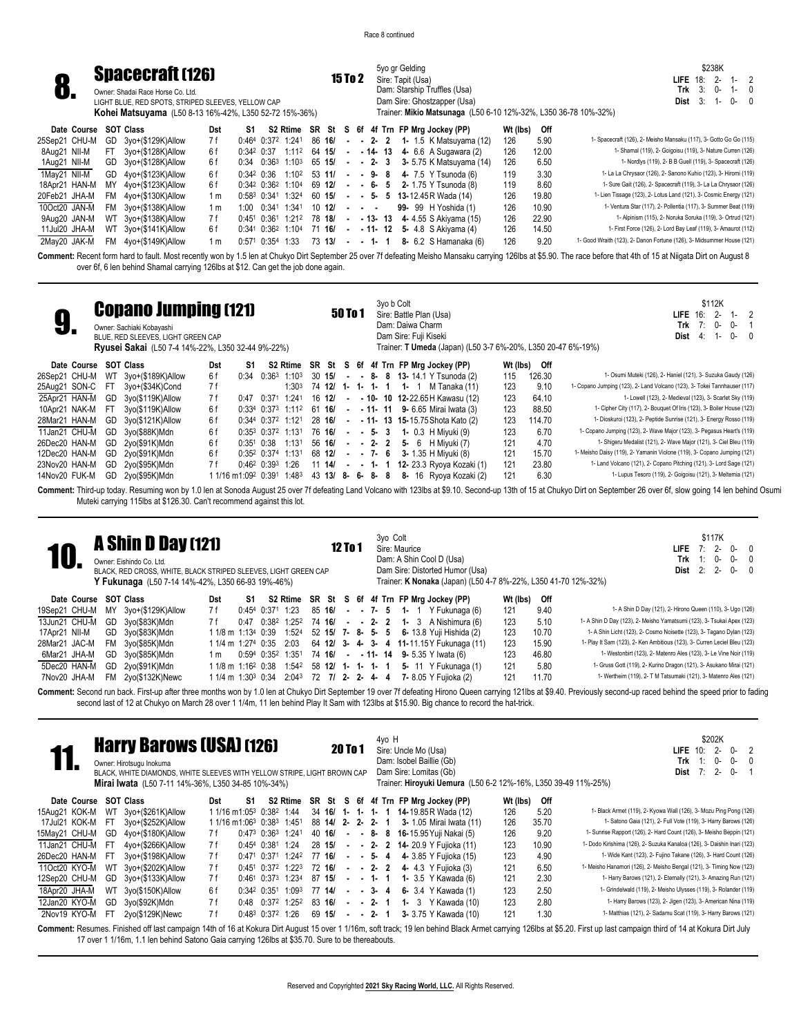Race 8 continued

## 8. Spacecraft (126)

**15 To 2**

Owner: Shadai Race Horse Co. Ltd.
LIGHT BLUE, RED SPOTS, STRIPED SLEEVES, YELLOW CAP
**Kohei Matsuyama** (L50 8-13 16%-42%, L350 52-72 15%-36%)

5yo gr Gelding
Sire: Tapit (Usa)
Dam: Starship Truffles (Usa)
Dam Sire: Ghostzapper (Usa)
Trainer: **Mikio Matsunaga** (L50 6-10 12%-32%, L350 36-78 10%-32%)

$238K
LIFE 18: 2- 1- 2
Trk 3: 0- 1- 0
Dist 3: 1- 0- 0

| Date | Course | SOT | Class | Dst | S1 | S2 | Rtime | SR | St | S | 6f | 4f | Trn | FP | Mg | Jockey (PP) | Wt (lbs) | Off | |
|---|---|---|---|---|---|---|---|---|---|---|---|---|---|---|---|---|---|---|---|
| 25Sep21 | CHU-M | GD | 3yo+($129K)Allow | 7 f | 0:46[4] | 0:37[2] | 1:24[1] | 86 | 16/ | - | - | 2- | 2 | 1- | 1.5 | K Matsuyama (12) | 126 | 5.90 | 1- Spacecraft (126), 2- Meisho Mansaku (117), 3- Gotto Go Go (115) |
| 8Aug21 | NII-M | FT | 3yo+($128K)Allow | 6 f | 0:34[2] | 0:37 | 1:11[2] | 64 | 15/ | - | - | 14- | 13 | 4- | 6.6 | A Sugawara (2) | 126 | 12.00 | 1- Shamal (119), 2- Goigoisu (119), 3- Nature Curren (126) |
| 1Aug21 | NII-M | GD | 3yo+($128K)Allow | 6 f | 0:34 | 0:36[3] | 1:10[3] | 65 | 15/ | - | - | 2- | 3 | 3- | 5.75 | K Matsuyama (14) | 126 | 6.50 | 1- Nordlys (119), 2- B B Guell (119), 3- Spacecraft (126) |
| 1May21 | NII-M | GD | 4yo+($123K)Allow | 6 f | 0:34[2] | 0:36 | 1:10[2] | 53 | 11/ | - | - | 9- | 8 | 4- | 7.5 | Y Tsunoda (6) | 119 | 3.30 | 1- La La Chrysaor (126), 2- Sanono Kuhio (123), 3- Hiromi (119) |
| 18Apr21 | HAN-M | MY | 4yo+($123K)Allow | 6 f | 0:34[2] | 0:36[2] | 1:10[4] | 69 | 12/ | - | - | 6- | 5 | 2- | 1.75 | Y Tsunoda (8) | 119 | 8.60 | 1- Sure Gait (126), 2- Spacecraft (119), 3- La La Chrysaor (126) |
| 20Feb21 | JHA-M | FM | 4yo+($130K)Allow | 1 m | 0:58[3] | 0:34[1] | 1:32[4] | 60 | 15/ | - | - | 5- | 5 | 13- | 12.45 | R Wada (14) | 126 | 19.80 | 1- Lien Tissage (123), 2- Lotus Land (121), 3- Cosmic Energy (121) |
| 10Oct20 | JAN-M | FM | 3yo+($138K)Allow | 1 m | 1:00 | 0:34[1] | 1:34[1] | 10 | 12/ | - | - | - | - | 99- | 99 | H Yoshida (1) | 126 | 10.90 | 1- Ventura Star (117), 2- Pollentia (117), 3- Summer Beat (119) |
| 9Aug20 | JAN-M | WT | 3yo+($138K)Allow | 7 f | 0:45[1] | 0:36[1] | 1:21[2] | 78 | 18/ | - | - | 13- | 13 | 4- | 4.55 | S Akiyama (15) | 126 | 22.90 | 1- Alpinism (115), 2- Noruka Soruka (119), 3- Ortrud (121) |
| 11Jul20 | JHA-M | WT | 3yo+($141K)Allow | 6 f | 0:34[1] | 0:36[2] | 1:10[4] | 71 | 16/ | - | - | 11- | 12 | 5- | 4.8 | S Akiyama (4) | 126 | 14.50 | 1- First Force (126), 2- Lord Bay Leaf (119), 3- Amaurot (112) |
| 2May20 | JAK-M | FM | 4yo+($149K)Allow | 1 m | 0:57[1] | 0:35[4] | 1:33 | 73 | 13/ | - | - | 1- | 1 | 8- | 6.2 | S Hamanaka (6) | 126 | 9.20 | 1- Good Wraith (123), 2- Danon Fortune (126), 3- Midsummer House (121) |

**Comment:** Recent form hard to fault. Most recently won by 1.5 len at Chukyo Dirt September 25 over 7f defeating Meisho Mansaku carrying 126lbs at $5.90. The race before that 4th of 15 at Niigata Dirt on August 8 over 6f, 6 len behind Shamal carrying 126lbs at $12. Can get the job done again.

## 9. Copano Jumping (121)

**50 To 1**

Owner: Sachiaki Kobayashi
BLUE, RED SLEEVES, LIGHT GREEN CAP
**Ryusei Sakai** (L50 7-4 14%-22%, L350 32-44 9%-22%)

3yo b Colt
Sire: Battle Plan (Usa)
Dam: Daiwa Charm
Dam Sire: Fuji Kiseki
Trainer: **T Umeda** (Japan) (L50 3-7 6%-20%, L350 20-47 6%-19%)

$112K
LIFE 16: 2- 1- 2
Trk 7: 0- 0- 1
Dist 4: 1- 0- 0

| Date | Course | SOT | Class | Dst | S1 | S2 | Rtime | SR | St | S | 6f | 4f | Trn | FP | Mg | Jockey (PP) | Wt (lbs) | Off | |
|---|---|---|---|---|---|---|---|---|---|---|---|---|---|---|---|---|---|---|---|
| 26Sep21 | CHU-M | WT | 3yo+($189K)Allow | 6 f | 0:34 | 0:36[3] | 1:10[3] | 30 | 15/ | - | - | 8- | 8 | 13- | 14.1 | Y Tsunoda (2) | 115 | 126.30 | 1- Osumi Muteki (126), 2- Haniel (121), 3- Suzuka Gaudy (126) |
| 25Aug21 | SON-C | FT | 3yo+($34K)Cond | 7 f | | | 1:30[3] | 74 | 12/ | 1- | 1- | 1- | 1 | 1- | 1 | M Tanaka (11) | 123 | 9.10 | 1- Copano Jumping (123), 2- Land Volcano (123), 3- Tokei Tannhauser (117) |
| 25Apr21 | HAN-M | GD | 3yo($119K)Allow | 7 f | 0:47 | 0:37[1] | 1:24[1] | 16 | 12/ | - | - | 10- | 10 | 12- | 22.65 | H Kawasu (12) | 123 | 64.10 | 1- Lowell (123), 2- Medieval (123), 3- Scarlet Sky (119) |
| 10Apr21 | NAK-M | FT | 3yo($119K)Allow | 6 f | 0:33[4] | 0:37[3] | 1:11[2] | 61 | 16/ | - | - | 11- | 11 | 9- | 6.65 | Mirai Iwata (3) | 123 | 88.50 | 1- Cipher City (117), 2- Bouquet Of Iris (123), 3- Boiler House (123) |
| 28Mar21 | HAN-M | GD | 3yo($121K)Allow | 6 f | 0:34[4] | 0:37[2] | 1:12[1] | 28 | 16/ | - | - | 11- | 13 | 15- | 15.75 | Shota Kato (2) | 123 | 114.70 | 1- Dioskuroi (123), 2- Peptide Sunrise (121), 3- Energy Rosso (119) |
| 11Jan21 | CHU-M | GD | 3yo($88K)Mdn | 6 f | 0:35[3] | 0:37[2] | 1:13[1] | 76 | 16/ | - | - | 5- | 3 | 1- | 0.3 | H Miyuki (9) | 123 | 6.70 | 1- Copano Jumping (123), 2- Wave Major (123), 3- Pegasus Heart's (119) |
| 26Dec20 | HAN-M | GD | 2yo($91K)Mdn | 6 f | 0:35[1] | 0:38 | 1:13[1] | 56 | 16/ | - | - | 2- | 2 | 5- | 6 | H Miyuki (7) | 121 | 4.70 | 1- Shigeru Medalist (121), 2- Wave Major (121), 3- Ciel Bleu (119) |
| 12Dec20 | HAN-M | GD | 2yo($91K)Mdn | 6 f | 0:35[2] | 0:37[4] | 1:13[1] | 68 | 12/ | - | - | 7- | 6 | 3- | 1.35 | H Miyuki (8) | 121 | 15.70 | 1- Meisho Daisy (119), 2- Yamanin Violone (119), 3- Copano Jumping (121) |
| 23Nov20 | HAN-M | GD | 2yo($95K)Mdn | 7 f | 0:46[2] | 0:39[3] | 1:26 | 11 | 14/ | - | - | 1- | 1 | 12- | 23.3 | Ryoya Kozaki (1) | 121 | 23.80 | 1- Land Volcano (121), 2- Copano Pitching (121), 3- Lord Sage (121) |
| 14Nov20 | FUK-M | GD | 2yo($95K)Mdn | 1 1/16 m | 1:09[2] | 0:39[1] | 1:48[3] | 43 | 13/ | 8- | 6- | 8- | 8 | 8- | 16 | Ryoya Kozaki (2) | 121 | 6.30 | 1- Lupus Tesoro (119), 2- Goigoisu (121), 3- Meltemia (121) |

**Comment:** Third-up today. Resuming won by 1.0 len at Sonoda August 25 over 7f defeating Land Volcano with 123lbs at $9.10. Second-up 13th of 15 at Chukyo Dirt on September 26 over 6f, slow going 14 len behind Osumi Muteki carrying 115lbs at $126.30. Can't recommend against this lot.

## 10. A Shin D Day (121)

**12 To 1**

Owner: Eishindo Co. Ltd.
BLACK, RED CROSS, WHITE, BLACK STRIPED SLEEVES, LIGHT GREEN CAP
**Y Fukunaga** (L50 7-14 14%-42%, L350 66-93 19%-46%)

3yo Colt
Sire: Maurice
Dam: A Shin Cool D (Usa)
Dam Sire: Distorted Humor (Usa)
Trainer: **K Nonaka** (Japan) (L50 4-7 8%-22%, L350 41-70 12%-32%)

$117K
LIFE 7: 2- 0- 0
Trk 1: 0- 0- 0
Dist 2: 2- 0- 0

| Date | Course | SOT | Class | Dst | S1 | S2 | Rtime | SR | St | S | 6f | 4f | Trn | FP | Mg | Jockey (PP) | Wt (lbs) | Off | |
|---|---|---|---|---|---|---|---|---|---|---|---|---|---|---|---|---|---|---|---|
| 19Sep21 | CHU-M | MY | 3yo+($129K)Allow | 7 f | 0:45[4] | 0:37[1] | 1:23 | 85 | 16/ | - | - | 7- | 5 | 1- | 1 | Y Fukunaga (6) | 121 | 9.40 | 1- A Shin D Day (121), 2- Hirono Queen (110), 3- Ugo (126) |
| 13Jun21 | CHU-M | GD | 3yo($83K)Mdn | 7 f | 0:47 | 0:38[2] | 1:25[2] | 74 | 16/ | - | - | 2- | 2 | 1- | 3 | A Nishimura (6) | 123 | 5.10 | 1- A Shin D Day (123), 2- Meisho Yamatsumi (123), 3- Tsukai Apex (123) |
| 17Apr21 | NII-M | GD | 3yo($83K)Mdn | 1 1/8 m | 1:13[4] | 0:39 | 1:52[4] | 52 | 15/ | 7- | 8- | 5- | 5 | 6- | 13.8 | Yuji Hishida (2) | 123 | 10.70 | 1- A Shin Licht (123), 2- Cosmo Noisette (123), 3- Tagano Dylan (123) |
| 28Mar21 | JAC-M | FM | 3yo($85K)Mdn | 1 1/4 m | 1:27[4] | 0:35 | 2:03 | 64 | 12/ | 3- | 4- | 3- | 4 | 11- | 11.15 | Y Fukunaga (11) | 123 | 15.90 | 1- Play It Sam (123), 2- Ken Ambitious (123), 3- Curren Leciel Bleu (123) |
| 6Mar21 | JHA-M | GD | 3yo($85K)Mdn | 1 m | 0:59[4] | 0:35[2] | 1:35[1] | 74 | 16/ | - | - | 11- | 14 | 9- | 5.35 | Y Iwata (6) | 123 | 46.80 | 1- Westonbirt (123), 2- Matenro Ales (123), 3- Le Vine Noir (119) |
| 5Dec20 | HAN-M | GD | 2yo($91K)Mdn | 1 1/8 m | 1:16[2] | 0:38 | 1:54[2] | 58 | 12/ | 1- | 1- | 1- | 1 | 5- | 11 | Y Fukunaga (1) | 121 | 5.80 | 1- Gruss Gott (119), 2- Kurino Dragon (121), 3- Asukano Mirai (121) |
| 7Nov20 | JHA-M | FM | 2yo($132K)Newc | 1 1/4 m | 1:30[3] | 0:34 | 2:04[3] | 72 | 7/ | 2- | 2- | 4- | 4 | 7- | 8.05 | Y Fujioka (2) | 121 | 11.70 | 1- Wertheim (119), 2- T M Tatsumaki (121), 3- Matenro Ales (121) |

**Comment:** Second run back. First-up after three months won by 1.0 len at Chukyo Dirt September 19 over 7f defeating Hirono Queen carrying 121lbs at $9.40. Previously second-up raced behind the speed prior to fading second last of 12 at Chukyo on March 28 over 1 1/4m, 11 len behind Play It Sam with 123lbs at $15.90. Big chance to record the hat-trick.

## 11. Harry Barows (USA) (126)

**20 To 1**

Owner: Hirotsugu Inokuma
BLACK, WHITE DIAMONDS, WHITE SLEEVES WITH YELLOW STRIPE, LIGHT BROWN CAP
**Mirai Iwata** (L50 7-11 14%-36%, L350 34-85 10%-34%)

4yo H
Sire: Uncle Mo (Usa)
Dam: Isobel Baillie (Gb)
Dam Sire: Lomitas (Gb)
Trainer: **Hiroyuki Uemura** (L50 6-2 12%-16%, L350 39-49 11%-25%)

$202K
LIFE 10: 2- 0- 2
Trk 1: 0- 0- 0
Dist 7: 2- 0- 1

| Date | Course | SOT | Class | Dst | S1 | S2 | Rtime | SR | St | S | 6f | 4f | Trn | FP | Mg | Jockey (PP) | Wt (lbs) | Off | |
|---|---|---|---|---|---|---|---|---|---|---|---|---|---|---|---|---|---|---|---|
| 15Aug21 | KOK-M | WT | 3yo+($261K)Allow | 1 1/16 m | 1:05[3] | 0:38[2] | 1:44 | 34 | 16/ | 1- | 1- | 1- | 1 | 14- | 19.85 | R Wada (12) | 126 | 5.20 | 1- Black Armet (119), 2- Kyowa Wall (126), 3- Mozu Ping Pong (126) |
| 17Jul21 | KOK-M | FT | 3yo+($252K)Allow | 1 1/16 m | 1:06[3] | 0:38[3] | 1:45[1] | 88 | 14/ | 2- | 2- | 2- | 1 | 3- | 1.05 | Mirai Iwata (11) | 126 | 35.70 | 1- Satono Gaia (121), 2- Full Vote (119), 3- Harry Barows (126) |
| 15May21 | CHU-M | GD | 4yo+($180K)Allow | 7 f | 0:47[3] | 0:36[3] | 1:24[1] | 40 | 16/ | - | - | 8- | 8 | 16- | 15.95 | Yuji Nakai (5) | 126 | 9.20 | 1- Sunrise Rapport (126), 2- Hard Count (126), 3- Meisho Beppin (121) |
| 11Jan21 | CHU-M | FT | 4yo+($266K)Allow | 7 f | 0:45[4] | 0:38[1] | 1:24 | 28 | 15/ | - | - | 2- | 2 | 14- | 20.9 | Y Fujioka (11) | 123 | 10.90 | 1- Dodo Kirishima (126), 2- Suzuka Kanaloa (126), 3- Daishin Inari (123) |
| 26Dec20 | HAN-M | FT | 3yo+($198K)Allow | 7 f | 0:47[1] | 0:37[1] | 1:24[2] | 77 | 16/ | - | - | 5- | 4 | 4- | 3.85 | Y Fujioka (15) | 123 | 4.90 | 1- Wide Kant (123), 2- Fujino Takane (126), 3- Hard Count (126) |
| 11Oct20 | KYO-M | WT | 3yo+($202K)Allow | 7 f | 0:45[1] | 0:37[2] | 1:22[3] | 72 | 16/ | - | - | 2- | 2 | 4- | 4.3 | Y Fujioka (3) | 121 | 6.50 | 1- Meisho Hanamori (126), 2- Meisho Bengal (121), 3- Timing Now (123) |
| 12Sep20 | CHU-M | GD | 3yo+($133K)Allow | 7 f | 0:46[1] | 0:37[3] | 1:23[4] | 87 | 15/ | - | - | 1- | 1 | 1- | 3.5 | Y Kawada (6) | 121 | 2.30 | 1- Harry Barows (121), 2- Eternally (121), 3- Amazing Run (121) |
| 18Apr20 | JHA-M | WT | 3yo($150K)Allow | 6 f | 0:32[4] | 0:35[1] | 1:09[3] | 77 | 14/ | - | - | 3- | 4 | 6- | 3.4 | Y Kawada (1) | 123 | 2.50 | 1- Grindelwald (119), 2- Meisho Ulysses (119), 3- Rolander (119) |
| 12Jan20 | KYO-M | GD | 3yo($92K)Mdn | 7 f | 0:48 | 0:37[2] | 1:25[2] | 83 | 16/ | - | - | 2- | 1 | 1- | 3 | Y Kawada (10) | 123 | 2.80 | 1- Harry Barows (123), 2- Jigen (123), 3- American Nina (119) |
| 2Nov19 | KYO-M | FT | 2yo($129K)Newc | 7 f | 0:48[3] | 0:37[3] | 1:26 | 69 | 15/ | - | - | 2- | 1 | 3- | 3.75 | Y Kawada (10) | 121 | 1.30 | 1- Matthias (121), 2- Sadamu Scat (119), 3- Harry Barows (121) |

**Comment:** Resumes. Finished off last campaign 14th of 16 at Kokura Dirt August 15 over 1 1/16m, soft track; 19 len behind Black Armet carrying 126lbs at $5.20. First up last campaign third of 14 at Kokura Dirt July 17 over 1 1/16m, 1.1 len behind Satono Gaia carrying 126lbs at $35.70. Sure to be thereabouts.

Reserved and Copyrighted **2021 Sky Racing World, LLC.** All Rights Reserved.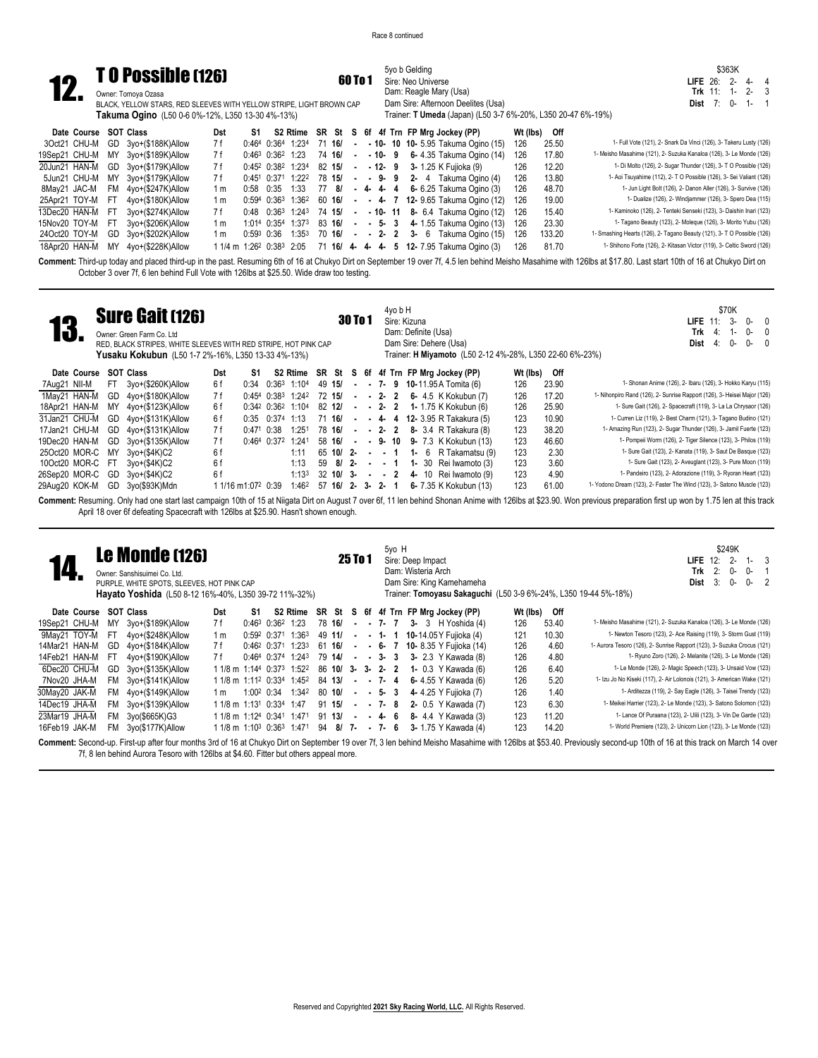Race 8 continued

## 12. T O Possible (126)

**60 To 1**

Owner: Tomoya Ozasa
BLACK, YELLOW STARS, RED SLEEVES WITH YELLOW STRIPE, LIGHT BROWN CAP
**Takuma Ogino** (L50 0-6 0%-12%, L350 13-30 4%-13%)

5yo b Gelding
Sire: Neo Universe
Dam: Reagle Mary (Usa)
Dam Sire: Afternoon Deelites (Usa)
Trainer: **T Umeda** (Japan) (L50 3-7 6%-20%, L350 20-47 6%-19%)

| | | $363K | | | |
|---|---|---|---|---|---|
| **LIFE** | 26: | 2- | 4- | 4 |
| **Trk** | 11: | 1- | 2- | 3 |
| **Dist** | 7: | 0- | 1- | 1 |

| Date Course | SOT | Class | Dst | S1 | S2 | Rtime | SR | St | S | 6f | 4f | Trn | FP Mrg Jockey (PP) | Wt (lbs) | Off | |
|---|---|---|---|---|---|---|---|---|---|---|---|---|---|---|---|---|
| 3Oct21 CHU-M | GD | 3yo+($188K)Allow | 7 f | $0:46^4$ | $0:36^4$ | $1:23^4$ | 71 | 16/ | - | - | 10- | 10 | 10- 5.95 Takuma Ogino (15) | 126 | 25.50 | 1- Full Vote (121), 2- Snark Da Vinci (126), 3- Takeru Lusty (126) |
| 19Sep21 CHU-M | MY | 3yo+($189K)Allow | 7 f | $0:46^3$ | $0:36^2$ | 1:23 | 74 | 16/ | - | - | 10- | 9 | 6- 4.35 Takuma Ogino (14) | 126 | 17.80 | 1- Meisho Masahime (121), 2- Suzuka Kanaloa (126), 3- Le Monde (126) |
| 20Jun21 HAN-M | GD | 3yo+($179K)Allow | 7 f | $0:45^2$ | $0:38^2$ | $1:23^4$ | 82 | 15/ | - | - | 12- | 9 | 3- 1.25 K Fujioka (9) | 126 | 12.20 | 1- Di Molto (126), 2- Sugar Thunder (126), 3- T O Possible (126) |
| 5Jun21 CHU-M | MY | 3yo+($179K)Allow | 7 f | $0:45^1$ | $0:37^1$ | $1:22^2$ | 78 | 15/ | - | - | 9- | 9 | 2- 4 Takuma Ogino (4) | 126 | 13.80 | 1- Aoi Tsuyahime (112), 2- T O Possible (126), 3- Sei Valiant (126) |
| 8May21 JAC-M | FM | 4yo+($247K)Allow | 1 m | 0:58 | 0:35 | 1:33 | 77 | 8/ | - | 4- | 4- | 4 | 6- 6.25 Takuma Ogino (3) | 126 | 48.70 | 1- Jun Light Bolt (126), 2- Danon Aller (126), 3- Survive (126) |
| 25Apr21 TOY-M | FT | 4yo+($180K)Allow | 1 m | $0:59^4$ | $0:36^3$ | $1:36^2$ | 60 | 16/ | - | - | 4- | 7 | 12- 9.65 Takuma Ogino (12) | 126 | 19.00 | 1- Dualize (126), 2- Windjammer (126), 3- Spero Dea (115) |
| 13Dec20 HAN-M | FT | 3yo+($274K)Allow | 7 f | 0:48 | $0:36^3$ | $1:24^3$ | 74 | 15/ | - | - | 10- | 11 | 8- 6.4 Takuma Ogino (12) | 126 | 15.40 | 1- Kaminoko (126), 2- Tenteki Senseki (123), 3- Daishin Inari (123) |
| 15Nov20 TOY-M | FT | 3yo+($206K)Allow | 1 m | $1:01^4$ | $0:35^4$ | $1:37^3$ | 83 | 16/ | - | - | 5- | 3 | 4- 1.55 Takuma Ogino (13) | 126 | 23.30 | 1- Tagano Beauty (123), 2- Moleque (126), 3- Morito Yubu (126) |
| 24Oct20 TOY-M | GD | 3yo+($202K)Allow | 1 m | $0:59^3$ | 0:36 | $1:35^3$ | 70 | 16/ | - | - | 2- | 2 | 3- 6 Takuma Ogino (15) | 126 | 133.20 | 1- Smashing Hearts (126), 2- Tagano Beauty (121), 3- T O Possible (126) |
| 18Apr20 HAN-M | MY | 4yo+($228K)Allow | 1 1/4 m | $1:26^2$ | $0:38^3$ | 2:05 | 71 | 16/ | 4- | 4- | 4- | 5 | 12- 7.95 Takuma Ogino (3) | 126 | 81.70 | 1- Shihono Forte (126), 2- Kitasan Victor (119), 3- Celtic Sword (126) |

**Comment:** Third-up today and placed third-up in the past. Resuming 6th of 16 at Chukyo Dirt on September 19 over 7f, 4.5 len behind Meisho Masahime with 126lbs at $17.80. Last start 10th of 16 at Chukyo Dirt on October 3 over 7f, 6 len behind Full Vote with 126lbs at $25.50. Wide draw too testing.

## 13. Sure Gait (126)

**30 To 1**

Owner: Green Farm Co. Ltd
RED, BLACK STRIPES, WHITE SLEEVES WITH RED STRIPE, HOT PINK CAP
**Yusaku Kokubun** (L50 1-7 2%-16%, L350 13-33 4%-13%)

4yo b H
Sire: Kizuna
Dam: Definite (Usa)
Dam Sire: Dehere (Usa)
Trainer: **H Miyamoto** (L50 2-12 4%-28%, L350 22-60 6%-23%)

| | | $70K | | | |
|---|---|---|---|---|---|
| **LIFE** | 11: | 3- | 0- | 0 |
| **Trk** | 4: | 1- | 0- | 0 |
| **Dist** | 4: | 0- | 0- | 0 |

| Date Course | SOT | Class | Dst | S1 | S2 | Rtime | SR | St | S | 6f | 4f | Trn | FP Mrg Jockey (PP) | Wt (lbs) | Off | |
|---|---|---|---|---|---|---|---|---|---|---|---|---|---|---|---|---|
| 7Aug21 NII-M | FT | 3yo+($260K)Allow | 6 f | 0:34 | $0:36^3$ | $1:10^4$ | 49 | 15/ | - | - | 7- | 9 | 10- 11.95 A Tomita (6) | 126 | 23.90 | 1- Shonan Anime (126), 2- Ibaru (126), 3- Hokko Karyu (115) |
| 1May21 HAN-M | GD | 4yo+($180K)Allow | 7 f | $0:45^4$ | $0:38^3$ | $1:24^2$ | 72 | 15/ | - | - | 2- | 2 | 6- 4.5 K Kokubun (7) | 126 | 17.20 | 1- Nihonpiro Rand (126), 2- Sunrise Rapport (126), 3- Heisei Major (126) |
| 18Apr21 HAN-M | MY | 4yo+($123K)Allow | 6 f | $0:34^2$ | $0:36^2$ | $1:10^4$ | 82 | 12/ | - | - | 2- | 2 | 1- 1.75 K Kokubun (6) | 126 | 25.90 | 1- Sure Gait (126), 2- Spacecraft (119), 3- La La Chrysaor (126) |
| 31Jan21 CHU-M | GD | 4yo+($131K)Allow | 6 f | 0:35 | $0:37^4$ | 1:13 | 71 | 16/ | - | - | 4- | 4 | 12- 3.95 R Takakura (5) | 123 | 10.90 | 1- Curren Liz (119), 2- Best Charm (121), 3- Tagano Budino (121) |
| 17Jan21 CHU-M | GD | 4yo+($131K)Allow | 7 f | $0:47^1$ | 0:38 | $1:25^1$ | 78 | 16/ | - | - | 2- | 2 | 8- 3.4 R Takakura (8) | 123 | 38.20 | 1- Amazing Run (123), 2- Sugar Thunder (126), 3- Jamil Fuerte (123) |
| 19Dec20 HAN-M | GD | 3yo+($135K)Allow | 7 f | $0:46^4$ | $0:37^2$ | $1:24^1$ | 58 | 16/ | - | - | 9- | 10 | 9- 7.3 K Kokubun (13) | 123 | 46.60 | 1- Pompeii Worm (126), 2- Tiger Silence (123), 3- Philos (119) |
| 25Oct20 MOR-C | MY | 3yo+($4K)C2 | 6 f | | | 1:11 | 65 | 10/ | 2- | - | - | 1 | 1- 6 R Takamatsu (9) | 123 | 2.30 | 1- Sure Gait (123), 2- Kanata (119), 3- Saut De Basque (123) |
| 10Oct20 MOR-C | FT | 3yo+($4K)C2 | 6 f | | | 1:13 | 59 | 8/ | 2- | - | - | 1 | 1- 30 Rei Iwamoto (3) | 123 | 3.60 | 1- Sure Gait (123), 2- Aveuglant (123), 3- Pure Moon (119) |
| 26Sep20 MOR-C | GD | 3yo+($4K)C2 | 6 f | | | $1:13^3$ | 32 | 10/ | 3- | - | - | 2 | 4- 10 Rei Iwamoto (9) | 123 | 4.90 | 1- Pandeiro (123), 2- Adorazione (119), 3- Ryoran Heart (123) |
| 29Aug20 KOK-M | GD | 3yo($93K)Mdn | 1 1/16 m | $1:07^2$ | 0:39 | $1:46^2$ | 57 | 16/ | 2- | 3- | 2- | 1 | 6- 7.35 K Kokubun (13) | 123 | 61.00 | 1- Yodono Dream (123), 2- Faster The Wind (123), 3- Satono Muscle (123) |

**Comment:** Resuming. Only had one start last campaign 10th of 15 at Niigata Dirt on August 7 over 6f, 11 len behind Shonan Anime with 126lbs at $23.90. Won previous preparation first up won by 1.75 len at this track April 18 over 6f defeating Spacecraft with 126lbs at $25.90. Hasn't shown enough.

## 14. Le Monde (126)

**25 To 1**

Owner: Sanshisuimei Co. Ltd.
PURPLE, WHITE SPOTS, SLEEVES, HOT PINK CAP
**Hayato Yoshida** (L50 8-12 16%-40%, L350 39-72 11%-32%)

5yo H
Sire: Deep Impact
Dam: Wisteria Arch
Dam Sire: King Kamehameha
Trainer: **Tomoyasu Sakaguchi** (L50 3-9 6%-24%, L350 19-44 5%-18%)

| | | $249K | | | |
|---|---|---|---|---|---|
| **LIFE** | 12: | 2- | 1- | 3 |
| **Trk** | 2: | 0- | 0- | 1 |
| **Dist** | 3: | 0- | 0- | 2 |

| Date Course | SOT | Class | Dst | S1 | S2 | Rtime | SR | St | S | 6f | 4f | Trn | FP Mrg Jockey (PP) | Wt (lbs) | Off | |
|---|---|---|---|---|---|---|---|---|---|---|---|---|---|---|---|---|
| 19Sep21 CHU-M | MY | 3yo+($189K)Allow | 7 f | $0:46^3$ | $0:36^2$ | 1:23 | 78 | 16/ | - | - | 7- | 7 | 3- 3 H Yoshida (4) | 126 | 53.40 | 1- Meisho Masahime (121), 2- Suzuka Kanaloa (126), 3- Le Monde (126) |
| 9May21 TOY-M | FT | 4yo+($248K)Allow | 1 m | $0:59^2$ | $0:37^1$ | $1:36^3$ | 49 | 11/ | - | - | 1- | 1 | 10- 14.05 Y Fujioka (4) | 121 | 10.30 | 1- Newton Tesoro (123), 2- Ace Raising (119), 3- Storm Gust (119) |
| 14Mar21 HAN-M | GD | 4yo+($184K)Allow | 7 f | $0:46^2$ | $0:37^1$ | $1:23^3$ | 61 | 16/ | - | - | 6- | 7 | 10- 8.35 Y Fujioka (14) | 126 | 4.60 | 1- Aurora Tesoro (126), 2- Sunrise Rapport (121), 3- Suzuka Crocus (121) |
| 14Feb21 HAN-M | FT | 4yo+($190K)Allow | 7 f | $0:46^4$ | $0:37^4$ | $1:24^3$ | 79 | 14/ | - | - | 3- | 3 | 3- 2.3 Y Kawada (8) | 126 | 4.80 | 1- Ryuno Zoro (126), 2- Melanite (126), 3- Le Monde (126) |
| 6Dec20 CHU-M | GD | 3yo+($135K)Allow | 1 1/8 m | $1:14^4$ | $0:37^3$ | $1:52^2$ | 86 | 10/ | 3- | 3- | 2- | 2 | 1- 0.3 Y Kawada (6) | 126 | 6.40 | 1- Le Monde (126), 2- Magic Speech (123), 3- Unsaid Vow (123) |
| 7Nov20 JHA-M | FM | 3yo+($141K)Allow | 1 1/8 m | $1:11^2$ | $0:33^4$ | $1:45^2$ | 84 | 13/ | - | - | 7- | 4 | 6- 4.55 Y Kawada (6) | 126 | 5.20 | 1- Izu Jo No Kiseki (117), 2- Air Lolonois (121), 3- American Wake (121) |
| 30May20 JAK-M | FM | 4yo+($149K)Allow | 1 m | $1:00^2$ | 0:34 | $1:34^2$ | 80 | 10/ | - | - | 5- | 3 | 4- 4.25 Y Fujioka (7) | 126 | 1.40 | 1- Arditezza (119), 2- Say Eagle (126), 3- Taisei Trendy (123) |
| 14Dec19 JHA-M | FM | 3yo+($139K)Allow | 1 1/8 m | $1:13^1$ | $0:33^4$ | 1:47 | 91 | 15/ | - | - | 7- | 8 | 2- 0.5 Y Kawada (7) | 123 | 6.30 | 1- Meikei Harrier (123), 2- Le Monde (123), 3- Satono Solomon (123) |
| 23Mar19 JHA-M | FM | 3yo($665K)G3 | 1 1/8 m | $1:12^4$ | $0:34^1$ | $1:47^1$ | 91 | 13/ | - | - | 4- | 6 | 8- 4.4 Y Kawada (3) | 123 | 11.20 | 1- Lance Of Puraana (123), 2- Ulili (123), 3- Vin De Garde (123) |
| 16Feb19 JAK-M | FM | 3yo($177K)Allow | 1 1/8 m | $1:10^3$ | $0:36^3$ | $1:47^1$ | 94 | 8/ | 7- | - | 7- | 6 | 3- 1.75 Y Kawada (4) | 123 | 14.20 | 1- World Premiere (123), 2- Unicorn Lion (123), 3- Le Monde (123) |

**Comment:** Second-up. First-up after four months 3rd of 16 at Chukyo Dirt on September 19 over 7f, 3 len behind Meisho Masahime with 126lbs at $53.40. Previously second-up 10th of 16 at this track on March 14 over 7f, 8 len behind Aurora Tesoro with 126lbs at $4.60. Fitter but others appeal more.

Reserved and Copyrighted **2021 Sky Racing World, LLC.** All Rights Reserved.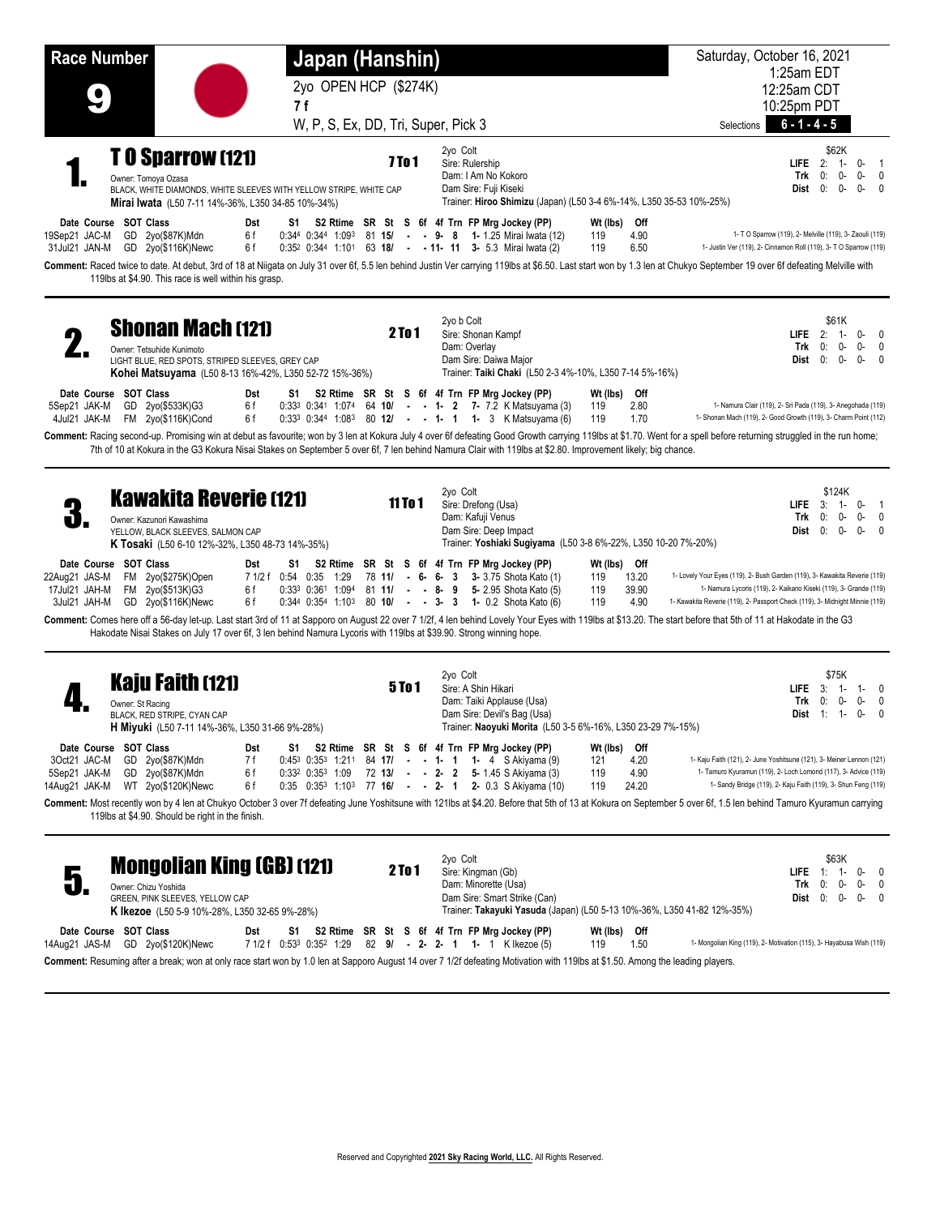# Race Number 9

## Japan (Hanshin)

2yo OPEN HCP ($274K)

7 f

W, P, S, Ex, DD, Tri, Super, Pick 3

Saturday, October 16, 2021
1:25am EDT
12:25am CDT
10:25pm PDT

Selections **6 - 1 - 4 - 5**

---

## 1. T O Sparrow (121) — 7 To 1

Owner: Tomoya Ozasa
BLACK, WHITE DIAMONDS, WHITE SLEEVES WITH YELLOW STRIPE, WHITE CAP
**Mirai Iwata** (L50 7-11 14%-36%, L350 34-85 10%-34%)

2yo Colt
Sire: Rulership
Dam: I Am No Kokoro
Dam Sire: Fuji Kiseki
Trainer: **Hiroo Shimizu** (Japan) (L50 3-4 6%-14%, L350 35-53 10%-25%)

| | | | | | |
|---|---|---|---|---|---|
| | $62K | | | | |
| **LIFE** | 2: | 1- | 0- | 1 | |
| **Trk** | 0: | 0- | 0- | 0 | |
| **Dist** | 0: | 0- | 0- | 0 | |

| Date | Course | SOT | Class | Dst | S1 | S2 | Rtime | SR | St | S | 6f | 4f | Trn | FP | Mrg | Jockey (PP) | Wt (lbs) | Off | |
|---|---|---|---|---|---|---|---|---|---|---|---|---|---|---|---|---|---|---|---|
| 19Sep21 | JAC-M | GD | 2yo($87K)Mdn | 6 f | 0:34⁴ | 0:34⁴ | 1:09³ | 81 | 15/ | - | - | 9- | 8 | 1- | 1.25 | Mirai Iwata (12) | 119 | 4.90 | 1- T O Sparrow (119), 2- Melville (119), 3- Zaouli (119) |
| 31Jul21 | JAN-M | GD | 2yo($116K)Newc | 6 f | 0:35² | 0:34⁴ | 1:10¹ | 63 | 18/ | - | - | 11- | 11 | 3- | 5.3 | Mirai Iwata (2) | 119 | 6.50 | 1- Justin Ver (119), 2- Cinnamon Roll (119), 3- T O Sparrow (119) |

**Comment:** Raced twice to date. At debut, 3rd of 18 at Niigata on July 31 over 6f, 5.5 len behind Justin Ver carrying 119lbs at $6.50. Last start won by 1.3 len at Chukyo September 19 over 6f defeating Melville with 119lbs at $4.90. This race is well within his grasp.

---

## 2. Shonan Mach (121) — 2 To 1

Owner: Tetsuhide Kunimoto
LIGHT BLUE, RED SPOTS, STRIPED SLEEVES, GREY CAP
**Kohei Matsuyama** (L50 8-13 16%-42%, L350 52-72 15%-36%)

2yo b Colt
Sire: Shonan Kampf
Dam: Overlay
Dam Sire: Daiwa Major
Trainer: **Taiki Chaki** (L50 2-3 4%-10%, L350 7-14 5%-16%)

| | | | | | |
|---|---|---|---|---|---|
| | $61K | | | | |
| **LIFE** | 2: | 1- | 0- | 0 | |
| **Trk** | 0: | 0- | 0- | 0 | |
| **Dist** | 0: | 0- | 0- | 0 | |

| Date | Course | SOT | Class | Dst | S1 | S2 | Rtime | SR | St | S | 6f | 4f | Trn | FP | Mrg | Jockey (PP) | Wt (lbs) | Off | |
|---|---|---|---|---|---|---|---|---|---|---|---|---|---|---|---|---|---|---|---|
| 5Sep21 | JAK-M | GD | 2yo($533K)G3 | 6 f | 0:33³ | 0:34¹ | 1:07⁴ | 64 | 10/ | - | - | 1- | 2 | 7- | 7.2 | K Matsuyama (3) | 119 | 2.80 | 1- Namura Clair (119), 2- Sri Pada (119), 3- Anegohada (119) |
| 4Jul21 | JAK-M | FM | 2yo($116K)Cond | 6 f | 0:33³ | 0:34⁴ | 1:08³ | 80 | 12/ | - | - | 1- | 1 | 1- | 3 | K Matsuyama (6) | 119 | 1.70 | 1- Shonan Mach (119), 2- Good Growth (119), 3- Charm Point (112) |

**Comment:** Racing second-up. Promising win at debut as favourite; won by 3 len at Kokura July 4 over 6f defeating Good Growth carrying 119lbs at $1.70. Went for a spell before returning struggled in the run home; 7th of 10 at Kokura in the G3 Kokura Nisai Stakes on September 5 over 6f, 7 len behind Namura Clair with 119lbs at $2.80. Improvement likely; big chance.

---

## 3. Kawakita Reverie (121) — 11 To 1

Owner: Kazunori Kawashima
YELLOW, BLACK SLEEVES, SALMON CAP
**K Tosaki** (L50 6-10 12%-32%, L350 48-73 14%-35%)

2yo Colt
Sire: Drefong (Usa)
Dam: Kafuji Venus
Dam Sire: Deep Impact
Trainer: **Yoshiaki Sugiyama** (L50 3-8 6%-22%, L350 10-20 7%-20%)

| | | | | | |
|---|---|---|---|---|---|
| | $124K | | | | |
| **LIFE** | 3: | 1- | 0- | 1 | |
| **Trk** | 0: | 0- | 0- | 0 | |
| **Dist** | 0: | 0- | 0- | 0 | |

| Date | Course | SOT | Class | Dst | S1 | S2 | Rtime | SR | St | S | 6f | 4f | Trn | FP | Mrg | Jockey (PP) | Wt (lbs) | Off | |
|---|---|---|---|---|---|---|---|---|---|---|---|---|---|---|---|---|---|---|---|
| 22Aug21 | JAS-M | FM | 2yo($275K)Open | 7 1/2 f | 0:54 | 0:35 | 1:29 | 78 | 11/ | - | 6- | 6- | 3 | 3- | 3.75 | Shota Kato (1) | 119 | 13.20 | 1- Lovely Your Eyes (119), 2- Bush Garden (119), 3- Kawakita Reverie (119) |
| 17Jul21 | JAH-M | FM | 2yo($513K)G3 | 6 f | 0:33³ | 0:36¹ | 1:09⁴ | 81 | 11/ | - | - | 8- | 9 | 5- | 2.95 | Shota Kato (5) | 119 | 39.90 | 1- Namura Lycoris (119), 2- Kaikano Kiseki (119), 3- Grande (119) |
| 3Jul21 | JAH-M | GD | 2yo($116K)Newc | 6 f | 0:34⁴ | 0:35⁴ | 1:10³ | 80 | 10/ | - | - | 3- | 3 | 1- | 0.2 | Shota Kato (6) | 119 | 4.90 | 1- Kawakita Reverie (119), 2- Passport Check (119), 3- Midnight Minnie (119) |

**Comment:** Comes here off a 56-day let-up. Last start 3rd of 11 at Sapporo on August 22 over 7 1/2f, 4 len behind Lovely Your Eyes with 119lbs at $13.20. The start before that 5th of 11 at Hakodate in the G3 Hakodate Nisai Stakes on July 17 over 6f, 3 len behind Namura Lycoris with 119lbs at $39.90. Strong winning hope.

---

## 4. Kaju Faith (121) — 5 To 1

Owner: St Racing
BLACK, RED STRIPE, CYAN CAP
**H Miyuki** (L50 7-11 14%-36%, L350 31-66 9%-28%)

2yo Colt
Sire: A Shin Hikari
Dam: Taiki Applause (Usa)
Dam Sire: Devil's Bag (Usa)
Trainer: **Naoyuki Morita** (L50 3-5 6%-16%, L350 23-29 7%-15%)

| | | | | | |
|---|---|---|---|---|---|
| | $75K | | | | |
| **LIFE** | 3: | 1- | 1- | 0 | |
| **Trk** | 0: | 0- | 0- | 0 | |
| **Dist** | 1: | 1- | 0- | 0 | |

| Date | Course | SOT | Class | Dst | S1 | S2 | Rtime | SR | St | S | 6f | 4f | Trn | FP | Mrg | Jockey (PP) | Wt (lbs) | Off | |
|---|---|---|---|---|---|---|---|---|---|---|---|---|---|---|---|---|---|---|---|
| 3Oct21 | JAC-M | GD | 2yo($87K)Mdn | 7 f | 0:45³ | 0:35³ | 1:21¹ | 84 | 17/ | - | - | 1- | 1 | 1- | 4 | S Akiyama (9) | 121 | 4.20 | 1- Kaju Faith (121), 2- June Yoshitsune (121), 3- Meiner Lennon (121) |
| 5Sep21 | JAK-M | GD | 2yo($87K)Mdn | 6 f | 0:33² | 0:35³ | 1:09 | 72 | 13/ | - | - | 2- | 2 | 5- | 1.45 | S Akiyama (3) | 119 | 4.90 | 1- Tamuro Kyuramun (119), 2- Loch Lomond (117), 3- Advice (119) |
| 14Aug21 | JAK-M | WT | 2yo($120K)Newc | 6 f | 0:35 | 0:35³ | 1:10³ | 77 | 16/ | - | - | 2- | 1 | 2- | 0.3 | S Akiyama (10) | 119 | 24.20 | 1- Sandy Bridge (119), 2- Kaju Faith (119), 3- Shun Feng (119) |

**Comment:** Most recently won by 4 len at Chukyo October 3 over 7f defeating June Yoshitsune with 121lbs at $4.20. Before that 5th of 13 at Kokura on September 5 over 6f, 1.5 len behind Tamuro Kyuramun carrying 119lbs at $4.90. Should be right in the finish.

---

## 5. Mongolian King (GB) (121) — 2 To 1

Owner: Chizu Yoshida
GREEN, PINK SLEEVES, YELLOW CAP
**K Ikezoe** (L50 5-9 10%-28%, L350 32-65 9%-28%)

2yo Colt
Sire: Kingman (Gb)
Dam: Minorette (Usa)
Dam Sire: Smart Strike (Can)
Trainer: **Takayuki Yasuda** (Japan) (L50 5-13 10%-36%, L350 41-82 12%-35%)

| | | | | | |
|---|---|---|---|---|---|
| | $63K | | | | |
| **LIFE** | 1: | 1- | 0- | 0 | |
| **Trk** | 0: | 0- | 0- | 0 | |
| **Dist** | 0: | 0- | 0- | 0 | |

| Date | Course | SOT | Class | Dst | S1 | S2 | Rtime | SR | St | S | 6f | 4f | Trn | FP | Mrg | Jockey (PP) | Wt (lbs) | Off | |
|---|---|---|---|---|---|---|---|---|---|---|---|---|---|---|---|---|---|---|---|
| 14Aug21 | JAS-M | GD | 2yo($120K)Newc | 7 1/2 f | 0:53³ | 0:35² | 1:29 | 82 | 9/ | - | 2- | 2- | 1 | 1- | 1 | K Ikezoe (5) | 119 | 1.50 | 1- Mongolian King (119), 2- Motivation (115), 3- Hayabusa Wish (119) |

**Comment:** Resuming after a break; won at only race start won by 1.0 len at Sapporo August 14 over 7 1/2f defeating Motivation with 119lbs at $1.50. Among the leading players.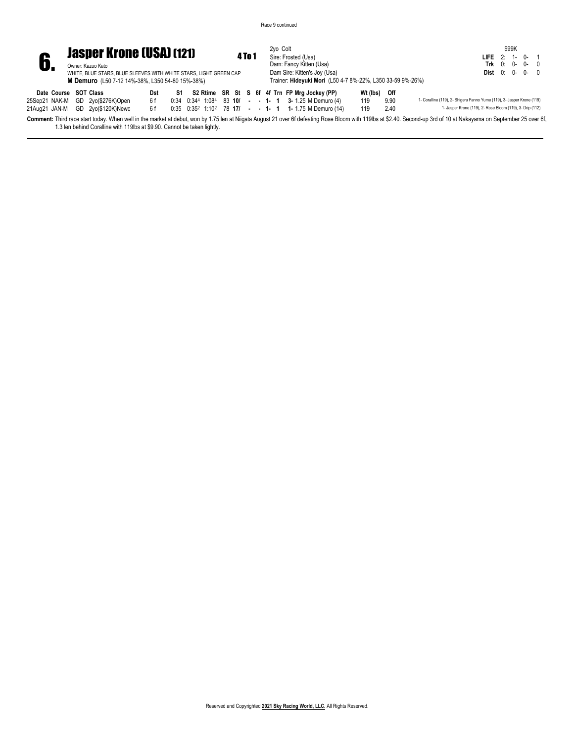Race 9 continued

# 6. Jasper Krone (USA) (121)

**4 To 1**

Owner: Kazuo Kato
WHITE, BLUE STARS, BLUE SLEEVES WITH WHITE STARS, LIGHT GREEN CAP
**M Demuro** (L50 7-12 14%-38%, L350 54-80 15%-38%)

2yo Colt
Sire: Frosted (Usa)
Dam: Fancy Kitten (Usa)
Dam Sire: Kitten's Joy (Usa)
Trainer: **Hideyuki Mori** (L50 4-7 8%-22%, L350 33-59 9%-26%)

| | | $99K | | | |
|---|---|---|---|---|---|
| **LIFE** | 2: | 1- | 0- | 1 | |
| **Trk** | 0: | 0- | 0- | 0 | |
| **Dist** | 0: | 0- | 0- | 0 | |

| Date | Course | SOT | Class | Dst | S1 | S2 | Rtime | SR | St | S | 6f | 4f | Trn | FP | Mrg | Jockey (PP) | Wt (lbs) | Off | |
|---|---|---|---|---|---|---|---|---|---|---|---|---|---|---|---|---|---|---|---|
| 25Sep21 | NAK-M | GD | 2yo($276K)Open | 6 f | 0:34 | 0:34⁴ | 1:08⁴ | 83 | **10/** | - | - | 1- | 1 | **3-** | 1.25 | M Demuro (4) | 119 | 9.90 | 1- Coralline (119), 2- Shigeru Fanno Yume (119), 3- Jasper Krone (119) |
| 21Aug21 | JAN-M | GD | 2yo($120K)Newc | 6 f | 0:35 | 0:35² | 1:10² | 78 | **17/** | - | - | 1- | 1 | **1-** | 1.75 | M Demuro (14) | 119 | 2.40 | 1- Jasper Krone (119), 2- Rose Bloom (119), 3- Drip (112) |

**Comment:** Third race start today. When well in the market at debut, won by 1.75 len at Niigata August 21 over 6f defeating Rose Bloom with 119lbs at $2.40. Second-up 3rd of 10 at Nakayama on September 25 over 6f, 1.3 len behind Coralline with 119lbs at $9.90. Cannot be taken lightly.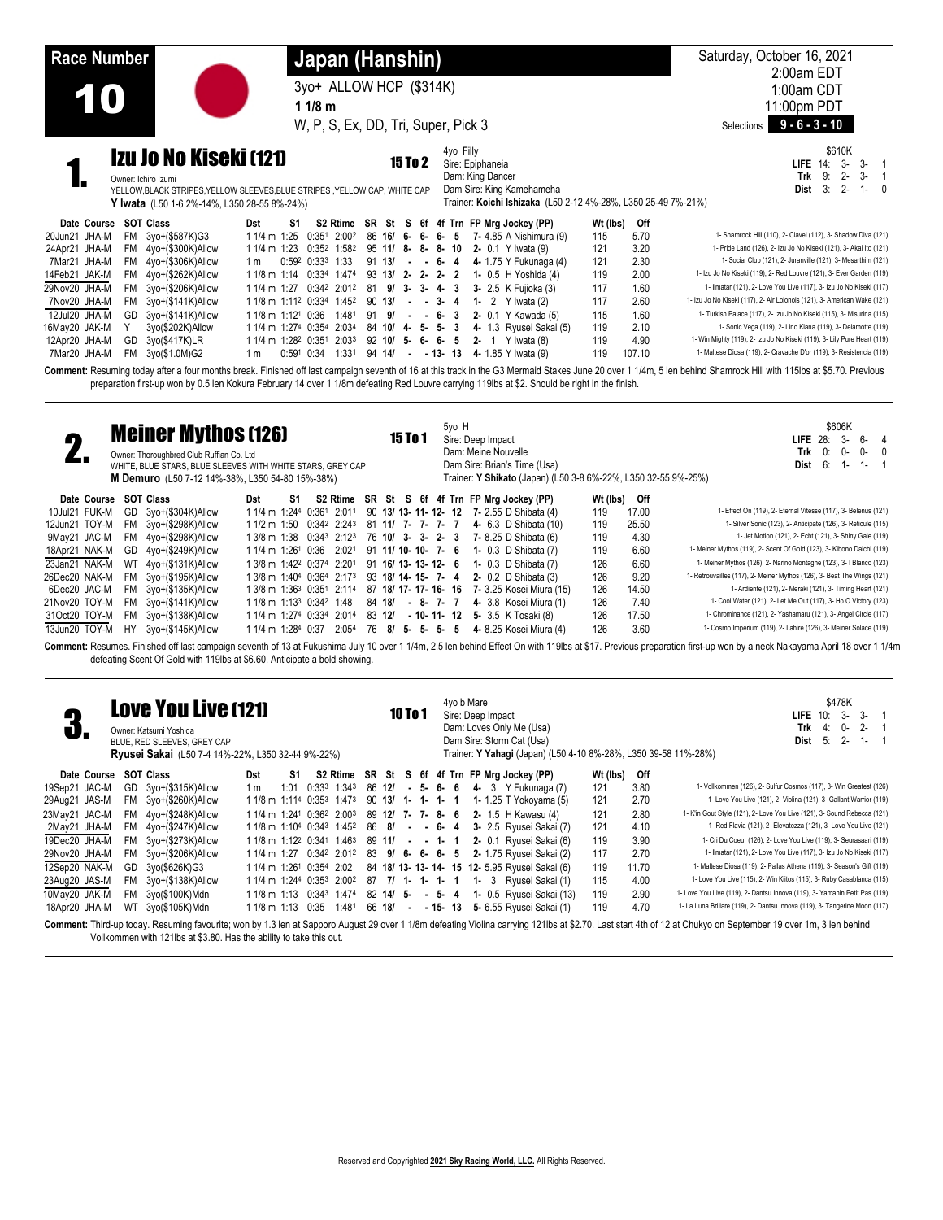# Race Number 10

## Japan (Hanshin)

3yo+ ALLOW HCP ($314K)

**1 1/8 m**

W, P, S, Ex, DD, Tri, Super, Pick 3

Saturday, October 16, 2021
2:00am EDT
1:00am CDT
11:00pm PDT

Selections **9 - 6 - 3 - 10**

---

## 1. Izu Jo No Kiseki (121) — 15 To 2

Owner: Ichiro Izumi
YELLOW,BLACK STRIPES,YELLOW SLEEVES,BLUE STRIPES ,YELLOW CAP, WHITE CAP
**Y Iwata** (L50 1-6 2%-14%, L350 28-55 8%-24%)

4yo Filly
Sire: Epiphaneia
Dam: King Dancer
Dam Sire: King Kamehameha
Trainer: **Koichi Ishizaka** (L50 2-12 4%-28%, L350 25-49 7%-21%)

$610K
**LIFE** 14: 3- 3- 1
**Trk** 9: 2- 3- 1
**Dist** 3: 2- 1- 0

| Date | Course | SOT | Class | Dst | S1 | S2 | Rtime | SR | St | S | 6f | 4f | Trn | FP Mrg Jockey (PP) | Wt (lbs) | Off | |
|---|---|---|---|---|---|---|---|---|---|---|---|---|---|---|---|---|---|
| 20Jun21 | JHA-M | FM | 3yo+($587K)G3 | 1 1/4 m | 1:25 | 0:35¹ | 2:00² | 86 | 16/ | 6- | 6- | 6- | 5 | 7- 4.85 A Nishimura (9) | 115 | 5.70 | 1- Shamrock Hill (110), 2- Clavel (112), 3- Shadow Diva (121) |
| 24Apr21 | JHA-M | FM | 4yo+($300K)Allow | 1 1/4 m | 1:23 | 0:35² | 1:58² | 95 | 11/ | 8- | 8- | 8- | 10 | 2- 0.1 Y Iwata (9) | 121 | 3.20 | 1- Pride Land (126), 2- Izu Jo No Kiseki (121), 3- Akai Ito (121) |
| 7Mar21 | JHA-M | FM | 4yo+($306K)Allow | 1 m | 0:59² | 0:33³ | 1:33 | 91 | 13/ | - | - | 6- | 4 | 4- 1.75 Y Fukunaga (4) | 121 | 2.30 | 1- Social Club (121), 2- Juranville (121), 3- Mesarthim (121) |
| 14Feb21 | JAK-M | FM | 4yo+($262K)Allow | 1 1/8 m | 1:14 | 0:33⁴ | 1:47⁴ | 93 | 13/ | 2- | 2- | 2- | 2 | 1- 0.5 H Yoshida (4) | 119 | 2.00 | 1- Izu Jo No Kiseki (119), 2- Red Louvre (121), 3- Ever Garden (119) |
| 29Nov20 | JHA-M | FM | 3yo+($206K)Allow | 1 1/4 m | 1:27 | 0:34² | 2:01² | 81 | 9/ | 3- | 3- | 4- | 3 | 3- 2.5 K Fujioka (3) | 117 | 1.60 | 1- Ilmatar (121), 2- Love You Live (117), 3- Izu Jo No Kiseki (117) |
| 7Nov20 | JHA-M | FM | 3yo+($141K)Allow | 1 1/8 m | 1:11² | 0:33⁴ | 1:45² | 90 | 13/ | - | - | 3- | 4 | 1- 2 Y Iwata (2) | 117 | 2.60 | 1- Izu Jo No Kiseki (117), 2- Air Lolonois (121), 3- American Wake (121) |
| 12Jul20 | JHA-M | GD | 3yo+($141K)Allow | 1 1/8 m | 1:12¹ | 0:36 | 1:48¹ | 91 | 9/ | - | - | 6- | 3 | 2- 0.1 Y Kawada (5) | 115 | 1.60 | 1- Turkish Palace (117), 2- Izu Jo No Kiseki (115), 3- Misurina (115) |
| 16May20 | JAK-M | Y | 3yo($202K)Allow | 1 1/4 m | 1:27⁴ | 0:35⁴ | 2:03⁴ | 84 | 10/ | 4- | 5- | 5- | 3 | 4- 1.3 Ryusei Sakai (5) | 119 | 2.10 | 1- Sonic Vega (119), 2- Lino Kiana (119), 3- Delamotte (119) |
| 12Apr20 | JHA-M | GD | 3yo($417K)LR | 1 1/4 m | 1:28² | 0:35¹ | 2:03³ | 92 | 10/ | 5- | 6- | 6- | 5 | 2- 1 Y Iwata (8) | 119 | 4.90 | 1- Win Mighty (119), 2- Izu Jo No Kiseki (119), 3- Lily Pure Heart (119) |
| 7Mar20 | JHA-M | FM | 3yo($1.0M)G2 | 1 m | 0:59¹ | 0:34 | 1:33¹ | 94 | 14/ | - | - | 13- | 13 | 4- 1.85 Y Iwata (9) | 119 | 107.10 | 1- Maltese Diosa (119), 2- Cravache D'or (119), 3- Resistencia (119) |

**Comment:** Resuming today after a four months break. Finished off last campaign seventh of 16 at this track in the G3 Mermaid Stakes June 20 over 1 1/4m, 5 len behind Shamrock Hill with 115lbs at $5.70. Previous preparation first-up won by 0.5 len Kokura February 14 over 1 1/8m defeating Red Louvre carrying 119lbs at $2. Should be right in the finish.

---

## 2. Meiner Mythos (126) — 15 To 1

Owner: Thoroughbred Club Ruffian Co. Ltd
WHITE, BLUE STARS, BLUE SLEEVES WITH WHITE STARS, GREY CAP
**M Demuro** (L50 7-12 14%-38%, L350 54-80 15%-38%)

5yo H
Sire: Deep Impact
Dam: Meine Nouvelle
Dam Sire: Brian's Time (Usa)
Trainer: **Y Shikato** (Japan) (L50 3-8 6%-22%, L350 32-55 9%-25%)

$606K
**LIFE** 28: 3- 6- 4
**Trk** 0: 0- 0- 0
**Dist** 6: 1- 1- 1

| Date | Course | SOT | Class | Dst | S1 | S2 | Rtime | SR | St | S | 6f | 4f | Trn | FP Mrg Jockey (PP) | Wt (lbs) | Off | |
|---|---|---|---|---|---|---|---|---|---|---|---|---|---|---|---|---|---|
| 10Jul21 | FUK-M | GD | 3yo+($304K)Allow | 1 1/4 m | 1:24⁴ | 0:36¹ | 2:01¹ | 90 | 13/ | 13- | 11- | 12- | 12 | 7- 2.55 D Shibata (4) | 119 | 17.00 | 1- Effect On (119), 2- Eternal Vitesse (117), 3- Belenus (121) |
| 12Jun21 | TOY-M | FM | 3yo+($298K)Allow | 1 1/2 m | 1:50 | 0:34² | 2:24³ | 81 | 11/ | 7- | 7- | 7- | 7 | 4- 6.3 D Shibata (10) | 119 | 25.50 | 1- Silver Sonic (123), 2- Anticipate (126), 3- Reticule (115) |
| 9May21 | JAC-M | FM | 4yo+($298K)Allow | 1 3/8 m | 1:38 | 0:34³ | 2:12³ | 76 | 10/ | 3- | 3- | 2- | 3 | 7- 8.25 D Shibata (6) | 119 | 4.30 | 1- Jet Motion (121), 2- Echt (121), 3- Shiny Gale (119) |
| 18Apr21 | NAK-M | GD | 4yo+($249K)Allow | 1 1/4 m | 1:26¹ | 0:36 | 2:02¹ | 91 | 11/ | 10- | 10- | 7- | 6 | 1- 0.3 D Shibata (7) | 119 | 6.60 | 1- Meiner Mythos (119), 2- Scent Of Gold (123), 3- Kibono Daichi (119) |
| 23Jan21 | NAK-M | WT | 4yo+($131K)Allow | 1 3/8 m | 1:42² | 0:37⁴ | 2:20¹ | 91 | 16/ | 13- | 13- | 12- | 6 | 1- 0.3 D Shibata (7) | 126 | 6.60 | 1- Meiner Mythos (126), 2- Narino Montagne (123), 3- I Blanco (123) |
| 26Dec20 | NAK-M | FM | 3yo+($195K)Allow | 1 3/8 m | 1:40⁴ | 0:36⁴ | 2:17³ | 93 | 18/ | 14- | 15- | 7- | 4 | 2- 0.2 D Shibata (3) | 126 | 9.20 | 1- Retrouvailles (117), 2- Meiner Mythos (126), 3- Beat The Wings (121) |
| 6Dec20 | JAC-M | FM | 3yo+($135K)Allow | 1 3/8 m | 1:36³ | 0:35¹ | 2:11⁴ | 87 | 18/ | 17- | 17- | 16- | 16 | 7- 3.25 Kosei Miura (15) | 126 | 14.50 | 1- Ardiente (121), 2- Meraki (121), 3- Timing Heart (121) |
| 21Nov20 | TOY-M | FM | 3yo+($141K)Allow | 1 1/8 m | 1:13³ | 0:34² | 1:48 | 84 | 18/ | - | 8- | 7- | 7 | 4- 3.8 Kosei Miura (1) | 126 | 7.40 | 1- Cool Water (121), 2- Let Me Out (117), 3- Ho O Victory (123) |
| 31Oct20 | TOY-M | FM | 3yo+($138K)Allow | 1 1/4 m | 1:27⁴ | 0:33⁴ | 2:01⁴ | 83 | 12/ | - | 10- | 11- | 12 | 5- 3.5 K Tosaki (8) | 126 | 17.50 | 1- Chrominance (121), 2- Yashamaru (121), 3- Angel Circle (117) |
| 13Jun20 | TOY-M | HY | 3yo+($145K)Allow | 1 1/4 m | 1:28⁴ | 0:37 | 2:05⁴ | 76 | 8/ | 5- | 5- | 5- | 5 | 4- 8.25 Kosei Miura (4) | 126 | 3.60 | 1- Cosmo Imperium (119), 2- Lahire (126), 3- Meiner Solace (119) |

**Comment:** Resumes. Finished off last campaign seventh of 13 at Fukushima July 10 over 1 1/4m, 2.5 len behind Effect On with 119lbs at $17. Previous preparation first-up won by a neck Nakayama April 18 over 1 1/4m defeating Scent Of Gold with 119lbs at $6.60. Anticipate a bold showing.

---

## 3. Love You Live (121) — 10 To 1

Owner: Katsumi Yoshida
BLUE, RED SLEEVES, GREY CAP
**Ryusei Sakai** (L50 7-14 14%-22%, L350 32-44 9%-22%)

4yo b Mare
Sire: Deep Impact
Dam: Loves Only Me (Usa)
Dam Sire: Storm Cat (Usa)
Trainer: **Y Yahagi** (Japan) (L50 4-10 8%-28%, L350 39-58 11%-28%)

$478K
**LIFE** 10: 3- 3- 1
**Trk** 4: 0- 2- 1
**Dist** 5: 2- 1- 1

| Date | Course | SOT | Class | Dst | S1 | S2 | Rtime | SR | St | S | 6f | 4f | Trn | FP Mrg Jockey (PP) | Wt (lbs) | Off | |
|---|---|---|---|---|---|---|---|---|---|---|---|---|---|---|---|---|---|
| 19Sep21 | JAC-M | GD | 3yo+($315K)Allow | 1 m | 1:01 | 0:33³ | 1:34³ | 86 | 12/ | - | 5- | 6- | 6 | 4- 3 Y Fukunaga (7) | 121 | 3.80 | 1- Vollkommen (126), 2- Sulfur Cosmos (117), 3- Win Greatest (126) |
| 29Aug21 | JAS-M | FM | 3yo+($260K)Allow | 1 1/8 m | 1:11⁴ | 0:35³ | 1:47³ | 90 | 13/ | 1- | 1- | 1- | 1 | 1- 1.25 T Yokoyama (5) | 121 | 2.70 | 1- Love You Live (121), 2- Violina (121), 3- Gallant Warrior (119) |
| 23May21 | JAC-M | FM | 4yo+($248K)Allow | 1 1/4 m | 1:24¹ | 0:36² | 2:00³ | 89 | 12/ | 7- | 7- | 8- | 6 | 2- 1.5 H Kawasu (4) | 121 | 2.80 | 1- K'in Gout Style (121), 2- Love You Live (121), 3- Sound Rebecca (121) |
| 2May21 | JHA-M | FM | 4yo+($247K)Allow | 1 1/8 m | 1:10⁴ | 0:34³ | 1:45² | 86 | 8/ | - | - | 6- | 4 | 3- 2.5 Ryusei Sakai (7) | 121 | 4.10 | 1- Red Flavia (121), 2- Elevatezza (121), 3- Love You Live (121) |
| 19Dec20 | JHA-M | FM | 3yo+($273K)Allow | 1 1/8 m | 1:12² | 0:34¹ | 1:46³ | 89 | 11/ | - | - | 1- | 1 | 2- 0.1 Ryusei Sakai (6) | 119 | 3.90 | 1- Cri Du Coeur (126), 2- Love You Live (119), 3- Seurasaari (119) |
| 29Nov20 | JHA-M | FM | 3yo+($206K)Allow | 1 1/4 m | 1:27 | 0:34² | 2:01² | 83 | 9/ | 6- | 6- | 6- | 5 | 2- 1.75 Ryusei Sakai (2) | 117 | 2.70 | 1- Ilmatar (121), 2- Love You Live (117), 3- Izu Jo No Kiseki (117) |
| 12Sep20 | NAK-M | GD | 3yo($626K)G3 | 1 1/4 m | 1:26¹ | 0:35⁴ | 2:02 | 84 | 18/ | 13- | 13- | 14- | 15 | 12- 5.95 Ryusei Sakai (16) | 119 | 11.70 | 1- Maltese Diosa (119), 2- Pallas Athena (119), 3- Season's Gift (119) |
| 23Aug20 | JAS-M | FM | 3yo+($138K)Allow | 1 1/4 m | 1:24⁴ | 0:35³ | 2:00² | 87 | 7/ | 1- | 1- | 1- | 1 | 1- 3 Ryusei Sakai (1) | 115 | 4.00 | 1- Love You Live (115), 2- Win Kiitos (115), 3- Ruby Casablanca (115) |
| 10May20 | JAK-M | FM | 3yo($100K)Mdn | 1 1/8 m | 1:13 | 0:34³ | 1:47⁴ | 82 | 14/ | 5- | - | 5- | 4 | 1- 0.5 Ryusei Sakai (13) | 119 | 2.90 | 1- Love You Live (119), 2- Dantsu Innova (119), 3- Yamanin Petit Pas (119) |
| 18Apr20 | JHA-M | WT | 3yo($105K)Mdn | 1 1/8 m | 1:13 | 0:35 | 1:48¹ | 66 | 18/ | - | - | 15- | 13 | 5- 6.55 Ryusei Sakai (1) | 119 | 4.70 | 1- La Luna Brillare (119), 2- Dantsu Innova (119), 3- Tangerine Moon (117) |

**Comment:** Third-up today. Resuming favourite; won by 1.3 len at Sapporo August 29 over 1 1/8m defeating Violina carrying 121lbs at $2.70. Last start 4th of 12 at Chukyo on September 19 over 1m, 3 len behind Vollkommen with 121lbs at $3.80. Has the ability to take this out.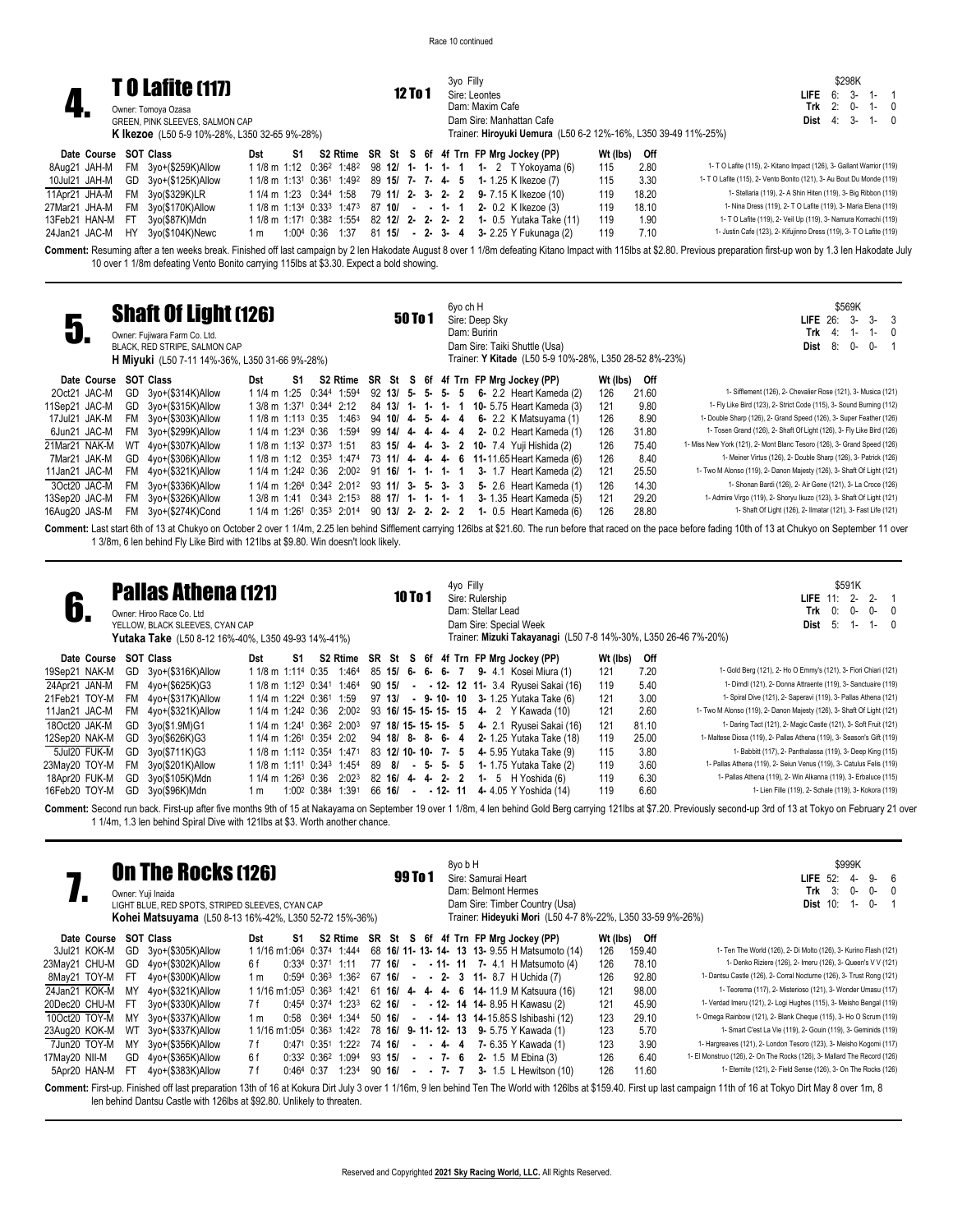Race 10 continued

## 4. T O Lafite (117)

**12 To 1**

Owner: Tomoya Ozasa
GREEN, PINK SLEEVES, SALMON CAP
**K Ikezoe** (L50 5-9 10%-28%, L350 32-65 9%-28%)

3yo Filly
Sire: Leontes
Dam: Maxim Cafe
Dam Sire: Manhattan Cafe
Trainer: **Hiroyuki Uemura** (L50 6-2 12%-16%, L350 39-49 11%-25%)

$298K
**LIFE** 6: 3- 1- 1
**Trk** 2: 0- 1- 0
**Dist** 4: 3- 1- 0

| Date | Course | SOT | Class | Dst | S1 | S2 | Rtime | SR | St | S | 6f | 4f | Trn | FP | Mrg | Jockey (PP) | Wt (lbs) | Off | |
|---|---|---|---|---|---|---|---|---|---|---|---|---|---|---|---|---|---|---|---|
| 8Aug21 | JAH-M | FM | 3yo+($259K)Allow | 1 1/8 m | 1:12 | 0:36² | 1:48² | 98 | 12/ | 1- | 1- | 1- | 1 | 1- | 2 | T Yokoyama (6) | 115 | 2.80 | 1- T O Lafite (115), 2- Kitano Impact (126), 3- Gallant Warrior (119) |
| 10Jul21 | JAH-M | GD | 3yo+($125K)Allow | 1 1/8 m | 1:13¹ | 0:36¹ | 1:49² | 89 | 15/ | 7- | 7- | 4- | 5 | 1- | 1.25 | K Ikezoe (7) | 115 | 3.30 | 1- T O Lafite (115), 2- Vento Bonito (121), 3- Au Bout Du Monde (119) |
| 11Apr21 | JHA-M | FM | 3yo($329K)LR | 1 1/4 m | 1:23 | 0:34⁴ | 1:58 | 79 | 11/ | 2- | 3- | 2- | 2 | 9- | 7.15 | K Ikezoe (10) | 119 | 18.20 | 1- Stellaria (119), 2- A Shin Hiten (119), 3- Big Ribbon (119) |
| 27Mar21 | JHA-M | FM | 3yo($170K)Allow | 1 1/8 m | 1:13⁴ | 0:33³ | 1:47³ | 87 | 10/ | - | - | 1- | 1 | 2- | 0.2 | K Ikezoe (3) | 119 | 18.10 | 1- Nina Dress (119), 2- T O Lafite (119), 3- Maria Elena (119) |
| 13Feb21 | HAN-M | FT | 3yo($87K)Mdn | 1 1/8 m | 1:17¹ | 0:38² | 1:55⁴ | 82 | 12/ | 2- | 2- | 2- | 2 | 1- | 0.5 | Yutaka Take (11) | 119 | 1.90 | 1- T O Lafite (119), 2- Veil Up (119), 3- Namura Komachi (119) |
| 24Jan21 | JAC-M | HY | 3yo($104K)Newc | 1 m | 1:00⁴ | 0:36 | 1:37 | 81 | 15/ | - | 2- | 3- | 4 | 3- | 2.25 | Y Fukunaga (2) | 119 | 7.10 | 1- Justin Cafe (123), 2- Kifujinno Dress (119), 3- T O Lafite (119) |

**Comment:** Resuming after a ten weeks break. Finished off last campaign by 2 len Hakodate August 8 over 1 1/8m defeating Kitano Impact with 115lbs at $2.80. Previous preparation first-up won by 1.3 len Hakodate July 10 over 1 1/8m defeating Vento Bonito carrying 115lbs at $3.30. Expect a bold showing.

## 5. Shaft Of Light (126)

**50 To 1**

Owner: Fujiwara Farm Co. Ltd.
BLACK, RED STRIPE, SALMON CAP
**H Miyuki** (L50 7-11 14%-36%, L350 31-66 9%-28%)

6yo ch H
Sire: Deep Sky
Dam: Buririn
Dam Sire: Taiki Shuttle (Usa)
Trainer: **Y Kitade** (L50 5-9 10%-28%, L350 28-52 8%-23%)

$569K
**LIFE** 26: 3- 3- 3
**Trk** 4: 1- 1- 0
**Dist** 8: 0- 0- 1

| Date | Course | SOT | Class | Dst | S1 | S2 | Rtime | SR | St | S | 6f | 4f | Trn | FP | Mrg | Jockey (PP) | Wt (lbs) | Off | |
|---|---|---|---|---|---|---|---|---|---|---|---|---|---|---|---|---|---|---|---|
| 2Oct21 | JAC-M | GD | 3yo+($314K)Allow | 1 1/4 m | 1:25 | 0:34⁴ | 1:59⁴ | 92 | 13/ | 5- | 5- | 5- | 5 | 6- | 2.2 | Heart Kameda (2) | 126 | 21.60 | 1- Sifflement (126), 2- Chevalier Rose (121), 3- Musica (121) |
| 11Sep21 | JAC-M | GD | 3yo+($315K)Allow | 1 3/8 m | 1:37¹ | 0:34⁴ | 2:12 | 84 | 13/ | 1- | 1- | 1- | 1 | 10- | 5.75 | Heart Kameda (3) | 121 | 9.80 | 1- Fly Like Bird (123), 2- Strict Code (115), 3- Sound Burning (112) |
| 17Jul21 | JAK-M | FM | 3yo+($303K)Allow | 1 1/8 m | 1:11³ | 0:35 | 1:46³ | 94 | 10/ | 4- | 5- | 4- | 4 | 6- | 2.2 | K Matsuyama (1) | 126 | 8.90 | 1- Double Sharp (126), 2- Grand Speed (126), 3- Super Feather (126) |
| 6Jun21 | JAC-M | FM | 3yo+($299K)Allow | 1 1/4 m | 1:23⁴ | 0:36 | 1:59⁴ | 99 | 14/ | 4- | 4- | 4- | 4 | 2- | 0.2 | Heart Kameda (1) | 126 | 31.80 | 1- Tosen Grand (126), 2- Shaft Of Light (126), 3- Fly Like Bird (126) |
| 21Mar21 | NAK-M | WT | 4yo+($307K)Allow | 1 1/8 m | 1:13² | 0:37³ | 1:51 | 83 | 15/ | 4- | 4- | 3- | 2 | 10- | 7.4 | Yuji Hishida (2) | 126 | 75.40 | 1- Miss New York (121), 2- Mont Blanc Tesoro (126), 3- Grand Speed (126) |
| 7Mar21 | JAK-M | GD | 4yo+($306K)Allow | 1 1/8 m | 1:12 | 0:35³ | 1:47⁴ | 73 | 11/ | 4- | 4- | 4- | 6 | 11- | 11.65 | Heart Kameda (6) | 126 | 8.40 | 1- Meiner Virtus (126), 2- Double Sharp (126), 3- Patrick (126) |
| 11Jan21 | JAC-M | FM | 4yo+($321K)Allow | 1 1/4 m | 1:24² | 0:36 | 2:00² | 91 | 16/ | 1- | 1- | 1- | 1 | 3- | 1.7 | Heart Kameda (2) | 121 | 25.50 | 1- Two M Alonso (119), 2- Danon Majesty (126), 3- Shaft Of Light (121) |
| 3Oct20 | JAC-M | FM | 3yo+($336K)Allow | 1 1/4 m | 1:26⁴ | 0:34² | 2:01² | 93 | 11/ | 3- | 5- | 3- | 3 | 5- | 2.6 | Heart Kameda (1) | 126 | 14.30 | 1- Shonan Bardi (126), 2- Air Gene (121), 3- La Croce (126) |
| 13Sep20 | JAC-M | FM | 3yo+($326K)Allow | 1 3/8 m | 1:41 | 0:34³ | 2:15³ | 88 | 17/ | 1- | 1- | 1- | 1 | 3- | 1.35 | Heart Kameda (5) | 121 | 29.20 | 1- Admire Virgo (119), 2- Shoryu Ikuzo (123), 3- Shaft Of Light (121) |
| 16Aug20 | JAS-M | FM | 3yo+($274K)Cond | 1 1/4 m | 1:26¹ | 0:35³ | 2:01⁴ | 90 | 13/ | 2- | 2- | 2- | 2 | 1- | 0.5 | Heart Kameda (6) | 126 | 28.80 | 1- Shaft Of Light (126), 2- Ilmatar (121), 3- Fast Life (121) |

**Comment:** Last start 6th of 13 at Chukyo on October 2 over 1 1/4m, 2.25 len behind Sifflement carrying 126lbs at $21.60. The run before that raced on the pace before fading 10th of 13 at Chukyo on September 11 over 1 3/8m, 6 len behind Fly Like Bird with 121lbs at $9.80. Win doesn't look likely.

## 6. Pallas Athena (121)

**10 To 1**

Owner: Hiroo Race Co. Ltd
YELLOW, BLACK SLEEVES, CYAN CAP
**Yutaka Take** (L50 8-12 16%-40%, L350 49-93 14%-41%)

4yo Filly
Sire: Rulership
Dam: Stellar Lead
Dam Sire: Special Week
Trainer: **Mizuki Takayanagi** (L50 7-8 14%-30%, L350 26-46 7%-20%)

$591K
**LIFE** 11: 2- 2- 1
**Trk** 0: 0- 0- 0
**Dist** 5: 1- 1- 0

| Date | Course | SOT | Class | Dst | S1 | S2 | Rtime | SR | St | S | 6f | 4f | Trn | FP | Mrg | Jockey (PP) | Wt (lbs) | Off | |
|---|---|---|---|---|---|---|---|---|---|---|---|---|---|---|---|---|---|---|---|
| 19Sep21 | NAK-M | GD | 3yo+($316K)Allow | 1 1/8 m | 1:11⁴ | 0:35 | 1:46⁴ | 85 | 15/ | 6- | 6- | 6- | 7 | 9- | 4.1 | Kosei Miura (1) | 121 | 7.20 | 1- Gold Berg (121), 2- Ho O Emmy's (121), 3- Fiori Chiari (121) |
| 24Apr21 | JAN-M | FM | 4yo+($625K)G3 | 1 1/8 m | 1:12³ | 0:34¹ | 1:46⁴ | 90 | 15/ | - | - | 12- | 12 | 11- | 3.4 | Ryusei Sakai (16) | 119 | 5.40 | 1- Dimdi (121), 2- Donna Attraente (119), 3- Sanctuaire (119) |
| 21Feb21 | TOY-M | FM | 4yo+($317K)Allow | 1 1/4 m | 1:22⁴ | 0:36¹ | 1:59 | 97 | 13/ | - | 9- | 10- | 10 | 3- | 1.25 | Yutaka Take (6) | 121 | 3.00 | 1- Spiral Dive (121), 2- Saperavi (119), 3- Pallas Athena (121) |
| 11Jan21 | JAC-M | FM | 4yo+($321K)Allow | 1 1/4 m | 1:24² | 0:36 | 2:00² | 93 | 16/ | 15- | 15- | 15- | 15 | 4- | 2 | Y Kawada (10) | 121 | 2.60 | 1- Two M Alonso (119), 2- Danon Majesty (126), 3- Shaft Of Light (121) |
| 18Oct20 | JAK-M | GD | 3yo($1.9M)G1 | 1 1/4 m | 1:24¹ | 0:36² | 2:00³ | 97 | 18/ | 15- | 15- | 15- | 5 | 4- | 2.1 | Ryusei Sakai (16) | 121 | 81.10 | 1- Daring Tact (121), 2- Magic Castle (121), 3- Soft Fruit (121) |
| 12Sep20 | NAK-M | GD | 3yo($261K)Allow | 1 1/4 m | 1:26¹ | 0:35⁴ | 2:02 | 94 | 18/ | 8- | 8- | 6- | 4 | 2- | 1.25 | Yutaka Take (18) | 119 | 25.00 | 1- Maltese Diosa (119), 2- Pallas Athena (119), 3- Season's Gift (119) |
| 5Jul20 | FUK-M | GD | 3yo($711K)G3 | 1 1/8 m | 1:11² | 0:35⁴ | 1:47¹ | 83 | 12/ | 10- | 10- | 7- | 5 | 4- | 5.95 | Yutaka Take (9) | 115 | 3.80 | 1- Babbitt (117), 2- Panthalassa (119), 3- Deep King (115) |
| 23May20 | TOY-M | FM | 3yo($201K)Allow | 1 1/8 m | 1:11¹ | 0:34³ | 1:45⁴ | 89 | 8/ | - | 5- | 5- | 5 | 1- | 1.75 | Yutaka Take (2) | 119 | 3.60 | 1- Pallas Athena (119), 2- Seiun Venus (119), 3- Catulus Felis (119) |
| 18Apr20 | FUK-M | GD | 3yo($105K)Mdn | 1 1/4 m | 1:26³ | 0:36 | 2:02³ | 82 | 16/ | 4- | 4- | 2- | 2 | 1- | 5 | H Yoshida (6) | 119 | 6.30 | 1- Pallas Athena (119), 2- Win Alkanna (119), 3- Erbaluce (115) |
| 16Feb20 | TOY-M | GD | 3yo($96K)Mdn | 1 m | 1:00² | 0:38⁴ | 1:39¹ | 66 | 16/ | - | - | 12- | 11 | 4- | 4.05 | Y Yoshida (14) | 119 | 6.60 | 1- Lien Fille (119), 2- Schale (119), 3- Kokora (119) |

**Comment:** Second run back. First-up after five months 9th of 15 at Nakayama on September 19 over 1 1/8m, 4 len behind Gold Berg carrying 121lbs at $7.20. Previously second-up 3rd of 13 at Tokyo on February 21 over 1 1/4m, 1.3 len behind Spiral Dive with 121lbs at $3. Worth another chance.

## 7. On The Rocks (126)

**99 To 1**

Owner: Yuji Inaida
LIGHT BLUE, RED SPOTS, STRIPED SLEEVES, CYAN CAP
**Kohei Matsuyama** (L50 8-13 16%-42%, L350 52-72 15%-36%)

8yo b H
Sire: Samurai Heart
Dam: Belmont Hermes
Dam Sire: Timber Country (Usa)
Trainer: **Hideyuki Mori** (L50 4-7 8%-22%, L350 33-59 9%-26%)

$999K
**LIFE** 52: 4- 9- 6
**Trk** 3: 0- 0- 0
**Dist** 10: 1- 0- 1

| Date | Course | SOT | Class | Dst | S1 | S2 | Rtime | SR | St | S | 6f | 4f | Trn | FP | Mrg | Jockey (PP) | Wt (lbs) | Off | |
|---|---|---|---|---|---|---|---|---|---|---|---|---|---|---|---|---|---|---|---|
| 3Jul21 | KOK-M | GD | 3yo+($305K)Allow | 1 1/16 m | 1:06⁴ | 0:37⁴ | 1:44⁴ | 68 | 16/ | 11- | 13- | 14- | 13 | 13- | 9.5 | H Matsumoto (14) | 126 | 159.40 | 1- Ten The World (126), 2- Di Molto (126), 3- Kurino Flash (121) |
| 23May21 | CHU-M | GD | 4yo+($302K)Allow | 6 f | | 0:33⁴ | 0:37¹ 1:11 | 77 | 16/ | - | - | 11- | 11 | 7- | 4.1 | H Matsumoto (4) | 126 | 78.10 | 1- Denko Riziere (126), 2- Imeru (126), 3- Queen's V V (121) |
| 8May21 | TOY-M | FT | 4yo+($300K)Allow | 1 m | | 0:59⁴ | 0:36³ 1:36² | 67 | 16/ | - | - | 2- | 3 | 11- | 8.7 | H Uchida (7) | 126 | 92.80 | 1- Dantsu Castle (126), 2- Corral Nocturne (126), 3- Trust Rong (121) |
| 24Jan21 | KOK-M | MY | 4yo+($321K)Allow | 1 1/16 m | 1:05³ | 0:36³ | 1:42¹ | 61 | 16/ | 4- | 4- | 4- | 6 | 14- | 11.9 | M Katsuura (16) | 121 | 98.00 | 1- Teorema (117), 2- Misterioso (121), 3- Wonder Umasu (117) |
| 20Dec20 | CHU-M | FT | 3yo+($330K)Allow | 7 f | | 0:45⁴ | 0:37⁴ 1:23³ | 62 | 16/ | - | - | 12- | 14 | 14- | 8.95 | H Kawasu (2) | 121 | 45.90 | 1- Verdad Imeru (121), 2- Logi Hughes (115), 3- Meisho Bengal (119) |
| 10Oct20 | TOY-M | MY | 3yo+($337K)Allow | 1 m | | 0:58 | 0:36⁴ 1:34⁴ | 50 | 16/ | - | - | 14- | 13 | 14- | 15.85 | S Ishibashi (12) | 123 | 29.10 | 1- Omega Rainbow (121), 2- Blank Cheque (115), 3- Ho O Scrum (119) |
| 23Aug20 | KOK-M | WT | 3yo+($337K)Allow | 1 1/16 m | 1:05⁴ | 0:36³ | 1:42² | 78 | 16/ | 9- | 11- | 12- | 13 | 9- | 5.75 | Y Kawada (1) | 123 | 5.70 | 1- Smart C'est La Vie (119), 2- Gouin (119), 3- Geminids (119) |
| 7Jun20 | TOY-M | MY | 3yo+($356K)Allow | 7 f | | 0:47¹ | 0:35¹ 1:22² | 74 | 16/ | - | - | 4- | 4 | 7- | 6.35 | Y Kawada (1) | 123 | 3.90 | 1- Hargreaves (121), 2- London Tesoro (123), 3- Meisho Kogomi (117) |
| 17May20 | NII-M | GD | 4yo+($365K)Allow | 6 f | | 0:33² | 0:36² 1:09⁴ | 93 | 15/ | - | - | 7- | 6 | 2- | 1.5 | M Ebina (3) | 126 | 6.40 | 1- El Monstruo (126), 2- On The Rocks (126), 3- Mallard The Record (126) |
| 5Apr20 | HAN-M | FT | 4yo+($383K)Allow | 7 f | | 0:46⁴ | 0:37 1:23⁴ | 90 | 16/ | - | - | 7- | 7 | 3- | 1.5 | L Hewitson (10) | 126 | 11.60 | 1- Eternite (121), 2- Field Sense (126), 3- On The Rocks (126) |

**Comment:** First-up. Finished off last preparation 13th of 16 at Kokura Dirt July 3 over 1 1/16m, 9 len behind Ten The World with 126lbs at $159.40. First up last campaign 11th of 16 at Tokyo Dirt May 8 over 1m, 8 len behind Dantsu Castle with 126lbs at $92.80. Unlikely to threaten.

Reserved and Copyrighted **2021 Sky Racing World, LLC.** All Rights Reserved.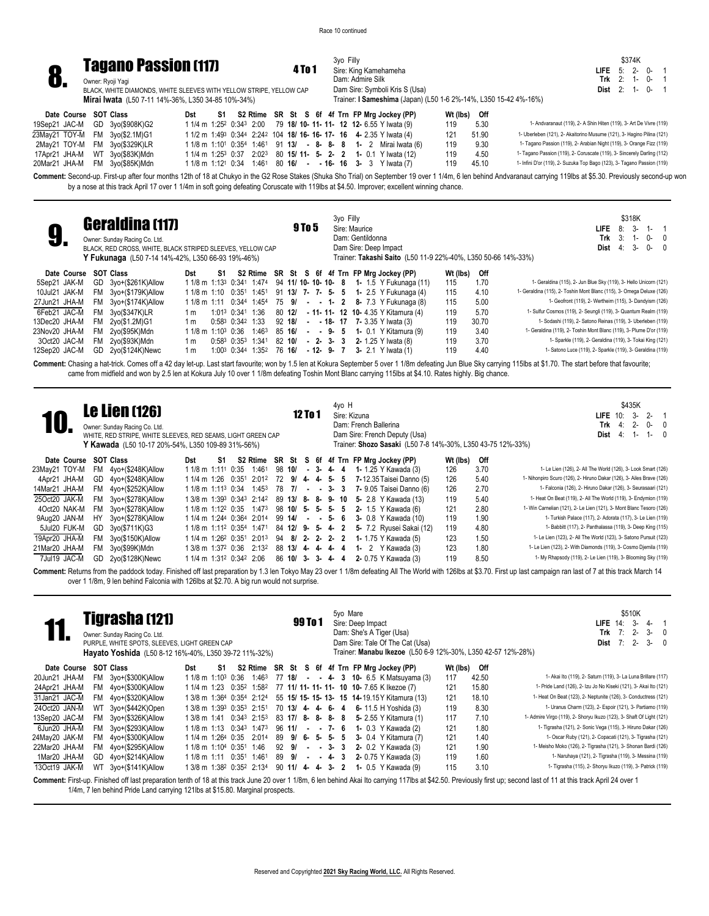Race 10 continued

## 8. Tagano Passion (117)

**4 To 1**

Owner: Ryoji Yagi
BLACK, WHITE DIAMONDS, WHITE SLEEVES WITH YELLOW STRIPE, YELLOW CAP
**Mirai Iwata** (L50 7-11 14%-36%, L350 34-85 10%-34%)

3yo Filly
Sire: King Kamehameha
Dam: Admire Silk
Dam Sire: Symboli Kris S (Usa)
Trainer: **I Sameshima** (Japan) (L50 1-6 2%-14%, L350 15-42 4%-16%)

| | | $374K | | | |
|---|---|---|---|---|---|
| **LIFE** | 5: | 2- | 0- | 1 |
| **Trk** | 2: | 1- | 0- | 1 |
| **Dist** | 2: | 1- | 0- | 1 |

| Date Course | SOT | Class | Dst | S1 | S2 | Rtime | SR | St | S | 6f | 4f | Trn | FP Mrg Jockey (PP) | Wt (lbs) | Off | |
|---|---|---|---|---|---|---|---|---|---|---|---|---|---|---|---|---|
| 19Sep21 JAC-M | GD | 3yo($908K)G2 | 1 1/4 m | 1:25² | 0:34³ | 2:00 | 79 | 18/ | 10- | 11- | 11- | 12 | 12- 6.55 Y Iwata (9) | 119 | 5.30 | 1- Andvaranaut (119), 2- Shin Hiten (119), 3- Art De Vivre (119) |
| 23May21 TOY-M | FM | 3yo($2.1M)G1 | 1 1/2 m | 1:49³ | 0:34⁴ | 2:24² | 104 | 18/ | 16- | 16- | 17- | 16 | 4- 2.35 Y Iwata (4) | 121 | 51.90 | 1- Uberleben (121), 2- Akaitorino Musume (121), 3- Hagino Pilina (121) |
| 2May21 TOY-M | FM | 3yo($329K)LR | 1 1/8 m | 1:10¹ | 0:35⁴ | 1:46¹ | 91 | 13/ | - | 8- | 8- | 8 | 1- 2 Mirai Iwata (6) | 119 | 9.30 | 1- Tagano Passion (119), 2- Arabian Night (119), 3- Orange Fizz (119) |
| 17Apr21 JHA-M | WT | 3yo($83K)Mdn | 1 1/4 m | 1:25³ | 0:37 | 2:02³ | 80 | 15/ | 11- | 5- | 2- | 2 | 1- 0.1 Y Iwata (12) | 119 | 4.50 | 1- Tagano Passion (119), 2- Coruscate (119), 3- Sincerely Darling (112) |
| 20Mar21 JHA-M | FM | 3yo($85K)Mdn | 1 1/8 m | 1:12¹ | 0:34 | 1:46¹ | 80 | 16/ | - | - | 16- | 16 | 3- 3 Y Iwata (7) | 119 | 45.10 | 1- Infini D'or (119), 2- Suzuka Top Bago (123), 3- Tagano Passion (119) |

**Comment:** Second-up. First-up after four months 12th of 18 at Chukyo in the G2 Rose Stakes (Shuka Sho Trial) on September 19 over 1 1/4m, 6 len behind Andvaranaut carrying 119lbs at $5.30. Previously second-up won by a nose at this track April 17 over 1 1/4m in soft going defeating Coruscate with 119lbs at $4.50. Improver; excellent winning chance.

## 9. Geraldina (117)

**9 To 5**

Owner: Sunday Racing Co. Ltd.
BLACK, RED CROSS, WHITE, BLACK STRIPED SLEEVES, YELLOW CAP
**Y Fukunaga** (L50 7-14 14%-42%, L350 66-93 19%-46%)

3yo Filly
Sire: Maurice
Dam: Gentildonna
Dam Sire: Deep Impact
Trainer: **Takashi Saito** (L50 11-9 22%-40%, L350 50-66 14%-33%)

| | | $318K | | | |
|---|---|---|---|---|---|
| **LIFE** | 8: | 3- | 1- | 1 |
| **Trk** | 3: | 1- | 0- | 0 |
| **Dist** | 4: | 3- | 0- | 0 |

| Date Course | SOT | Class | Dst | S1 | S2 | Rtime | SR | St | S | 6f | 4f | Trn | FP Mrg Jockey (PP) | Wt (lbs) | Off | |
|---|---|---|---|---|---|---|---|---|---|---|---|---|---|---|---|---|
| 5Sep21 JAK-M | GD | 3yo+($261K)Allow | 1 1/8 m | 1:13³ | 0:34¹ | 1:47⁴ | 94 | 11/ | 10- | 10- | 10- | 8 | 1- 1.5 Y Fukunaga (11) | 115 | 1.70 | 1- Geraldina (115), 2- Jun Blue Sky (119), 3- Hello Unicorn (121) |
| 10Jul21 JAK-M | FM | 3yo+($179K)Allow | 1 1/8 m | 1:10 | 0:35¹ | 1:45¹ | 91 | 13/ | 7- | 7- | 5- | 5 | 1- 2.5 Y Fukunaga (4) | 115 | 4.10 | 1- Geraldina (115), 2- Toshin Mont Blanc (115), 3- Omega Deluxe (126) |
| 27Jun21 JHA-M | FM | 3yo+($174K)Allow | 1 1/8 m | 1:11 | 0:34⁴ | 1:45⁴ | 75 | 9/ | - | - | 1- | 2 | 8- 7.3 Y Fukunaga (8) | 115 | 5.00 | 1- Geofront (119), 2- Wertheim (115), 3- Dandyism (126) |
| 6Feb21 JAC-M | FM | 3yo($347K)LR | 1 m | 1:01³ | 0:34¹ | 1:36 | 80 | 12/ | - | 11- | 11- | 12 | 10- 4.35 Y Kitamura (4) | 119 | 5.70 | 1- Sulfur Cosmos (119), 2- Seungli (119), 3- Quantum Realm (119) |
| 13Dec20 JHA-M | FM | 2yo($1.2M)G1 | 1 m | 0:58³ | 0:34² | 1:33 | 92 | 18/ | - | - | 18- | 17 | 7- 3.35 Y Iwata (3) | 119 | 30.70 | 1- Sodashi (119), 2- Satono Reinas (119), 3- Uberleben (119) |
| 23Nov20 JHA-M | FM | 2yo($95K)Mdn | 1 1/8 m | 1:10³ | 0:36 | 1:46³ | 85 | 16/ | - | - | 9- | 5 | 1- 0.1 Y Kitamura (9) | 119 | 3.40 | 1- Geraldina (119), 2- Toshin Mont Blanc (119), 3- Plume D'or (119) |
| 3Oct20 JAC-M | FM | 2yo($93K)Mdn | 1 m | 0:58³ | 0:35³ | 1:34¹ | 82 | 10/ | - | 2- | 3- | 3 | 2- 1.25 Y Iwata (8) | 119 | 3.70 | 1- Sparkle (119), 2- Geraldina (119), 3- Tokai King (121) |
| 12Sep20 JAC-M | GD | 2yo($124K)Newc | 1 m | 1:00³ | 0:34⁴ | 1:35² | 76 | 16/ | - | 12- | 9- | 7 | 3- 2.1 Y Iwata (1) | 119 | 4.40 | 1- Satono Luce (119), 2- Sparkle (119), 3- Geraldina (119) |

**Comment:** Chasing a hat-trick. Comes off a 42 day let-up. Last start favourite; won by 1.5 len at Kokura September 5 over 1 1/8m defeating Jun Blue Sky carrying 115lbs at $1.70. The start before that favourite; came from midfield and won by 2.5 len at Kokura July 10 over 1 1/8m defeating Toshin Mont Blanc carrying 115lbs at $4.10. Rates highly. Big chance.

## 10. Le Lien (126)

**12 To 1**

Owner: Sunday Racing Co. Ltd.
WHITE, RED STRIPE, WHITE SLEEVES, RED SEAMS, LIGHT GREEN CAP
**Y Kawada** (L50 10-17 20%-54%, L350 109-89 31%-56%)

4yo H
Sire: Kizuna
Dam: French Ballerina
Dam Sire: French Deputy (Usa)
Trainer: **Shozo Sasaki** (L50 7-8 14%-30%, L350 43-75 12%-33%)

| | | $435K | | | |
|---|---|---|---|---|---|
| **LIFE** | 10: | 3- | 2- | 1 |
| **Trk** | 4: | 2- | 0- | 0 |
| **Dist** | 4: | 1- | 1- | 0 |

| Date Course | SOT | Class | Dst | S1 | S2 | Rtime | SR | St | S | 6f | 4f | Trn | FP Mrg Jockey (PP) | Wt (lbs) | Off | |
|---|---|---|---|---|---|---|---|---|---|---|---|---|---|---|---|---|
| 23May21 TOY-M | FM | 4yo+($248K)Allow | 1 1/8 m | 1:11¹ | 0:35 | 1:46¹ | 98 | 10/ | - | 3- | 4- | 4 | 1- 1.25 Y Kawada (3) | 126 | 3.70 | 1- Le Lien (126), 2- All The World (126), 3- Look Smart (126) |
| 4Apr21 JHA-M | GD | 4yo+($248K)Allow | 1 1/4 m | 1:26 | 0:35¹ | 2:01² | 72 | 9/ | 4- | 4- | 5- | 5 | 7-12.35 Taisei Danno (5) | 126 | 5.40 | 1- Nihonpiro Scuro (126), 2- Hiruno Dakar (126), 3- Ailes Brave (126) |
| 14Mar21 JHA-M | FM | 4yo+($252K)Allow | 1 1/8 m | 1:11³ | 0:34 | 1:45³ | 78 | 7/ | - | - | 3- | 3 | 7- 9.05 Taisei Danno (6) | 126 | 2.70 | 1- Falconia (126), 2- Hiruno Dakar (126), 3- Seurasaari (121) |
| 25Oct20 JAK-M | FM | 3yo+($278K)Allow | 1 3/8 m | 1:39³ | 0:34³ | 2:14² | 89 | 13/ | 8- | 8- | 9- | 10 | 5- 2.8 Y Kawada (13) | 119 | 5.40 | 1- Heat On Beat (119), 2- All The World (119), 3- Endymion (119) |
| 4Oct20 NAK-M | FM | 3yo+($278K)Allow | 1 1/8 m | 1:12² | 0:35 | 1:47³ | 98 | 10/ | 5- | 5- | 5- | 5 | 2- 1.5 Y Kawada (6) | 121 | 2.80 | 1- Win Carnelian (121), 2- Le Lien (121), 3- Mont Blanc Tesoro (126) |
| 9Aug20 JAN-M | HY | 3yo+($278K)Allow | 1 1/4 m | 1:24⁴ | 0:36⁴ | 2:01⁴ | 99 | 14/ | - | - | 5- | 6 | 3- 0.8 Y Kawada (10) | 119 | 1.90 | 1- Turkish Palace (117), 2- Adorata (117), 3- Le Lien (119) |
| 5Jul20 FUK-M | GD | 3yo($711K)G3 | 1 1/8 m | 1:11² | 0:35⁴ | 1:47¹ | 84 | 12/ | 9- | 5- | 4- | 2 | 5- 7.2 Ryusei Sakai (12) | 119 | 4.80 | 1- Babbitt (117), 2- Panthalassa (119), 3- Deep King (115) |
| 19Apr20 JHA-M | FM | 3yo($150K)Allow | 1 1/4 m | 1:26² | 0:35¹ | 2:01³ | 94 | 8/ | 2- | 2- | 2- | 2 | 1- 1.75 Y Kawada (5) | 123 | 1.50 | 1- Le Lien (123), 2- All The World (123), 3- Satono Pursuit (123) |
| 21Mar20 JHA-M | FM | 3yo($99K)Mdn | 1 3/8 m | 1:37² | 0:36 | 2:13² | 88 | 13/ | 4- | 4- | 4- | 4 | 1- 2 Y Kawada (3) | 123 | 1.80 | 1- Le Lien (123), 2- With Diamonds (119), 3- Cosmo Djemila (119) |
| 7Jul19 JAC-M | GD | 2yo($128K)Newc | 1 1/4 m | 1:31² | 0:34² | 2:06 | 86 | 10/ | 3- | 3- | 4- | 4 | 2- 0.75 Y Kawada (3) | 119 | 8.50 | 1- My Rhapsody (119), 2- Le Lien (119), 3- Blooming Sky (119) |

**Comment:** Returns from the paddock today. Finished off last preparation by 1.3 len Tokyo May 23 over 1 1/8m defeating All The World with 126lbs at $3.70. First up last campaign ran last of 7 at this track March 14 over 1 1/8m, 9 len behind Falconia with 126lbs at $2.70. A big run would not surprise.

## 11. Tigrasha (121)

**99 To 1**

Owner: Sunday Racing Co. Ltd.
PURPLE, WHITE SPOTS, SLEEVES, LIGHT GREEN CAP
**Hayato Yoshida** (L50 8-12 16%-40%, L350 39-72 11%-32%)

5yo Mare
Sire: Deep Impact
Dam: She's A Tiger (Usa)
Dam Sire: Tale Of The Cat (Usa)
Trainer: **Manabu Ikezoe** (L50 6-9 12%-30%, L350 42-57 12%-28%)

| | | $510K | | | |
|---|---|---|---|---|---|
| **LIFE** | 14: | 3- | 4- | 1 |
| **Trk** | 7: | 2- | 3- | 0 |
| **Dist** | 7: | 2- | 3- | 0 |

| Date Course | SOT | Class | Dst | S1 | S2 | Rtime | SR | St | S | 6f | 4f | Trn | FP Mrg Jockey (PP) | Wt (lbs) | Off | |
|---|---|---|---|---|---|---|---|---|---|---|---|---|---|---|---|---|
| 20Jun21 JHA-M | FM | 3yo+($300K)Allow | 1 1/8 m | 1:10³ | 0:36 | 1:46³ | 77 | 18/ | - | - | 4- | 3 | 10- 6.5 K Matsuyama (3) | 117 | 42.50 | 1- Akai Ito (119), 2- Saturn (119), 3- La Luna Brillare (117) |
| 24Apr21 JHA-M | FM | 4yo+($300K)Allow | 1 1/4 m | 1:23 | 0:35² | 1:58² | 77 | 11/ | 11- | 11- | 11- | 10 | 10- 7.65 K Ikezoe (7) | 121 | 15.80 | 1- Pride Land (126), 2- Izu Jo No Kiseki (121), 3- Akai Ito (121) |
| 31Jan21 JAC-M | FM | 4yo+($320K)Allow | 1 3/8 m | 1:36⁴ | 0:35⁴ | 2:12⁴ | 55 | 15/ | 15- | 15- | 13- | 15 | 14-19.15 Y Kitamura (13) | 121 | 18.10 | 1- Heat On Beat (123), 2- Neptunite (126), 3- Conductress (121) |
| 24Oct20 JAN-M | WT | 3yo+($442K)Open | 1 3/8 m | 1:39³ | 0:35³ | 2:15¹ | 70 | 13/ | 4- | 4- | 6- | 4 | 6- 11.5 H Yoshida (3) | 119 | 8.30 | 1- Uranus Charm (123), 2- Espoir (121), 3- Partiamo (119) |
| 13Sep20 JAC-M | FM | 3yo+($326K)Allow | 1 3/8 m | 1:41 | 0:34³ | 2:15³ | 83 | 17/ | 8- | 8- | 8- | 8 | 5- 2.55 Y Kitamura (1) | 117 | 7.10 | 1- Admire Virgo (119), 2- Shoryu Ikuzo (123), 3- Shaft Of Light (121) |
| 6Jun20 JHA-M | FM | 3yo+($293K)Allow | 1 1/8 m | 1:13 | 0:34³ | 1:47³ | 96 | 11/ | - | - | 7- | 6 | 1- 0.3 Y Kawada (2) | 121 | 1.80 | 1- Tigrasha (121), 2- Sonic Vega (115), 3- Hiruno Dakar (126) |
| 24May20 JAK-M | FM | 4yo+($300K)Allow | 1 1/4 m | 1:26⁴ | 0:35 | 2:01⁴ | 89 | 9/ | 6- | 5- | 5- | 5 | 3- 0.4 Y Kitamura (7) | 121 | 1.40 | 1- Oscar Ruby (121), 2- Copacati (121), 3- Tigrasha (121) |
| 22Mar20 JHA-M | FM | 4yo+($295K)Allow | 1 1/8 m | 1:10⁴ | 0:35¹ | 1:46 | 92 | 9/ | - | - | 3- | 3 | 2- 0.2 Y Kawada (3) | 121 | 1.90 | 1- Meisho Moko (126), 2- Tigrasha (121), 3- Shonan Bardi (126) |
| 1Mar20 JHA-M | GD | 4yo+($214K)Allow | 1 1/8 m | 1:11 | 0:35¹ | 1:46¹ | 89 | 9/ | - | - | 4- | 3 | 2- 0.75 Y Kawada (3) | 119 | 1.60 | 1- Naruhaya (121), 2- Tigrasha (119), 3- Messina (119) |
| 13Oct19 JAK-M | WT | 3yo+($141K)Allow | 1 3/8 m | 1:38² | 0:35² | 2:13⁴ | 90 | 11/ | 4- | 4- | 3- | 2 | 1- 0.5 Y Kawada (9) | 115 | 3.10 | 1- Tigrasha (115), 2- Shoryu Ikuzo (119), 3- Patrick (119) |

**Comment:** First-up. Finished off last preparation tenth of 18 at this track June 20 over 1 1/8m, 6 len behind Akai Ito carrying 117lbs at $42.50. Previously first up; second last of 11 at this track April 24 over 1 1/4m, 7 len behind Pride Land carrying 121lbs at $15.80. Marginal prospects.

Reserved and Copyrighted **2021 Sky Racing World, LLC.** All Rights Reserved.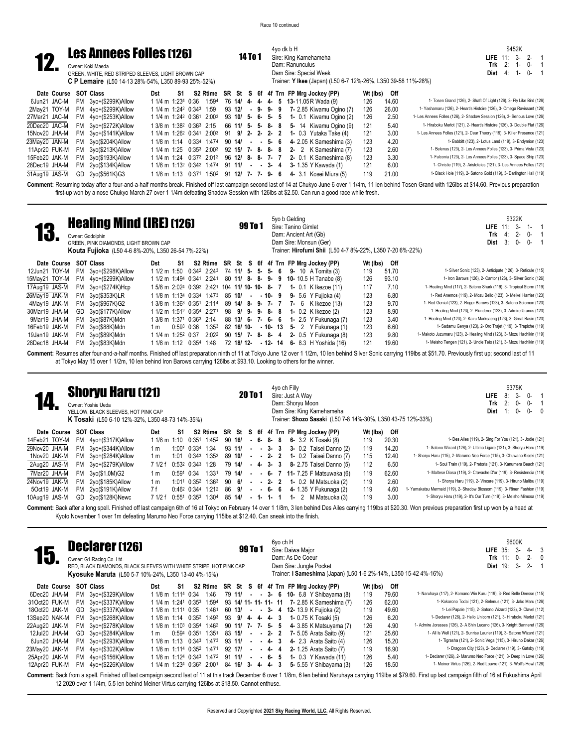Race 10 continued

## 12. Les Annees Folles (126)

**14 To 1**

Owner: Koki Maeda
GREEN, WHITE, RED STRIPED SLEEVES, LIGHT BROWN CAP
**C P Lemaire** (L50 14-13 28%-54%, L350 89-93 25%-52%)

4yo dk b H
Sire: King Kamehameha
Dam: Ranunculus
Dam Sire: Special Week
Trainer: **Y Ikee** (Japan) (L50 6-7 12%-26%, L350 39-58 11%-28%)

$452K
**LIFE** 11: 3- 2- 1
**Trk** 2: 1- 0- 1
**Dist** 4: 1- 0- 1

| Date | Course | SOT | Class | Dst | S1 | S2 | Rtime | SR | St | S | 6f | 4f | Trn | FP Mrg Jockey (PP) | Wt (lbs) | Off | |
|---|---|---|---|---|---|---|---|---|---|---|---|---|---|---|---|---|---|
| 6Jun21 | JAC-M | FM | 3yo+($299K)Allow | 1 1/4 m | 1:23⁴ | 0:36 | 1:59⁴ | 76 | 14/ | 4- | 4- | 4- | 5 | 13- 11.05 R Wada (9) | 126 | 14.60 | 1- Tosen Grand (126), 2- Shaft Of Light (126), 3- Fly Like Bird (126) |
| 2May21 | TOY-M | FM | 4yo+($299K)Allow | 1 1/4 m | 1:24² | 0:34³ | 1:59 | 93 | 12/ | - | 9- | 9- | 9 | 7- 2.85 Kiwamu Ogino (7) | 126 | 26.00 | 1- Yashamaru (126), 2- Heart's Histoire (126), 3- Omega Ravissant (126) |
| 27Mar21 | JAC-M | FM | 4yo+($253K)Allow | 1 1/4 m | 1:24² | 0:36¹ | 2:00³ | 93 | 10/ | 5- | 6- | 5- | 5 | 1- 0.1 Kiwamu Ogino (2) | 126 | 2.50 | 1- Les Annees Folles (126), 2- Shadow Session (126), 3- Serious Love (126) |
| 20Dec20 | JAC-M | FM | 3yo+($272K)Allow | 1 3/8 m | 1:38² | 0:36³ | 2:15 | 66 | 11/ | 5- | 5- | 8- | 8 | 5- 14 Kiwamu Ogino (9) | 121 | 5.40 | 1- Hiraboku Merlot (121), 2- Heart's Histoire (126), 3- Double Flat (126) |
| 15Nov20 | JHA-M | FM | 3yo+($141K)Allow | 1 1/4 m | 1:26² | 0:34¹ | 2:00³ | 91 | 9/ | 2- | 2- | 2- | 2 | 1- 0.3 Yutaka Take (4) | 121 | 3.00 | 1- Les Annees Folles (121), 2- Dear Theory (119), 3- Killer Presence (121) |
| 23May20 | JAN-M | FM | 3yo($204K)Allow | 1 1/8 m | 1:14 | 0:33⁴ | 1:47⁴ | 90 | 14/ | - | - | 5- | 6 | 4- 2.05 K Sameshima (3) | 123 | 4.20 | 1- Babbitt (123), 2- Lotus Land (119), 3- Endymion (123) |
| 11Apr20 | FUK-M | FM | 3yo($213K)Allow | 1 1/4 m | 1:25 | 0:35³ | 2:00³ | 92 | 15/ | 7- | 8- | 8- | 8 | 2- 2 K Sameshima (7) | 123 | 2.60 | 1- Belenus (123), 2- Les Annees Folles (123), 3- Prima Vista (123) |
| 15Feb20 | JAK-M | FM | 3yo($193K)Allow | 1 1/4 m | 1:24 | 0:37² | 2:01² | 96 | 12/ | 8- | 8- | 7- | 7 | 2- 0.1 K Sameshima (8) | 123 | 3.30 | 1- Falconia (123), 2- Les Annees Folles (123), 3- Space Ship (123) |
| 28Dec19 | JHA-M | FM | 2yo($134K)Allow | 1 1/8 m | 1:13² | 0:34² | 1:47⁴ | 91 | 11/ | - | - | 3- | 4 | 3- 1.35 Y Kawada (1) | 121 | 6.00 | 1- Christie (119), 2- Aristoteles (121), 3- Les Annees Folles (121) |
| 31Aug19 | JAS-M | GD | 2yo($561K)G3 | 1 1/8 m | 1:13 | 0:37¹ | 1:50² | 91 | 12/ | 7- | 7- | 9- | 6 | 4- 3.1 Kosei Miura (5) | 119 | 21.00 | 1- Black Hole (119), 2- Satono Gold (119), 3- Darlington Hall (119) |

**Comment:** Resuming today after a four-and-a-half months break. Finished off last campaign second last of 14 at Chukyo June 6 over 1 1/4m, 11 len behind Tosen Grand with 126lbs at $14.60. Previous preparation first-up won by a nose Chukyo March 27 over 1 1/4m defeating Shadow Session with 126lbs at $2.50. Can run a good race while fresh.

## 13. Healing Mind (IRE) (126)

**99 To 1**

Owner: Godolphin
GREEN, PINK DIAMONDS, LIGHT BROWN CAP
**Kouta Fujioka** (L50 4-6 8%-20%, L350 26-54 7%-22%)

5yo b Gelding
Sire: Tanino Gimlet
Dam: Ancient Art (Gb)
Dam Sire: Monsun (Ger)
Trainer: **Hirofumi Shii** (L50 4-7 8%-22%, L350 7-20 6%-22%)

$322K
**LIFE** 11: 3- 1- 1
**Trk** 4: 2- 0- 1
**Dist** 3: 0- 0- 1

| Date | Course | SOT | Class | Dst | S1 | S2 | Rtime | SR | St | S | 6f | 4f | Trn | FP Mrg Jockey (PP) | Wt (lbs) | Off | |
|---|---|---|---|---|---|---|---|---|---|---|---|---|---|---|---|---|---|
| 12Jun21 | TOY-M | FM | 3yo+($298K)Allow | 1 1/2 m | 1:50 | 0:34² | 2:24³ | 74 | 11/ | 5- | 5- | 5- | 6 | 9- 10 A Tomita (3) | 119 | 51.70 | 1- Silver Sonic (123), 2- Anticipate (126), 3- Reticule (115) |
| 15May21 | TOY-M | FM | 4yo+($299K)Allow | 1 1/2 m | 1:49⁴ | 0:34¹ | 2:24¹ | 80 | 11/ | 8- | 8- | 9- | 9 | 10- 10.5 H Tanabe (8) | 126 | 93.10 | 1- Iron Barows (126), 2- Cantor (126), 3- Silver Sonic (126) |
| 17Aug19 | JAS-M | FM | 3yo+($274K)Hcp | 1 5/8 m | 2:02⁴ | 0:39² | 2:42¹ | 104 | 11/ | 10- | 10- | 8- | 7 | 1- 0.1 K Ikezoe (11) | 117 | 7.10 | 1- Healing Mind (117), 2- Satono Shark (119), 3- Tropical Storm (119) |
| 26May19 | JAK-M | FM | 3yo($353K)LR | 1 1/8 m | 1:13⁴ | 0:33⁴ | 1:47³ | 85 | 10/ | - | - | 10- | 9 | 9- 5.6 Y Fujioka (4) | 123 | 6.80 | 1- Red Anemos (119), 2- Mozu Bello (123), 3- Meikei Harrier (123) |
| 4May19 | JAK-M | FM | 3yo($967K)G2 | 1 3/8 m | 1:36³ | 0:35¹ | 2:11⁴ | 89 | 14/ | 8- | 9- | 7- | 7 | 7- 6 K Ikezoe (13) | 123 | 9.70 | 1- Red Genial (123), 2- Roger Barows (123), 3- Satono Solomon (123) |
| 30Mar19 | JHA-M | GD | 3yo($177K)Allow | 1 1/2 m | 1:51² | 0:35⁴ | 2:27¹ | 98 | 9/ | 9- | 9- | 8- | 8 | 1- 0.2 K Ikezoe (2) | 123 | 8.90 | 1- Healing Mind (123), 2- Plunderer (123), 3- Admire Uranus (123) |
| 9Mar19 | JHA-M | FM | 3yo($87K)Mdn | 1 3/8 m | 1:37¹ | 0:36³ | 2:14 | 88 | 13/ | 6- | 7- | 6- | 6 | 1- 2.5 Y Fukunaga (7) | 123 | 3.40 | 1- Healing Mind (123), 2- Kazu Marksaeng (123), 3- Great Basin (123) |
| 16Feb19 | JAK-M | FM | 3yo($88K)Mdn | 1 m | | 0:59³ | 0:36 | 1:35³ | 82 | 16/ | 10- | - | 10- | 13 | 5- 2 Y Fukunaga (1) | 123 | 6.60 | 1- Sadamu Genya (123), 2- Oro Trajet (119), 3- Trapiche (119) |
| 19Jan19 | JAK-M | FM | 3yo($89K)Mdn | 1 1/4 m | 1:25² | 0:37 | 2:02² | 90 | 15/ | 7- | 8- | 8- | 4 | 2- 0.5 Y Fukunaga (8) | 123 | 9.80 | 1- Makoto Juzumaru (123), 2- Healing Mind (123), 3- Mozu Hachikin (119) |
| 28Dec18 | JHA-M | FM | 2yo($83K)Mdn | 1 1/8 m | 1:12 | 0:35⁴ | 1:48 | 72 | 18/ | 12- | - | 12- | 14 | 6- 8.3 H Yoshida (16) | 121 | 19.60 | 1- Meisho Tengen (121), 2- Uncle Teio (121), 3- Mozu Hachikin (119) |

**Comment:** Resumes after four-and-a-half months break. Finished off last preparation ninth of 11 at Tokyo June 12 over 1 1/2m, 10 len behind Silver Sonic carrying 119lbs at $51.70. Previously first up; second last of 11 at Tokyo May 15 over 1 1/2m, 10 len behind Iron Barows carrying 126lbs at $93.10. Looking to others for the winner.

## 14. Shoryu Haru (121)

**20 To 1**

Owner: Yoshie Ueda
YELLOW, BLACK SLEEVES, HOT PINK CAP
**K Tosaki** (L50 6-10 12%-32%, L350 48-73 14%-35%)

4yo ch Filly
Sire: Just A Way
Dam: Shoryu Moon
Dam Sire: King Kamehameha
Trainer: **Shozo Sasaki** (L50 7-8 14%-30%, L350 43-75 12%-33%)

$375K
**LIFE** 8: 3- 0- 1
**Trk** 2: 0- 0- 1
**Dist** 1: 0- 0- 0

| Date | Course | SOT | Class | Dst | S1 | S2 | Rtime | SR | St | S | 6f | 4f | Trn | FP Mrg Jockey (PP) | Wt (lbs) | Off | |
|---|---|---|---|---|---|---|---|---|---|---|---|---|---|---|---|---|---|
| 14Feb21 | TOY-M | FM | 4yo+($317K)Allow | 1 1/8 m | 1:10 | 0:35¹ | 1:45² | 90 | 16/ | - | 6- | 8- | 8 | 6- 3.2 K Tosaki (8) | 119 | 20.30 | 1- Des Ailes (119), 2- Sing For You (121), 3- Jodie (121) |
| 29Nov20 | JHA-M | FM | 3yo+($344K)Allow | 1 m | 1:00¹ | 0:33⁴ | 1:34 | 93 | 11/ | - | - | 3- | 3 | 3- 0.2 Taisei Danno (2) | 119 | 14.20 | 1- Satono Wizard (126), 2- Ultima Ligare (121), 3- Shoryu Haru (119) |
| 1Nov20 | JAK-M | FM | 3yo+($284K)Allow | 1 m | 1:01 | 0:34³ | 1:35³ | 89 | 10/ | - | - | 2- | 2 | 1- 0.2 Taisei Danno (7) | 115 | 12.40 | 1- Shoryu Haru (115), 2- Marumo Neo Force (115), 3- Chuwano Kiseki (121) |
| 2Aug20 | JAS-M | FM | 3yo+($279K)Allow | 7 1/2 f | 0:53² | 0:34³ | 1:28 | 79 | 14/ | - | 4- | 3- | 3 | 8- 2.75 Taisei Danno (5) | 112 | 6.50 | 1- Soul Train (119), 2- Pretoria (121), 3- Kanumera Beach (121) |
| 7Mar20 | JHA-M | FM | 3yo($1.0M)G2 | 1 m | 0:59¹ | 0:34 | 1:33¹ | 79 | 14/ | - | - | 6- | 7 | 11- 7.25 F Matsuwaka (6) | 119 | 62.60 | 1- Maltese Diosa (119), 2- Cravache D'or (119), 3- Resistencia (119) |
| 24Nov19 | JHA-M | FM | 2yo($185K)Allow | 1 m | 1:01¹ | 0:35² | 1:36³ | 90 | 6/ | - | - | 2- | 2 | 1- 0.2 M Matsuoka (2) | 119 | 2.60 | 1- Shoryu Haru (119), 2- Vincere (119), 3- Hiruno Malibu (119) |
| 5Oct19 | JAK-M | FM | 2yo($191K)Allow | 7 f | 0:46² | 0:34⁴ | 1:21² | 86 | 9/ | - | - | 6- | 6 | 4- 1.35 Y Fukunaga (2) | 119 | 4.60 | 1- Yamakatsu Mermaid (119), 2- Shadow Blossom (119), 3- Rinen Fashion (119) |
| 10Aug19 | JAS-M | GD | 2yo($128K)Newc | 7 1/2 f | 0:55¹ | 0:35³ | 1:30⁴ | 85 | 14/ | - | 1- | 1- | 1 | 1- 2 M Matsuoka (3) | 119 | 3.00 | 1- Shoryu Haru (119), 2- It's Our Turn (119), 3- Meisho Mimosa (119) |

**Comment:** Back after a long spell. Finished off last campaign 6th of 16 at Tokyo on February 14 over 1 1/8m, 3 len behind Des Ailes carrying 119lbs at $20.30. Won previous preparation first up won by a head at Kyoto November 1 over 1m defeating Marumo Neo Force carrying 115lbs at $12.40. Can sneak into the finish.

## 15. Declarer (126)

**99 To 1**

Owner: G1 Racing Co. Ltd.
RED, BLACK DIAMONDS, BLACK SLEEVES WITH WHITE STRIPE, HOT PINK CAP
**Kyosuke Maruta** (L50 5-7 10%-24%, L350 13-40 4%-15%)

6yo ch H
Sire: Daiwa Major
Dam: As De Coeur
Dam Sire: Jungle Pocket
Trainer: **I Sameshima** (Japan) (L50 1-6 2%-14%, L350 15-42 4%-16%)

$600K
**LIFE** 35: 3- 4- 3
**Trk** 11: 0- 2- 0
**Dist** 19: 3- 2- 1

| Date | Course | SOT | Class | Dst | S1 | S2 | Rtime | SR | St | S | 6f | 4f | Trn | FP Mrg Jockey (PP) | Wt (lbs) | Off | |
|---|---|---|---|---|---|---|---|---|---|---|---|---|---|---|---|---|---|
| 6Dec20 | JHA-M | FM | 3yo+($329K)Allow | 1 1/8 m | 1:11⁴ | 0:34 | 1:46 | 79 | 11/ | - | - | 3- | 6 | 10- 6.8 Y Shibayama (8) | 119 | 79.60 | 1- Naruhaya (117), 2- Komano Win Kuru (119), 3- Red Belle Deesse (115) |
| 31Oct20 | FUK-M | FM | 3yo+($337K)Allow | 1 1/4 m | 1:24¹ | 0:35³ | 1:59⁴ | 93 | 14/ | 11- | 11- | 11- | 11 | 7- 2.85 K Sameshima (7) | 126 | 62.00 | 1- Kokorono Todai (121), 2- Belenus (121), 3- Jako Maru (126) |
| 18Oct20 | JAK-M | GD | 3yo+($337K)Allow | 1 1/8 m | 1:11¹ | 0:35 | 1:46¹ | 60 | 13/ | - | - | 3- | 4 | 12- 13.9 K Fujioka (2) | 119 | 49.60 | 1- Lei Papale (115), 2- Satono Wizard (123), 3- Clavel (112) |
| 13Sep20 | NAK-M | FM | 3yo+($268K)Allow | 1 1/8 m | 1:14 | 0:35² | 1:49³ | 93 | 9/ | 4- | 4- | 4- | 3 | 1- 0.75 K Tosaki (5) | 126 | 6.20 | 1- Declarer (126), 2- Hello Unicorn (121), 3- Hiraboku Merlot (121) |
| 22Aug20 | JAK-M | FM | 3yo+($278K)Allow | 1 1/8 m | 1:10³ | 0:35⁴ | 1:46² | 90 | 11/ | 7- | 7- | 5- | 5 | 4- 3.85 K Matsuyama (7) | 126 | 4.90 | 1- Admire Jorasses (126), 2- A Shin Lucano (126), 3- Knight Banneret (126) |
| 12Jul20 | JHA-M | GD | 3yo+($284K)Allow | 1 m | 0:59⁴ | 0:35¹ | 1:35¹ | 83 | 15/ | - | - | 2- | 2 | 7- 5.05 Arata Saito (9) | 121 | 25.60 | 1- All Is Well (121), 2- Sunrise Laurier (119), 3- Satono Wizard (121) |
| 6Jun20 | JHA-M | FM | 3yo+($293K)Allow | 1 1/8 m | 1:13 | 0:34³ | 1:47³ | 93 | 11/ | - | - | 4- | 3 | 4- 2.3 Arata Saito (4) | 126 | 15.20 | 1- Tigrasha (121), 2- Sonic Vega (115), 3- Hiruno Dakar (126) |
| 23May20 | JAK-M | FM | 4yo+($302K)Allow | 1 1/8 m | 1:11⁴ | 0:35² | 1:47¹ | 92 | 17/ | - | - | 4- | 4 | 2- 1.25 Arata Saito (7) | 119 | 16.90 | 1- Dragoon City (123), 2- Declarer (119), 3- Gatsby (119) |
| 25Apr20 | JAK-M | FM | 4yo+($156K)Allow | 1 1/8 m | 1:12⁴ | 0:34³ | 1:47² | 91 | 11/ | - | - | 6- | 5 | 1- 0.3 Y Kawada (11) | 126 | 5.40 | 1- Declarer (126), 2- Marumo Neo Force (121), 3- Deep In Love (126) |
| 12Apr20 | FUK-M | FM | 4yo+($226K)Allow | 1 1/4 m | 1:23⁴ | 0:36² | 2:00¹ | 84 | 16/ | 3- | 4- | 4- | 3 | 5- 5.55 Y Shibayama (3) | 126 | 18.50 | 1- Meiner Virtus (126), 2- Red Louvre (121), 3- Wolf's Howl (126) |

**Comment:** Back from a spell. Finished off last campaign second last of 11 at this track December 6 over 1 1/8m, 6 len behind Naruhaya carrying 119lbs at $79.60. First up last campaign fifth of 16 at Fukushima April 12 2020 over 1 1/4m, 5.5 len behind Meiner Virtus carrying 126lbs at $18.50. Cannot enthuse.

Reserved and Copyrighted **2021 Sky Racing World, LLC.** All Rights Reserved.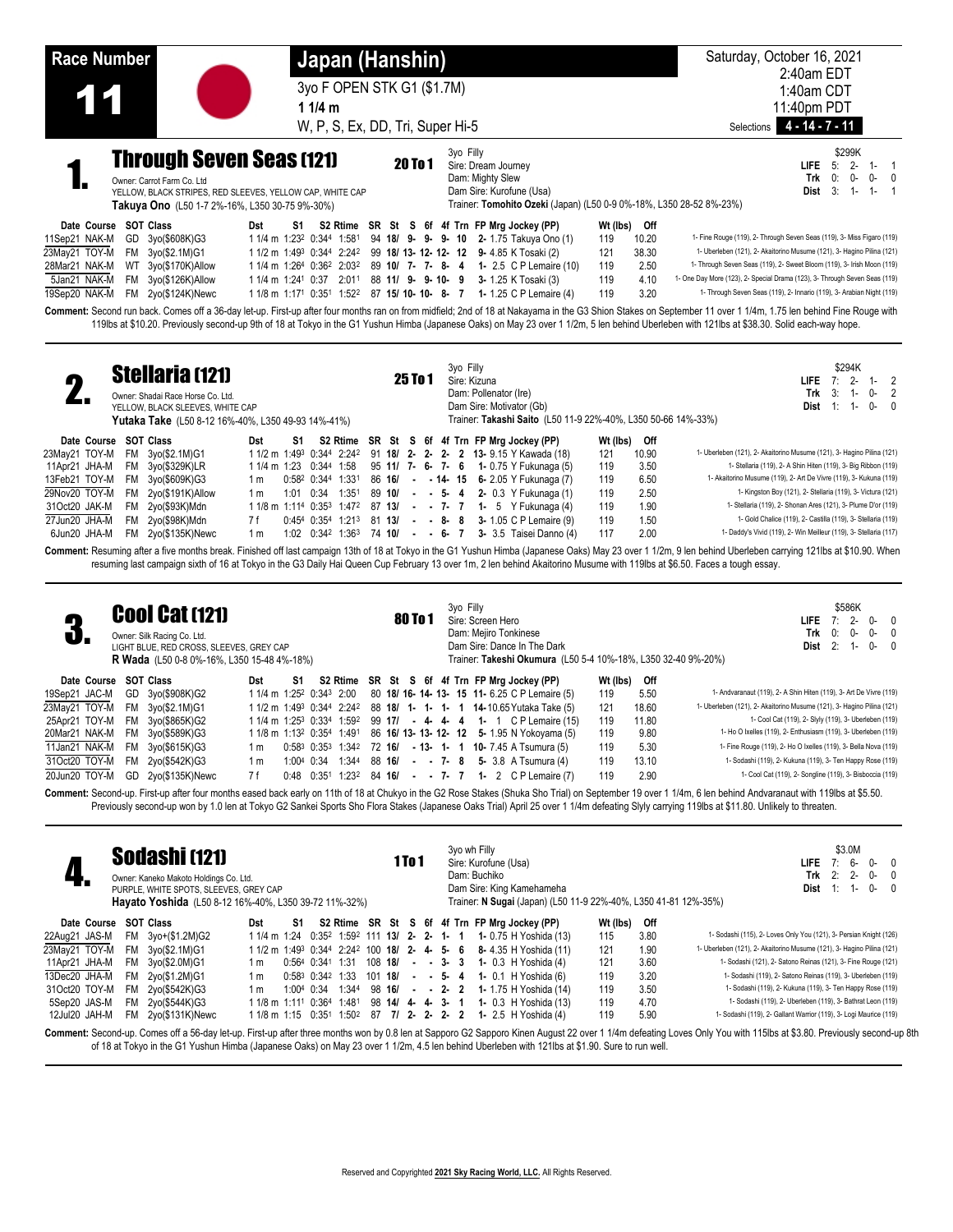# Race Number 11

## Japan (Hanshin)

3yo F OPEN STK G1 ($1.7M)

1 1/4 m

W, P, S, Ex, DD, Tri, Super Hi-5

Saturday, October 16, 2021
2:40am EDT
1:40am CDT
11:40pm PDT

Selections **4 - 14 - 7 - 11**

---

## 1. Through Seven Seas (121) — 20 To 1

Owner: Carrot Farm Co. Ltd
YELLOW, BLACK STRIPES, RED SLEEVES, YELLOW CAP, WHITE CAP
**Takuya Ono** (L50 1-7 2%-16%, L350 30-75 9%-30%)

3yo Filly
Sire: Dream Journey
Dam: Mighty Slew
Dam Sire: Kurofune (Usa)
Trainer: **Tomohito Ozeki** (Japan) (L50 0-9 0%-18%, L350 28-52 8%-23%)

$299K
**LIFE** 5: 2- 1- 1
**Trk** 0: 0- 0- 0
**Dist** 3: 1- 1- 1

| Date | Course | SOT | Class | Dst | S1 | S2 | Rtime | SR | St | S | 6f | 4f | Trn | FP | Mrg | Jockey (PP) | Wt (lbs) | Off | |
|---|---|---|---|---|---|---|---|---|---|---|---|---|---|---|---|---|---|---|---|
| 11Sep21 | NAK-M | GD | 3yo($608K)G3 | 1 1/4 m | 1:23² | 0:34⁴ | 1:58¹ | 94 | 18/ | 9- | 9- | 9- | 10 | 2- | 1.75 | Takuya Ono (1) | 119 | 10.20 | 1- Fine Rouge (119), 2- Through Seven Seas (119), 3- Miss Figaro (119) |
| 23May21 | TOY-M | FM | 3yo($2.1M)G1 | 1 1/2 m | 1:49³ | 0:34⁴ | 2:24² | 99 | 18/ | 13- | 12- | 12- | 12 | 9- | 4.85 | K Tosaki (2) | 121 | 38.30 | 1- Uberleben (121), 2- Akaitorino Musume (121), 3- Hagino Pilina (121) |
| 28Mar21 | NAK-M | WT | 3yo($170K)Allow | 1 1/4 m | 1:26⁴ | 0:36² | 2:03² | 89 | 10/ | 7- | 7- | 8- | 4 | 1- | 2.5 | C P Lemaire (10) | 119 | 2.50 | 1- Through Seven Seas (119), 2- Sweet Bloom (119), 3- Irish Moon (119) |
| 5Jan21 | NAK-M | FM | 3yo($126K)Allow | 1 1/4 m | 1:24¹ | 0:37 | 2:01¹ | 88 | 11/ | 9- | 9- | 10- | 9 | 3- | 1.25 | K Tosaki (3) | 119 | 4.10 | 1- One Day More (123), 2- Special Drama (123), 3- Through Seven Seas (119) |
| 19Sep20 | NAK-M | FM | 2yo($124K)Newc | 1 1/8 m | 1:17¹ | 0:35¹ | 1:52² | 87 | 15/ | 10- | 10- | 8- | 7 | 1- | 1.25 | C P Lemaire (4) | 119 | 3.20 | 1- Through Seven Seas (119), 2- Innario (119), 3- Arabian Night (119) |

**Comment:** Second run back. Comes off a 36-day let-up. First-up after four months ran on from midfield; 2nd of 18 at Nakayama in the G3 Shion Stakes on September 11 over 1 1/4m, 1.75 len behind Fine Rouge with 119lbs at $10.20. Previously second-up 9th of 18 at Tokyo in the G1 Yushun Himba (Japanese Oaks) on May 23 over 1 1/2m, 5 len behind Uberleben with 121lbs at $38.30. Solid each-way hope.

---

## 2. Stellaria (121) — 25 To 1

Owner: Shadai Race Horse Co. Ltd.
YELLOW, BLACK SLEEVES, WHITE CAP
**Yutaka Take** (L50 8-12 16%-40%, L350 49-93 14%-41%)

3yo Filly
Sire: Kizuna
Dam: Pollenator (Ire)
Dam Sire: Motivator (Gb)
Trainer: **Takashi Saito** (L50 11-9 22%-40%, L350 50-66 14%-33%)

$294K
**LIFE** 7: 2- 1- 2
**Trk** 3: 1- 0- 2
**Dist** 1: 1- 0- 0

| Date | Course | SOT | Class | Dst | S1 | S2 | Rtime | SR | St | S | 6f | 4f | Trn | FP | Mrg | Jockey (PP) | Wt (lbs) | Off | |
|---|---|---|---|---|---|---|---|---|---|---|---|---|---|---|---|---|---|---|---|
| 23May21 | TOY-M | FM | 3yo($2.1M)G1 | 1 1/2 m | 1:49³ | 0:34⁴ | 2:24² | 91 | 18/ | 2- | 2- | 2- | 2 | 13- | 9.15 | Y Kawada (18) | 121 | 10.90 | 1- Uberleben (121), 2- Akaitorino Musume (121), 3- Hagino Pilina (121) |
| 11Apr21 | JHA-M | FM | 3yo($329K)LR | 1 1/4 m | 1:23 | 0:34⁴ | 1:58 | 95 | 11/ | 7- | 6- | 7- | 6 | 1- | 0.75 | Y Fukunaga (5) | 119 | 3.50 | 1- Stellaria (119), 2- A Shin Hiten (119), 3- Big Ribbon (119) |
| 13Feb21 | TOY-M | FM | 3yo($609K)G3 | 1 m | 0:58² | 0:34⁴ | 1:33¹ | 86 | 16/ | - | - | 14- | 15 | 6- | 2.05 | Y Fukunaga (7) | 119 | 6.50 | 1- Akaitorino Musume (119), 2- Art De Vivre (119), 3- Kukuna (119) |
| 29Nov20 | TOY-M | FM | 2yo($191K)Allow | 1 m | 1:01 | 0:34 | 1:35¹ | 89 | 10/ | - | - | 5- | 4 | 2- | 0.3 | Y Fukunaga (1) | 119 | 2.50 | 1- Kingston Boy (121), 2- Stellaria (119), 3- Victura (121) |
| 31Oct20 | JAK-M | FM | 2yo($93K)Mdn | 1 1/8 m | 1:11⁴ | 0:35³ | 1:47² | 87 | 13/ | - | - | 7- | 7 | 1- | 5 | Y Fukunaga (4) | 119 | 1.90 | 1- Stellaria (119), 2- Shonan Ares (121), 3- Plume D'or (119) |
| 27Jun20 | JHA-M | FM | 2yo($98K)Mdn | 7 f | 0:45⁴ | 0:35⁴ | 1:21³ | 81 | 13/ | - | - | 8- | 8 | 3- | 1.05 | C P Lemaire (9) | 119 | 1.50 | 1- Gold Chalice (119), 2- Castilla (119), 3- Stellaria (119) |
| 6Jun20 | JHA-M | FM | 2yo($135K)Newc | 1 m | 1:02 | 0:34² | 1:36³ | 74 | 10/ | - | - | 6- | 7 | 3- | 3.5 | Taisei Danno (4) | 117 | 2.00 | 1- Daddy's Vivid (119), 2- Win Meilleur (119), 3- Stellaria (117) |

**Comment:** Resuming after a five months break. Finished off last campaign 13th of 18 at Tokyo in the G1 Yushun Himba (Japanese Oaks) May 23 over 1 1/2m, 9 len behind Uberleben carrying 121lbs at $10.90. When resuming last campaign sixth of 16 at Tokyo in the G3 Daily Hai Queen Cup February 13 over 1m, 2 len behind Akaitorino Musume with 119lbs at $6.50. Faces a tough essay.

---

## 3. Cool Cat (121) — 80 To 1

Owner: Silk Racing Co. Ltd.
LIGHT BLUE, RED CROSS, SLEEVES, GREY CAP
**R Wada** (L50 0-8 0%-16%, L350 15-48 4%-18%)

3yo Filly
Sire: Screen Hero
Dam: Mejiro Tonkinese
Dam Sire: Dance In The Dark
Trainer: **Takeshi Okumura** (L50 5-4 10%-18%, L350 32-40 9%-20%)

$586K
**LIFE** 7: 2- 0- 0
**Trk** 0: 0- 0- 0
**Dist** 2: 1- 0- 0

| Date | Course | SOT | Class | Dst | S1 | S2 | Rtime | SR | St | S | 6f | 4f | Trn | FP | Mrg | Jockey (PP) | Wt (lbs) | Off | |
|---|---|---|---|---|---|---|---|---|---|---|---|---|---|---|---|---|---|---|---|
| 19Sep21 | JAC-M | GD | 3yo($908K)G2 | 1 1/4 m | 1:25² | 0:34³ | 2:00 | 80 | 18/ | 16- | 14- | 13- | 15 | 11- | 6.25 | C P Lemaire (5) | 119 | 5.50 | 1- Andvaranaut (119), 2- A Shin Hiten (119), 3- Art De Vivre (119) |
| 23May21 | TOY-M | FM | 3yo($2.1M)G1 | 1 1/2 m | 1:49³ | 0:34⁴ | 2:24² | 88 | 18/ | 1- | 1- | 1- | 1 | 14- | 10.65 | Yutaka Take (5) | 121 | 18.60 | 1- Uberleben (121), 2- Akaitorino Musume (121), 3- Hagino Pilina (121) |
| 25Apr21 | TOY-M | FM | 3yo($865K)G2 | 1 1/4 m | 1:25³ | 0:33⁴ | 1:59² | 99 | 17/ | - | 4- | 4- | 4 | 1- | 1 | C P Lemaire (15) | 119 | 11.80 | 1- Cool Cat (119), 2- Slyly (119), 3- Uberleben (119) |
| 20Mar21 | NAK-M | FM | 3yo($589K)G3 | 1 1/8 m | 1:13² | 0:35⁴ | 1:49¹ | 86 | 16/ | 13- | 13- | 12- | 12 | 5- | 1.35 | N Yokoyama (5) | 119 | 9.80 | 1- Ho O Ixelles (119), 2- Enthusiasm (119), 3- Uberleben (119) |
| 11Jan21 | NAK-M | FM | 3yo($615K)G3 | 1 m | 0:58³ | 0:35³ | 1:34² | 72 | 16/ | - | 13- | 1- | 1 | 10- | 7.45 | A Tsumura (5) | 119 | 5.30 | 1- Fine Rouge (119), 2- Ho O Ixelles (119), 3- Bella Nova (119) |
| 31Oct20 | TOY-M | FM | 2yo($542K)G3 | 1 m | 1:00⁴ | 0:34 | 1:34⁴ | 88 | 16/ | - | - | 7- | 8 | 5- | 3.8 | A Tsumura (4) | 119 | 13.10 | 1- Sodashi (119), 2- Kukuna (119), 3- Ten Happy Rose (119) |
| 20Jun20 | TOY-M | GD | 2yo($135K)Newc | 7 f | 0:48 | 0:35¹ | 1:23² | 84 | 16/ | - | - | 7- | 7 | 1- | 2 | C P Lemaire (7) | 119 | 2.90 | 1- Cool Cat (119), 2- Songline (119), 3- Bisboccia (119) |

**Comment:** Second-up. First-up after four months eased back early on 11th of 18 at Chukyo in the G2 Rose Stakes (Shuka Sho Trial) on September 19 over 1 1/4m, 6 len behind Andvaranaut with 119lbs at $5.50. Previously second-up won by 1.0 len at Tokyo G2 Sankei Sports Sho Flora Stakes (Japanese Oaks Trial) April 25 over 1 1/4m defeating Slyly carrying 119lbs at $11.80. Unlikely to threaten.

---

## 4. Sodashi (121) — 1 To 1

Owner: Kaneko Makoto Holdings Co. Ltd.
PURPLE, WHITE SPOTS, SLEEVES, GREY CAP
**Hayato Yoshida** (L50 8-12 16%-40%, L350 39-72 11%-32%)

3yo wh Filly
Sire: Kurofune (Usa)
Dam: Buchiko
Dam Sire: King Kamehameha
Trainer: **N Sugai** (Japan) (L50 11-9 22%-40%, L350 41-81 12%-35%)

$3.0M
**LIFE** 7: 6- 0- 0
**Trk** 2: 2- 0- 0
**Dist** 1: 1- 0- 0

| Date | Course | SOT | Class | Dst | S1 | S2 | Rtime | SR | St | S | 6f | 4f | Trn | FP | Mrg | Jockey (PP) | Wt (lbs) | Off | |
|---|---|---|---|---|---|---|---|---|---|---|---|---|---|---|---|---|---|---|---|
| 22Aug21 | JAS-M | FM | 3yo+($1.2M)G2 | 1 1/4 m | 1:24 | 0:35² | 1:59² | 111 | 13/ | 2- | 2- | 1- | 1 | 1- | 0.75 | H Yoshida (13) | 115 | 3.80 | 1- Sodashi (115), 2- Loves Only You (121), 3- Persian Knight (126) |
| 23May21 | TOY-M | FM | 3yo($2.1M)G1 | 1 1/2 m | 1:49³ | 0:34⁴ | 2:24² | 100 | 18/ | 2- | 4- | 5- | 6 | 8- | 4.35 | H Yoshida (11) | 121 | 1.90 | 1- Uberleben (121), 2- Akaitorino Musume (121), 3- Hagino Pilina (121) |
| 11Apr21 | JHA-M | FM | 3yo($2.0M)G1 | 1 m | 0:56⁴ | 0:34¹ | 1:31 | 108 | 18/ | - | - | 3- | 3 | 1- | 0.3 | H Yoshida (4) | 121 | 3.60 | 1- Sodashi (121), 2- Satono Reinas (121), 3- Fine Rouge (121) |
| 13Dec20 | JHA-M | FM | 2yo($1.2M)G1 | 1 m | 0:58³ | 0:34² | 1:33 | 101 | 18/ | - | - | 5- | 4 | 1- | 0.1 | H Yoshida (6) | 119 | 3.20 | 1- Sodashi (119), 2- Satono Reinas (119), 3- Uberleben (119) |
| 31Oct20 | TOY-M | FM | 2yo($542K)G3 | 1 m | 1:00⁴ | 0:34 | 1:34⁴ | 98 | 16/ | - | - | 2- | 2 | 1- | 1.75 | H Yoshida (14) | 119 | 3.50 | 1- Sodashi (119), 2- Kukuna (119), 3- Ten Happy Rose (119) |
| 5Sep20 | JAS-M | FM | 2yo($544K)G3 | 1 1/8 m | 1:11¹ | 0:36⁴ | 1:48¹ | 98 | 14/ | 4- | 4- | 3- | 1 | 1- | 0.3 | H Yoshida (13) | 119 | 4.70 | 1- Sodashi (119), 2- Uberleben (119), 3- Bathrat Leon (119) |
| 12Jul20 | JAH-M | FM | 2yo($131K)Newc | 1 1/8 m | 1:15 | 0:35¹ | 1:50² | 87 | 7/ | 2- | 2- | 2- | 2 | 1- | 2.5 | H Yoshida (4) | 119 | 5.90 | 1- Sodashi (119), 2- Gallant Warrior (119), 3- Logi Maurice (119) |

**Comment:** Second-up. Comes off a 56-day let-up. First-up after three months won by 0.8 len at Sapporo G2 Sapporo Kinen August 22 over 1 1/4m defeating Loves Only You with 115lbs at $3.80. Previously second-up 8th of 18 at Tokyo in the G1 Yushun Himba (Japanese Oaks) on May 23 over 1 1/2m, 4.5 len behind Uberleben with 121lbs at $1.90. Sure to run well.

Reserved and Copyrighted **2021 Sky Racing World, LLC.** All Rights Reserved.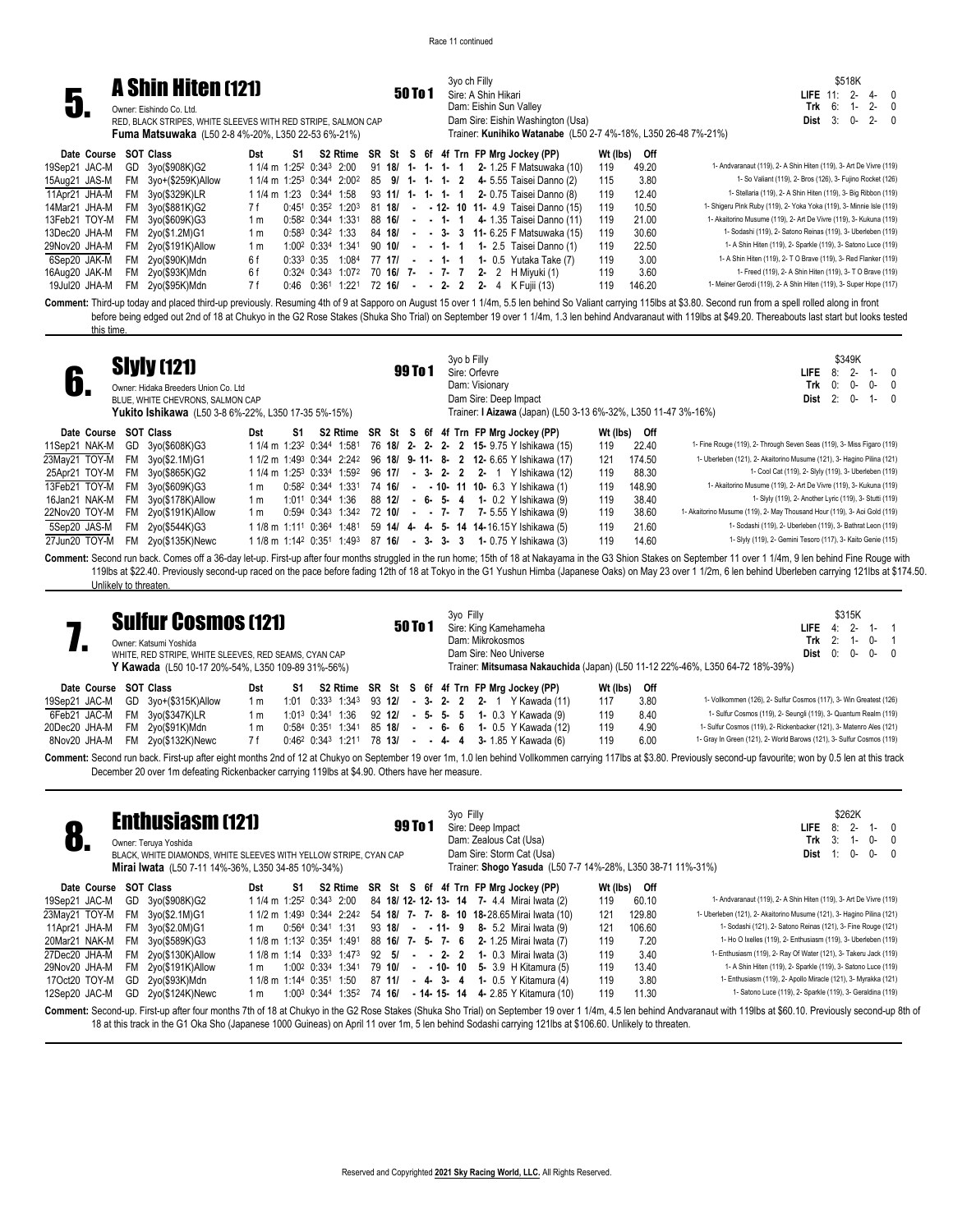Race 11 continued

## 5. A Shin Hiten (121)

**50 To 1**

Owner: Eishindo Co. Ltd.
RED, BLACK STRIPES, WHITE SLEEVES WITH RED STRIPE, SALMON CAP
**Fuma Matsuwaka** (L50 2-8 4%-20%, L350 22-53 6%-21%)

3yo ch Filly
Sire: A Shin Hikari
Dam: Eishin Sun Valley
Dam Sire: Eishin Washington (Usa)
Trainer: **Kunihiko Watanabe** (L50 2-7 4%-18%, L350 26-48 7%-21%)

| | | $518K | | | |
|---|---|---|---|---|---|
| **LIFE** | 11: | 2- | 4- | 0 |
| **Trk** | 6: | 1- | 2- | 0 |
| **Dist** | 3: | 0- | 2- | 0 |

| Date Course | SOT | Class | Dst | S1 | S2 | Rtime | SR | St | S | 6f | 4f | Trn | FP Mrg Jockey (PP) | Wt (lbs) | Off | |
|---|---|---|---|---|---|---|---|---|---|---|---|---|---|---|---|---|
| 19Sep21 JAC-M | GD | 3yo($908K)G2 | 1 1/4 m | 1:25² | 0:34³ | 2:00 | 91 | 18/ | 1- | 1- | 1- | 1 | 2- 1.25 F Matsuwaka (10) | 119 | 49.20 | 1- Andvaranaut (119), 2- A Shin Hiten (119), 3- Art De Vivre (119) |
| 15Aug21 JAS-M | FM | 3yo+($259K)Allow | 1 1/4 m | 1:25³ | 0:34⁴ | 2:00² | 85 | 9/ | 1- | 1- | 1- | 2 | 4- 5.55 Taisei Danno (2) | 115 | 3.80 | 1- So Valiant (119), 2- Bros (126), 3- Fujino Rocket (126) |
| 11Apr21 JHA-M | FM | 3yo($329K)LR | 1 1/4 m | 1:23 | 0:34⁴ | 1:58 | 93 | 11/ | 1- | 1- | 1- | 1 | 2- 0.75 Taisei Danno (8) | 119 | 12.40 | 1- Stellaria (119), 2- A Shin Hiten (119), 3- Big Ribbon (119) |
| 14Mar21 JHA-M | FM | 3yo($881K)G2 | 7 f | 0:45¹ | 0:35² | 1:20³ | 81 | 18/ | - | - | 12- | 10 | 11- 4.9 Taisei Danno (15) | 119 | 10.50 | 1- Shigeru Pink Ruby (119), 2- Yoka Yoka (119), 3- Minnie Isle (119) |
| 13Feb21 TOY-M | FM | 3yo($609K)G3 | 1 m | 0:58² | 0:34⁴ | 1:33¹ | 88 | 16/ | - | - | 1- | 1 | 4- 1.35 Taisei Danno (11) | 119 | 21.00 | 1- Akaitorino Musume (119), 2- Art De Vivre (119), 3- Kukuna (119) |
| 13Dec20 JHA-M | FM | 2yo($1.2M)G1 | 1 m | 0:58³ | 0:34² | 1:33 | 84 | 18/ | - | - | 3- | 3 | 11- 6.25 F Matsuwaka (15) | 119 | 30.60 | 1- Sodashi (119), 2- Satono Reinas (119), 3- Uberleben (119) |
| 29Nov20 JHA-M | FM | 2yo($191K)Allow | 1 m | 1:00² | 0:33⁴ | 1:34¹ | 90 | 10/ | - | - | 1- | 1 | 1- 2.5 Taisei Danno (1) | 119 | 22.50 | 1- A Shin Hiten (119), 2- Sparkle (119), 3- Satono Luce (119) |
| 6Sep20 JAK-M | FM | 2yo($90K)Mdn | 6 f | 0:33³ | 0:35 | 1:08⁴ | 77 | 17/ | - | - | 1- | 1 | 1- 0.5 Yutaka Take (7) | 119 | 3.00 | 1- A Shin Hiten (119), 2- T O Brave (119), 3- Red Flanker (119) |
| 16Aug20 JAK-M | FM | 2yo($93K)Mdn | 6 f | 0:32⁴ | 0:34³ | 1:07² | 70 | 16/ | 7- | - | 7- | 7 | 2- 2 H Miyuki (1) | 119 | 3.60 | 1- Freed (119), 2- A Shin Hiten (119), 3- T O Brave (119) |
| 19Jul20 JHA-M | FM | 2yo($95K)Mdn | 7 f | 0:46 | 0:36¹ | 1:22¹ | 72 | 16/ | - | - | 2- | 2 | 2- 4 K Fujii (13) | 119 | 146.20 | 1- Meiner Gerodi (119), 2- A Shin Hiten (119), 3- Super Hope (117) |

**Comment:** Third-up today and placed third-up previously. Resuming 4th of 9 at Sapporo on August 15 over 1 1/4m, 5.5 len behind So Valiant carrying 115lbs at $3.80. Second run from a spell rolled along in front before being edged out 2nd of 18 at Chukyo in the G2 Rose Stakes (Shuka Sho Trial) on September 19 over 1 1/4m, 1.3 len behind Andvaranaut with 119lbs at $49.20. Thereabouts last start but looks tested this time.

## 6. Slyly (121)

**99 To 1**

Owner: Hidaka Breeders Union Co. Ltd
BLUE, WHITE CHEVRONS, SALMON CAP
**Yukito Ishikawa** (L50 3-8 6%-22%, L350 17-35 5%-15%)

3yo b Filly
Sire: Orfevre
Dam: Visionary
Dam Sire: Deep Impact
Trainer: **I Aizawa** (Japan) (L50 3-13 6%-32%, L350 11-47 3%-16%)

| | | $349K | | | |
|---|---|---|---|---|---|
| **LIFE** | 8: | 2- | 1- | 0 |
| **Trk** | 0: | 0- | 0- | 0 |
| **Dist** | 2: | 0- | 1- | 0 |

| Date Course | SOT | Class | Dst | S1 | S2 | Rtime | SR | St | S | 6f | 4f | Trn | FP Mrg Jockey (PP) | Wt (lbs) | Off | |
|---|---|---|---|---|---|---|---|---|---|---|---|---|---|---|---|---|
| 11Sep21 NAK-M | GD | 3yo($608K)G3 | 1 1/4 m | 1:23² | 0:34⁴ | 1:58¹ | 76 | 18/ | 2- | 2- | 2- | 2 | 15- 9.75 Y Ishikawa (15) | 119 | 22.40 | 1- Fine Rouge (119), 2- Through Seven Seas (119), 3- Miss Figaro (119) |
| 23May21 TOY-M | FM | 3yo($2.1M)G1 | 1 1/2 m | 1:49³ | 0:34⁴ | 2:24² | 96 | 18/ | 9- | 11- | 8- | 2 | 12- 6.65 Y Ishikawa (17) | 121 | 174.50 | 1- Uberleben (121), 2- Akaitorino Musume (121), 3- Hagino Pilina (121) |
| 25Apr21 TOY-M | FM | 3yo($865K)G2 | 1 1/4 m | 1:25³ | 0:33⁴ | 1:59² | 96 | 17/ | - | 3- | 2- | 2 | 2- 1 Y Ishikawa (12) | 119 | 88.30 | 1- Cool Cat (119), 2- Slyly (119), 3- Uberleben (119) |
| 13Feb21 TOY-M | FM | 3yo($609K)G3 | 1 m | 0:58² | 0:34⁴ | 1:33¹ | 74 | 16/ | - | - | 10- | 11 | 10- 6.3 Y Ishikawa (1) | 119 | 148.90 | 1- Akaitorino Musume (119), 2- Art De Vivre (119), 3- Kukuna (119) |
| 16Jan21 NAK-M | FM | 3yo($178K)Allow | 1 m | 1:01¹ | 0:34⁴ | 1:36 | 88 | 12/ | - | 6- | 5- | 4 | 1- 0.2 Y Ishikawa (9) | 119 | 38.40 | 1- Slyly (119), 2- Another Lyric (119), 3- Stutti (119) |
| 22Nov20 TOY-M | FM | 2yo($191K)Allow | 1 m | 0:59⁴ | 0:34³ | 1:34² | 72 | 10/ | - | - | 7- | 7 | 7- 5.55 Y Ishikawa (9) | 119 | 38.60 | 1- Akaitorino Musume (119), 2- May Thousand Hour (119), 3- Aoi Gold (119) |
| 5Sep20 JAS-M | FM | 2yo($544K)G3 | 1 1/8 m | 1:11¹ | 0:36⁴ | 1:48¹ | 59 | 14/ | 4- | 4- | 5- | 14 | 14- 16.15 Y Ishikawa (5) | 119 | 21.60 | 1- Sodashi (119), 2- Uberleben (119), 3- Bathrat Leon (119) |
| 27Jun20 TOY-M | FM | 2yo($135K)Newc | 1 1/8 m | 1:14² | 0:35¹ | 1:49³ | 87 | 16/ | - | 3- | 3- | 3 | 1- 0.75 Y Ishikawa (3) | 119 | 14.60 | 1- Slyly (119), 2- Gemini Tesoro (117), 3- Kaito Genie (115) |

**Comment:** Second run back. Comes off a 36-day let-up. First-up after four months struggled in the run home; 15th of 18 at Nakayama in the G3 Shion Stakes on September 11 over 1 1/4m, 9 len behind Fine Rouge with 119lbs at $22.40. Previously second-up raced on the pace before fading 12th of 18 at Tokyo in the G1 Yushun Himba (Japanese Oaks) on May 23 over 1 1/2m, 6 len behind Uberleben carrying 121lbs at $174.50. Unlikely to threaten.

## 7. Sulfur Cosmos (121)

**50 To 1**

Owner: Katsumi Yoshida
WHITE, RED STRIPE, WHITE SLEEVES, RED SEAMS, CYAN CAP
**Y Kawada** (L50 10-17 20%-54%, L350 109-89 31%-56%)

3yo Filly
Sire: King Kamehameha
Dam: Mikrokosmos
Dam Sire: Neo Universe
Trainer: **Mitsumasa Nakauchida** (Japan) (L50 11-12 22%-46%, L350 64-72 18%-39%)

| | | $315K | | | |
|---|---|---|---|---|---|
| **LIFE** | 4: | 2- | 1- | 1 |
| **Trk** | 2: | 1- | 0- | 1 |
| **Dist** | 0: | 0- | 0- | 0 |

| Date Course | SOT | Class | Dst | S1 | S2 | Rtime | SR | St | S | 6f | 4f | Trn | FP Mrg Jockey (PP) | Wt (lbs) | Off | |
|---|---|---|---|---|---|---|---|---|---|---|---|---|---|---|---|---|
| 19Sep21 JAC-M | GD | 3yo+($315K)Allow | 1 m | 1:01 | 0:33³ | 1:34³ | 93 | 12/ | - | 3- | 2- | 2 | 2- 1 Y Kawada (11) | 117 | 3.80 | 1- Vollkommen (126), 2- Sulfur Cosmos (117), 3- Win Greatest (126) |
| 6Feb21 JAC-M | FM | 3yo($347K)LR | 1 m | 1:01³ | 0:34¹ | 1:36 | 93 | 12/ | - | 5- | 5- | 5 | 1- 0.3 Y Kawada (9) | 119 | 8.40 | 1- Sulfur Cosmos (119), 2- Seungli (119), 3- Quantum Realm (119) |
| 20Dec20 JHA-M | FM | 2yo($91K)Mdn | 1 m | 0:58⁴ | 0:35¹ | 1:34¹ | 85 | 18/ | - | - | 6- | 6 | 1- 0.5 Y Kawada (12) | 119 | 4.90 | 1- Sulfur Cosmos (119), 2- Rickenbacker (121), 3- Matenro Ales (121) |
| 8Nov20 JHA-M | FM | 2yo($132K)Newc | 7 f | 0:46² | 0:34³ | 1:21¹ | 78 | 13/ | - | - | 4- | 4 | 3- 1.85 Y Kawada (6) | 119 | 6.00 | 1- Gray In Green (121), 2- World Barows (121), 3- Sulfur Cosmos (119) |

**Comment:** Second run back. First-up after eight months 2nd of 12 at Chukyo on September 19 over 1m, 1.0 len behind Vollkommen carrying 117lbs at $3.80. Previously second-up favourite; won by 0.5 len at this track December 20 over 1m defeating Rickenbacker carrying 119lbs at $4.90. Others have her measure.

## 8. Enthusiasm (121)

**99 To 1**

Owner: Teruya Yoshida
BLACK, WHITE DIAMONDS, WHITE SLEEVES WITH YELLOW STRIPE, CYAN CAP
**Mirai Iwata** (L50 7-11 14%-36%, L350 34-85 10%-34%)

3yo Filly
Sire: Deep Impact
Dam: Zealous Cat (Usa)
Dam Sire: Storm Cat (Usa)
Trainer: **Shogo Yasuda** (L50 7-7 14%-28%, L350 38-71 11%-31%)

| | | $262K | | | |
|---|---|---|---|---|---|
| **LIFE** | 8: | 2- | 1- | 0 |
| **Trk** | 3: | 1- | 0- | 0 |
| **Dist** | 1: | 0- | 0- | 0 |

| Date Course | SOT | Class | Dst | S1 | S2 | Rtime | SR | St | S | 6f | 4f | Trn | FP Mrg Jockey (PP) | Wt (lbs) | Off | |
|---|---|---|---|---|---|---|---|---|---|---|---|---|---|---|---|---|
| 19Sep21 JAC-M | GD | 3yo($908K)G2 | 1 1/4 m | 1:25² | 0:34³ | 2:00 | 84 | 18/ | 12- | 12- | 13- | 14 | 7- 4.4 Mirai Iwata (2) | 119 | 60.10 | 1- Andvaranaut (119), 2- A Shin Hiten (119), 3- Art De Vivre (119) |
| 23May21 TOY-M | FM | 3yo($2.1M)G1 | 1 1/2 m | 1:49³ | 0:34⁴ | 2:24² | 54 | 18/ | 7- | 7- | 8- | 10 | 18- 28.65 Mirai Iwata (10) | 121 | 129.80 | 1- Uberleben (121), 2- Akaitorino Musume (121), 3- Hagino Pilina (121) |
| 11Apr21 JHA-M | FM | 3yo($2.0M)G1 | 1 m | 0:56⁴ | 0:34¹ | 1:31 | 93 | 18/ | - | - | 11- | 9 | 8- 5.2 Mirai Iwata (9) | 121 | 106.60 | 1- Sodashi (121), 2- Satono Reinas (121), 3- Fine Rouge (121) |
| 20Mar21 NAK-M | FM | 3yo($589K)G3 | 1 1/8 m | 1:13² | 0:35⁴ | 1:49¹ | 88 | 16/ | 7- | 5- | 7- | 6 | 2- 1.25 Mirai Iwata (7) | 119 | 7.20 | 1- Ho O Ixelles (119), 2- Enthusiasm (119), 3- Uberleben (119) |
| 27Dec20 JHA-M | FM | 2yo($130K)Allow | 1 1/8 m | 1:14 | 0:33³ | 1:47³ | 92 | 5/ | - | - | 2- | 2 | 1- 0.3 Mirai Iwata (3) | 119 | 3.40 | 1- Enthusiasm (119), 2- Ray Of Water (121), 3- Takeru Jack (119) |
| 29Nov20 JHA-M | FM | 2yo($191K)Allow | 1 m | 1:00² | 0:33⁴ | 1:34¹ | 79 | 10/ | - | - | 10- | 10 | 5- 3.9 H Kitamura (5) | 119 | 13.40 | 1- A Shin Hiten (119), 2- Sparkle (119), 3- Satono Luce (119) |
| 17Oct20 TOY-M | GD | 2yo($93K)Mdn | 1 1/8 m | 1:14⁴ | 0:35¹ | 1:50 | 87 | 11/ | - | 4- | 3- | 4 | 1- 0.5 Y Kitamura (4) | 119 | 3.80 | 1- Enthusiasm (119), 2- Apollo Miracle (121), 3- Myrakka (121) |
| 12Sep20 JAC-M | GD | 2yo($124K)Newc | 1 m | 1:00³ | 0:34⁴ | 1:35² | 74 | 16/ | - | 14- | 15- | 14 | 4- 2.85 Y Kitamura (10) | 119 | 11.30 | 1- Satono Luce (119), 2- Sparkle (119), 3- Geraldina (119) |

**Comment:** Second-up. First-up after four months 7th of 18 at Chukyo in the G2 Rose Stakes (Shuka Sho Trial) on September 19 over 1 1/4m, 4.5 len behind Andvaranaut with 119lbs at $60.10. Previously second-up 8th of 18 at this track in the G1 Oka Sho (Japanese 1000 Guineas) on April 11 over 1m, 5 len behind Sodashi carrying 121lbs at $106.60. Unlikely to threaten.

Reserved and Copyrighted **2021 Sky Racing World, LLC.** All Rights Reserved.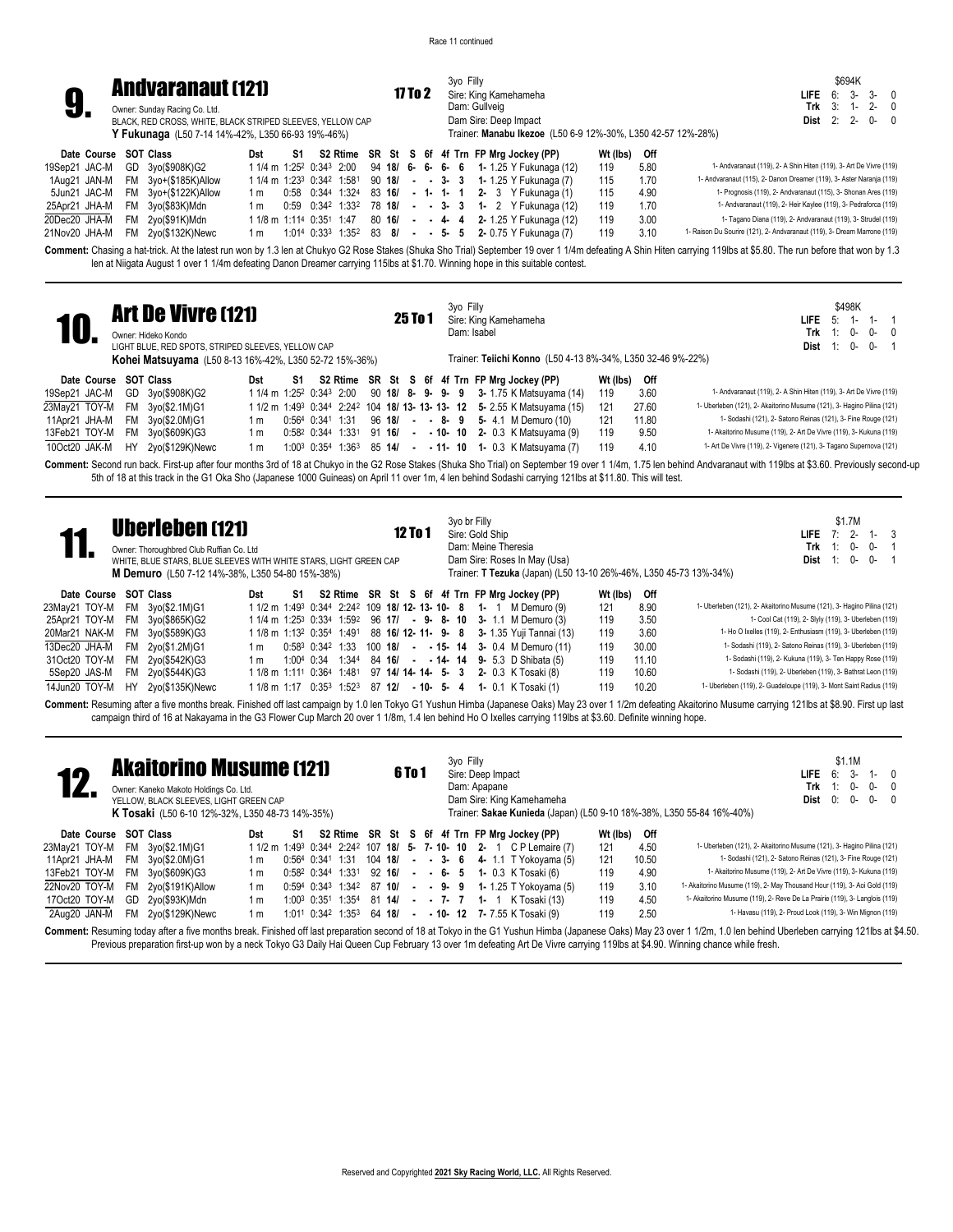Race 11 continued

## 9. Andvaranaut (121)

**17 To 2**

Owner: Sunday Racing Co. Ltd.
BLACK, RED CROSS, WHITE, BLACK STRIPED SLEEVES, YELLOW CAP
**Y Fukunaga** (L50 7-14 14%-42%, L350 66-93 19%-46%)

3yo Filly
Sire: King Kamehameha
Dam: Gullveig
Dam Sire: Deep Impact
Trainer: **Manabu Ikezoe** (L50 6-9 12%-30%, L350 42-57 12%-28%)

| | | $694K | | | |
|---|---|---|---|---|---|
| **LIFE** | 6: | 3- | 3- | 0 |
| **Trk** | 3: | 1- | 2- | 0 |
| **Dist** | 2: | 2- | 0- | 0 |

| Date | Course | SOT | Class | Dst | S1 | S2 | Rtime | SR | St | S | 6f | 4f | Trn | FP Mrg Jockey (PP) | Wt (lbs) | Off | |
|---|---|---|---|---|---|---|---|---|---|---|---|---|---|---|---|---|---|
| 19Sep21 | JAC-M | GD | 3yo($908K)G2 | 1 1/4 m | 1:25² | 0:34³ | 2:00 | 94 | 18/ | 6- | 6- | 6- | 6 | 1- 1.25 Y Fukunaga (12) | 119 | 5.80 | 1- Andvaranaut (119), 2- A Shin Hiten (119), 3- Art De Vivre (119) |
| 1Aug21 | JAN-M | FM | 3yo+($185K)Allow | 1 1/4 m | 1:23³ | 0:34² | 1:58¹ | 90 | 18/ | - | - | 3- | 3 | 1- 1.25 Y Fukunaga (7) | 115 | 1.70 | 1- Andvaranaut (115), 2- Danon Dreamer (119), 3- Aster Naranja (119) |
| 5Jun21 | JAC-M | FM | 3yo+($122K)Allow | 1 m | 0:58 | 0:34⁴ | 1:32⁴ | 83 | 16/ | - | 1- | 1- | 1 | 2- 3 Y Fukunaga (1) | 115 | 4.90 | 1- Prognosis (119), 2- Andvaranaut (115), 3- Shonan Ares (119) |
| 25Apr21 | JHA-M | FM | 3yo($83K)Mdn | 1 m | 0:59 | 0:34² | 1:33² | 78 | 18/ | - | - | 3- | 3 | 1- 2 Y Fukunaga (12) | 119 | 1.70 | 1- Andvaranaut (119), 2- Heir Kaylee (119), 3- Pedraforca (119) |
| 20Dec20 | JHA-M | FM | 2yo($91K)Mdn | 1 1/8 m | 1:11⁴ | 0:35¹ | 1:47 | 80 | 16/ | - | - | 4- | 4 | 2- 1.25 Y Fukunaga (12) | 119 | 3.00 | 1- Tagano Diana (119), 2- Andvaranaut (119), 3- Strudel (119) |
| 21Nov20 | JHA-M | FM | 2yo($132K)Newc | 1 m | 1:01⁴ | 0:33³ | 1:35² | 83 | 8/ | - | - | 5- | 5 | 2- 0.75 Y Fukunaga (7) | 119 | 3.10 | 1- Raison Du Sourire (121), 2- Andvaranaut (119), 3- Dream Marrone (119) |

**Comment:** Chasing a hat-trick. At the latest run won by 1.3 len at Chukyo G2 Rose Stakes (Shuka Sho Trial) September 19 over 1 1/4m defeating A Shin Hiten carrying 119lbs at $5.80. The run before that won by 1.3 len at Niigata August 1 over 1 1/4m defeating Danon Dreamer carrying 115lbs at $1.70. Winning hope in this suitable contest.

## 10. Art De Vivre (121)

**25 To 1**

Owner: Hideko Kondo
LIGHT BLUE, RED SPOTS, STRIPED SLEEVES, YELLOW CAP
**Kohei Matsuyama** (L50 8-13 16%-42%, L350 52-72 15%-36%)

3yo Filly
Sire: King Kamehameha
Dam: Isabel
Trainer: **Teiichi Konno** (L50 4-13 8%-34%, L350 32-46 9%-22%)

| | | $498K | | | |
|---|---|---|---|---|---|
| **LIFE** | 5: | 1- | 1- | 1 |
| **Trk** | 1: | 0- | 0- | 0 |
| **Dist** | 1: | 0- | 0- | 1 |

| Date | Course | SOT | Class | Dst | S1 | S2 | Rtime | SR | St | S | 6f | 4f | Trn | FP Mrg Jockey (PP) | Wt (lbs) | Off | |
|---|---|---|---|---|---|---|---|---|---|---|---|---|---|---|---|---|---|
| 19Sep21 | JAC-M | GD | 3yo($908K)G2 | 1 1/4 m | 1:25² | 0:34³ | 2:00 | 90 | 18/ | 8- | 9- | 9- | 9 | 3- 1.75 K Matsuyama (14) | 119 | 3.60 | 1- Andvaranaut (119), 2- A Shin Hiten (119), 3- Art De Vivre (119) |
| 23May21 | TOY-M | FM | 3yo($2.1M)G1 | 1 1/2 m | 1:49³ | 0:34⁴ | 2:24² | 104 | 18/ | 13- | 13- | 13- | 12 | 5- 2.55 K Matsuyama (15) | 121 | 27.60 | 1- Uberleben (121), 2- Akaitorino Musume (121), 3- Hagino Pilina (121) |
| 11Apr21 | JHA-M | FM | 3yo($2.0M)G1 | 1 m | 0:56⁴ | 0:34¹ | 1:31 | 96 | 18/ | - | - | 8- | 9 | 5- 4.1 M Demuro (10) | 121 | 11.80 | 1- Sodashi (121), 2- Satono Reinas (121), 3- Fine Rouge (121) |
| 13Feb21 | TOY-M | FM | 3yo($609K)G3 | 1 m | 0:58² | 0:34⁴ | 1:33¹ | 91 | 16/ | - | - | 10- | 10 | 2- 0.3 K Matsuyama (9) | 119 | 9.50 | 1- Akaitorino Musume (119), 2- Art De Vivre (119), 3- Kukuna (119) |
| 10Oct20 | JAK-M | HY | 2yo($129K)Newc | 1 m | 1:00³ | 0:35⁴ | 1:36³ | 85 | 14/ | - | - | 11- | 10 | 1- 0.3 K Matsuyama (7) | 119 | 4.10 | 1- Art De Vivre (119), 2- Vigenere (121), 3- Tagano Supernova (121) |

**Comment:** Second run back. First-up after four months 3rd of 18 at Chukyo in the G2 Rose Stakes (Shuka Sho Trial) on September 19 over 1 1/4m, 1.75 len behind Andvaranaut with 119lbs at $3.60. Previously second-up 5th of 18 at this track in the G1 Oka Sho (Japanese 1000 Guineas) on April 11 over 1m, 4.1 len behind Sodashi carrying 121lbs at $11.80. This will test.

## 11. Uberleben (121)

**12 To 1**

Owner: Thoroughbred Club Ruffian Co. Ltd
WHITE, BLUE STARS, BLUE SLEEVES WITH WHITE STARS, LIGHT GREEN CAP
**M Demuro** (L50 7-12 14%-38%, L350 54-80 15%-38%)

3yo br Filly
Sire: Gold Ship
Dam: Meine Theresia
Dam Sire: Roses In May (Usa)
Trainer: **T Tezuka** (Japan) (L50 13-10 26%-46%, L350 45-73 13%-34%)

| | | $1.7M | | | |
|---|---|---|---|---|---|
| **LIFE** | 7: | 2- | 1- | 3 |
| **Trk** | 1: | 0- | 0- | 1 |
| **Dist** | 1: | 0- | 0- | 1 |

| Date | Course | SOT | Class | Dst | S1 | S2 | Rtime | SR | St | S | 6f | 4f | Trn | FP Mrg Jockey (PP) | Wt (lbs) | Off | |
|---|---|---|---|---|---|---|---|---|---|---|---|---|---|---|---|---|---|
| 23May21 | TOY-M | FM | 3yo($2.1M)G1 | 1 1/2 m | 1:49³ | 0:34⁴ | 2:24² | 109 | 18/ | 12- | 13- | 10- | 8 | 1- 1 M Demuro (9) | 121 | 8.90 | 1- Uberleben (121), 2- Akaitorino Musume (121), 3- Hagino Pilina (121) |
| 25Apr21 | TOY-M | FM | 3yo($865K)G2 | 1 1/4 m | 1:25³ | 0:33⁴ | 1:59² | 96 | 17/ | - | 9- | 8- | 10 | 3- 1.1 M Demuro (3) | 119 | 3.50 | 1- Cool Cat (119), 2- Slyly (119), 3- Uberleben (119) |
| 20Mar21 | NAK-M | FM | 3yo($589K)G3 | 1 1/8 m | 1:13² | 0:35⁴ | 1:49¹ | 88 | 16/ | 12- | 11- | 9- | 8 | 3- 1.35 Yuji Tannai (13) | 119 | 3.60 | 1- Ho O Ixelles (119), 2- Enthusiasm (119), 3- Uberleben (119) |
| 13Dec20 | JHA-M | FM | 2yo($1.2M)G1 | 1 m | 0:58³ | 0:34² | 1:33 | 100 | 18/ | - | - | 15- | 14 | 3- 0.4 M Demuro (11) | 119 | 30.00 | 1- Sodashi (119), 2- Satono Reinas (119), 3- Uberleben (119) |
| 31Oct20 | TOY-M | FM | 2yo($542K)G3 | 1 m | 1:00⁴ | 0:34 | 1:34⁴ | 84 | 16/ | - | - | 14- | 14 | 9- 5.3 D Shibata (5) | 119 | 11.10 | 1- Sodashi (119), 2- Kukuna (119), 3- Ten Happy Rose (119) |
| 5Sep20 | JAS-M | FM | 2yo($544K)G3 | 1 1/8 m | 1:11¹ | 0:36⁴ | 1:48¹ | 97 | 14/ | 14- | 14- | 5- | 3 | 2- 0.3 K Tosaki (8) | 119 | 10.60 | 1- Sodashi (119), 2- Uberleben (119), 3- Bathrat Leon (119) |
| 14Jun20 | TOY-M | HY | 2yo($135K)Newc | 1 1/8 m | 1:17 | 0:35³ | 1:52³ | 87 | 12/ | - | 10- | 5- | 4 | 1- 0.1 K Tosaki (1) | 119 | 10.20 | 1- Uberleben (121), 2- Guadeloupe (119), 3- Mont Saint Radius (119) |

**Comment:** Resuming after a five months break. Finished off last campaign by 1.0 len Tokyo G1 Yushun Himba (Japanese Oaks) May 23 over 1 1/2m defeating Akaitorino Musume carrying 121lbs at $8.90. First up last campaign third of 16 at Nakayama in the G3 Flower Cup March 20 over 1 1/8m, 1.4 len behind Ho O Ixelles carrying 119lbs at $3.60. Definite winning hope.

## 12. Akaitorino Musume (121)

**6 To 1**

Owner: Kaneko Makoto Holdings Co. Ltd.
YELLOW, BLACK SLEEVES, LIGHT GREEN CAP
**K Tosaki** (L50 6-10 12%-32%, L350 48-73 14%-35%)

3yo Filly
Sire: Deep Impact
Dam: Apapane
Dam Sire: King Kamehameha
Trainer: **Sakae Kunieda** (Japan) (L50 9-10 18%-38%, L350 55-84 16%-40%)

| | | $1.1M | | | |
|---|---|---|---|---|---|
| **LIFE** | 6: | 3- | 1- | 0 |
| **Trk** | 1: | 0- | 0- | 0 |
| **Dist** | 0: | 0- | 0- | 0 |

| Date | Course | SOT | Class | Dst | S1 | S2 | Rtime | SR | St | S | 6f | 4f | Trn | FP Mrg Jockey (PP) | Wt (lbs) | Off | |
|---|---|---|---|---|---|---|---|---|---|---|---|---|---|---|---|---|---|
| 23May21 | TOY-M | FM | 3yo($2.1M)G1 | 1 1/2 m | 1:49³ | 0:34⁴ | 2:24² | 107 | 18/ | 5- | 7- | 10- | 10 | 2- 1 C P Lemaire (7) | 121 | 4.50 | 1- Uberleben (121), 2- Akaitorino Musume (121), 3- Hagino Pilina (121) |
| 11Apr21 | JHA-M | FM | 3yo($2.0M)G1 | 1 m | 0:56⁴ | 0:34¹ | 1:31 | 104 | 18/ | - | - | 3- | 6 | 4- 1.1 T Yokoyama (5) | 121 | 10.50 | 1- Sodashi (121), 2- Satono Reinas (121), 3- Fine Rouge (121) |
| 13Feb21 | TOY-M | FM | 3yo($609K)G3 | 1 m | 0:58² | 0:34⁴ | 1:33¹ | 92 | 16/ | - | - | 6- | 5 | 1- 0.3 K Tosaki (6) | 119 | 4.90 | 1- Akaitorino Musume (119), 2- Art De Vivre (119), 3- Kukuna (119) |
| 22Nov20 | TOY-M | FM | 2yo($191K)Allow | 1 m | 0:59⁴ | 0:34³ | 1:34² | 87 | 10/ | - | - | 9- | 9 | 1- 1.25 T Yokoyama (5) | 119 | 3.10 | 1- Akaitorino Musume (119), 2- May Thousand Hour (119), 3- Aoi Gold (119) |
| 17Oct20 | TOY-M | GD | 2yo($93K)Mdn | 1 m | 1:00³ | 0:35¹ | 1:35⁴ | 81 | 14/ | - | - | 7- | 7 | 1- 1 K Tosaki (13) | 119 | 4.50 | 1- Akaitorino Musume (119), 2- Reve De La Prairie (119), 3- Langlois (119) |
| 2Aug20 | JAN-M | FM | 2yo($129K)Newc | 1 m | 1:01¹ | 0:34² | 1:35³ | 64 | 18/ | - | - | 10- | 12 | 7- 7.55 K Tosaki (9) | 119 | 2.50 | 1- Havasu (119), 2- Proud Look (119), 3- Win Mignon (119) |

**Comment:** Resuming today after a five months break. Finished off last preparation second of 18 at Tokyo in the G1 Yushun Himba (Japanese Oaks) May 23 over 1 1/2m, 1.0 len behind Uberleben carrying 121lbs at $4.50. Previous preparation first-up won by a neck Tokyo G3 Daily Hai Queen Cup February 13 over 1m defeating Art De Vivre carrying 119lbs at $4.90. Winning chance while fresh.

Reserved and Copyrighted **2021 Sky Racing World, LLC.** All Rights Reserved.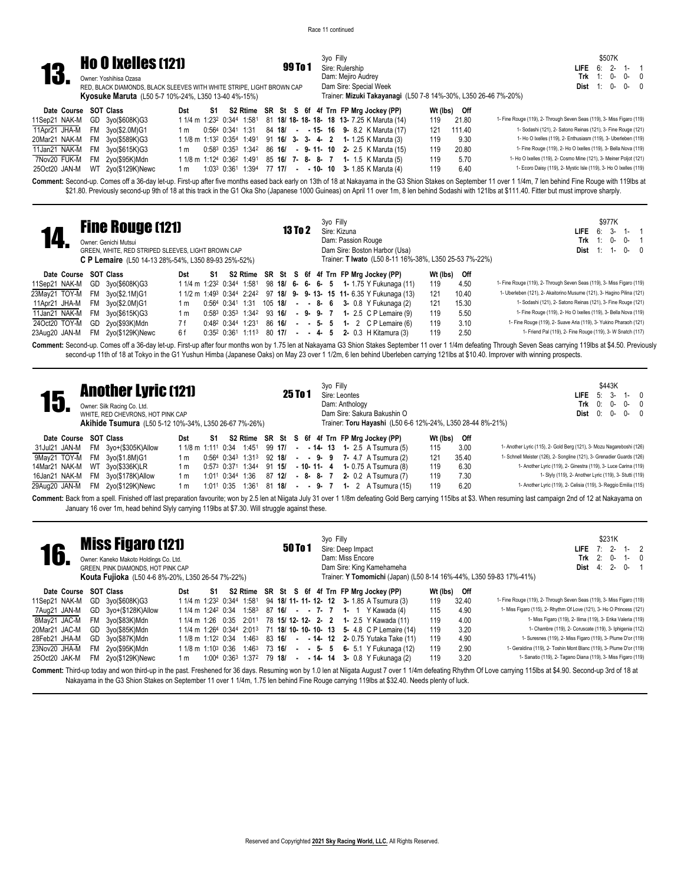Race 11 continued

## 13. Ho O Ixelles (121)

**99 To 1**

Owner: Yoshihisa Ozasa
RED, BLACK DIAMONDS, BLACK SLEEVES WITH WHITE STRIPE, LIGHT BROWN CAP
**Kyosuke Maruta** (L50 5-7 10%-24%, L350 13-40 4%-15%)

3yo Filly
Sire: Rulership
Dam: Mejiro Audrey
Dam Sire: Special Week
Trainer: **Mizuki Takayanagi** (L50 7-8 14%-30%, L350 26-46 7%-20%)

| | | $507K | | | |
|---|---|---|---|---|---|
| **LIFE** | 6: | 2- | 1- | 1 | |
| **Trk** | 1: | 0- | 0- | 0 | |
| **Dist** | 1: | 0- | 0- | 0 | |

| Date Course | SOT | Class | Dst | S1 | S2 | Rtime | SR | St | S | 6f | 4f | Trn | FP Mrg Jockey (PP) | Wt (lbs) | Off | |
|---|---|---|---|---|---|---|---|---|---|---|---|---|---|---|---|---|
| 11Sep21 NAK-M | GD | 3yo($608K)G3 | 1 1/4 m | 1:23² | 0:34⁴ | 1:58¹ | 81 | 18/ | 18- | 18- | 18- | 18 | 13- 7.25 K Maruta (14) | 119 | 21.80 | 1- Fine Rouge (119), 2- Through Seven Seas (119), 3- Miss Figaro (119) |
| 11Apr21 JHA-M | FM | 3yo($2.0M)G1 | 1 m | 0:56⁴ | 0:34¹ | 1:31 | 84 | 18/ | - | - | 15- | 16 | 9- 8.2 K Maruta (17) | 121 | 111.40 | 1- Sodashi (121), 2- Satono Reinas (121), 3- Fine Rouge (121) |
| 20Mar21 NAK-M | FM | 3yo($589K)G3 | 1 1/8 m | 1:13² | 0:35⁴ | 1:49¹ | 91 | 16/ | 3- | 3- | 4- | 2 | 1- 1.25 K Maruta (3) | 119 | 9.30 | 1- Ho O Ixelles (119), 2- Enthusiasm (119), 3- Uberleben (119) |
| 11Jan21 NAK-M | FM | 3yo($615K)G3 | 1 m | 0:58³ | 0:35³ | 1:34² | 86 | 16/ | - | 9- | 11- | 10 | 2- 2.5 K Maruta (15) | 119 | 20.80 | 1- Fine Rouge (119), 2- Ho O Ixelles (119), 3- Bella Nova (119) |
| 7Nov20 FUK-M | FM | 2yo($95K)Mdn | 1 1/8 m | 1:12⁴ | 0:36² | 1:49¹ | 85 | 16/ | 7- | 8- | 8- | 7 | 1- 1.5 K Maruta (5) | 119 | 5.70 | 1- Ho O Ixelles (119), 2- Cosmo Mine (121), 3- Meiner Poljot (121) |
| 25Oct20 JAN-M | WT | 2yo($129K)Newc | 1 m | 1:03³ | 0:36¹ | 1:39⁴ | 77 | 17/ | - | - | 10- | 10 | 3- 1.85 K Maruta (4) | 119 | 6.40 | 1- Ecoro Daisy (119), 2- Mystic Isle (119), 3- Ho O Ixelles (119) |

**Comment:** Second-up. Comes off a 36-day let-up. First-up after five months eased back early on 13th of 18 at Nakayama in the G3 Shion Stakes on September 11 over 1 1/4m, 7 len behind Fine Rouge with 119lbs at $21.80. Previously second-up 9th of 18 at this track in the G1 Oka Sho (Japanese 1000 Guineas) on April 11 over 1m, 8 len behind Sodashi with 121lbs at $111.40. Fitter but must improve sharply.

## 14. Fine Rouge (121)

**13 To 2**

Owner: Genichi Mutsui
GREEN, WHITE, RED STRIPED SLEEVES, LIGHT BROWN CAP
**C P Lemaire** (L50 14-13 28%-54%, L350 89-93 25%-52%)

3yo Filly
Sire: Kizuna
Dam: Passion Rouge
Dam Sire: Boston Harbor (Usa)
Trainer: **T Iwato** (L50 8-11 16%-38%, L350 25-53 7%-22%)

| | | $977K | | | |
|---|---|---|---|---|---|
| **LIFE** | 6: | 3- | 1- | 1 | |
| **Trk** | 1: | 0- | 0- | 1 | |
| **Dist** | 1: | 1- | 0- | 0 | |

| Date Course | SOT | Class | Dst | S1 | S2 | Rtime | SR | St | S | 6f | 4f | Trn | FP Mrg Jockey (PP) | Wt (lbs) | Off | |
|---|---|---|---|---|---|---|---|---|---|---|---|---|---|---|---|---|
| 11Sep21 NAK-M | GD | 3yo($608K)G3 | 1 1/4 m | 1:23² | 0:34⁴ | 1:58¹ | 98 | 18/ | 6- | 6- | 6- | 5 | 1- 1.75 Y Fukunaga (11) | 119 | 4.50 | 1- Fine Rouge (119), 2- Through Seven Seas (119), 3- Miss Figaro (119) |
| 23May21 TOY-M | FM | 3yo($2.1M)G1 | 1 1/2 m | 1:49³ | 0:34⁴ | 2:24² | 97 | 18/ | 9- | 9- | 13- | 15 | 11- 6.35 Y Fukunaga (13) | 121 | 10.40 | 1- Uberleben (121), 2- Akaitorino Musume (121), 3- Hagino Pilina (121) |
| 11Apr21 JHA-M | FM | 3yo($2.0M)G1 | 1 m | 0:56⁴ | 0:34¹ | 1:31 | 105 | 18/ | - | - | 8- | 6 | 3- 0.8 Y Fukunaga (2) | 121 | 15.30 | 1- Sodashi (121), 2- Satono Reinas (121), 3- Fine Rouge (121) |
| 11Jan21 NAK-M | FM | 3yo($615K)G3 | 1 m | 0:58³ | 0:35³ | 1:34² | 93 | 16/ | - | 9- | 9- | 7 | 1- 2.5 C P Lemaire (9) | 119 | 5.50 | 1- Fine Rouge (119), 2- Ho O Ixelles (119), 3- Bella Nova (119) |
| 24Oct20 TOY-M | GD | 2yo($93K)Mdn | 7 f | 0:48² | 0:34⁴ | 1:23¹ | 86 | 16/ | - | - | 5- | 5 | 1- 2 C P Lemaire (6) | 119 | 3.10 | 1- Fine Rouge (119), 2- Suave Aria (119), 3- Yukino Pharaoh (121) |
| 23Aug20 JAN-M | FM | 2yo($129K)Newc | 6 f | 0:35² | 0:36¹ | 1:11³ | 80 | 17/ | - | - | 4- | 5 | 2- 0.3 H Kitamura (3) | 119 | 2.50 | 1- Friend Pal (119), 2- Fine Rouge (119), 3- W Snatch (117) |

**Comment:** Second-up. Comes off a 36-day let-up. First-up after four months won by 1.75 len at Nakayama G3 Shion Stakes September 11 over 1 1/4m defeating Through Seven Seas carrying 119lbs at $4.50. Previously second-up 11th of 18 at Tokyo in the G1 Yushun Himba (Japanese Oaks) on May 23 over 1 1/2m, 6 len behind Uberleben carrying 121lbs at $10.40. Improver with winning prospects.

## 15. Another Lyric (121)

**25 To 1**

Owner: Silk Racing Co. Ltd.
WHITE, RED CHEVRONS, HOT PINK CAP
**Akihide Tsumura** (L50 5-12 10%-34%, L350 26-67 7%-26%)

3yo Filly
Sire: Leontes
Dam: Anthology
Dam Sire: Sakura Bakushin O
Trainer: **Toru Hayashi** (L50 6-6 12%-24%, L350 28-44 8%-21%)

| | | $443K | | | |
|---|---|---|---|---|---|
| **LIFE** | 5: | 3- | 1- | 0 | |
| **Trk** | 0: | 0- | 0- | 0 | |
| **Dist** | 0: | 0- | 0- | 0 | |

| Date Course | SOT | Class | Dst | S1 | S2 | Rtime | SR | St | S | 6f | 4f | Trn | FP Mrg Jockey (PP) | Wt (lbs) | Off | |
|---|---|---|---|---|---|---|---|---|---|---|---|---|---|---|---|---|
| 31Jul21 JAN-M | FM | 3yo+($305K)Allow | 1 1/8 m | 1:11¹ | 0:34 | 1:45¹ | 99 | 17/ | - | - | 14- | 13 | 1- 2.5 A Tsumura (5) | 115 | 3.00 | 1- Another Lyric (115), 2- Gold Berg (121), 3- Mozu Nagareboshi (126) |
| 9May21 TOY-M | FM | 3yo($1.8M)G1 | 1 m | 0:56⁴ | 0:34³ | 1:31³ | 92 | 18/ | - | - | 9- | 9 | 7- 4.7 A Tsumura (2) | 121 | 35.40 | 1- Schnell Meister (126), 2- Songline (121), 3- Grenadier Guards (126) |
| 14Mar21 NAK-M | WT | 3yo($336K)LR | 1 m | 0:57³ | 0:37¹ | 1:34⁴ | 91 | 15/ | - | 10- | 11- | 4 | 1- 0.75 A Tsumura (8) | 119 | 6.30 | 1- Another Lyric (119), 2- Ginestra (119), 3- Luce Carina (119) |
| 16Jan21 NAK-M | FM | 3yo($178K)Allow | 1 m | 1:01¹ | 0:34⁴ | 1:36 | 87 | 12/ | - | 8- | 8- | 7 | 2- 0.2 A Tsumura (7) | 119 | 7.30 | 1- Slyly (119), 2- Another Lyric (119), 3- Stutti (119) |
| 29Aug20 JAN-M | FM | 2yo($129K)Newc | 1 m | 1:01¹ | 0:35 | 1:36¹ | 81 | 18/ | - | - | 9- | 7 | 1- 2 A Tsumura (15) | 119 | 6.20 | 1- Another Lyric (119), 2- Celisia (119), 3- Reggio Emilia (115) |

**Comment:** Back from a spell. Finished off last preparation favourite; won by 2.5 len at Niigata July 31 over 1 1/8m defeating Gold Berg carrying 115lbs at $3. When resuming last campaign 2nd of 12 at Nakayama on January 16 over 1m, head behind Slyly carrying 119lbs at $7.30. Will struggle against these.

## 16. Miss Figaro (121)

**50 To 1**

Owner: Kaneko Makoto Holdings Co. Ltd.
GREEN, PINK DIAMONDS, HOT PINK CAP
**Kouta Fujioka** (L50 4-6 8%-20%, L350 26-54 7%-22%)

3yo Filly
Sire: Deep Impact
Dam: Miss Encore
Dam Sire: King Kamehameha
Trainer: **Y Tomomichi** (Japan) (L50 8-14 16%-44%, L350 59-83 17%-41%)

| | | $231K | | | |
|---|---|---|---|---|---|
| **LIFE** | 7: | 2- | 1- | 2 | |
| **Trk** | 2: | 0- | 1- | 0 | |
| **Dist** | 4: | 2- | 0- | 1 | |

| Date Course | SOT | Class | Dst | S1 | S2 | Rtime | SR | St | S | 6f | 4f | Trn | FP Mrg Jockey (PP) | Wt (lbs) | Off | |
|---|---|---|---|---|---|---|---|---|---|---|---|---|---|---|---|---|
| 11Sep21 NAK-M | GD | 3yo($608K)G3 | 1 1/4 m | 1:23² | 0:34⁴ | 1:58¹ | 94 | 18/ | 11- | 11- | 12- | 12 | 3- 1.85 A Tsumura (3) | 119 | 32.40 | 1- Fine Rouge (119), 2- Through Seven Seas (119), 3- Miss Figaro (119) |
| 7Aug21 JAN-M | GD | 3yo+($128K)Allow | 1 1/4 m | 1:24² | 0:34 | 1:58³ | 87 | 16/ | - | - | 7- | 7 | 1- 1 Y Kawada (4) | 115 | 4.90 | 1- Miss Figaro (115), 2- Rhythm Of Love (121), 3- Ho O Princess (121) |
| 8May21 JAC-M | FM | 3yo($83K)Mdn | 1 1/4 m | 1:26 | 0:35 | 2:01¹ | 78 | 15/ | 12- | 12- | 2- | 2 | 1- 2.5 Y Kawada (11) | 119 | 4.00 | 1- Miss Figaro (119), 2- Ilima (119), 3- Erika Valeria (119) |
| 20Mar21 JAC-M | GD | 3yo($85K)Mdn | 1 1/4 m | 1:26⁴ | 0:34⁴ | 2:01³ | 71 | 18/ | 10- | 10- | 10- | 13 | 5- 4.8 C P Lemaire (14) | 119 | 3.20 | 1- Chambre (119), 2- Coruscate (119), 3- Iphigenia (112) |
| 28Feb21 JHA-M | GD | 3yo($87K)Mdn | 1 1/8 m | 1:12² | 0:34 | 1:46³ | 83 | 16/ | - | - | 14- | 12 | 2- 0.75 Yutaka Take (11) | 119 | 4.90 | 1- Suresnes (119), 2- Miss Figaro (119), 3- Plume D'or (119) |
| 23Nov20 JHA-M | FM | 2yo($95K)Mdn | 1 1/8 m | 1:10³ | 0:36 | 1:46³ | 73 | 16/ | - | - | 5- | 5 | 6- 5.1 Y Fukunaga (12) | 119 | 2.90 | 1- Geraldina (119), 2- Toshin Mont Blanc (119), 3- Plume D'or (119) |
| 25Oct20 JAK-M | FM | 2yo($129K)Newc | 1 m | 1:00⁴ | 0:36³ | 1:37² | 79 | 18/ | - | - | 14- | 14 | 3- 0.8 Y Fukunaga (2) | 119 | 3.20 | 1- Sanatio (119), 2- Tagano Diana (119), 3- Miss Figaro (119) |

**Comment:** Third-up today and won third-up in the past. Freshened for 36 days. Resuming won by 1.0 len at Niigata August 7 over 1 1/4m defeating Rhythm Of Love carrying 115lbs at $4.90. Second-up 3rd of 18 at Nakayama in the G3 Shion Stakes on September 11 over 1 1/4m, 1.75 len behind Fine Rouge carrying 119lbs at $32.40. Needs plenty of luck.

Reserved and Copyrighted **2021 Sky Racing World, LLC.** All Rights Reserved.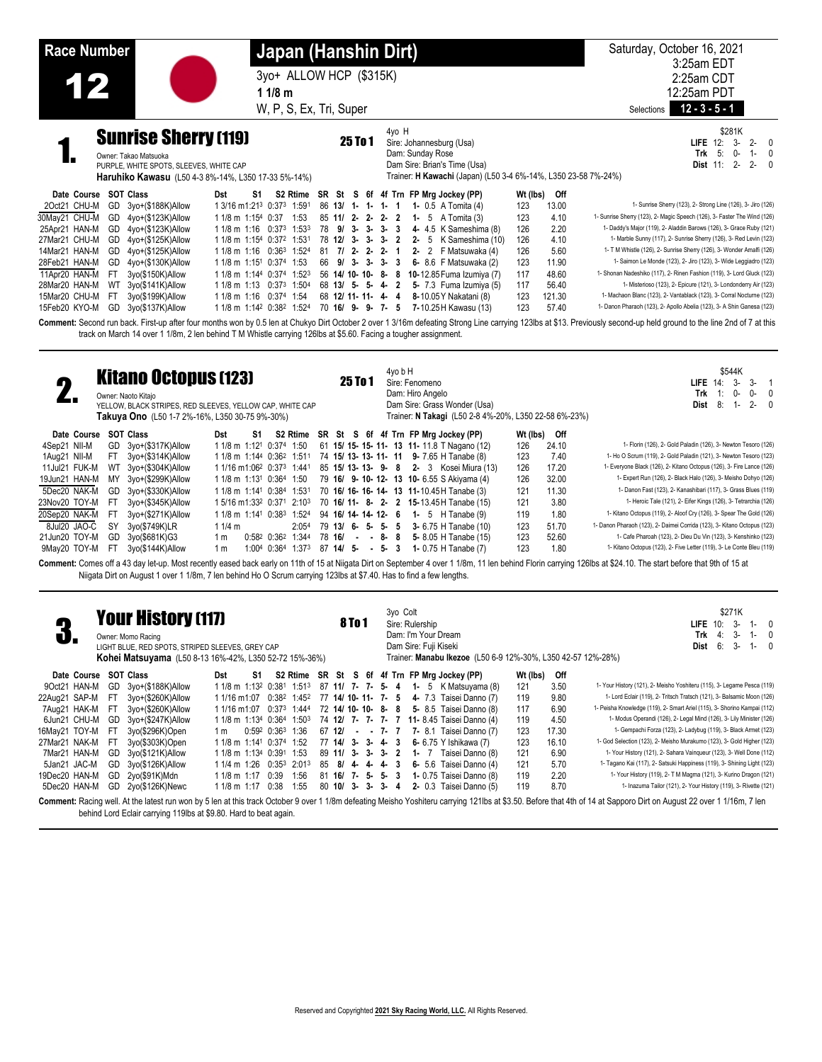# Race Number 12

## Japan (Hanshin Dirt)

3yo+ ALLOW HCP ($315K)

1 1/8 m

W, P, S, Ex, Tri, Super

Saturday, October 16, 2021
3:25am EDT
2:25am CDT
12:25am PDT

Selections **12 - 3 - 5 - 1**

---

## 1. Sunrise Sherry (119)

**25 To 1**

Owner: Takao Matsuoka
PURPLE, WHITE SPOTS, SLEEVES, WHITE CAP
**Haruhiko Kawasu** (L50 4-3 8%-14%, L350 17-33 5%-14%)

4yo H
Sire: Johannesburg (Usa)
Dam: Sunday Rose
Dam Sire: Brian's Time (Usa)
Trainer: **H Kawachi** (Japan) (L50 3-4 6%-14%, L350 23-58 7%-24%)

$281K

| | | | | | |
|---|---|---|---|---|---|
| **LIFE** | 12: | 3- | 2- | 0 |
| **Trk** | 5: | 0- | 1- | 0 |
| **Dist** | 11: | 2- | 2- | 0 |

| Date Course | SOT | Class | Dst | S1 | S2 | Rtime | SR | St | S | 6f | 4f | Trn | FP Mg Jockey (PP) | Wt (lbs) | Off | |
|---|---|---|---|---|---|---|---|---|---|---|---|---|---|---|---|---|
| 2Oct21 CHU-M | GD | 3yo+($188K)Allow | 1 3/16 m | 1:21³ | 0:37³ | 1:59¹ | 86 | 13/ | 1- | 1- | 1- | 1 | 1- 0.5 A Tomita (4) | 123 | 13.00 | 1- Sunrise Sherry (123), 2- Strong Line (126), 3- Jiro (126) |
| 30May21 CHU-M | GD | 4yo+($123K)Allow | 1 1/8 m | 1:15⁴ | 0:37 | 1:53 | 85 | 11/ | 2- | 2- | 2- | 2 | 1- 5 A Tomita (3) | 123 | 4.10 | 1- Sunrise Sherry (123), 2- Magic Speech (126), 3- Faster The Wind (126) |
| 25Apr21 HAN-M | GD | 4yo+($123K)Allow | 1 1/8 m | 1:16 | 0:37³ | 1:53³ | 78 | 9/ | 3- | 3- | 3- | 3 | 4- 4.5 K Sameshima (8) | 126 | 2.20 | 1- Daddy's Major (119), 2- Aladdin Barows (126), 3- Grace Ruby (121) |
| 27Mar21 CHU-M | GD | 4yo+($125K)Allow | 1 1/8 m | 1:15⁴ | 0:37² | 1:53¹ | 78 | 12/ | 3- | 3- | 3- | 2 | 2- 5 K Sameshima (10) | 126 | 4.10 | 1- Marble Sunny (117), 2- Sunrise Sherry (126), 3- Red Levin (123) |
| 14Mar21 HAN-M | GD | 4yo+($125K)Allow | 1 1/8 m | 1:16 | 0:36³ | 1:52⁴ | 81 | 7/ | 2- | 2- | 2- | 1 | 2- 2 F Matsuwaka (4) | 126 | 5.60 | 1- T M Whistle (126), 2- Sunrise Sherry (126), 3- Wonder Amalfi (126) |
| 28Feb21 HAN-M | GD | 4yo+($130K)Allow | 1 1/8 m | 1:15¹ | 0:37⁴ | 1:53 | 66 | 9/ | 3- | 3- | 3- | 3 | 6- 8.6 F Matsuwaka (2) | 126 | 11.90 | 1- Saimon Le Monde (123), 2- Jiro (123), 3- Wide Leggiadro (123) |
| 11Apr20 HAN-M | FT | 3yo($150K)Allow | 1 1/8 m | 1:14⁴ | 0:37⁴ | 1:52³ | 56 | 14/ | 10- | 10- | 8- | 8 | 10- 12.85 Fuma Izumiya (7) | 117 | 48.60 | 1- Shonan Nadeshiko (117), 2- Rinen Fashion (119), 3- Lord Gluck (123) |
| 28Mar20 HAN-M | WT | 3yo($141K)Allow | 1 1/8 m | 1:13 | 0:37³ | 1:50⁴ | 68 | 13/ | 5- | 5- | 4- | 2 | 5- 7.3 Fuma Izumiya (5) | 117 | 56.40 | 1- Misterioso (123), 2- Epicure (121), 3- Londonderry Air (123) |
| 15Mar20 CHU-M | FT | 3yo($199K)Allow | 1 1/8 m | 1:16 | 0:37⁴ | 1:54 | 68 | 12/ | 11- | 11- | 4- | 4 | 8- 10.05 Y Nakatani (8) | 123 | 121.30 | 1- Machaon Blanc (123), 2- Vantablack (123), 3- Corral Nocturne (123) |
| 15Feb20 KYO-M | GD | 3yo($137K)Allow | 1 1/8 m | 1:14² | 0:38² | 1:52⁴ | 70 | 16/ | 9- | 9- | 7- | 5 | 7- 10.25 H Kawasu (13) | 123 | 57.40 | 1- Danon Pharaoh (123), 2- Apollo Abelia (123), 3- A Shin Ganesa (123) |

**Comment:** Second run back. First-up after four months won by 0.5 len at Chukyo Dirt October 2 over 1 3/16m defeating Strong Line carrying 123lbs at $13. Previously second-up held ground to the line 2nd of 7 at this track on March 14 over 1 1/8m, 2 len behind T M Whistle carrying 126lbs at $5.60. Facing a tougher assignment.

---

## 2. Kitano Octopus (123)

**25 To 1**

Owner: Naoto Kitajo
YELLOW, BLACK STRIPES, RED SLEEVES, YELLOW CAP, WHITE CAP
**Takuya Ono** (L50 1-7 2%-16%, L350 30-75 9%-30%)

4yo b H
Sire: Fenomeno
Dam: Hiro Angelo
Dam Sire: Grass Wonder (Usa)
Trainer: **N Takagi** (L50 2-8 4%-20%, L350 22-58 6%-23%)

$544K

| | | | | | |
|---|---|---|---|---|---|
| **LIFE** | 14: | 3- | 3- | 1 |
| **Trk** | 1: | 0- | 0- | 0 |
| **Dist** | 8: | 1- | 2- | 0 |

| Date Course | SOT | Class | Dst | S1 | S2 | Rtime | SR | St | S | 6f | 4f | Trn | FP Mg Jockey (PP) | Wt (lbs) | Off | |
|---|---|---|---|---|---|---|---|---|---|---|---|---|---|---|---|---|
| 4Sep21 NII-M | GD | 3yo+($317K)Allow | 1 1/8 m | 1:12¹ | 0:37⁴ | 1:50 | 61 | 15/ | 15- | 15- | 11- | 13 | 11- 11.8 T Nagano (12) | 126 | 24.10 | 1- Florin (126), 2- Gold Paladin (126), 3- Newton Tesoro (126) |
| 1Aug21 NII-M | FT | 3yo+($314K)Allow | 1 1/8 m | 1:14⁴ | 0:36² | 1:51¹ | 74 | 15/ | 13- | 13- | 11- | 11 | 9- 7.65 H Tanabe (8) | 123 | 7.40 | 1- Ho O Scrum (119), 2- Gold Paladin (121), 3- Newton Tesoro (123) |
| 11Jul21 FUK-M | WT | 3yo+($304K)Allow | 1 1/16 m | 1:06² | 0:37³ | 1:44¹ | 85 | 15/ | 13- | 13- | 9- | 8 | 2- 3 Kosei Miura (13) | 126 | 17.20 | 1- Everyone Black (126), 2- Kitano Octopus (126), 3- Fire Lance (126) |
| 19Jun21 HAN-M | MY | 3yo+($299K)Allow | 1 1/8 m | 1:13¹ | 0:36⁴ | 1:50 | 79 | 16/ | 9- | 10- | 12- | 13 | 10- 6.55 S Akiyama (4) | 126 | 32.00 | 1- Expert Run (126), 2- Black Halo (126), 3- Meisho Dohyo (126) |
| 5Dec20 NAK-M | GD | 3yo+($330K)Allow | 1 1/8 m | 1:14¹ | 0:38⁴ | 1:53¹ | 70 | 16/ | 16- | 16- | 14- | 13 | 11- 10.45 H Tanabe (3) | 121 | 11.30 | 1- Danon Fast (123), 2- Kanashibari (117), 3- Grass Blues (119) |
| 23Nov20 TOY-M | FT | 3yo+($345K)Allow | 1 5/16 m | 1:33² | 0:37¹ | 2:10³ | 70 | 16/ | 11- | 8- | 2- | 2 | 15- 13.45 H Tanabe (15) | 121 | 3.80 | 1- Heroic Tale (121), 2- Eifer Kings (126), 3- Tetrarchia (126) |
| 20Sep20 NAK-M | FT | 3yo+($271K)Allow | 1 1/8 m | 1:14¹ | 0:38³ | 1:52⁴ | 94 | 16/ | 14- | 14- | 12- | 6 | 1- 5 H Tanabe (9) | 119 | 1.80 | 1- Kitano Octopus (119), 2- Aloof Cry (126), 3- Spear The Gold (126) |
| 8Jul20 JAO-C | SY | 3yo($749K)LR | 1 1/4 m | | | 2:05⁴ | 79 | 13/ | 6- | 5- | 5- | 5 | 3- 6.75 H Tanabe (10) | 123 | 51.70 | 1- Danon Pharaoh (123), 2- Daimei Corrida (123), 3- Kitano Octopus (123) |
| 21Jun20 TOY-M | GD | 3yo($681K)G3 | 1 m | 0:58² | 0:36² | 1:34⁴ | 78 | 16/ | - | - | 8- | 8 | 5- 8.05 H Tanabe (15) | 123 | 52.60 | 1- Cafe Pharoah (123), 2- Deux Du Vin (123), 3- Kenshinko (123) |
| 9May20 TOY-M | FT | 3yo($144K)Allow | 1 m | 1:00⁴ | 0:36⁴ | 1:37³ | 87 | 14/ | 5- | - | 5- | 3 | 1- 0.75 H Tanabe (7) | 123 | 1.80 | 1- Kitano Octopus (123), 2- Five Letter (119), 3- Le Conte Bleu (119) |

**Comment:** Comes off a 43 day let-up. Most recently eased back early on 11th of 15 at Niigata Dirt on September 4 over 1 1/8m, 11 len behind Florin carrying 126lbs at $24.10. The start before that 9th of 15 at Niigata Dirt on August 1 over 1 1/8m, 7 len behind Ho O Scrum carrying 123lbs at $7.40. Has to find a few lengths.

---

## 3. Your History (117)

**8 To 1**

Owner: Momo Racing
LIGHT BLUE, RED SPOTS, STRIPED SLEEVES, GREY CAP
**Kohei Matsuyama** (L50 8-13 16%-42%, L350 52-72 15%-36%)

3yo Colt
Sire: Rulership
Dam: I'm Your Dream
Dam Sire: Fuji Kiseki
Trainer: **Manabu Ikezoe** (L50 6-9 12%-30%, L350 42-57 12%-28%)

$271K

| | | | | | |
|---|---|---|---|---|---|
| **LIFE** | 10: | 3- | 1- | 0 |
| **Trk** | 4: | 3- | 1- | 0 |
| **Dist** | 6: | 3- | 1- | 0 |

| Date Course | SOT | Class | Dst | S1 | S2 | Rtime | SR | St | S | 6f | 4f | Trn | FP Mg Jockey (PP) | Wt (lbs) | Off | |
|---|---|---|---|---|---|---|---|---|---|---|---|---|---|---|---|---|
| 9Oct21 HAN-M | GD | 3yo+($188K)Allow | 1 1/8 m | 1:13² | 0:38¹ | 1:51³ | 87 | 11/ | 7- | 7- | 5- | 4 | 1- 5 K Matsuyama (8) | 121 | 3.50 | 1- Your History (121), 2- Meisho Yoshiteru (115), 3- Legame Pesca (119) |
| 22Aug21 SAP-M | FT | 3yo+($260K)Allow | 1 1/16 m | 1:07 | 0:38² | 1:45² | 77 | 14/ | 10- | 11- | 7- | 5 | 4- 7.3 Taisei Danno (7) | 119 | 9.80 | 1- Lord Eclair (119), 2- Tritsch Tratsch (121), 3- Balsamic Moon (126) |
| 7Aug21 HAK-M | FT | 3yo+($260K)Allow | 1 1/16 m | 1:07 | 0:37³ | 1:44⁴ | 72 | 14/ | 10- | 10- | 8- | 8 | 5- 8.5 Taisei Danno (8) | 117 | 6.90 | 1- Peisha Knowledge (119), 2- Smart Ariel (115), 3- Shorino Kampai (112) |
| 6Jun21 CHU-M | GD | 3yo+($247K)Allow | 1 1/8 m | 1:13⁴ | 0:36⁴ | 1:50³ | 74 | 12/ | 7- | 7- | 7- | 7 | 11- 8.45 Taisei Danno (4) | 119 | 4.50 | 1- Modus Operandi (126), 2- Legal Mind (126), 3- Lily Minister (126) |
| 16May21 TOY-M | FT | 3yo($296K)Open | 1 m | 0:59² | 0:36³ | 1:36 | 67 | 12/ | - | - | 7- | 7 | 7- 8.1 Taisei Danno (7) | 123 | 17.30 | 1- Gempachi Forza (123), 2- Ladybug (119), 3- Black Armet (123) |
| 27Mar21 NAK-M | FT | 3yo($303K)Open | 1 1/8 m | 1:14¹ | 0:37⁴ | 1:52 | 77 | 14/ | 3- | 3- | 4- | 3 | 6- 6.75 Y Ishikawa (7) | 123 | 16.10 | 1- God Selection (123), 2- Meisho Murakumo (123), 3- Gold Higher (123) |
| 7Mar21 HAN-M | GD | 3yo($121K)Allow | 1 1/8 m | 1:13⁴ | 0:39¹ | 1:53 | 89 | 11/ | 3- | 3- | 3- | 2 | 1- 7 Taisei Danno (8) | 121 | 6.90 | 1- Your History (121), 2- Sahara Vainqueur (123), 3- Well Done (112) |
| 5Jan21 JAC-M | GD | 3yo($126K)Allow | 1 1/4 m | 1:26 | 0:35³ | 2:01³ | 85 | 8/ | 4- | 4- | 4- | 3 | 6- 5.6 Taisei Danno (4) | 121 | 5.70 | 1- Tagano Kai (117), 2- Satsuki Happiness (119), 3- Shining Light (123) |
| 19Dec20 HAN-M | GD | 2yo($91K)Mdn | 1 1/8 m | 1:17 | 0:39 | 1:56 | 81 | 16/ | 7- | 5- | 5- | 3 | 1- 0.75 Taisei Danno (8) | 119 | 2.20 | 1- Your History (119), 2- T M Magma (121), 3- Kurino Dragon (121) |
| 5Dec20 HAN-M | GD | 2yo($126K)Newc | 1 1/8 m | 1:17 | 0:38 | 1:55 | 80 | 10/ | 3- | 3- | 3- | 4 | 2- 0.3 Taisei Danno (5) | 119 | 8.70 | 1- Inazuma Tailor (121), 2- Your History (119), 3- Rivette (121) |

**Comment:** Racing well. At the latest run won by 5 len at this track October 9 over 1 1/8m defeating Meisho Yoshiteru carrying 121lbs at $3.50. Before that 4th of 14 at Sapporo Dirt on August 22 over 1 1/16m, 7 len behind Lord Eclair carrying 119lbs at $9.80. Hard to beat again.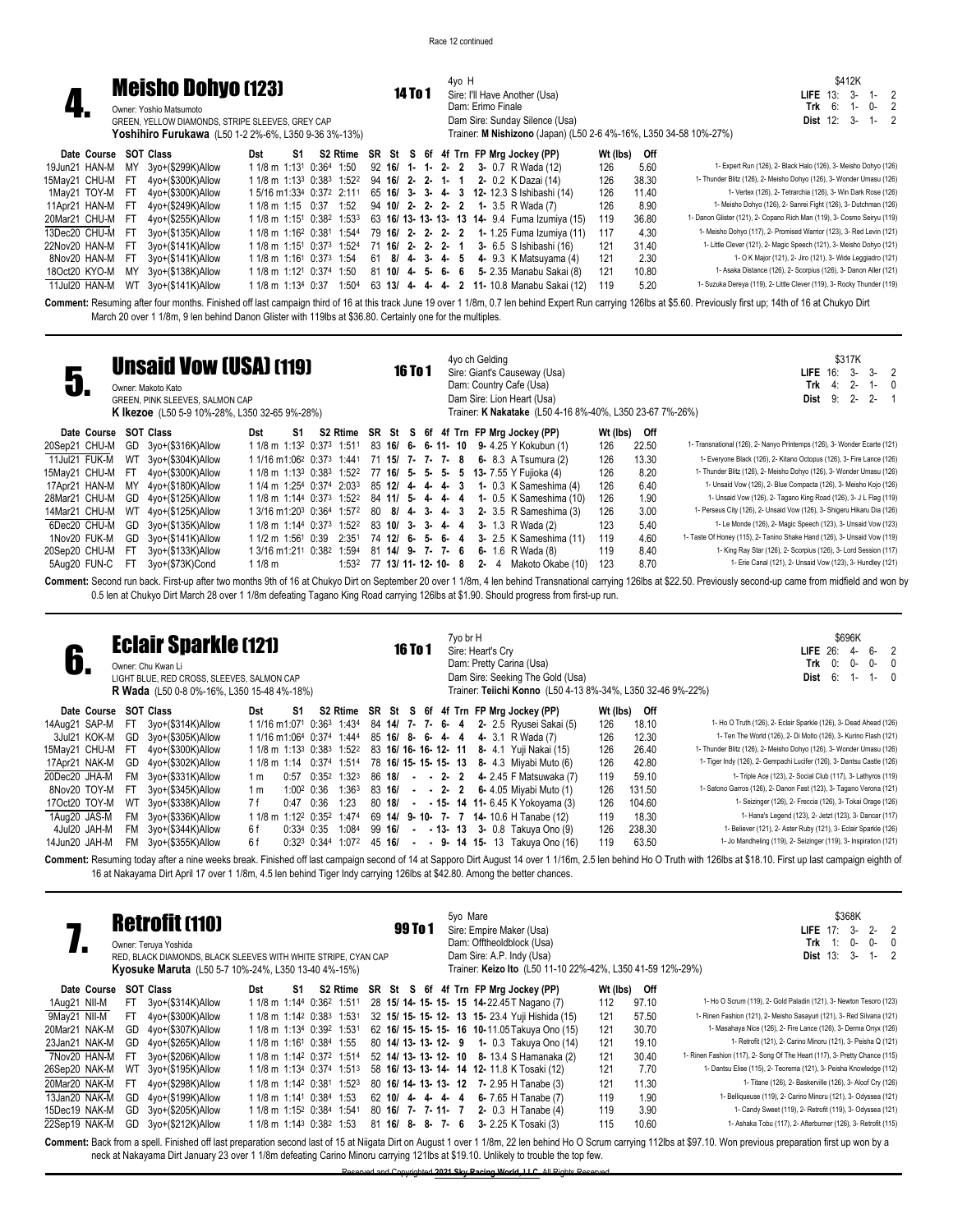Race 12 continued

## 4. Meisho Dohyo (123)

**14 To 1**

Owner: Yoshio Matsumoto
GREEN, YELLOW DIAMONDS, STRIPE SLEEVES, GREY CAP
**Yoshihiro Furukawa** (L50 1-2 2%-6%, L350 9-36 3%-13%)

4yo H
Sire: I'll Have Another (Usa)
Dam: Erimo Finale
Dam Sire: Sunday Silence (Usa)
Trainer: **M Nishizono** (Japan) (L50 2-6 4%-16%, L350 34-58 10%-27%)

$412K
**LIFE** 13: 3- 1- 2
**Trk** 6: 1- 0- 2
**Dist** 12: 3- 1- 2

| Date | Course | SOT | Class | Dst | S1 | S2 | Rtime | SR | St | S | 6f | 4f | Trn | FP | Mrg | Jockey (PP) | Wt (lbs) | Off | |
|---|---|---|---|---|---|---|---|---|---|---|---|---|---|---|---|---|---|---|---|
| 19Jun21 | HAN-M | MY | 3yo+($299K)Allow | 1 1/8 m | 1:13¹ | 0:36⁴ | 1:50 | 92 | 16/ | 1- | 1- | 2- | 2 | 3- | 0.7 | R Wada (12) | 126 | 5.60 | 1- Expert Run (126), 2- Black Halo (126), 3- Meisho Dohyo (126) |
| 15May21 | CHU-M | FT | 4yo+($300K)Allow | 1 1/8 m | 1:13³ | 0:38³ | 1:52² | 94 | 16/ | 2- | 2- | 1- | 1 | 2- | 0.2 | K Dazai (14) | 126 | 38.30 | 1- Thunder Blitz (126), 2- Meisho Dohyo (126), 3- Wonder Umasu (126) |
| 1May21 | TOY-M | FT | 4yo+($300K)Allow | 1 5/16 m | 1:33⁴ | 0:37² | 2:11¹ | 65 | 16/ | 3- | 3- | 4- | 3 | 12- | 12.3 | S Ishibashi (14) | 126 | 11.40 | 1- Vertex (126), 2- Tetrarchia (126), 3- Win Dark Rose (126) |
| 11Apr21 | HAN-M | FT | 4yo+($249K)Allow | 1 1/8 m | 1:15 | 0:37 | 1:52 | 94 | 10/ | 2- | 2- | 2- | 2 | 1- | 3.5 | R Wada (7) | 126 | 8.90 | 1- Meisho Dohyo (126), 2- Sanrei Fight (126), 3- Dutchman (126) |
| 20Mar21 | CHU-M | FT | 4yo+($255K)Allow | 1 1/8 m | 1:15¹ | 0:38² | 1:53³ | 63 | 16/ | 13- | 13- | 13- | 13 | 14- | 9.4 | Fuma Izumiya (15) | 119 | 36.80 | 1- Danon Glister (121), 2- Copano Rich Man (119), 3- Cosmo Seiryu (119) |
| 13Dec20 | CHU-M | FT | 3yo+($135K)Allow | 1 1/8 m | 1:16² | 0:38¹ | 1:54⁸ | 79 | 16/ | 2- | 2- | 2- | 2 | 1- | 1.25 | Fuma Izumiya (11) | 117 | 4.30 | 1- Meisho Dohyo (117), 2- Promised Warrior (123), 3- Red Levin (121) |
| 22Nov20 | HAN-M | FT | 3yo+($141K)Allow | 1 1/8 m | 1:15¹ | 0:37³ | 1:52⁴ | 71 | 16/ | 2- | 2- | 2- | 1 | 3- | 6.5 | S Ishibashi (16) | 121 | 31.40 | 1- Little Clever (121), 2- Magic Speech (121), 3- Meisho Dohyo (121) |
| 8Nov20 | HAN-M | FT | 3yo+($141K)Allow | 1 1/8 m | 1:16¹ | 0:37³ | 1:54 | 61 | 8/ | 4- | 3- | 4- | 5 | 4- | 9.3 | K Matsuyama (4) | 121 | 2.30 | 1- O K Major (121), 2- Jiro (121), 3- Wide Leggiadro (121) |
| 18Oct20 | KYO-M | MY | 3yo+($138K)Allow | 1 1/8 m | 1:12¹ | 0:37⁴ | 1:50 | 81 | 10/ | 4- | 5- | 6- | 6 | 5- | 2.35 | Manabu Sakai (8) | 121 | 10.80 | 1- Asaka Distance (126), 2- Scorpius (126), 3- Danon Aller (121) |
| 11Jul20 | HAN-M | WT | 3yo+($141K)Allow | 1 1/8 m | 1:13⁴ | 0:37 | 1:50⁴ | 63 | 13/ | 4- | 4- | 4- | 2 | 11- | 10.8 | Manabu Sakai (12) | 119 | 5.20 | 1- Suzuka Dereya (119), 2- Little Clever (119), 3- Rocky Thunder (119) |

**Comment:** Resuming after four months. Finished off last campaign third of 16 at this track June 19 over 1 1/8m, 0.7 len behind Expert Run carrying 126lbs at $5.60. Previously first up; 14th of 16 at Chukyo Dirt March 20 over 1 1/8m, 9 len behind Danon Glister with 119lbs at $36.80. Certainly one for the multiples.

## 5. Unsaid Vow (USA) (119)

**16 To 1**

Owner: Makoto Kato
GREEN, PINK SLEEVES, SALMON CAP
**K Ikezoe** (L50 5-9 10%-28%, L350 32-65 9%-28%)

4yo ch Gelding
Sire: Giant's Causeway (Usa)
Dam: Country Cafe (Usa)
Dam Sire: Lion Heart (Usa)
Trainer: **K Nakatake** (L50 4-16 8%-40%, L350 23-67 7%-26%)

$317K
**LIFE** 16: 3- 3- 2
**Trk** 4: 2- 1- 0
**Dist** 9: 2- 2- 1

| Date | Course | SOT | Class | Dst | S1 | S2 | Rtime | SR | St | S | 6f | 4f | Trn | FP | Mrg | Jockey (PP) | Wt (lbs) | Off | |
|---|---|---|---|---|---|---|---|---|---|---|---|---|---|---|---|---|---|---|---|
| 20Sep21 | CHU-M | GD | 3yo+($316K)Allow | 1 1/8 m | 1:13² | 0:37³ | 1:51¹ | 83 | 16/ | 6- | 6- | 11- | 10 | 9- | 4.25 | Y Kokubun (1) | 126 | 22.50 | 1- Transnational (126), 2- Nanyo Printemps (126), 3- Wonder Ecarte (121) |
| 11Jul21 | FUK-M | WT | 3yo+($304K)Allow | 1 1/16 m | 1:06² | 0:37³ | 1:44¹ | 71 | 15/ | 7- | 7- | 7- | 8 | 6- | 8.3 | A Tsumura (2) | 126 | 13.30 | 1- Everyone Black (126), 2- Kitano Octopus (126), 3- Fire Lance (126) |
| 15May21 | CHU-M | FT | 4yo+($300K)Allow | 1 1/8 m | 1:13³ | 0:38³ | 1:52² | 77 | 16/ | 5- | 5- | 5- | 5 | 13- | 7.55 | Y Fujioka (4) | 126 | 8.20 | 1- Thunder Blitz (126), 2- Meisho Dohyo (126), 3- Wonder Umasu (126) |
| 17Apr21 | HAN-M | MY | 4yo+($180K)Allow | 1 1/4 m | 1:25⁴ | 0:37⁴ | 2:03³ | 85 | 12/ | 4- | 4- | 4- | 3 | 1- | 0.3 | K Sameshima (4) | 126 | 6.40 | 1- Unsaid Vow (126), 2- Blue Compacta (126), 3- Meisho Kojo (126) |
| 28Mar21 | CHU-M | GD | 4yo+($125K)Allow | 1 1/8 m | 1:14⁴ | 0:37³ | 1:52² | 84 | 11/ | 5- | 4- | 4- | 4 | 1- | 0.5 | K Sameshima (10) | 126 | 1.90 | 1- Unsaid Vow (126), 2- Tagano King Road (126), 3- J L Flag (119) |
| 14Mar21 | CHU-M | WT | 4yo+($125K)Allow | 1 3/16 m | 1:20³ | 0:36⁴ | 1:57² | 80 | 8/ | 4- | 3- | 4- | 3 | 2- | 3.5 | R Wada (3) | 126 | 3.00 | 1- Perseus City (126), 2- Unsaid Vow (126), 3- Shigeru Hikaru Dia (126) |
| 6Dec20 | CHU-M | GD | 3yo+($135K)Allow | 1 1/8 m | 1:14⁴ | 0:37³ | 1:52² | 83 | 10/ | 3- | 3- | 4- | 4 | 3- | 1.3 | R Wada (2) | 123 | 5.40 | 1- Le Monde (126), 2- Magic Speech (123), 3- Unsaid Vow (123) |
| 1Nov20 | FUK-M | GD | 3yo+($141K)Allow | 1 1/2 m | 1:56¹ | 0:39 | 2:35¹ | 74 | 12/ | 6- | 5- | 6- | 4 | 3- | 2.5 | K Sameshima (11) | 119 | 4.60 | 1- Taste Of Honey (115), 2- Tanino Shake Hand (126), 3- Unsaid Vow (119) |
| 20Sep20 | CHU-M | FT | 3yo+($133K)Allow | 1 3/16 m | 1:21¹ | 0:38² | 1:59⁴ | 81 | 14/ | 9- | 7- | 7- | 6 | 6- | 1.6 | R Wada (8) | 119 | 8.40 | 1- King Ray Star (126), 2- Scorpius (126), 3- Lord Session (117) |
| 5Aug20 | FUN-C | FT | 3yo+($73K)Cond | 1 1/8 m | | | 1:53² | 77 | 13/ | 11- | 12- | 10- | 8 | 2- | 4 | Makoto Okabe (10) | 123 | 8.70 | 1- Erie Canal (121), 2- Unsaid Vow (123), 3- Hundley (121) |

**Comment:** Second run back. First-up after two months 9th of 16 at Chukyo Dirt on September 20 over 1 1/8m, 4 len behind Transnational carrying 126lbs at $22.50. Previously second-up came from midfield and won by 0.5 len at Chukyo Dirt March 28 over 1 1/8m defeating Tagano King Road carrying 126lbs at $1.90. Should progress from first-up run.

## 6. Eclair Sparkle (121)

**16 To 1**

Owner: Chu Kwan Li
LIGHT BLUE, RED CROSS, SLEEVES, SALMON CAP
**R Wada** (L50 0-8 0%-16%, L350 15-48 4%-18%)

7yo br H
Sire: Heart's Cry
Dam: Pretty Carina (Usa)
Dam Sire: Seeking The Gold (Usa)
Trainer: **Teiichi Konno** (L50 4-13 8%-34%, L350 32-46 9%-22%)

$696K
**LIFE** 26: 4- 6- 2
**Trk** 0: 0- 0- 0
**Dist** 6: 1- 1- 0

| Date | Course | SOT | Class | Dst | S1 | S2 | Rtime | SR | St | S | 6f | 4f | Trn | FP | Mrg | Jockey (PP) | Wt (lbs) | Off | |
|---|---|---|---|---|---|---|---|---|---|---|---|---|---|---|---|---|---|---|---|
| 14Aug21 | SAP-M | FT | 3yo+($314K)Allow | 1 1/16 m | 1:07¹ | 0:36³ | 1:43⁴ | 84 | 14/ | 7- | 7- | 6- | 4 | 2- | 2.5 | Ryusei Sakai (5) | 126 | 18.10 | 1- Ho O Truth (126), 2- Eclair Sparkle (126), 3- Dead Ahead (126) |
| 3Jul21 | KOK-M | GD | 3yo+($305K)Allow | 1 1/16 m | 1:06⁴ | 0:37⁴ | 1:44⁴ | 85 | 16/ | 8- | 6- | 4- | 4 | 4- | 3.1 | R Wada (7) | 121 | 12.30 | 1- Ten The World (126), 2- Di Molto (126), 3- Kurino Flash (121) |
| 15May21 | CHU-M | FT | 4yo+($300K)Allow | 1 1/8 m | 1:13³ | 0:38³ | 1:52² | 83 | 16/ | 16- | 16- | 12- | 11 | 8- | 4.1 | Yuji Nakai (15) | 126 | 26.40 | 1- Thunder Blitz (126), 2- Meisho Dohyo (126), 3- Wonder Umasu (126) |
| 17Apr21 | NAK-M | GD | 4yo+($302K)Allow | 1 1/8 m | 1:14 | 0:37⁴ | 1:51⁴ | 78 | 16/ | 15- | 15- | 15- | 13 | 8- | 4.3 | Miyabi Muto (6) | 126 | 42.80 | 1- Tiger Indy (126), 2- Gempachi Lucifer (126), 3- Dantsu Castle (126) |
| 20Dec20 | JHA-M | FM | 3yo+($331K)Allow | 1 m | 0:57 | 0:35² | 1:32³ | 86 | 18/ | - | - | 2- | 2 | 4- | 2.45 | F Matsuwaka (7) | 119 | 59.10 | 1- Triple Ace (123), 2- Social Club (117), 3- Lathyros (119) |
| 8Nov20 | TOY-M | FT | 3yo+($345K)Allow | 1 m | 1:00² | 0:36 | 1:36³ | 83 | 16/ | - | - | 2- | 2 | 6- | 4.05 | Miyabi Muto (1) | 126 | 131.50 | 1- Satono Garros (126), 2- Danon Fast (123), 3- Tagano Verona (121) |
| 17Oct20 | TOY-M | WT | 3yo+($338K)Allow | 7 f | 0:47 | 0:36 | 1:23 | 80 | 18/ | - | - | 15- | 14 | 11- | 6.45 | K Yokoyama (3) | 126 | 104.60 | 1- Seizinger (126), 2- Freccia (126), 3- Tokai Orage (126) |
| 1Aug20 | JAS-M | FM | 3yo+($336K)Allow | 1 1/8 m | 1:12² | 0:35² | 1:47⁴ | 69 | 14/ | 9- | 10- | 7- | 7 | 14- | 10.6 | H Tanabe (12) | 119 | 18.30 | 1- Hana's Legend (123), 2- Jetzt (123), 3- Dancar (117) |
| 4Jul20 | JAH-M | FM | 3yo+($344K)Allow | 6 f | 0:33⁴ | 0:35 | 1:08⁴ | 99 | 16/ | - | - | 13- | 13 | 3- | 0.8 | Takuya Ono (9) | 126 | 238.30 | 1- Believer (121), 2- Aster Ruby (121), 3- Eclair Sparkle (126) |
| 14Jun20 | JAH-M | FM | 3yo+($355K)Allow | 6 f | 0:32³ | 0:34⁴ | 1:07² | 45 | 16/ | - | - | 9- | 14 | 15- | 13 | Takuya Ono (16) | 119 | 63.50 | 1- Jo Mandheling (119), 2- Seizinger (119), 3- Inspiration (121) |

**Comment:** Resuming today after a nine weeks break. Finished off last campaign second of 14 at Sapporo Dirt August 14 over 1 1/16m, 2.5 len behind Ho O Truth with 126lbs at $18.10. First up last campaign eighth of 16 at Nakayama Dirt April 17 over 1 1/8m, 4.5 len behind Tiger Indy carrying 126lbs at $42.80. Among the better chances.

## 7. Retrofit (110)

**99 To 1**

Owner: Teruya Yoshida
RED, BLACK DIAMONDS, BLACK SLEEVES WITH WHITE STRIPE, CYAN CAP
**Kyosuke Maruta** (L50 5-7 10%-24%, L350 13-40 4%-15%)

5yo Mare
Sire: Empire Maker (Usa)
Dam: Offtheoldblock (Usa)
Dam Sire: A.P. Indy (Usa)
Trainer: **Keizo Ito** (L50 11-10 22%-42%, L350 41-59 12%-29%)

$368K
**LIFE** 17: 3- 2- 2
**Trk** 1: 0- 0- 0
**Dist** 13: 3- 1- 2

| Date | Course | SOT | Class | Dst | S1 | S2 | Rtime | SR | St | S | 6f | 4f | Trn | FP | Mrg | Jockey (PP) | Wt (lbs) | Off | |
|---|---|---|---|---|---|---|---|---|---|---|---|---|---|---|---|---|---|---|---|
| 1Aug21 | NII-M | FT | 3yo+($314K)Allow | 1 1/8 m | 1:14⁴ | 0:36² | 1:51¹ | 28 | 15/ | 14- | 15- | 15- | 15 | 14- | 22.45 | T Nagano (7) | 112 | 97.10 | 1- Ho O Scrum (119), 2- Gold Paladin (121), 3- Newton Tesoro (123) |
| 9May21 | NII-M | FT | 4yo+($300K)Allow | 1 1/8 m | 1:14² | 0:38³ | 1:53¹ | 32 | 15/ | 15- | 15- | 15- | 13 | 15- | 23.4 | Yuji Hishida (15) | 121 | 57.50 | 1- Rinen Fashion (121), 2- Meisho Sasayuri (121), 3- Red Silvana (121) |
| 20Mar21 | NAK-M | GD | 4yo+($307K)Allow | 1 1/8 m | 1:13⁴ | 0:39² | 1:53¹ | 62 | 16/ | 15- | 15- | 15- | 16 | 10- | 11.05 | Takuya Ono (15) | 121 | 30.70 | 1- Masahaya Nice (126), 2- Fire Lance (126), 3- Derma Onyx (126) |
| 23Jan21 | NAK-M | GD | 4yo+($265K)Allow | 1 1/8 m | 1:16¹ | 0:38⁴ | 1:55 | 80 | 14/ | 13- | 13- | 12- | 9 | 1- | 0.3 | Takuya Ono (14) | 121 | 19.10 | 1- Retrofit (121), 2- Carino Minoru (121), 3- Peisha Q (121) |
| 7Nov20 | HAN-M | FT | 3yo+($206K)Allow | 1 1/8 m | 1:14² | 0:37² | 1:51⁴ | 52 | 14/ | 13- | 13- | 12- | 10 | 8- | 13.4 | S Hamanaka (2) | 121 | 30.40 | 1- Rinen Fashion (117), 2- Song Of The Heart (117), 3- Pretty Chance (115) |
| 26Sep20 | NAK-M | WT | 3yo+($195K)Allow | 1 1/8 m | 1:13⁴ | 0:37⁴ | 1:51³ | 58 | 16/ | 13- | 13- | 14- | 14 | 12- | 11.8 | K Tosaki (12) | 121 | 7.70 | 1- Dantsu Elise (115), 2- Teorema (121), 3- Peisha Knowledge (112) |
| 20Mar20 | NAK-M | FT | 4yo+($298K)Allow | 1 1/8 m | 1:14² | 0:38¹ | 1:52³ | 80 | 16/ | 14- | 13- | 13- | 12 | 7- | 2.95 | H Tanabe (3) | 121 | 11.30 | 1- Titane (126), 2- Baskerville (126), 3- Aloof Cry (126) |
| 13Jan20 | NAK-M | GD | 4yo+($199K)Allow | 1 1/8 m | 1:14¹ | 0:38⁴ | 1:53 | 62 | 10/ | 4- | 4- | 4- | 4 | 6- | 7.65 | H Tanabe (10) | 119 | 1.90 | 1- Belliqueuse (119), 2- Carino Minoru (121), 3- Odyssea (121) |
| 15Dec19 | NAK-M | GD | 3yo+($205K)Allow | 1 1/8 m | 1:15² | 0:38⁴ | 1:54¹ | 80 | 16/ | 7- | 7- | 11- | 7 | 2- | 0.3 | H Tanabe (4) | 119 | 3.90 | 1- Candy Sweet (119), 2- Retrofit (119), 3- Odyssea (121) |
| 22Sep19 | NAK-M | GD | 3yo+($212K)Allow | 1 1/8 m | 1:14³ | 0:38² | 1:53 | 81 | 16/ | 8- | 8- | 7- | 6 | 3- | 2.25 | K Tosaki (12) | 115 | 10.60 | 1- Ashaka Tobu (117), 2- Afterburner (126), 3- Retrofit (115) |

**Comment:** Back from a spell. Finished off last preparation second last of 15 at Niigata Dirt on August 1 over 1 1/8m, 22 len behind Ho O Scrum carrying 112lbs at $97.10. Won previous preparation first up won by a neck at Nakayama Dirt January 23 over 1 1/8m defeating Carino Minoru carrying 121lbs at $19.10. Unlikely to trouble the top few.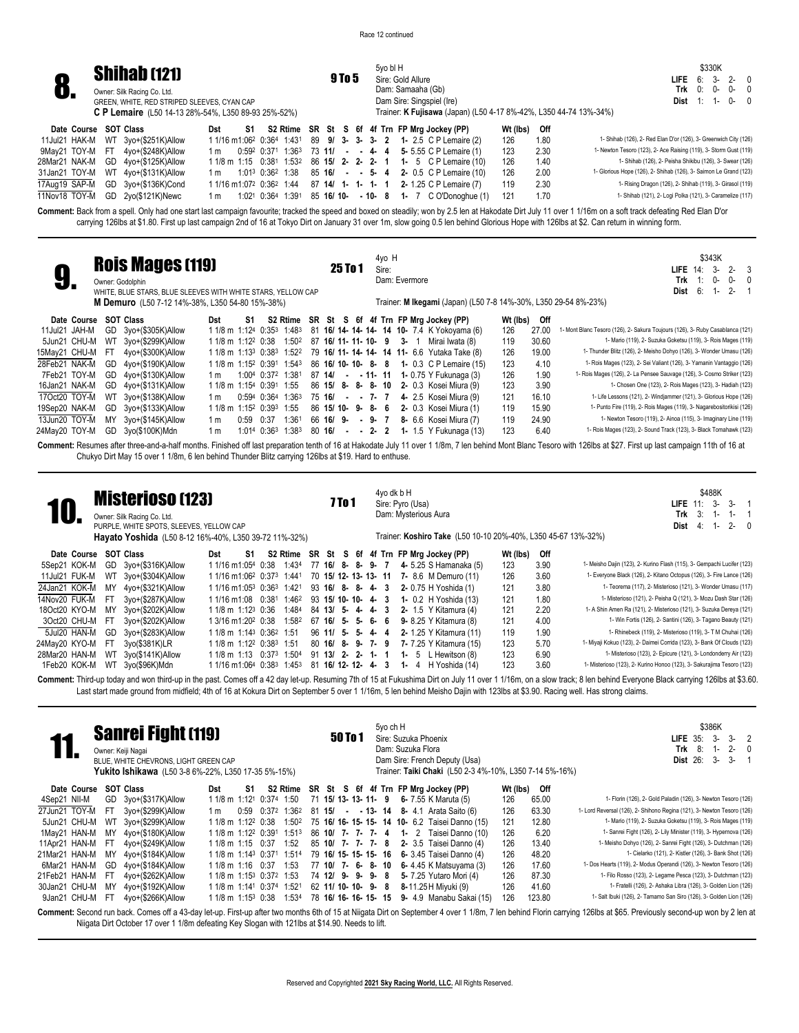Race 12 continued

## 8. Shihab (121)

**9 To 5**

Owner: Silk Racing Co. Ltd.
GREEN, WHITE, RED STRIPED SLEEVES, CYAN CAP
**C P Lemaire** (L50 14-13 28%-54%, L350 89-93 25%-52%)

5yo bl H
Sire: Gold Allure
Dam: Samaaha (Gb)
Dam Sire: Singspiel (Ire)
Trainer: **K Fujisawa** (Japan) (L50 4-17 8%-42%, L350 44-74 13%-34%)

$330K
**LIFE** 6: 3- 2- 0
**Trk** 0: 0- 0- 0
**Dist** 1: 1- 0- 0

| Date Course | SOT | Class | Dst | S1 | S2 | Rtime | SR | St | S | 6f | 4f | Trn | FP | Mrg | Jockey (PP) | Wt (lbs) | Off | |
|---|---|---|---|---|---|---|---|---|---|---|---|---|---|---|---|---|---|---|
| 11Jul21 HAK-M | WT | 3yo+($251K)Allow | 1 1/16 m | 1:06² | 0:36⁴ | 1:43¹ | 89 | 9/ | 3- | 3- | 3- | 2 | 1- | 2.5 | C P Lemaire (2) | 126 | 1.80 | 1- Shihab (126), 2- Red Elan D'or (126), 3- Greenwich City (126) |
| 9May21 TOY-M | FT | 4yo+($248K)Allow | 1 m | 0:59² | 0:37¹ | 1:36³ | 73 | 11/ | - | - | 4- | 4 | 5- | 5.55 | C P Lemaire (1) | 123 | 2.30 | 1- Newton Tesoro (123), 2- Ace Raising (119), 3- Storm Gust (119) |
| 28Mar21 NAK-M | GD | 4yo+($125K)Allow | 1 1/8 m | 1:15 | 0:38¹ | 1:53² | 86 | 15/ | 2- | 2- | 2- | 1 | 1- | 5 | C P Lemaire (10) | 126 | 1.40 | 1- Shihab (126), 2- Peisha Shikibu (126), 3- Swear (126) |
| 31Jan21 TOY-M | WT | 4yo+($131K)Allow | 1 m | 1:01³ | 0:36² | 1:38 | 85 | 16/ | - | - | 5- | 4 | 2- | 0.5 | C P Lemaire (10) | 126 | 2.00 | 1- Glorious Hope (126), 2- Shihab (126), 3- Saimon Le Grand (123) |
| 17Aug19 SAP-M | GD | 3yo+($136K)Cond | 1 1/16 m | 1:07² | 0:36² | 1:44 | 87 | 14/ | 1- | 1- | 1- | 1 | 2- | 1.25 | C P Lemaire (7) | 119 | 2.30 | 1- Rising Dragon (126), 2- Shihab (119), 3- Girasol (119) |
| 11Nov18 TOY-M | GD | 2yo($121K)Newc | 1 m | 1:02¹ | 0:36⁴ | 1:39¹ | 85 | 16/ | 10- | - | 10- | 8 | 1- | 7 | C O'Donoghue (1) | 121 | 1.70 | 1- Shihab (121), 2- Logi Polka (121), 3- Caramelize (117) |

**Comment:** Back from a spell. Only had one start last campaign favourite; tracked the speed and boxed on steadily; won by 2.5 len at Hakodate Dirt July 11 over 1 1/16m on a soft track defeating Red Elan D'or carrying 126lbs at $1.80. First up last campaign 2nd of 16 at Tokyo Dirt on January 31 over 1m, slow going 0.5 len behind Glorious Hope with 126lbs at $2. Can return in winning form.

## 9. Rois Mages (119)

**25 To 1**

Owner: Godolphin
WHITE, BLUE STARS, BLUE SLEEVES WITH WHITE STARS, YELLOW CAP
**M Demuro** (L50 7-12 14%-38%, L350 54-80 15%-38%)

4yo H
Sire:
Dam: Evermore
Trainer: **M Ikegami** (Japan) (L50 7-8 14%-30%, L350 29-54 8%-23%)

$343K
**LIFE** 14: 3- 2- 3
**Trk** 1: 0- 0- 0
**Dist** 6: 1- 2- 1

| Date Course | SOT | Class | Dst | S1 | S2 | Rtime | SR | St | S | 6f | 4f | Trn | FP | Mrg | Jockey (PP) | Wt (lbs) | Off | |
|---|---|---|---|---|---|---|---|---|---|---|---|---|---|---|---|---|---|---|
| 11Jul21 JAH-M | GD | 3yo+($305K)Allow | 1 1/8 m | 1:12⁴ | 0:35³ | 1:48³ | 81 | 16/ | 14- | 14- | 14- | 14 | 10- | 7.4 | K Yokoyama (6) | 126 | 27.00 | 1- Mont Blanc Tesoro (126), 2- Sakura Toujours (126), 3- Ruby Casablanca (121) |
| 5Jun21 CHU-M | WT | 3yo+($299K)Allow | 1 1/8 m | 1:12² | 0:38 | 1:50² | 87 | 16/ | 11- | 11- | 10- | 9 | 3- | 1 | Mirai Iwata (8) | 119 | 30.60 | 1- Mario (119), 2- Suzuka Goketsu (119), 3- Rois Mages (119) |
| 15May21 CHU-M | FT | 4yo+($300K)Allow | 1 1/8 m | 1:13³ | 0:38³ | 1:52² | 79 | 16/ | 11- | 14- | 14- | 14 | 11- | 6.6 | Yutaka Take (8) | 126 | 19.00 | 1- Thunder Blitz (126), 2- Meisho Dohyo (126), 3- Wonder Umasu (126) |
| 28Feb21 NAK-M | GD | 4yo+($190K)Allow | 1 1/8 m | 1:15² | 0:39¹ | 1:54³ | 86 | 16/ | 10- | 10- | 8- | 8 | 1- | 0.3 | C P Lemaire (15) | 123 | 4.10 | 1- Rois Mages (123), 2- Sei Valiant (126), 3- Yamanin Vantaggio (126) |
| 7Feb21 TOY-M | GD | 4yo+($130K)Allow | 1 m | 1:00⁴ | 0:37² | 1:38¹ | 87 | 14/ | - | - | 11- | 11 | 1- | 0.75 | Y Fukunaga (3) | 126 | 1.90 | 1- Rois Mages (126), 2- La Pensee Sauvage (126), 3- Cosmo Striker (123) |
| 16Jan21 NAK-M | GD | 4yo+($131K)Allow | 1 1/8 m | 1:15⁴ | 0:39¹ | 1:55 | 86 | 15/ | 8- | 8- | 8- | 10 | 2- | 0.3 | Kosei Miura (9) | 123 | 3.90 | 1- Chosen One (123), 2- Rois Mages (123), 3- Hadiah (123) |
| 17Oct20 TOY-M | WT | 3yo+($138K)Allow | 1 m | 0:59⁴ | 0:36⁴ | 1:36³ | 75 | 16/ | - | - | 7- | 7 | 4- | 2.5 | Kosei Miura (9) | 121 | 16.10 | 1- Life Lessons (121), 2- Windjammer (121), 3- Glorious Hope (126) |
| 19Sep20 NAK-M | GD | 3yo+($133K)Allow | 1 1/8 m | 1:15² | 0:39³ | 1:55 | 86 | 15/ | 10- | 9- | 8- | 6 | 2- | 0.3 | Kosei Miura (1) | 119 | 15.90 | 1- Punto Fire (119), 2- Rois Mages (119), 3- Nagarebositorikisi (126) |
| 13Jun20 TOY-M | MY | 3yo+($145K)Allow | 1 m | 0:59 | 0:37 | 1:36¹ | 66 | 16/ | 9- | - | 9- | 7 | 8- | 6.6 | Kosei Miura (7) | 119 | 24.90 | 1- Newton Tesoro (119), 2- Ainoa (115), 3- Imaginary Line (119) |
| 24May20 TOY-M | GD | 3yo($100K)Mdn | 1 m | 1:01⁴ | 0:36³ | 1:38³ | 80 | 16/ | - | - | 2- | 2 | 1- | 1.5 | Y Fukunaga (13) | 123 | 6.40 | 1- Rois Mages (123), 2- Sound Track (123), 3- Black Tomahawk (123) |

**Comment:** Resumes after three-and-a-half months. Finished off last preparation tenth of 16 at Hakodate July 11 over 1 1/8m, 7 len behind Mont Blanc Tesoro with 126lbs at $27. First up last campaign 11th of 16 at Chukyo Dirt May 15 over 1 1/8m, 6 len behind Thunder Blitz carrying 126lbs at $19. Hard to enthuse.

## 10. Misterioso (123)

**7 To 1**

Owner: Silk Racing Co. Ltd.
PURPLE, WHITE SPOTS, SLEEVES, YELLOW CAP
**Hayato Yoshida** (L50 8-12 16%-40%, L350 39-72 11%-32%)

4yo dk b H
Sire: Pyro (Usa)
Dam: Mysterious Aura
Trainer: **Koshiro Take** (L50 10-10 20%-40%, L350 45-67 13%-32%)

$488K
**LIFE** 11: 3- 3- 1
**Trk** 3: 1- 1- 1
**Dist** 4: 1- 2- 0

| Date Course | SOT | Class | Dst | S1 | S2 | Rtime | SR | St | S | 6f | 4f | Trn | FP | Mrg | Jockey (PP) | Wt (lbs) | Off | |
|---|---|---|---|---|---|---|---|---|---|---|---|---|---|---|---|---|---|---|
| 5Sep21 KOK-M | GD | 3yo+($316K)Allow | 1 1/16 m | 1:05⁴ | 0:38 | 1:43⁴ | 77 | 16/ | 8- | 8- | 9- | 7 | 4- | 5.25 | S Hamanaka (5) | 123 | 3.90 | 1- Meisho Dajin (123), 2- Kurino Flash (115), 3- Gempachi Lucifer (123) |
| 11Jul21 FUK-M | WT | 3yo+($304K)Allow | 1 1/16 m | 1:06² | 0:37³ | 1:44¹ | 70 | 15/ | 12- | 13- | 13- | 11 | 7- | 8.6 | M Demuro (11) | 126 | 3.60 | 1- Everyone Black (126), 2- Kitano Octopus (126), 3- Fire Lance (126) |
| 24Jan21 KOK-M | MY | 4yo+($321K)Allow | 1 1/16 m | 1:05³ | 0:36³ | 1:42¹ | 93 | 16/ | 8- | 8- | 4- | 3 | 2- | 0.75 | H Yoshida (1) | 121 | 3.80 | 1- Teorema (117), 2- Misterioso (121), 3- Wonder Umasu (117) |
| 14Nov20 FUK-M | FT | 3yo+($287K)Allow | 1 1/16 m | 1:08 | 0:38¹ | 1:46² | 93 | 15/ | 10- | 10- | 4- | 3 | 1- | 0.2 | H Yoshida (13) | 121 | 1.80 | 1- Misterioso (121), 2- Peisha Q (121), 3- Mozu Dash Star (126) |
| 18Oct20 KYO-M | MY | 3yo+($202K)Allow | 1 1/8 m | 1:12³ | 0:36 | 1:48⁴ | 84 | 13/ | 5- | 4- | 4- | 3 | 2- | 1.5 | Y Kitamura (4) | 121 | 2.20 | 1- A Shin Amen Ra (121), 2- Misterioso (121), 3- Suzuka Dereya (121) |
| 3Oct20 CHU-M | FT | 3yo+($202K)Allow | 1 3/16 m | 1:20² | 0:38 | 1:58² | 67 | 16/ | 5- | 5- | 6- | 6 | 9- | 8.25 | Y Kitamura (8) | 121 | 4.00 | 1- Win Fortis (126), 2- Santini (126), 3- Tagano Beauty (121) |
| 5Jul20 HAN-M | GD | 3yo+($283K)Allow | 1 1/8 m | 1:14³ | 0:36² | 1:51 | 96 | 11/ | 5- | 5- | 4- | 4 | 2- | 1.25 | Y Kitamura (11) | 119 | 1.90 | 1- Rhinebeck (119), 2- Misterioso (119), 3- T M Chuhai (126) |
| 24May20 KYO-M | FT | 3yo($381K)LR | 1 1/8 m | 1:12² | 0:38³ | 1:51 | 80 | 16/ | 8- | 9- | 7- | 9 | 7- | 7.25 | Y Kitamura (15) | 123 | 5.70 | 1- Miyaji Kokuo (123), 2- Daimei Corrida (123), 3- Bank Of Clouds (123) |
| 28Mar20 HAN-M | WT | 3yo($141K)Allow | 1 1/8 m | 1:13 | 0:37³ | 1:50⁴ | 91 | 13/ | 2- | 2- | 1- | 1 | 1- | 5 | L Hewitson (8) | 123 | 6.90 | 1- Misterioso (123), 2- Epicure (121), 3- Londonderry Air (123) |
| 1Feb20 KOK-M | WT | 3yo($96K)Mdn | 1 1/16 m | 1:06⁴ | 0:38³ | 1:45³ | 81 | 16/ | 12- | 12- | 4- | 3 | 1- | 4 | H Yoshida (14) | 123 | 3.60 | 1- Misterioso (123), 2- Kurino Honoo (123), 3- Sakurajima Tesoro (123) |

**Comment:** Third-up today and won third-up in the past. Comes off a 42 day let-up. Resuming 7th of 15 at Fukushima Dirt on July 11 over 1 1/16m, on a slow track; 8 len behind Everyone Black carrying 126lbs at $3.60. Last start made ground from midfield; 4th of 16 at Kokura Dirt on September 5 over 1 1/16m, 5 len behind Meisho Dajin with 123lbs at $3.90. Racing well. Has strong claims.

## 11. Sanrei Fight (119)

**50 To 1**

Owner: Keiji Nagai
BLUE, WHITE CHEVRONS, LIGHT GREEN CAP
**Yukito Ishikawa** (L50 3-8 6%-22%, L350 17-35 5%-15%)

5yo ch H
Sire: Suzuka Phoenix
Dam: Suzuka Flora
Dam Sire: French Deputy (Usa)
Trainer: **Taiki Chaki** (L50 2-3 4%-10%, L350 7-14 5%-16%)

$386K
**LIFE** 35: 3- 3- 2
**Trk** 8: 1- 2- 0
**Dist** 26: 3- 3- 1

| Date Course | SOT | Class | Dst | S1 | S2 | Rtime | SR | St | S | 6f | 4f | Trn | FP | Mrg | Jockey (PP) | Wt (lbs) | Off | |
|---|---|---|---|---|---|---|---|---|---|---|---|---|---|---|---|---|---|---|
| 4Sep21 NII-M | GD | 3yo+($317K)Allow | 1 1/8 m | 1:12¹ | 0:37⁴ | 1:50 | 71 | 15/ | 13- | 13- | 11- | 9 | 6- | 7.55 | K Maruta (5) | 126 | 65.00 | 1- Florin (126), 2- Gold Paladin (126), 3- Newton Tesoro (126) |
| 27Jun21 TOY-M | FT | 3yo+($299K)Allow | 1 m | 0:59 | 0:37² | 1:36² | 81 | 15/ | - | - | 13- | 14 | 8- | 4.1 | Arata Saito (6) | 126 | 63.30 | 1- Lord Reversal (126), 2- Shihono Regina (121), 3- Newton Tesoro (126) |
| 5Jun21 CHU-M | WT | 3yo+($299K)Allow | 1 1/8 m | 1:12² | 0:38 | 1:50² | 75 | 16/ | 16- | 15- | 15- | 14 | 10- | 6.2 | Taisei Danno (15) | 121 | 12.80 | 1- Mario (119), 2- Suzuka Goketsu (119), 3- Rois Mages (119) |
| 1May21 HAN-M | MY | 4yo+($180K)Allow | 1 1/8 m | 1:12² | 0:39¹ | 1:51³ | 86 | 10/ | 7- | 7- | 7- | 4 | 1- | 2 | Taisei Danno (10) | 126 | 6.20 | 1- Sanrei Fight (126), 2- Lily Minister (119), 3- Hypernova (126) |
| 11Apr21 HAN-M | FT | 4yo+($249K)Allow | 1 1/8 m | 1:15 | 0:37 | 1:52 | 85 | 10/ | 7- | 7- | 7- | 8 | 2- | 3.5 | Taisei Danno (4) | 126 | 13.40 | 1- Meisho Dohyo (126), 2- Sanrei Fight (126), 3- Dutchman (126) |
| 21Mar21 HAN-M | MY | 4yo+($184K)Allow | 1 1/8 m | 1:14³ | 0:37¹ | 1:51⁴ | 79 | 16/ | 15- | 15- | 15- | 16 | 6- | 3.45 | Taisei Danno (4) | 126 | 48.20 | 1- Cielarko (121), 2- Kistler (126), 3- Bank Shot (126) |
| 6Mar21 HAN-M | GD | 4yo+($184K)Allow | 1 1/8 m | 1:16 | 0:37 | 1:53 | 77 | 10/ | 7- | 6- | 8- | 10 | 6- | 4.45 | K Matsuyama (3) | 126 | 17.60 | 1- Dos Hearts (119), 2- Modus Operandi (126), 3- Newton Tesoro (126) |
| 21Feb21 HAN-M | FT | 4yo+($262K)Allow | 1 1/8 m | 1:15³ | 0:37² | 1:53 | 74 | 12/ | 9- | 9- | 9- | 8 | 5- | 7.25 | Yutaro Mori (4) | 126 | 87.30 | 1- Filo Rosso (123), 2- Legame Pesca (123), 3- Dutchman (123) |
| 30Jan21 CHU-M | MY | 4yo+($192K)Allow | 1 1/8 m | 1:14¹ | 0:37⁴ | 1:52¹ | 62 | 11/ | 10- | 10- | 9- | 8 | 8- | 11.25 | H Miyuki (9) | 126 | 41.60 | 1- Fratelli (126), 2- Ashaka Libra (126), 3- Golden Lion (126) |
| 9Jan21 CHU-M | FT | 4yo+($266K)Allow | 1 1/8 m | 1:15³ | 0:38 | 1:53⁴ | 78 | 16/ | 16- | 16- | 15- | 15 | 9- | 4.9 | Manabu Sakai (15) | 126 | 123.80 | 1- Salt Ibuki (126), 2- Tamamo San Siro (126), 3- Golden Lion (126) |

**Comment:** Second run back. Comes off a 43-day let-up. First-up after two months 6th of 15 at Niigata Dirt on September 4 over 1 1/8m, 7 len behind Florin carrying 126lbs at $65. Previously second-up won by 2 len at Niigata Dirt October 17 over 1 1/8m defeating Key Slogan with 121lbs at $14.90. Needs to lift.

Reserved and Copyrighted **2021 Sky Racing World, LLC.** All Rights Reserved.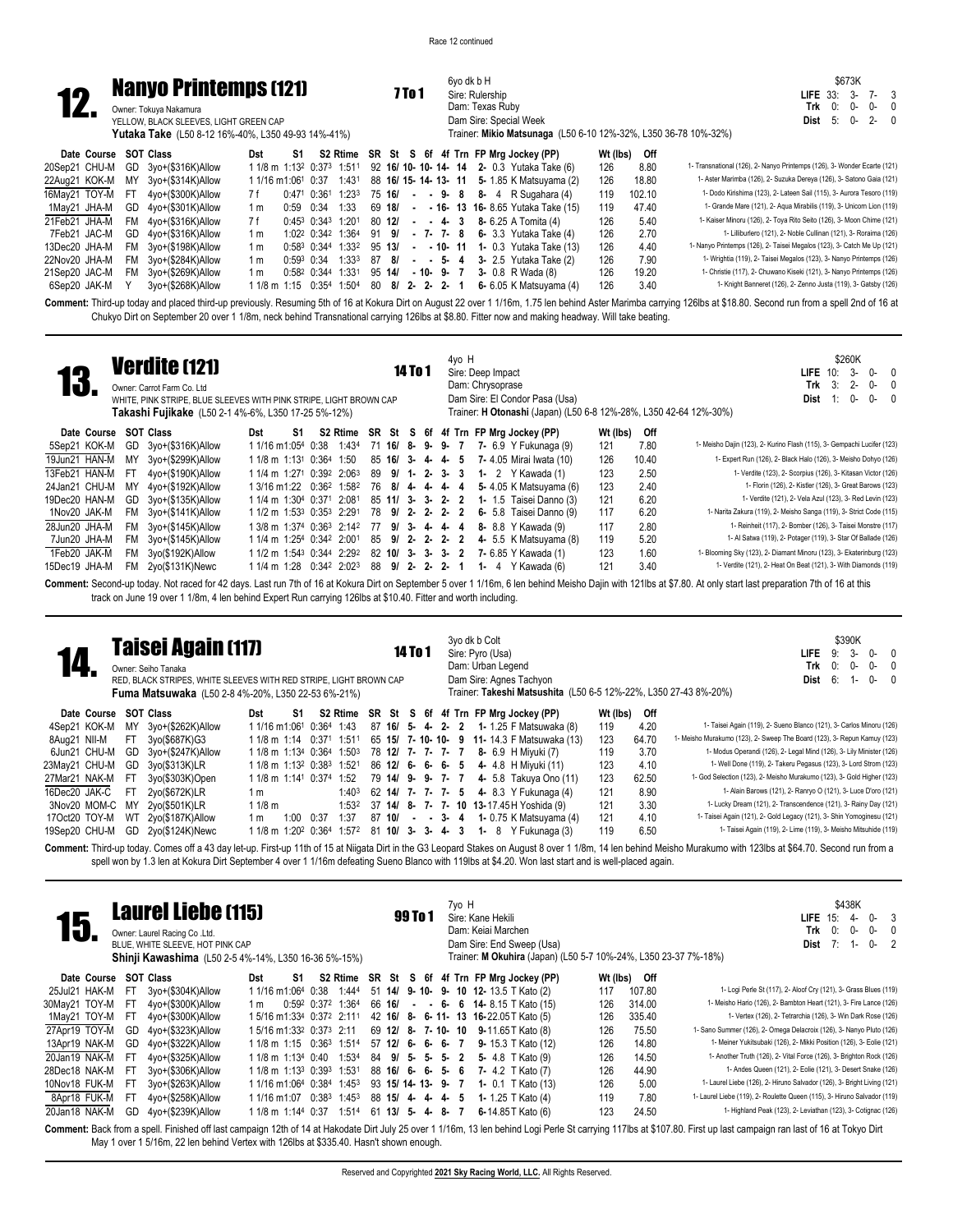Race 12 continued

## 12. Nanyo Printemps (121)

**7 To 1**

Owner: Tokuya Nakamura
YELLOW, BLACK SLEEVES, LIGHT GREEN CAP
**Yutaka Take** (L50 8-12 16%-40%, L350 49-93 14%-41%)

6yo dk b H
Sire: Rulership
Dam: Texas Ruby
Dam Sire: Special Week
Trainer: **Mikio Matsunaga** (L50 6-10 12%-32%, L350 36-78 10%-32%)

$673K
**LIFE** 33: 3- 7- 3
**Trk** 0: 0- 0- 0
**Dist** 5: 0- 2- 0

| Date Course | SOT | Class | Dst | S1 | S2 | Rtime | SR | St | S | 6f | 4f | Trn | FP Mrg Jockey (PP) | Wt (lbs) | Off | |
|---|---|---|---|---|---|---|---|---|---|---|---|---|---|---|---|---|
| 20Sep21 CHU-M | GD | 3yo+($316K)Allow | 1 1/8 m | 1:13² | 0:37³ | 1:51¹ | 92 | 16/ | 10- | 10- | 14- | 14 | 2- 0.3 Yutaka Take (6) | 126 | 8.80 | 1- Transnational (126), 2- Nanyo Printemps (126), 3- Wonder Ecarte (121) |
| 22Aug21 KOK-M | MY | 3yo+($314K)Allow | 1 1/16 m | 1:06¹ | 0:37 | 1:43¹ | 88 | 16/ | 15- | 14- | 13- | 11 | 5- 1.85 K Matsuyama (2) | 126 | 18.80 | 1- Aster Marimba (126), 2- Suzuka Dereya (126), 3- Satono Gaia (121) |
| 16May21 TOY-M | FT | 4yo+($300K)Allow | 7 f | 0:47¹ | 0:36¹ | 1:23³ | 75 | 16/ | - | - | 9- | 8 | 8- 4 R Sugahara (4) | 119 | 102.10 | 1- Dodo Kirishima (123), 2- Lateen Sail (115), 3- Aurora Tesoro (119) |
| 1May21 JHA-M | GD | 4yo+($301K)Allow | 1 m | 0:59 | 0:34 | 1:33 | 69 | 18/ | - | - | 16- | 13 | 16- 8.65 Yutaka Take (15) | 119 | 47.40 | 1- Grande Mare (121), 2- Aqua Mirabilis (119), 3- Unicorn Lion (119) |
| 21Feb21 JHA-M | FM | 4yo+($316K)Allow | 7 f | 0:45³ | 0:34³ | 1:20¹ | 80 | 12/ | - | - | 4- | 3 | 8- 6.25 A Tomita (4) | 126 | 5.40 | 1- Kaiser Minoru (126), 2- Toya Rito Seito (126), 3- Moon Chime (121) |
| 7Feb21 JAC-M | GD | 4yo+($316K)Allow | 1 m | 1:02² | 0:34² | 1:36⁴ | 91 | 9/ | - | 7- | 7- | 8 | 6- 3.3 Yutaka Take (4) | 126 | 2.70 | 1- Lilliburlero (121), 2- Noble Cullinan (121), 3- Roraima (126) |
| 13Dec20 JHA-M | FM | 3yo+($198K)Allow | 1 m | 0:58³ | 0:34⁴ | 1:33² | 95 | 13/ | - | - | 10- | 11 | 1- 0.3 Yutaka Take (13) | 126 | 4.40 | 1- Nanyo Printemps (126), 2- Taisei Megalos (123), 3- Catch Me Up (121) |
| 22Nov20 JHA-M | FM | 3yo+($284K)Allow | 1 m | 0:59³ | 0:34 | 1:33³ | 87 | 8/ | - | - | 5- | 4 | 3- 2.5 Yutaka Take (2) | 126 | 7.90 | 1- Wrightia (119), 2- Taisei Megalos (123), 3- Nanyo Printemps (126) |
| 21Sep20 JAC-M | FM | 3yo+($269K)Allow | 1 m | 0:58² | 0:34⁴ | 1:33¹ | 95 | 14/ | - | 10- | 9- | 7 | 3- 0.8 R Wada (8) | 126 | 19.20 | 1- Christie (117), 2- Chuwano Kiseki (121), 3- Nanyo Printemps (126) |
| 6Sep20 JAK-M | Y | 3yo+($268K)Allow | 1 1/8 m | 1:15 | 0:35⁴ | 1:50⁴ | 80 | 8/ | 2- | 2- | 2- | 1 | 6- 6.05 K Matsuyama (4) | 126 | 3.40 | 1- Knight Banneret (126), 2- Zenno Justa (119), 3- Gatsby (126) |

**Comment:** Third-up today and placed third-up previously. Resuming 5th of 16 at Kokura Dirt on August 22 over 1 1/16m, 1.75 len behind Aster Marimba carrying 126lbs at $18.80. Second run from a spell 2nd of 16 at Chukyo Dirt on September 20 over 1 1/8m, neck behind Transnational carrying 126lbs at $8.80. Fitter now and making headway. Will take beating.

## 13. Verdite (121)

**14 To 1**

Owner: Carrot Farm Co. Ltd
WHITE, PINK STRIPE, BLUE SLEEVES WITH PINK STRIPE, LIGHT BROWN CAP
**Takashi Fujikake** (L50 2-1 4%-6%, L350 17-25 5%-12%)

4yo H
Sire: Deep Impact
Dam: Chrysoprase
Dam Sire: El Condor Pasa (Usa)
Trainer: **H Otonashi** (Japan) (L50 6-8 12%-28%, L350 42-64 12%-30%)

$260K
**LIFE** 10: 3- 0- 0
**Trk** 3: 2- 0- 0
**Dist** 1: 0- 0- 0

| Date Course | SOT | Class | Dst | S1 | S2 | Rtime | SR | St | S | 6f | 4f | Trn | FP Mrg Jockey (PP) | Wt (lbs) | Off | |
|---|---|---|---|---|---|---|---|---|---|---|---|---|---|---|---|---|
| 5Sep21 KOK-M | GD | 3yo+($316K)Allow | 1 1/16 m | 1:05⁴ | 0:38 | 1:43⁴ | 71 | 16/ | 8- | 9- | 9- | 7 | 7- 6.9 Y Fukunaga (9) | 121 | 7.80 | 1- Meisho Dajin (123), 2- Kurino Flash (115), 3- Gempachi Lucifer (123) |
| 19Jun21 HAN-M | MY | 3yo+($299K)Allow | 1 1/8 m | 1:13¹ | 0:36⁴ | 1:50 | 85 | 16/ | 3- | 4- | 4- | 5 | 7- 4.05 Mirai Iwata (10) | 126 | 10.40 | 1- Expert Run (126), 2- Black Halo (126), 3- Meisho Dohyo (126) |
| 13Feb21 HAN-M | FT | 4yo+($190K)Allow | 1 1/4 m | 1:27¹ | 0:39² | 2:06³ | 89 | 9/ | 1- | 2- | 3- | 3 | 1- 2 Y Kawada (1) | 123 | 2.50 | 1- Verdite (123), 2- Scorpius (126), 3- Kitasan Victor (126) |
| 24Jan21 CHU-M | MY | 4yo+($192K)Allow | 1 3/16 m | 1:22 | 0:36² | 1:58² | 76 | 8/ | 4- | 4- | 4- | 4 | 5- 4.05 K Matsuyama (6) | 123 | 2.40 | 1- Florin (126), 2- Kistler (126), 3- Great Barows (123) |
| 19Dec20 HAN-M | GD | 3yo+($135K)Allow | 1 1/4 m | 1:30⁴ | 0:37¹ | 2:08¹ | 85 | 11/ | 3- | 3- | 2- | 2 | 1- 1.5 Taisei Danno (3) | 121 | 6.20 | 1- Verdite (121), 2- Vela Azul (123), 3- Red Levin (123) |
| 1Nov20 JAK-M | FM | 3yo+($141K)Allow | 1 1/2 m | 1:53³ | 0:35³ | 2:29¹ | 78 | 9/ | 2- | 2- | 2- | 2 | 6- 5.8 Taisei Danno (9) | 117 | 6.20 | 1- Narita Zakura (119), 2- Meisho Sanga (119), 3- Strict Code (115) |
| 28Jun20 JHA-M | FM | 3yo+($145K)Allow | 1 3/8 m | 1:37⁴ | 0:36³ | 2:14² | 77 | 9/ | 3- | 4- | 4- | 4 | 8- 8.8 Y Kawada (9) | 117 | 2.80 | 1- Reinheit (117), 2- Bomber (126), 3- Taisei Monstre (117) |
| 7Jun20 JHA-M | FM | 3yo+($145K)Allow | 1 1/4 m | 1:25⁴ | 0:34² | 2:00¹ | 85 | 9/ | 2- | 2- | 2- | 2 | 4- 5.5 K Matsuyama (8) | 119 | 5.20 | 1- Al Satwa (119), 2- Potager (119), 3- Star Of Ballade (126) |
| 1Feb20 JAK-M | FM | 3yo($192K)Allow | 1 1/2 m | 1:54³ | 0:34⁴ | 2:29² | 82 | 10/ | 3- | 3- | 3- | 2 | 7- 6.85 Y Kawada (1) | 123 | 1.60 | 1- Blooming Sky (123), 2- Diamant Minoru (123), 3- Ekaterinburg (123) |
| 15Dec19 JHA-M | FM | 2yo($131K)Newc | 1 1/4 m | 1:28 | 0:34² | 2:02³ | 88 | 9/ | 2- | 2- | 2- | 1 | 1- 4 Y Kawada (6) | 121 | 3.40 | 1- Verdite (121), 2- Heat On Beat (121), 3- With Diamonds (119) |

**Comment:** Second-up today. Not raced for 42 days. Last run 7th of 16 at Kokura Dirt on September 5 over 1 1/16m, 6 len behind Meisho Dajin with 121lbs at $7.80. At only start last preparation 7th of 16 at this track on June 19 over 1 1/8m, 4 len behind Expert Run carrying 126lbs at $10.40. Fitter and worth including.

## 14. Taisei Again (117)

**14 To 1**

Owner: Seiho Tanaka
RED, BLACK STRIPES, WHITE SLEEVES WITH RED STRIPE, LIGHT BROWN CAP
**Fuma Matsuwaka** (L50 2-8 4%-20%, L350 22-53 6%-21%)

3yo dk b Colt
Sire: Pyro (Usa)
Dam: Urban Legend
Dam Sire: Agnes Tachyon
Trainer: **Takeshi Matsushita** (L50 6-5 12%-22%, L350 27-43 8%-20%)

$390K
**LIFE** 9: 3- 0- 0
**Trk** 0: 0- 0- 0
**Dist** 6: 1- 0- 0

| Date Course | SOT | Class | Dst | S1 | S2 | Rtime | SR | St | S | 6f | 4f | Trn | FP Mrg Jockey (PP) | Wt (lbs) | Off | |
|---|---|---|---|---|---|---|---|---|---|---|---|---|---|---|---|---|
| 4Sep21 KOK-M | MY | 3yo+($262K)Allow | 1 1/16 m | 1:06¹ | 0:36⁴ | 1:43 | 87 | 16/ | 5- | 4- | 2- | 2 | 1- 1.25 F Matsuwaka (8) | 119 | 4.20 | 1- Taisei Again (119), 2- Sueno Blanco (121), 3- Carlos Minoru (126) |
| 8Aug21 NII-M | FT | 3yo($687K)G3 | 1 1/8 m | 1:14 | 0:37¹ | 1:51¹ | 65 | 15/ | 7- | 10- | 10- | 9 | 11- 14.3 F Matsuwaka (13) | 123 | 64.70 | 1- Meisho Murakumo (123), 2- Sweep The Board (123), 3- Repun Kamuy (123) |
| 6Jun21 CHU-M | GD | 3yo+($247K)Allow | 1 1/8 m | 1:13⁴ | 0:36⁴ | 1:50³ | 78 | 12/ | 7- | 7- | 7- | 7 | 8- 6.9 H Miyuki (7) | 119 | 3.70 | 1- Modus Operandi (126), 2- Legal Mind (126), 3- Lily Minister (126) |
| 23May21 CHU-M | GD | 3yo($313K)LR | 1 1/8 m | 1:13² | 0:38³ | 1:52¹ | 86 | 12/ | 6- | 6- | 5- | 5 | 4- 4.8 H Miyuki (11) | 123 | 4.10 | 1- Well Done (119), 2- Takeru Pegasus (123), 3- Lord Strom (123) |
| 27Mar21 NAK-M | FT | 3yo($303K)Open | 1 1/8 m | 1:14¹ | 0:37⁴ | 1:52 | 79 | 14/ | 9- | 9- | 7- | 7 | 4- 5.8 Takuya Ono (11) | 123 | 62.50 | 1- God Selection (123), 2- Meisho Murakumo (123), 3- Gold Higher (123) |
| 16Dec20 JAK-C | FT | 2yo($672K)LR | 1 m | | | 1:40³ | 62 | 14/ | 7- | 7- | 7- | 5 | 4- 8.3 Y Fukunaga (4) | 121 | 8.90 | 1- Alain Barows (121), 2- Ranryo O (121), 3- Luce D'oro (121) |
| 3Nov20 MOM-C | MY | 2yo($501K)LR | 1 1/8 m | | | 1:53² | 37 | 14/ | 8- | 7- | 7- | 10 | 13- 17.45 H Yoshida (9) | 121 | 3.30 | 1- Lucky Dream (121), 2- Transcendence (121), 3- Rainy Day (121) |
| 17Oct20 TOY-M | WT | 2yo($187K)Allow | 1 m | 1:00 | 0:37 | 1:37 | 87 | 10/ | - | - | 3- | 4 | 1- 0.75 K Matsuyama (4) | 121 | 4.10 | 1- Taisei Again (121), 2- Gold Legacy (121), 3- Shin Yomoginesu (121) |
| 19Sep20 CHU-M | GD | 2yo($124K)Newc | 1 1/8 m | 1:20² | 0:36⁴ | 1:57² | 81 | 10/ | 3- | 3- | 4- | 3 | 1- 8 Y Fukunaga (3) | 119 | 6.50 | 1- Taisei Again (119), 2- Lime (119), 3- Meisho Mitsuhide (119) |

**Comment:** Third-up today. Comes off a 43 day let-up. First-up 11th of 15 at Niigata Dirt in the G3 Leopard Stakes on August 8 over 1 1/8m, 14 len behind Meisho Murakumo with 123lbs at $64.70. Second run from a spell won by 1.3 len at Kokura Dirt September 4 over 1 1/16m defeating Sueno Blanco with 119lbs at $4.20. Won last start and is well-placed again.

## 15. Laurel Liebe (115)

**99 To 1**

Owner: Laurel Racing Co .Ltd.
BLUE, WHITE SLEEVE, HOT PINK CAP
**Shinji Kawashima** (L50 2-5 4%-14%, L350 16-36 5%-15%)

7yo H
Sire: Kane Hekili
Dam: Keiai Marchen
Dam Sire: End Sweep (Usa)
Trainer: **M Okuhira** (Japan) (L50 5-7 10%-24%, L350 23-37 7%-18%)

$438K
**LIFE** 15: 4- 0- 3
**Trk** 0: 0- 0- 0
**Dist** 7: 1- 0- 2

| Date Course | SOT | Class | Dst | S1 | S2 | Rtime | SR | St | S | 6f | 4f | Trn | FP Mrg Jockey (PP) | Wt (lbs) | Off | |
|---|---|---|---|---|---|---|---|---|---|---|---|---|---|---|---|---|
| 25Jul21 HAK-M | FT | 3yo+($304K)Allow | 1 1/16 m | 1:06⁴ | 0:38 | 1:44⁴ | 51 | 14/ | 9- | 10- | 9- | 10 | 12- 13.5 T Kato (2) | 117 | 107.80 | 1- Logi Perle St (117), 2- Aloof Cry (121), 3- Grass Blues (119) |
| 30May21 TOY-M | FT | 4yo+($300K)Allow | 1 m | 0:59² | 0:37² | 1:36⁴ | 66 | 16/ | - | - | 6- | 6 | 14- 8.15 T Kato (15) | 126 | 314.00 | 1- Meisho Hario (126), 2- Bambton Heart (121), 3- Fire Lance (126) |
| 1May21 TOY-M | FT | 4yo+($300K)Allow | 1 5/16 m | 1:33⁴ | 0:37² | 2:11¹ | 42 | 16/ | 8- | 6- | 11- | 13 | 16- 22.05 T Kato (5) | 126 | 335.40 | 1- Vertex (126), 2- Tetrarchia (126), 3- Win Dark Rose (126) |
| 27Apr19 TOY-M | GD | 4yo+($323K)Allow | 1 5/16 m | 1:33² | 0:37³ | 2:11 | 69 | 12/ | 8- | 7- | 10- | 10 | 9- 11.65 T Kato (8) | 126 | 75.50 | 1- Sano Summer (126), 2- Omega Delacroix (126), 3- Nanyo Pluto (126) |
| 13Apr19 NAK-M | GD | 4yo+($322K)Allow | 1 1/8 m | 1:15 | 0:36³ | 1:51⁴ | 57 | 12/ | 6- | 6- | 6- | 7 | 9- 15.3 T Kato (12) | 126 | 14.80 | 1- Meiner Yukitsubaki (126), 2- Mikki Position (126), 3- Eolie (121) |
| 20Jan19 NAK-M | FT | 4yo+($325K)Allow | 1 1/8 m | 1:14³ | 0:40 | 1:53⁴ | 84 | 9/ | 5- | 5- | 5- | 2 | 5- 4.8 T Kato (9) | 126 | 14.50 | 1- Another Truth (126), 2- Vital Force (126), 3- Brighton Rock (126) |
| 28Dec18 NAK-M | FT | 3yo+($306K)Allow | 1 1/8 m | 1:13³ | 0:39³ | 1:53¹ | 88 | 16/ | 6- | 6- | 5- | 6 | 7- 4.2 T Kato (7) | 126 | 44.90 | 1- Andes Queen (121), 2- Eolie (121), 3- Desert Snake (126) |
| 10Nov18 FUK-M | FT | 3yo+($263K)Allow | 1 1/16 m | 1:06⁴ | 0:38⁴ | 1:45³ | 93 | 15/ | 14- | 13- | 9- | 7 | 1- 0.1 T Kato (13) | 126 | 5.00 | 1- Laurel Liebe (126), 2- Hiruno Salvador (126), 3- Bright Living (121) |
| 8Apr18 FUK-M | FT | 4yo+($258K)Allow | 1 1/16 m | 1:07 | 0:38³ | 1:45³ | 88 | 15/ | 4- | 4- | 4- | 5 | 1- 1.25 T Kato (4) | 119 | 7.80 | 1- Laurel Liebe (119), 2- Roulette Queen (115), 3- Hiruno Salvador (119) |
| 20Jan18 NAK-M | GD | 4yo+($239K)Allow | 1 1/8 m | 1:14⁴ | 0:37 | 1:51⁴ | 61 | 13/ | 5- | 4- | 8- | 7 | 6- 14.85 T Kato (6) | 123 | 24.50 | 1- Highland Peak (123), 2- Leviathan (123), 3- Cotignac (126) |

**Comment:** Back from a spell. Finished off last campaign 12th of 14 at Hakodate Dirt July 25 over 1 1/16m, 13 len behind Logi Perle St carrying 117lbs at $107.80. First up last campaign ran last of 16 at Tokyo Dirt May 1 over 1 5/16m, 22 len behind Vertex with 126lbs at $335.40. Hasn't shown enough.

Reserved and Copyrighted **2021 Sky Racing World, LLC.** All Rights Reserved.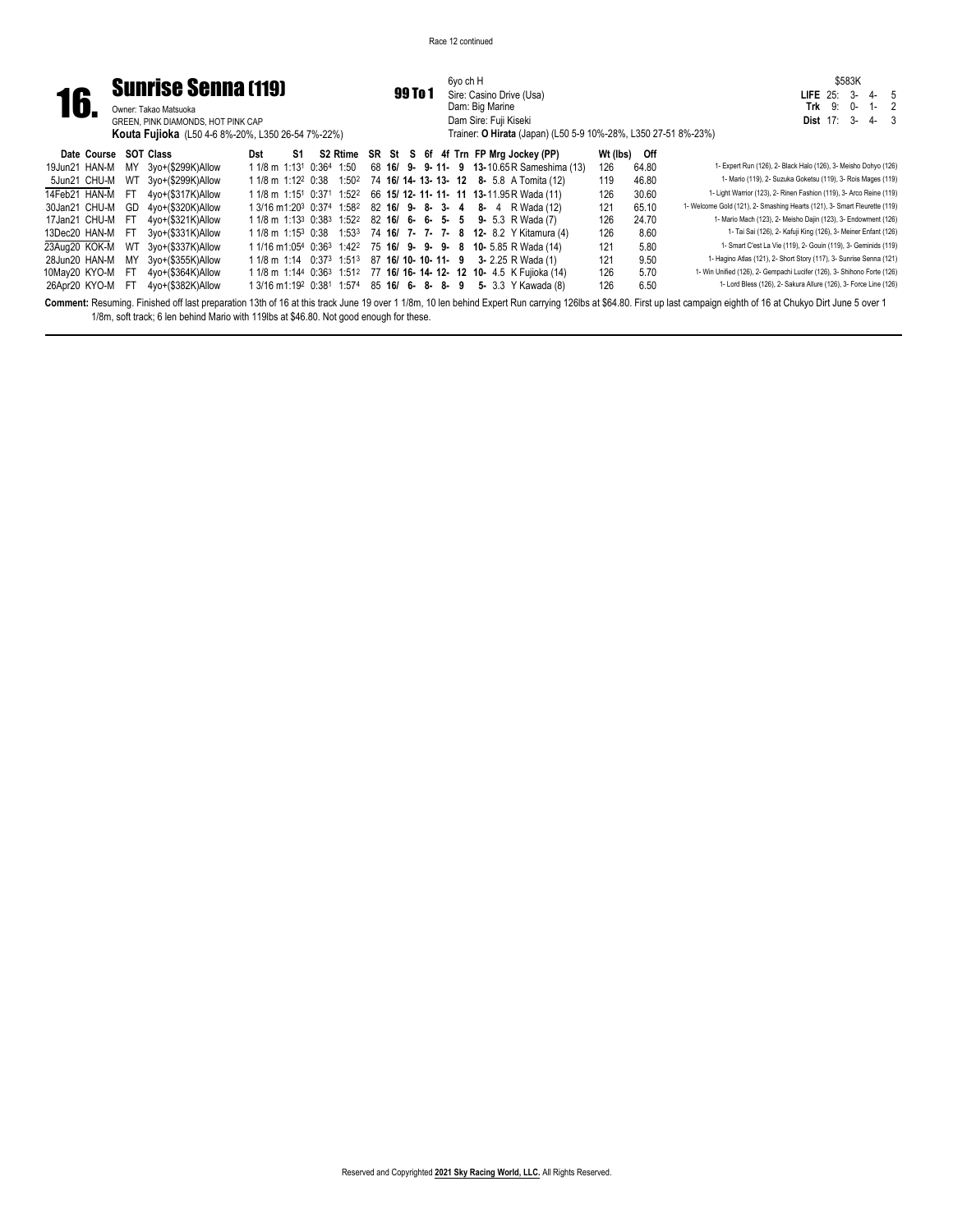Race 12 continued

# 16. Sunrise Senna (119)

**99 To 1**

Owner: Takao Matsuoka
GREEN, PINK DIAMONDS, HOT PINK CAP
**Kouta Fujioka** (L50 4-6 8%-20%, L350 26-54 7%-22%)

6yo ch H
Sire: Casino Drive (Usa)
Dam: Big Marine
Dam Sire: Fuji Kiseki
Trainer: **O Hirata** (Japan) (L50 5-9 10%-28%, L350 27-51 8%-23%)

$583K
**LIFE** 25: 3- 4- 5
**Trk** 9: 0- 1- 2
**Dist** 17: 3- 4- 3

| Date Course | SOT | Class | Dst | S1 | S2 | Rtime | SR | St | S | 6f | 4f | Trn | FP | Mrg Jockey (PP) | Wt (lbs) | Off | |
|---|---|---|---|---|---|---|---|---|---|---|---|---|---|---|---|---|---|
| 19Jun21 HAN-M | MY | 3yo+($299K)Allow | 1 1/8 m | 1:13¹ | 0:36⁴ | 1:50 | 68 | 16/ | 9- | 9- | 11- | 9 | 13- | 10.65 R Sameshima (13) | 126 | 64.80 | 1- Expert Run (126), 2- Black Halo (126), 3- Meisho Dohyo (126) |
| 5Jun21 CHU-M | WT | 3yo+($299K)Allow | 1 1/8 m | 1:12² | 0:38 | 1:50² | 74 | 16/ | 14- | 13- | 13- | 12 | 8- | 5.8 A Tomita (12) | 119 | 46.80 | 1- Mario (119), 2- Suzuka Goketsu (119), 3- Rois Mages (119) |
| 14Feb21 HAN-M | FT | 4yo+($317K)Allow | 1 1/8 m | 1:15¹ | 0:37¹ | 1:52² | 66 | 15/ | 12- | 11- | 11- | 11 | 13- | 11.95 R Wada (11) | 126 | 30.60 | 1- Light Warrior (123), 2- Rinen Fashion (119), 3- Arco Reine (119) |
| 30Jan21 CHU-M | GD | 4yo+($320K)Allow | 1 3/16 m | 1:20³ | 0:37⁴ | 1:58² | 82 | 16/ | 9- | 8- | 3- | 4 | 8- | 4 R Wada (12) | 121 | 65.10 | 1- Welcome Gold (121), 2- Smashing Hearts (121), 3- Smart Fleurette (119) |
| 17Jan21 CHU-M | FT | 4yo+($321K)Allow | 1 1/8 m | 1:13³ | 0:38³ | 1:52² | 82 | 16/ | 6- | 6- | 5- | 5 | 9- | 5.3 R Wada (7) | 126 | 24.70 | 1- Mario Mach (123), 2- Meisho Dajin (123), 3- Endowment (126) |
| 13Dec20 HAN-M | FT | 3yo+($331K)Allow | 1 1/8 m | 1:15³ | 0:38 | 1:53³ | 74 | 16/ | 7- | 7- | 7- | 8 | 12- | 8.2 Y Kitamura (4) | 126 | 8.60 | 1- Tai Sai (126), 2- Kafuji King (126), 3- Meiner Enfant (126) |
| 23Aug20 KOK-M | WT | 3yo+($337K)Allow | 1 1/16 m | 1:05⁴ | 0:36³ | 1:42² | 75 | 16/ | 9- | 9- | 9- | 8 | 10- | 5.85 R Wada (14) | 121 | 5.80 | 1- Smart C'est La Vie (119), 2- Gouin (119), 3- Geminids (119) |
| 28Jun20 HAN-M | MY | 3yo+($355K)Allow | 1 1/8 m | 1:14 | 0:37³ | 1:51³ | 87 | 16/ | 10- | 10- | 11- | 9 | 3- | 2.25 R Wada (1) | 121 | 9.50 | 1- Hagino Atlas (121), 2- Short Story (117), 3- Sunrise Senna (121) |
| 10May20 KYO-M | FT | 4yo+($364K)Allow | 1 1/8 m | 1:14⁴ | 0:36³ | 1:51² | 77 | 16/ | 16- | 14- | 12- | 12 | 10- | 4.5 K Fujioka (14) | 126 | 5.70 | 1- Win Unified (126), 2- Gempachi Lucifer (126), 3- Shihono Forte (126) |
| 26Apr20 KYO-M | FT | 4yo+($382K)Allow | 1 3/16 m | 1:19² | 0:38¹ | 1:57⁴ | 85 | 16/ | 6- | 8- | 8- | 9 | 5- | 3.3 Y Kawada (8) | 126 | 6.50 | 1- Lord Bless (126), 2- Sakura Allure (126), 3- Force Line (126) |

**Comment:** Resuming. Finished off last preparation 13th of 16 at this track June 19 over 1 1/8m, 10 len behind Expert Run carrying 126lbs at $64.80. First up last campaign eighth of 16 at Chukyo Dirt June 5 over 1 1/8m, soft track; 6 len behind Mario with 119lbs at $46.80. Not good enough for these.

Reserved and Copyrighted **2021 Sky Racing World, LLC.** All Rights Reserved.